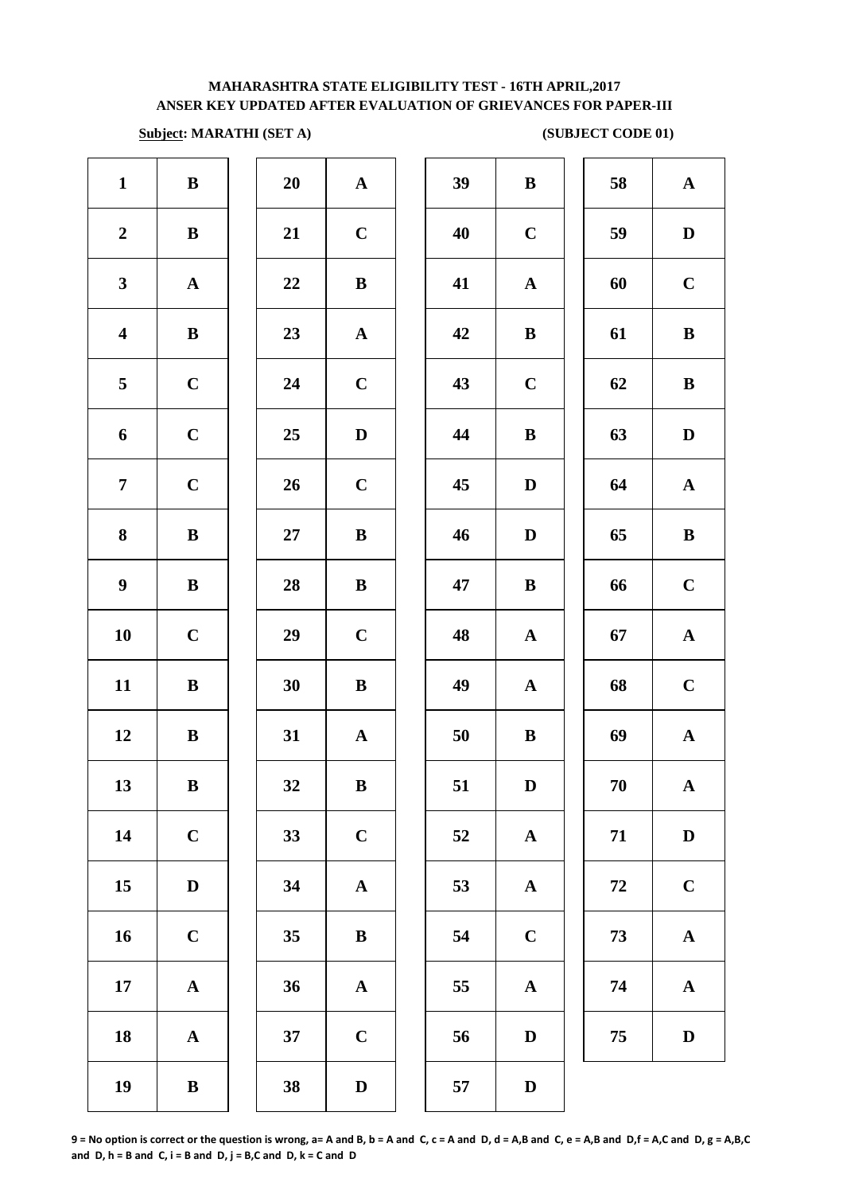# MAHARASHTRA STATE ELIGIBILITY TEST - 16TH APRIL,2017
## ANSER KEY UPDATED AFTER EVALUATION OF GRIEVANCES FOR PAPER-III

**Subject: MARATHI (SET A)** **(SUBJECT CODE 01)**

| Q | Ans | Q | Ans | Q | Ans | Q | Ans |
|---|---|---|---|---|---|---|---|
| 1 | B | 20 | A | 39 | B | 58 | A |
| 2 | B | 21 | C | 40 | C | 59 | D |
| 3 | A | 22 | B | 41 | A | 60 | C |
| 4 | B | 23 | A | 42 | B | 61 | B |
| 5 | C | 24 | C | 43 | C | 62 | B |
| 6 | C | 25 | D | 44 | B | 63 | D |
| 7 | C | 26 | C | 45 | D | 64 | A |
| 8 | B | 27 | B | 46 | D | 65 | B |
| 9 | B | 28 | B | 47 | B | 66 | C |
| 10 | C | 29 | C | 48 | A | 67 | A |
| 11 | B | 30 | B | 49 | A | 68 | C |
| 12 | B | 31 | A | 50 | B | 69 | A |
| 13 | B | 32 | B | 51 | D | 70 | A |
| 14 | C | 33 | C | 52 | A | 71 | D |
| 15 | D | 34 | A | 53 | A | 72 | C |
| 16 | C | 35 | B | 54 | C | 73 | A |
| 17 | A | 36 | A | 55 | A | 74 | A |
| 18 | A | 37 | C | 56 | D | 75 | D |
| 19 | B | 38 | D | 57 | D | | |

**9 = No option is correct or the question is wrong, a= A and B, b = A and C, c = A and D, d = A,B and C, e = A,B and D,f = A,C and D, g = A,B,C and D, h = B and C, i = B and D, j = B,C and D, k = C and D**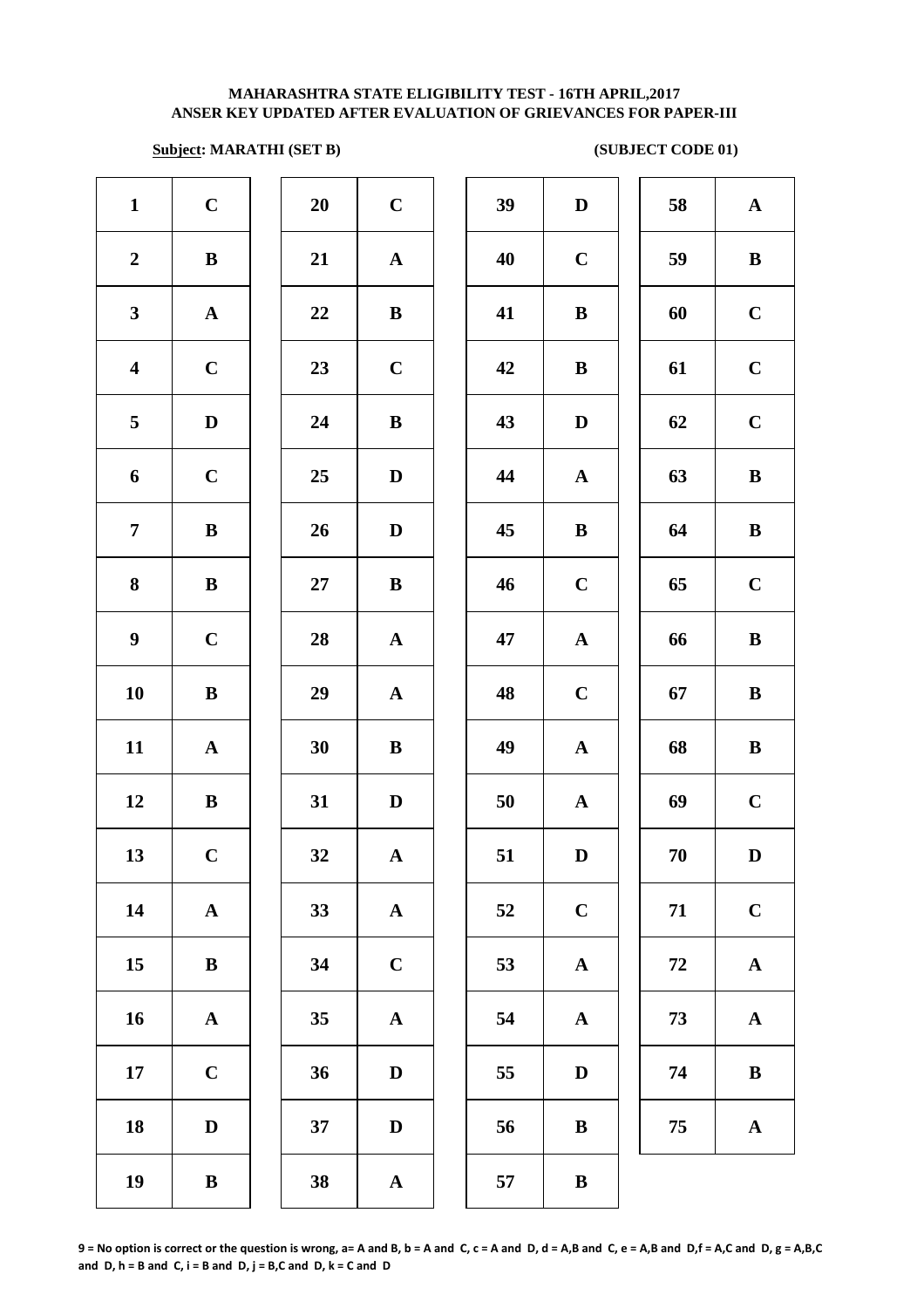**MAHARASHTRA STATE ELIGIBILITY TEST - 16TH APRIL,2017**
**ANSER KEY UPDATED AFTER EVALUATION OF GRIEVANCES FOR PAPER-III**

**Subject: MARATHI (SET B)** **(SUBJECT CODE 01)**

| Q | Ans | Q | Ans | Q | Ans | Q | Ans |
|---|---|---|---|---|---|---|---|
| 1 | C | 20 | C | 39 | D | 58 | A |
| 2 | B | 21 | A | 40 | C | 59 | B |
| 3 | A | 22 | B | 41 | B | 60 | C |
| 4 | C | 23 | C | 42 | B | 61 | C |
| 5 | D | 24 | B | 43 | D | 62 | C |
| 6 | C | 25 | D | 44 | A | 63 | B |
| 7 | B | 26 | D | 45 | B | 64 | B |
| 8 | B | 27 | B | 46 | C | 65 | C |
| 9 | C | 28 | A | 47 | A | 66 | B |
| 10 | B | 29 | A | 48 | C | 67 | B |
| 11 | A | 30 | B | 49 | A | 68 | B |
| 12 | B | 31 | D | 50 | A | 69 | C |
| 13 | C | 32 | A | 51 | D | 70 | D |
| 14 | A | 33 | A | 52 | C | 71 | C |
| 15 | B | 34 | C | 53 | A | 72 | A |
| 16 | A | 35 | A | 54 | A | 73 | A |
| 17 | C | 36 | D | 55 | D | 74 | B |
| 18 | D | 37 | D | 56 | B | 75 | A |
| 19 | B | 38 | A | 57 | B | | |

**9 = No option is correct or the question is wrong, a= A and B, b = A and C, c = A and D, d = A,B and C, e = A,B and D,f = A,C and D, g = A,B,C and D, h = B and C, i = B and D, j = B,C and D, k = C and D**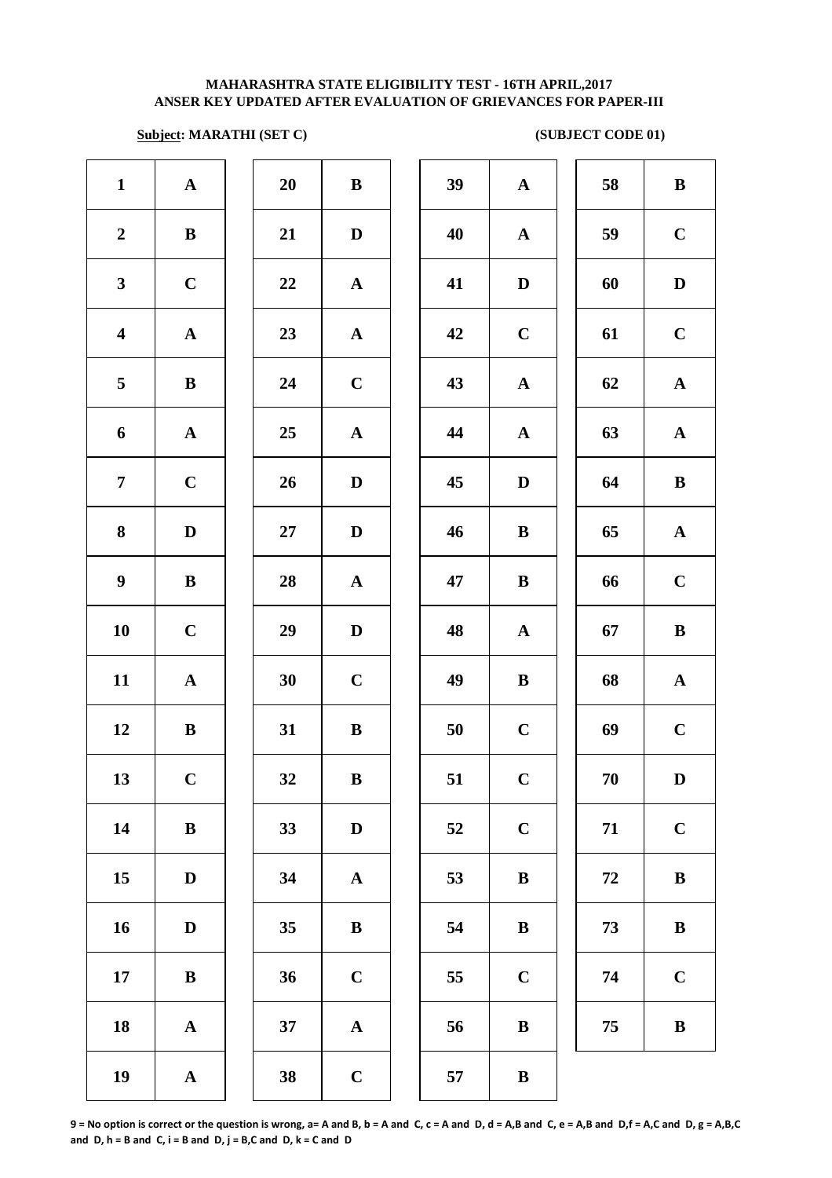**MAHARASHTRA STATE ELIGIBILITY TEST - 16TH APRIL,2017**
**ANSER KEY UPDATED AFTER EVALUATION OF GRIEVANCES FOR PAPER-III**

**Subject: MARATHI (SET C)** **(SUBJECT CODE 01)**

| Q | Ans | Q | Ans | Q | Ans | Q | Ans |
|---|---|---|---|---|---|---|---|
| 1 | A | 20 | B | 39 | A | 58 | B |
| 2 | B | 21 | D | 40 | A | 59 | C |
| 3 | C | 22 | A | 41 | D | 60 | D |
| 4 | A | 23 | A | 42 | C | 61 | C |
| 5 | B | 24 | C | 43 | A | 62 | A |
| 6 | A | 25 | A | 44 | A | 63 | A |
| 7 | C | 26 | D | 45 | D | 64 | B |
| 8 | D | 27 | D | 46 | B | 65 | A |
| 9 | B | 28 | A | 47 | B | 66 | C |
| 10 | C | 29 | D | 48 | A | 67 | B |
| 11 | A | 30 | C | 49 | B | 68 | A |
| 12 | B | 31 | B | 50 | C | 69 | C |
| 13 | C | 32 | B | 51 | C | 70 | D |
| 14 | B | 33 | D | 52 | C | 71 | C |
| 15 | D | 34 | A | 53 | B | 72 | B |
| 16 | D | 35 | B | 54 | B | 73 | B |
| 17 | B | 36 | C | 55 | C | 74 | C |
| 18 | A | 37 | A | 56 | B | 75 | B |
| 19 | A | 38 | C | 57 | B | | |

**9 = No option is correct or the question is wrong, a= A and B, b = A and C, c = A and D, d = A,B and C, e = A,B and D,f = A,C and D, g = A,B,C and D, h = B and C, i = B and D, j = B,C and D, k = C and D**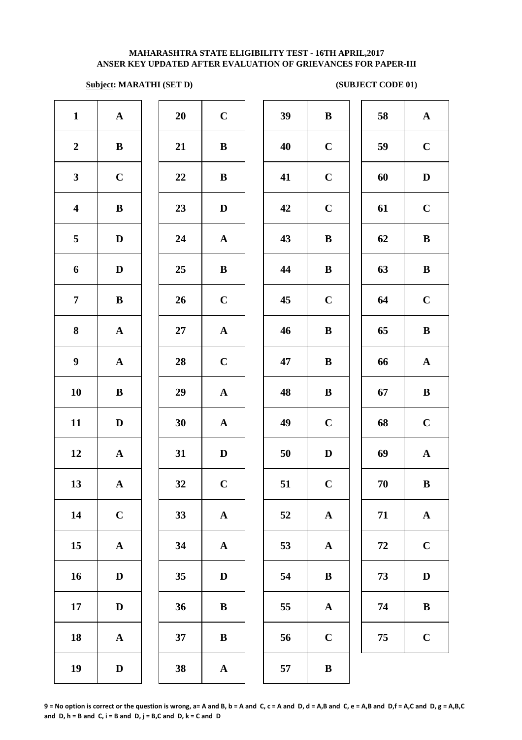**MAHARASHTRA STATE ELIGIBILITY TEST - 16TH APRIL,2017**
**ANSER KEY UPDATED AFTER EVALUATION OF GRIEVANCES FOR PAPER-III**

**Subject: MARATHI (SET D)** **(SUBJECT CODE 01)**

| | | | | | | | |
|---|---|---|---|---|---|---|---|
| 1 | A | 20 | C | 39 | B | 58 | A |
| 2 | B | 21 | B | 40 | C | 59 | C |
| 3 | C | 22 | B | 41 | C | 60 | D |
| 4 | B | 23 | D | 42 | C | 61 | C |
| 5 | D | 24 | A | 43 | B | 62 | B |
| 6 | D | 25 | B | 44 | B | 63 | B |
| 7 | B | 26 | C | 45 | C | 64 | C |
| 8 | A | 27 | A | 46 | B | 65 | B |
| 9 | A | 28 | C | 47 | B | 66 | A |
| 10 | B | 29 | A | 48 | B | 67 | B |
| 11 | D | 30 | A | 49 | C | 68 | C |
| 12 | A | 31 | D | 50 | D | 69 | A |
| 13 | A | 32 | C | 51 | C | 70 | B |
| 14 | C | 33 | A | 52 | A | 71 | A |
| 15 | A | 34 | A | 53 | A | 72 | C |
| 16 | D | 35 | D | 54 | B | 73 | D |
| 17 | D | 36 | B | 55 | A | 74 | B |
| 18 | A | 37 | B | 56 | C | 75 | C |
| 19 | D | 38 | A | 57 | B | | |

**9 = No option is correct or the question is wrong, a= A and B, b = A and C, c = A and D, d = A,B and C, e = A,B and D,f = A,C and D, g = A,B,C and D, h = B and C, i = B and D, j = B,C and D, k = C and D**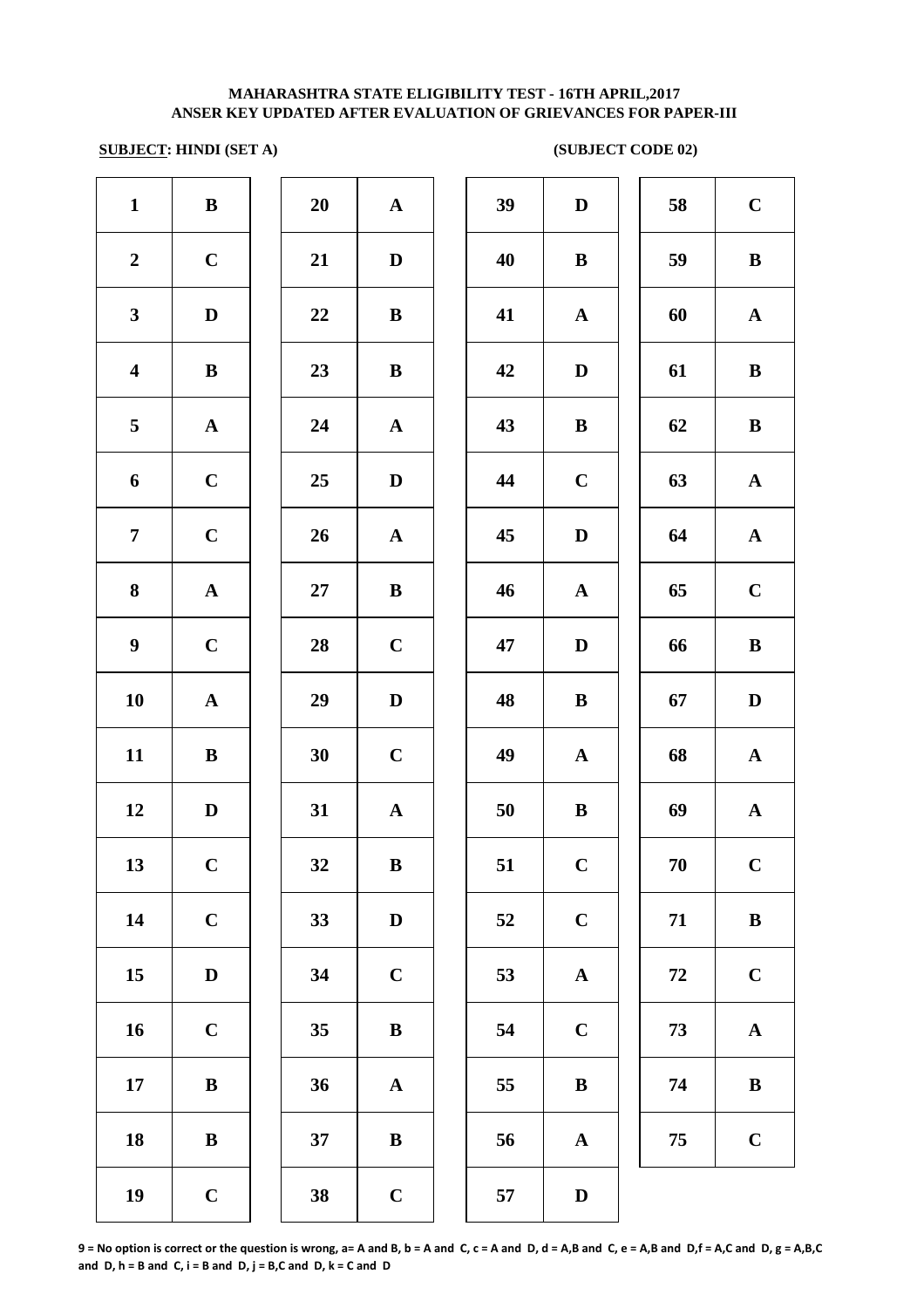**MAHARASHTRA STATE ELIGIBILITY TEST - 16TH APRIL,2017**
**ANSER KEY UPDATED AFTER EVALUATION OF GRIEVANCES FOR PAPER-III**

**SUBJECT: HINDI (SET A)** **(SUBJECT CODE 02)**

| Q | Ans | Q | Ans | Q | Ans | Q | Ans |
|---|---|---|---|---|---|---|---|
| 1 | B | 20 | A | 39 | D | 58 | C |
| 2 | C | 21 | D | 40 | B | 59 | B |
| 3 | D | 22 | B | 41 | A | 60 | A |
| 4 | B | 23 | B | 42 | D | 61 | B |
| 5 | A | 24 | A | 43 | B | 62 | B |
| 6 | C | 25 | D | 44 | C | 63 | A |
| 7 | C | 26 | A | 45 | D | 64 | A |
| 8 | A | 27 | B | 46 | A | 65 | C |
| 9 | C | 28 | C | 47 | D | 66 | B |
| 10 | A | 29 | D | 48 | B | 67 | D |
| 11 | B | 30 | C | 49 | A | 68 | A |
| 12 | D | 31 | A | 50 | B | 69 | A |
| 13 | C | 32 | B | 51 | C | 70 | C |
| 14 | C | 33 | D | 52 | C | 71 | B |
| 15 | D | 34 | C | 53 | A | 72 | C |
| 16 | C | 35 | B | 54 | C | 73 | A |
| 17 | B | 36 | A | 55 | B | 74 | B |
| 18 | B | 37 | B | 56 | A | 75 | C |
| 19 | C | 38 | C | 57 | D | | |

**9 = No option is correct or the question is wrong, a= A and B, b = A and C, c = A and D, d = A,B and C, e = A,B and D,f = A,C and D, g = A,B,C and D, h = B and C, i = B and D, j = B,C and D, k = C and D**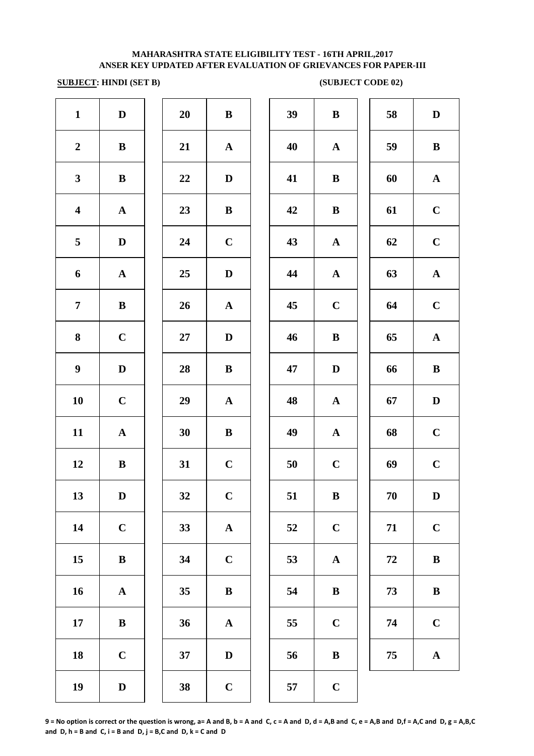**MAHARASHTRA STATE ELIGIBILITY TEST - 16TH APRIL,2017**
**ANSER KEY UPDATED AFTER EVALUATION OF GRIEVANCES FOR PAPER-III**

**SUBJECT: HINDI (SET B)** **(SUBJECT CODE 02)**

| | | | | | | | |
|---|---|---|---|---|---|---|---|
| 1 | D | 20 | B | 39 | B | 58 | D |
| 2 | B | 21 | A | 40 | A | 59 | B |
| 3 | B | 22 | D | 41 | B | 60 | A |
| 4 | A | 23 | B | 42 | B | 61 | C |
| 5 | D | 24 | C | 43 | A | 62 | C |
| 6 | A | 25 | D | 44 | A | 63 | A |
| 7 | B | 26 | A | 45 | C | 64 | C |
| 8 | C | 27 | D | 46 | B | 65 | A |
| 9 | D | 28 | B | 47 | D | 66 | B |
| 10 | C | 29 | A | 48 | A | 67 | D |
| 11 | A | 30 | B | 49 | A | 68 | C |
| 12 | B | 31 | C | 50 | C | 69 | C |
| 13 | D | 32 | C | 51 | B | 70 | D |
| 14 | C | 33 | A | 52 | C | 71 | C |
| 15 | B | 34 | C | 53 | A | 72 | B |
| 16 | A | 35 | B | 54 | B | 73 | B |
| 17 | B | 36 | A | 55 | C | 74 | C |
| 18 | C | 37 | D | 56 | B | 75 | A |
| 19 | D | 38 | C | 57 | C | | |

**9 = No option is correct or the question is wrong, a= A and B, b = A and C, c = A and D, d = A,B and C, e = A,B and D,f = A,C and D, g = A,B,C and D, h = B and C, i = B and D, j = B,C and D, k = C and D**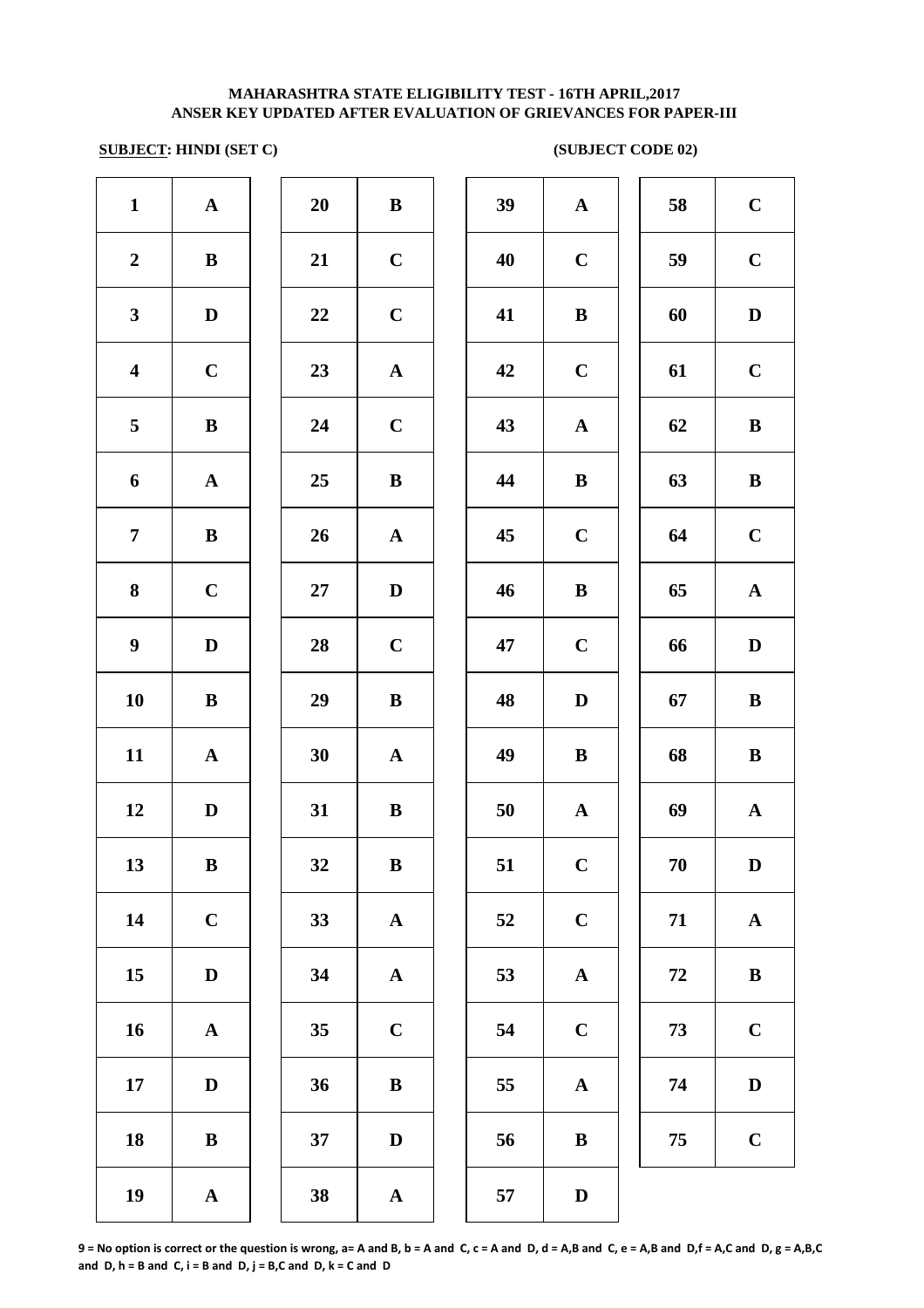**MAHARASHTRA STATE ELIGIBILITY TEST - 16TH APRIL,2017**
**ANSER KEY UPDATED AFTER EVALUATION OF GRIEVANCES FOR PAPER-III**

**SUBJECT: HINDI (SET C)** **(SUBJECT CODE 02)**

| Q | Ans | Q | Ans | Q | Ans | Q | Ans |
|---|---|---|---|---|---|---|---|
| 1 | A | 20 | B | 39 | A | 58 | C |
| 2 | B | 21 | C | 40 | C | 59 | C |
| 3 | D | 22 | C | 41 | B | 60 | D |
| 4 | C | 23 | A | 42 | C | 61 | C |
| 5 | B | 24 | C | 43 | A | 62 | B |
| 6 | A | 25 | B | 44 | B | 63 | B |
| 7 | B | 26 | A | 45 | C | 64 | C |
| 8 | C | 27 | D | 46 | B | 65 | A |
| 9 | D | 28 | C | 47 | C | 66 | D |
| 10 | B | 29 | B | 48 | D | 67 | B |
| 11 | A | 30 | A | 49 | B | 68 | B |
| 12 | D | 31 | B | 50 | A | 69 | A |
| 13 | B | 32 | B | 51 | C | 70 | D |
| 14 | C | 33 | A | 52 | C | 71 | A |
| 15 | D | 34 | A | 53 | A | 72 | B |
| 16 | A | 35 | C | 54 | C | 73 | C |
| 17 | D | 36 | B | 55 | A | 74 | D |
| 18 | B | 37 | D | 56 | B | 75 | C |
| 19 | A | 38 | A | 57 | D | | |

**9 = No option is correct or the question is wrong, a= A and B, b = A and C, c = A and D, d = A,B and C, e = A,B and D,f = A,C and D, g = A,B,C and D, h = B and C, i = B and D, j = B,C and D, k = C and D**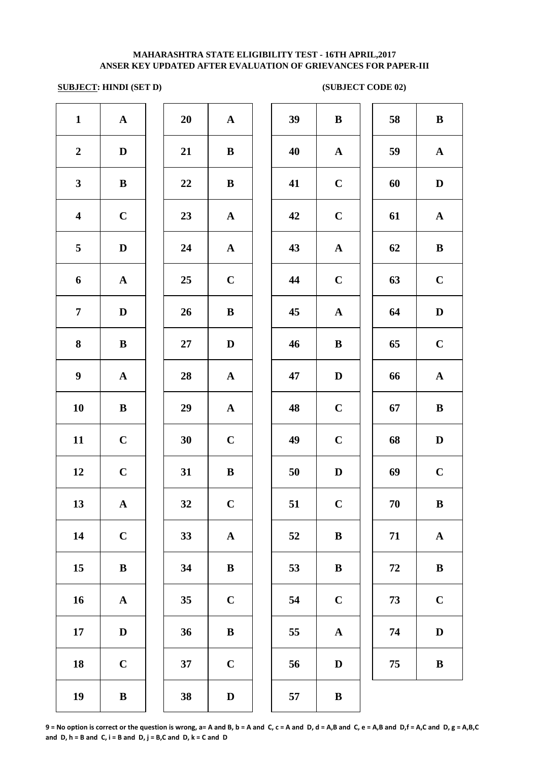**MAHARASHTRA STATE ELIGIBILITY TEST - 16TH APRIL,2017**
**ANSER KEY UPDATED AFTER EVALUATION OF GRIEVANCES FOR PAPER-III**

**SUBJECT: HINDI (SET D)** **(SUBJECT CODE 02)**

| | | | | | | | |
|---|---|---|---|---|---|---|---|
| 1 | A | 20 | A | 39 | B | 58 | B |
| 2 | D | 21 | B | 40 | A | 59 | A |
| 3 | B | 22 | B | 41 | C | 60 | D |
| 4 | C | 23 | A | 42 | C | 61 | A |
| 5 | D | 24 | A | 43 | A | 62 | B |
| 6 | A | 25 | C | 44 | C | 63 | C |
| 7 | D | 26 | B | 45 | A | 64 | D |
| 8 | B | 27 | D | 46 | B | 65 | C |
| 9 | A | 28 | A | 47 | D | 66 | A |
| 10 | B | 29 | A | 48 | C | 67 | B |
| 11 | C | 30 | C | 49 | C | 68 | D |
| 12 | C | 31 | B | 50 | D | 69 | C |
| 13 | A | 32 | C | 51 | C | 70 | B |
| 14 | C | 33 | A | 52 | B | 71 | A |
| 15 | B | 34 | B | 53 | B | 72 | B |
| 16 | A | 35 | C | 54 | C | 73 | C |
| 17 | D | 36 | B | 55 | A | 74 | D |
| 18 | C | 37 | C | 56 | D | 75 | B |
| 19 | B | 38 | D | 57 | B | | |

**9 = No option is correct or the question is wrong, a= A and B, b = A and C, c = A and D, d = A,B and C, e = A,B and D,f = A,C and D, g = A,B,C and D, h = B and C, i = B and D, j = B,C and D, k = C and D**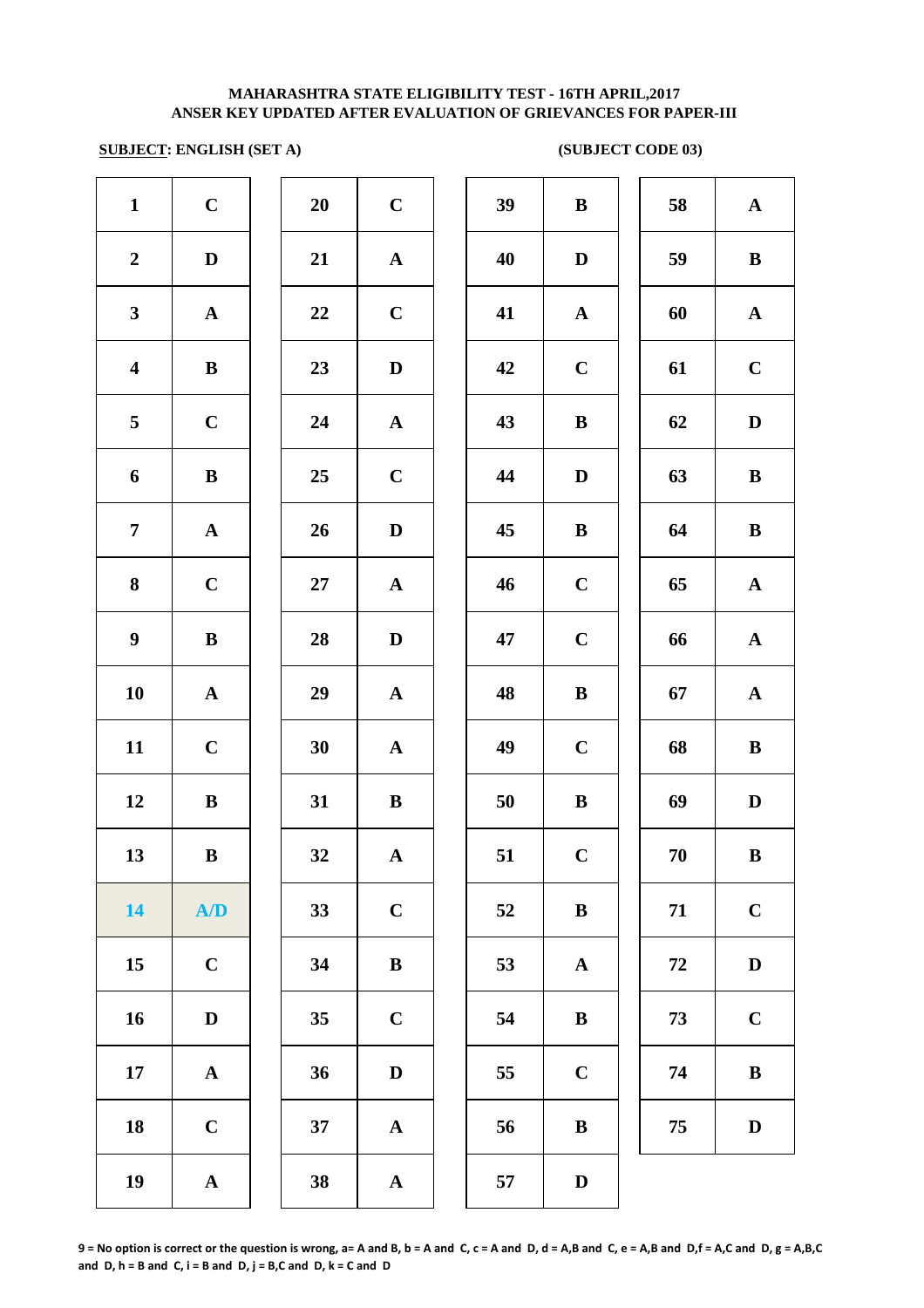**MAHARASHTRA STATE ELIGIBILITY TEST - 16TH APRIL,2017**
**ANSER KEY UPDATED AFTER EVALUATION OF GRIEVANCES FOR PAPER-III**

**SUBJECT: ENGLISH (SET A)** **(SUBJECT CODE 03)**

| Q | Ans | Q | Ans | Q | Ans | Q | Ans |
|---|---|---|---|---|---|---|---|
| 1 | C | 20 | C | 39 | B | 58 | A |
| 2 | D | 21 | A | 40 | D | 59 | B |
| 3 | A | 22 | C | 41 | A | 60 | A |
| 4 | B | 23 | D | 42 | C | 61 | C |
| 5 | C | 24 | A | 43 | B | 62 | D |
| 6 | B | 25 | C | 44 | D | 63 | B |
| 7 | A | 26 | D | 45 | B | 64 | B |
| 8 | C | 27 | A | 46 | C | 65 | A |
| 9 | B | 28 | D | 47 | C | 66 | A |
| 10 | A | 29 | A | 48 | B | 67 | A |
| 11 | C | 30 | A | 49 | C | 68 | B |
| 12 | B | 31 | B | 50 | B | 69 | D |
| 13 | B | 32 | A | 51 | C | 70 | B |
| 14 | A/D | 33 | C | 52 | B | 71 | C |
| 15 | C | 34 | B | 53 | A | 72 | D |
| 16 | D | 35 | C | 54 | B | 73 | C |
| 17 | A | 36 | D | 55 | C | 74 | B |
| 18 | C | 37 | A | 56 | B | 75 | D |
| 19 | A | 38 | A | 57 | D | | |

**9 = No option is correct or the question is wrong, a= A and B, b = A and C, c = A and D, d = A,B and C, e = A,B and D,f = A,C and D, g = A,B,C and D, h = B and C, i = B and D, j = B,C and D, k = C and D**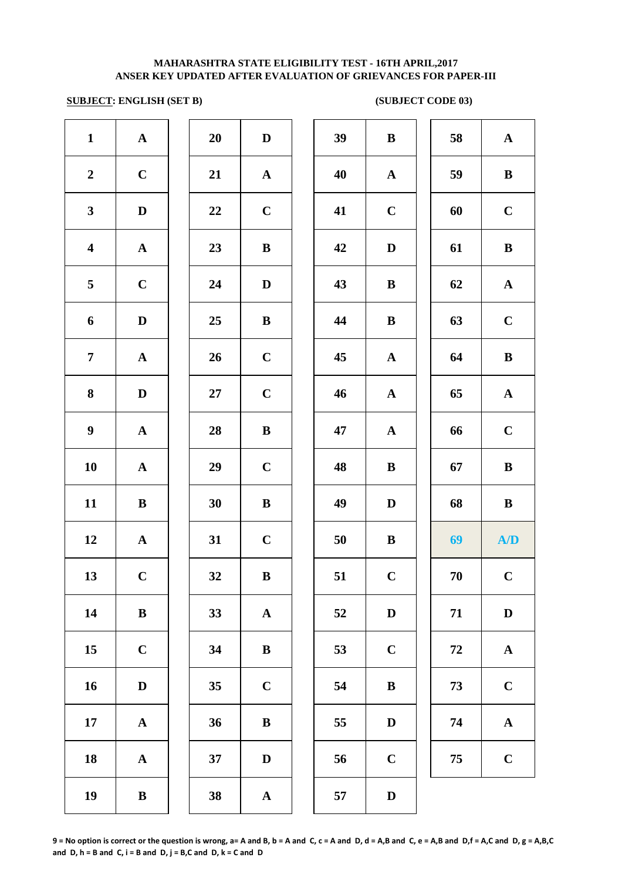**MAHARASHTRA STATE ELIGIBILITY TEST - 16TH APRIL,2017**
**ANSER KEY UPDATED AFTER EVALUATION OF GRIEVANCES FOR PAPER-III**

**SUBJECT: ENGLISH (SET B)** **(SUBJECT CODE 03)**

| Q | Ans | Q | Ans | Q | Ans | Q | Ans |
|---|---|---|---|---|---|---|---|
| 1 | A | 20 | D | 39 | B | 58 | A |
| 2 | C | 21 | A | 40 | A | 59 | B |
| 3 | D | 22 | C | 41 | C | 60 | C |
| 4 | A | 23 | B | 42 | D | 61 | B |
| 5 | C | 24 | D | 43 | B | 62 | A |
| 6 | D | 25 | B | 44 | B | 63 | C |
| 7 | A | 26 | C | 45 | A | 64 | B |
| 8 | D | 27 | C | 46 | A | 65 | A |
| 9 | A | 28 | B | 47 | A | 66 | C |
| 10 | A | 29 | C | 48 | B | 67 | B |
| 11 | B | 30 | B | 49 | D | 68 | B |
| 12 | A | 31 | C | 50 | B | 69 | A/D |
| 13 | C | 32 | B | 51 | C | 70 | C |
| 14 | B | 33 | A | 52 | D | 71 | D |
| 15 | C | 34 | B | 53 | C | 72 | A |
| 16 | D | 35 | C | 54 | B | 73 | C |
| 17 | A | 36 | B | 55 | D | 74 | A |
| 18 | A | 37 | D | 56 | C | 75 | C |
| 19 | B | 38 | A | 57 | D | | |

**9 = No option is correct or the question is wrong, a= A and B, b = A and C, c = A and D, d = A,B and C, e = A,B and D,f = A,C and D, g = A,B,C and D, h = B and C, i = B and D, j = B,C and D, k = C and D**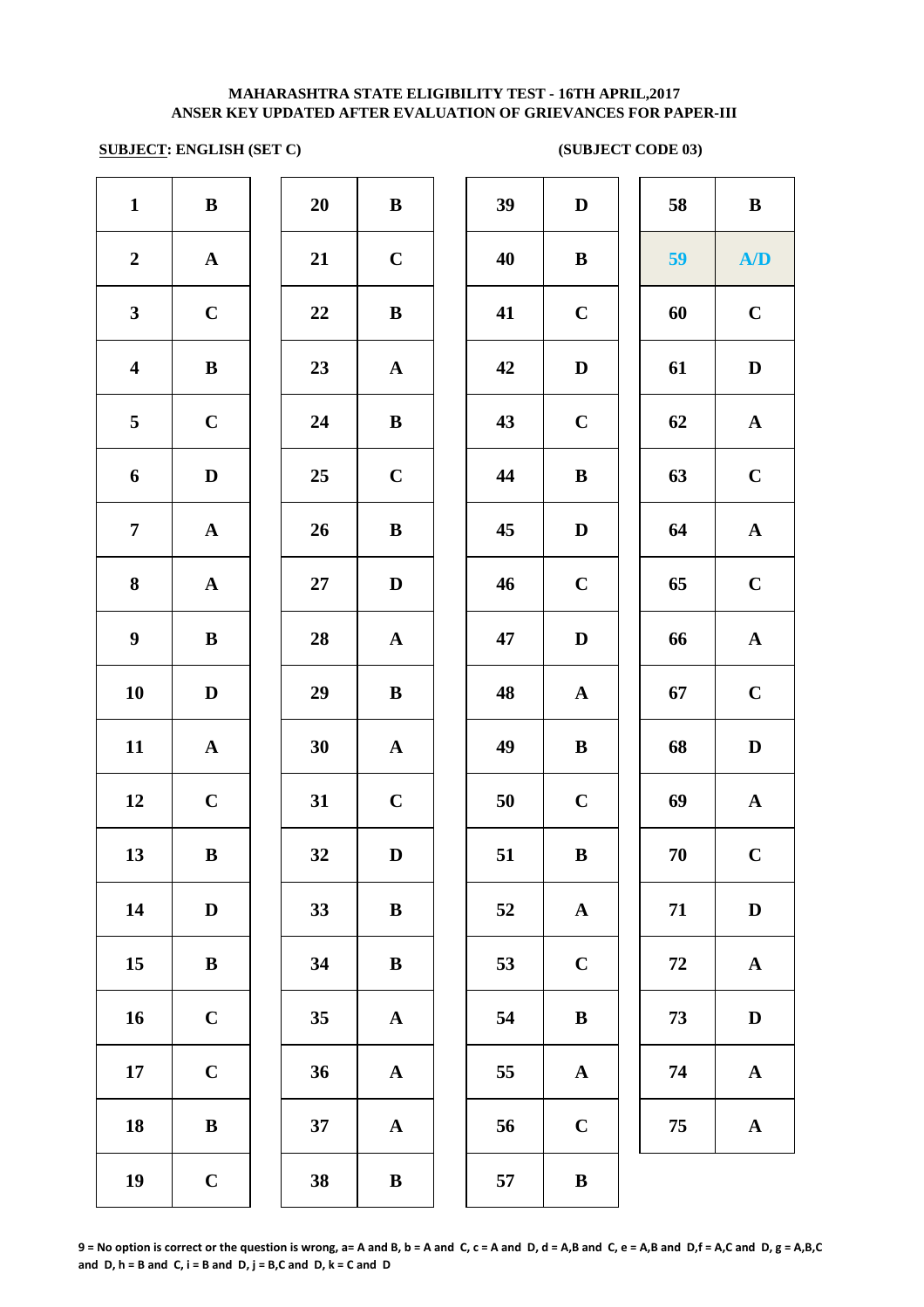**MAHARASHTRA STATE ELIGIBILITY TEST - 16TH APRIL,2017**
**ANSER KEY UPDATED AFTER EVALUATION OF GRIEVANCES FOR PAPER-III**

**SUBJECT: ENGLISH (SET C)** **(SUBJECT CODE 03)**

| Q | Ans | Q | Ans | Q | Ans | Q | Ans |
|---|---|---|---|---|---|---|---|
| 1 | B | 20 | B | 39 | D | 58 | B |
| 2 | A | 21 | C | 40 | B | 59 | A/D |
| 3 | C | 22 | B | 41 | C | 60 | C |
| 4 | B | 23 | A | 42 | D | 61 | D |
| 5 | C | 24 | B | 43 | C | 62 | A |
| 6 | D | 25 | C | 44 | B | 63 | C |
| 7 | A | 26 | B | 45 | D | 64 | A |
| 8 | A | 27 | D | 46 | C | 65 | C |
| 9 | B | 28 | A | 47 | D | 66 | A |
| 10 | D | 29 | B | 48 | A | 67 | C |
| 11 | A | 30 | A | 49 | B | 68 | D |
| 12 | C | 31 | C | 50 | C | 69 | A |
| 13 | B | 32 | D | 51 | B | 70 | C |
| 14 | D | 33 | B | 52 | A | 71 | D |
| 15 | B | 34 | B | 53 | C | 72 | A |
| 16 | C | 35 | A | 54 | B | 73 | D |
| 17 | C | 36 | A | 55 | A | 74 | A |
| 18 | B | 37 | A | 56 | C | 75 | A |
| 19 | C | 38 | B | 57 | B | | |

**9 = No option is correct or the question is wrong, a= A and B, b = A and C, c = A and D, d = A,B and C, e = A,B and D,f = A,C and D, g = A,B,C and D, h = B and C, i = B and D, j = B,C and D, k = C and D**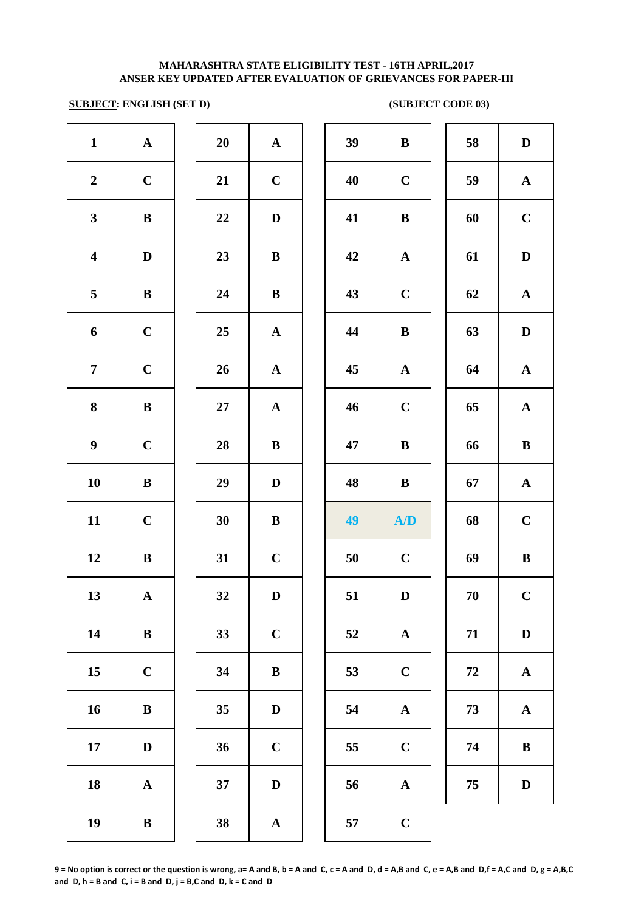**MAHARASHTRA STATE ELIGIBILITY TEST - 16TH APRIL,2017**
**ANSER KEY UPDATED AFTER EVALUATION OF GRIEVANCES FOR PAPER-III**

**SUBJECT: ENGLISH (SET D)** **(SUBJECT CODE 03)**

| Q | Ans | Q | Ans | Q | Ans | Q | Ans |
|---|---|---|---|---|---|---|---|
| 1 | A | 20 | A | 39 | B | 58 | D |
| 2 | C | 21 | C | 40 | C | 59 | A |
| 3 | B | 22 | D | 41 | B | 60 | C |
| 4 | D | 23 | B | 42 | A | 61 | D |
| 5 | B | 24 | B | 43 | C | 62 | A |
| 6 | C | 25 | A | 44 | B | 63 | D |
| 7 | C | 26 | A | 45 | A | 64 | A |
| 8 | B | 27 | A | 46 | C | 65 | A |
| 9 | C | 28 | B | 47 | B | 66 | B |
| 10 | B | 29 | D | 48 | B | 67 | A |
| 11 | C | 30 | B | 49 | A/D | 68 | C |
| 12 | B | 31 | C | 50 | C | 69 | B |
| 13 | A | 32 | D | 51 | D | 70 | C |
| 14 | B | 33 | C | 52 | A | 71 | D |
| 15 | C | 34 | B | 53 | C | 72 | A |
| 16 | B | 35 | D | 54 | A | 73 | A |
| 17 | D | 36 | C | 55 | C | 74 | B |
| 18 | A | 37 | D | 56 | A | 75 | D |
| 19 | B | 38 | A | 57 | C | | |

**9 = No option is correct or the question is wrong, a= A and B, b = A and C, c = A and D, d = A,B and C, e = A,B and D,f = A,C and D, g = A,B,C and D, h = B and C, i = B and D, j = B,C and D, k = C and D**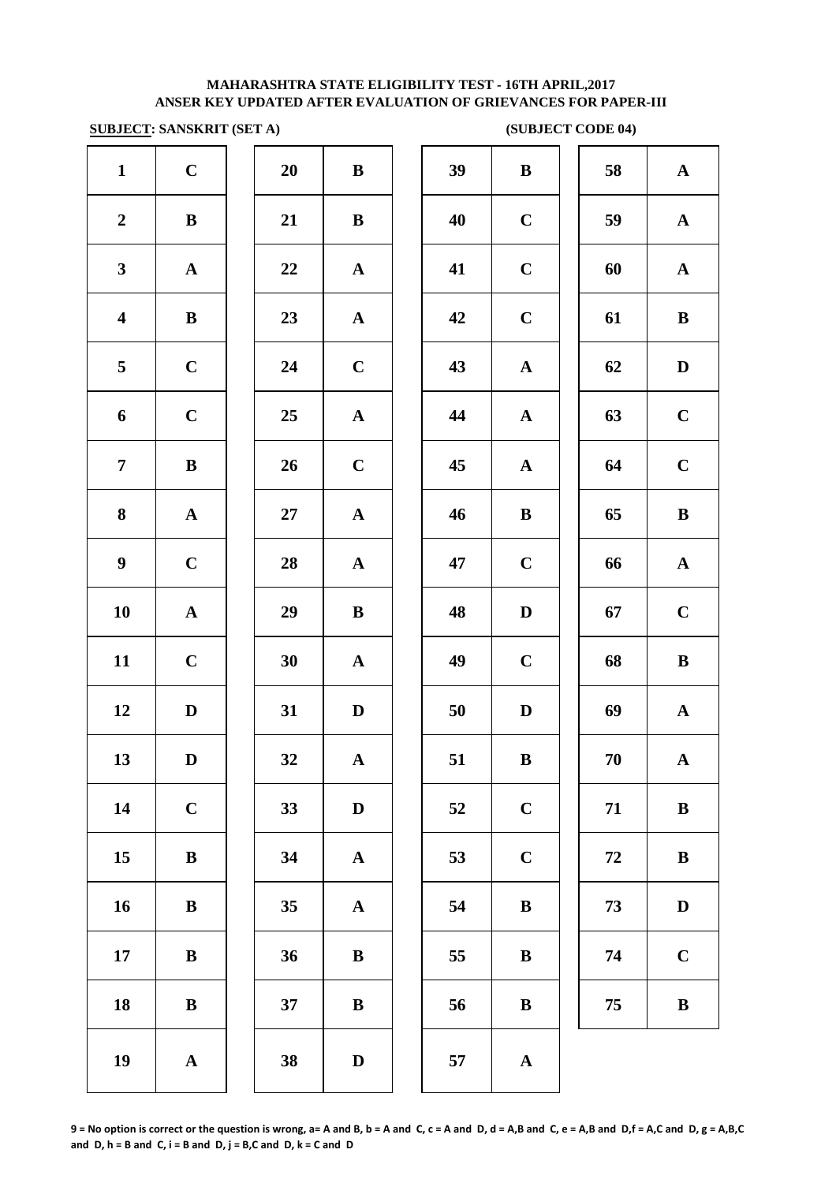**MAHARASHTRA STATE ELIGIBILITY TEST - 16TH APRIL,2017**
**ANSER KEY UPDATED AFTER EVALUATION OF GRIEVANCES FOR PAPER-III**

**SUBJECT: SANSKRIT (SET A)** **(SUBJECT CODE 04)**

| | | | | | | | |
|---|---|---|---|---|---|---|---|
| 1 | C | 20 | B | 39 | B | 58 | A |
| 2 | B | 21 | B | 40 | C | 59 | A |
| 3 | A | 22 | A | 41 | C | 60 | A |
| 4 | B | 23 | A | 42 | C | 61 | B |
| 5 | C | 24 | C | 43 | A | 62 | D |
| 6 | C | 25 | A | 44 | A | 63 | C |
| 7 | B | 26 | C | 45 | A | 64 | C |
| 8 | A | 27 | A | 46 | B | 65 | B |
| 9 | C | 28 | A | 47 | C | 66 | A |
| 10 | A | 29 | B | 48 | D | 67 | C |
| 11 | C | 30 | A | 49 | C | 68 | B |
| 12 | D | 31 | D | 50 | D | 69 | A |
| 13 | D | 32 | A | 51 | B | 70 | A |
| 14 | C | 33 | D | 52 | C | 71 | B |
| 15 | B | 34 | A | 53 | C | 72 | B |
| 16 | B | 35 | A | 54 | B | 73 | D |
| 17 | B | 36 | B | 55 | B | 74 | C |
| 18 | B | 37 | B | 56 | B | 75 | B |
| 19 | A | 38 | D | 57 | A | | |

**9 = No option is correct or the question is wrong, a= A and B, b = A and C, c = A and D, d = A,B and C, e = A,B and D,f = A,C and D, g = A,B,C and D, h = B and C, i = B and D, j = B,C and D, k = C and D**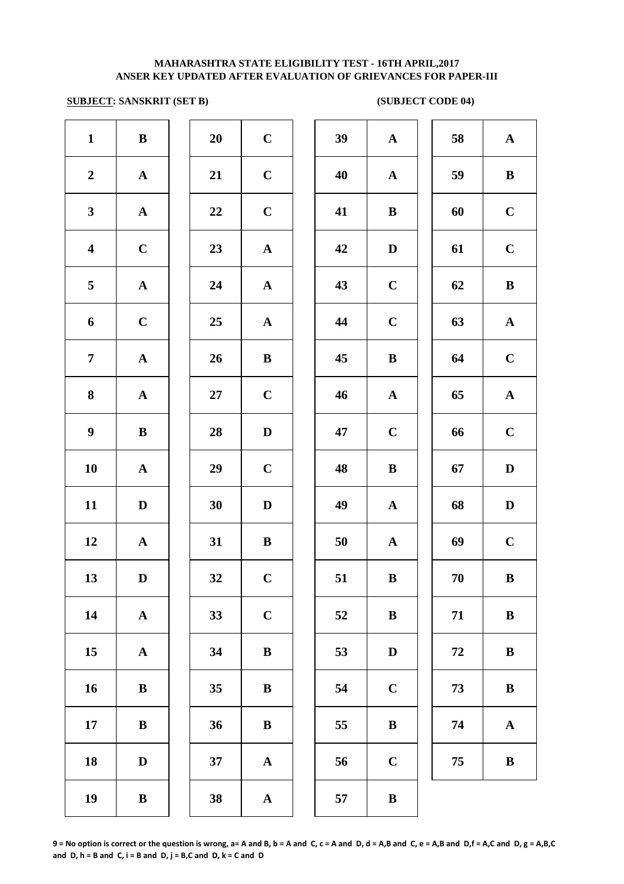# MAHARASHTRA STATE ELIGIBILITY TEST - 16TH APRIL,2017
## ANSER KEY UPDATED AFTER EVALUATION OF GRIEVANCES FOR PAPER-III

**SUBJECT: SANSKRIT (SET B)** **(SUBJECT CODE 04)**

| Q | Ans | Q | Ans | Q | Ans | Q | Ans |
|---|---|---|---|---|---|---|---|
| 1 | B | 20 | C | 39 | A | 58 | A |
| 2 | A | 21 | C | 40 | A | 59 | B |
| 3 | A | 22 | C | 41 | B | 60 | C |
| 4 | C | 23 | A | 42 | D | 61 | C |
| 5 | A | 24 | A | 43 | C | 62 | B |
| 6 | C | 25 | A | 44 | C | 63 | A |
| 7 | A | 26 | B | 45 | B | 64 | C |
| 8 | A | 27 | C | 46 | A | 65 | A |
| 9 | B | 28 | D | 47 | C | 66 | C |
| 10 | A | 29 | C | 48 | B | 67 | D |
| 11 | D | 30 | D | 49 | A | 68 | D |
| 12 | A | 31 | B | 50 | A | 69 | C |
| 13 | D | 32 | C | 51 | B | 70 | B |
| 14 | A | 33 | C | 52 | B | 71 | B |
| 15 | A | 34 | B | 53 | D | 72 | B |
| 16 | B | 35 | B | 54 | C | 73 | B |
| 17 | B | 36 | B | 55 | B | 74 | A |
| 18 | D | 37 | A | 56 | C | 75 | B |
| 19 | B | 38 | A | 57 | B | | |

**9 = No option is correct or the question is wrong, a= A and B, b = A and C, c = A and D, d = A,B and C, e = A,B and D,f = A,C and D, g = A,B,C and D, h = B and C, i = B and D, j = B,C and D, k = C and D**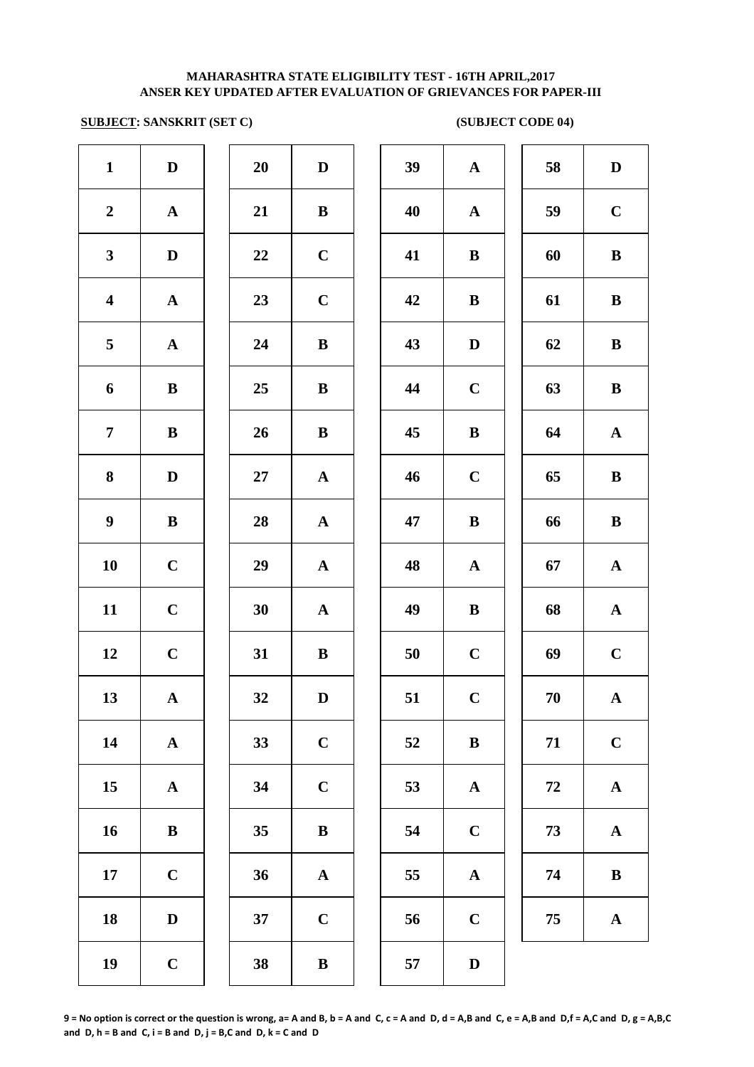**MAHARASHTRA STATE ELIGIBILITY TEST - 16TH APRIL,2017**
**ANSER KEY UPDATED AFTER EVALUATION OF GRIEVANCES FOR PAPER-III**

**SUBJECT: SANSKRIT (SET C)** **(SUBJECT CODE 04)**

| Q | Ans | Q | Ans | Q | Ans | Q | Ans |
|---|---|---|---|---|---|---|---|
| 1 | D | 20 | D | 39 | A | 58 | D |
| 2 | A | 21 | B | 40 | A | 59 | C |
| 3 | D | 22 | C | 41 | B | 60 | B |
| 4 | A | 23 | C | 42 | B | 61 | B |
| 5 | A | 24 | B | 43 | D | 62 | B |
| 6 | B | 25 | B | 44 | C | 63 | B |
| 7 | B | 26 | B | 45 | B | 64 | A |
| 8 | D | 27 | A | 46 | C | 65 | B |
| 9 | B | 28 | A | 47 | B | 66 | B |
| 10 | C | 29 | A | 48 | A | 67 | A |
| 11 | C | 30 | A | 49 | B | 68 | A |
| 12 | C | 31 | B | 50 | C | 69 | C |
| 13 | A | 32 | D | 51 | C | 70 | A |
| 14 | A | 33 | C | 52 | B | 71 | C |
| 15 | A | 34 | C | 53 | A | 72 | A |
| 16 | B | 35 | B | 54 | C | 73 | A |
| 17 | C | 36 | A | 55 | A | 74 | B |
| 18 | D | 37 | C | 56 | C | 75 | A |
| 19 | C | 38 | B | 57 | D | | |

**9 = No option is correct or the question is wrong, a= A and B, b = A and C, c = A and D, d = A,B and C, e = A,B and D,f = A,C and D, g = A,B,C and D, h = B and C, i = B and D, j = B,C and D, k = C and D**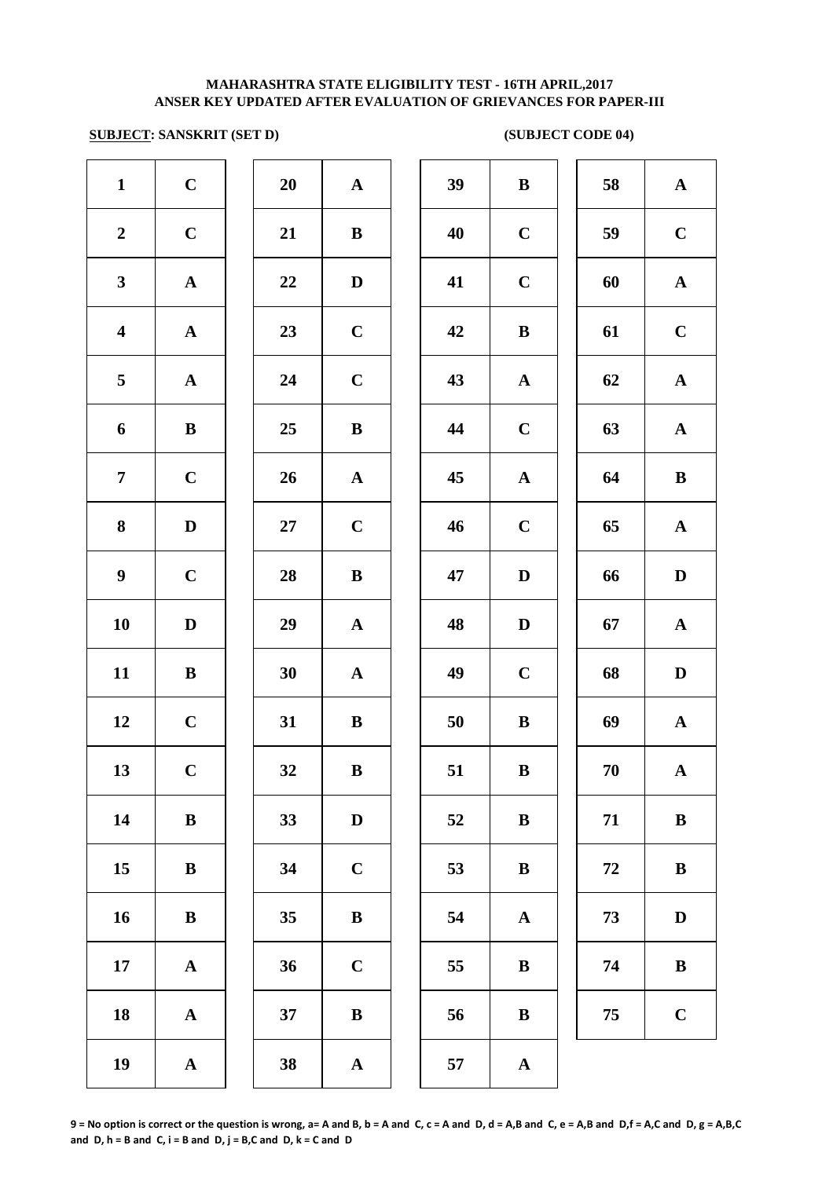# MAHARASHTRA STATE ELIGIBILITY TEST - 16TH APRIL,2017
## ANSER KEY UPDATED AFTER EVALUATION OF GRIEVANCES FOR PAPER-III

**SUBJECT: SANSKRIT (SET D)** **(SUBJECT CODE 04)**

| Q | Ans | Q | Ans | Q | Ans | Q | Ans |
|---|---|---|---|---|---|---|---|
| 1 | C | 20 | A | 39 | B | 58 | A |
| 2 | C | 21 | B | 40 | C | 59 | C |
| 3 | A | 22 | D | 41 | C | 60 | A |
| 4 | A | 23 | C | 42 | B | 61 | C |
| 5 | A | 24 | C | 43 | A | 62 | A |
| 6 | B | 25 | B | 44 | C | 63 | A |
| 7 | C | 26 | A | 45 | A | 64 | B |
| 8 | D | 27 | C | 46 | C | 65 | A |
| 9 | C | 28 | B | 47 | D | 66 | D |
| 10 | D | 29 | A | 48 | D | 67 | A |
| 11 | B | 30 | A | 49 | C | 68 | D |
| 12 | C | 31 | B | 50 | B | 69 | A |
| 13 | C | 32 | B | 51 | B | 70 | A |
| 14 | B | 33 | D | 52 | B | 71 | B |
| 15 | B | 34 | C | 53 | B | 72 | B |
| 16 | B | 35 | B | 54 | A | 73 | D |
| 17 | A | 36 | C | 55 | B | 74 | B |
| 18 | A | 37 | B | 56 | B | 75 | C |
| 19 | A | 38 | A | 57 | A | | |

**9 = No option is correct or the question is wrong, a= A and B, b = A and C, c = A and D, d = A,B and C, e = A,B and D,f = A,C and D, g = A,B,C and D, h = B and C, i = B and D, j = B,C and D, k = C and D**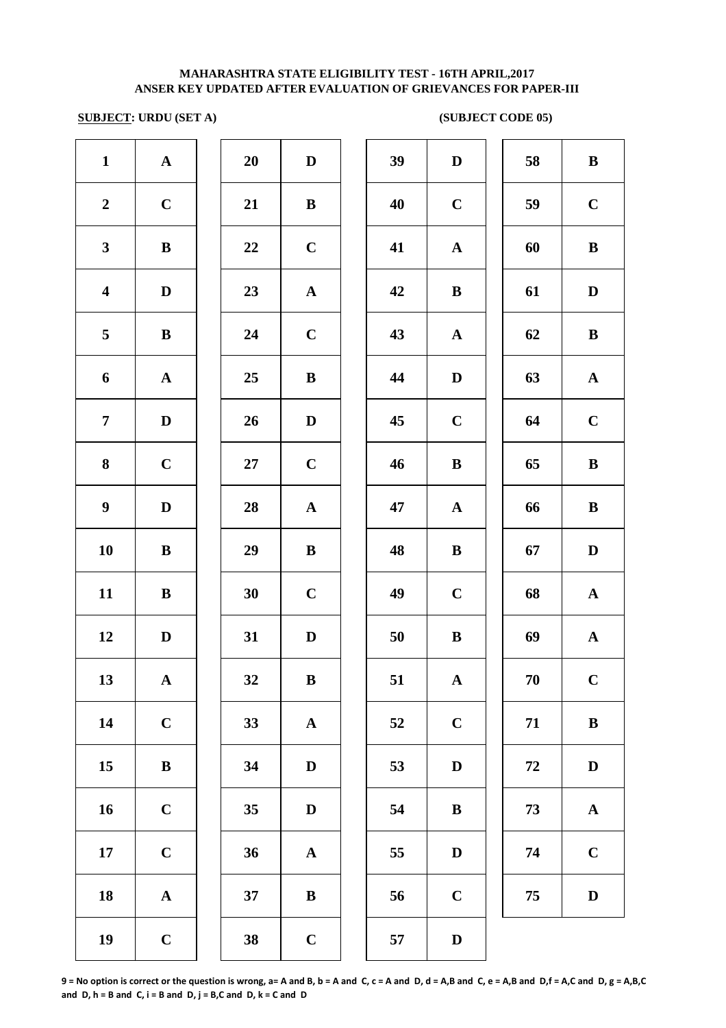**MAHARASHTRA STATE ELIGIBILITY TEST - 16TH APRIL,2017**
**ANSER KEY UPDATED AFTER EVALUATION OF GRIEVANCES FOR PAPER-III**

**SUBJECT: URDU (SET A)** **(SUBJECT CODE 05)**

| Q | Ans | Q | Ans | Q | Ans | Q | Ans |
|---|---|---|---|---|---|---|---|
| 1 | A | 20 | D | 39 | D | 58 | B |
| 2 | C | 21 | B | 40 | C | 59 | C |
| 3 | B | 22 | C | 41 | A | 60 | B |
| 4 | D | 23 | A | 42 | B | 61 | D |
| 5 | B | 24 | C | 43 | A | 62 | B |
| 6 | A | 25 | B | 44 | D | 63 | A |
| 7 | D | 26 | D | 45 | C | 64 | C |
| 8 | C | 27 | C | 46 | B | 65 | B |
| 9 | D | 28 | A | 47 | A | 66 | B |
| 10 | B | 29 | B | 48 | B | 67 | D |
| 11 | B | 30 | C | 49 | C | 68 | A |
| 12 | D | 31 | D | 50 | B | 69 | A |
| 13 | A | 32 | B | 51 | A | 70 | C |
| 14 | C | 33 | A | 52 | C | 71 | B |
| 15 | B | 34 | D | 53 | D | 72 | D |
| 16 | C | 35 | D | 54 | B | 73 | A |
| 17 | C | 36 | A | 55 | D | 74 | C |
| 18 | A | 37 | B | 56 | C | 75 | D |
| 19 | C | 38 | C | 57 | D | | |

**9 = No option is correct or the question is wrong, a= A and B, b = A and C, c = A and D, d = A,B and C, e = A,B and D,f = A,C and D, g = A,B,C and D, h = B and C, i = B and D, j = B,C and D, k = C and D**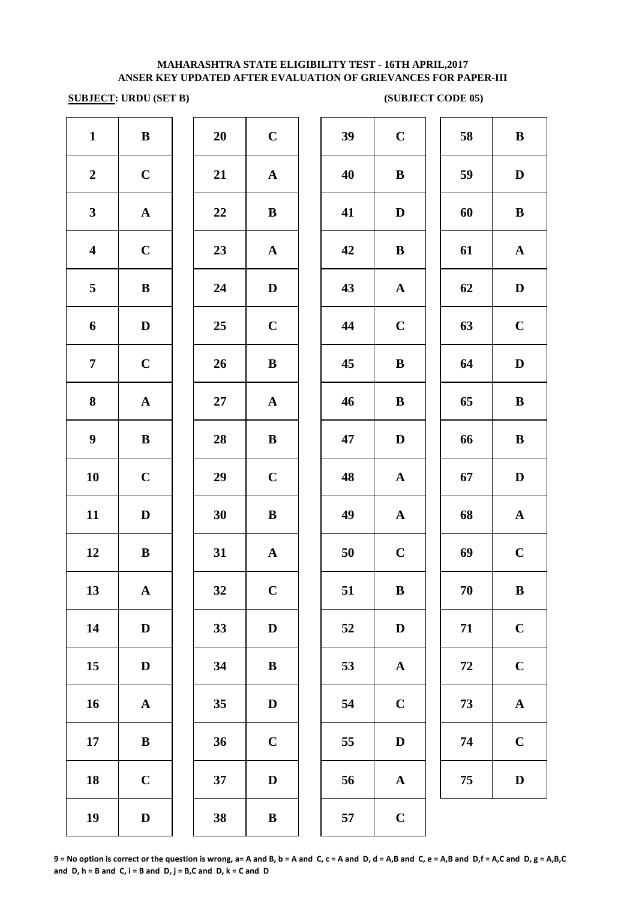**MAHARASHTRA STATE ELIGIBILITY TEST - 16TH APRIL,2017**
**ANSER KEY UPDATED AFTER EVALUATION OF GRIEVANCES FOR PAPER-III**

**SUBJECT: URDU (SET B)** **(SUBJECT CODE 05)**

| Q | Ans | Q | Ans | Q | Ans | Q | Ans |
|---|---|---|---|---|---|---|---|
| 1 | B | 20 | C | 39 | C | 58 | B |
| 2 | C | 21 | A | 40 | B | 59 | D |
| 3 | A | 22 | B | 41 | D | 60 | B |
| 4 | C | 23 | A | 42 | B | 61 | A |
| 5 | B | 24 | D | 43 | A | 62 | D |
| 6 | D | 25 | C | 44 | C | 63 | C |
| 7 | C | 26 | B | 45 | B | 64 | D |
| 8 | A | 27 | A | 46 | B | 65 | B |
| 9 | B | 28 | B | 47 | D | 66 | B |
| 10 | C | 29 | C | 48 | A | 67 | D |
| 11 | D | 30 | B | 49 | A | 68 | A |
| 12 | B | 31 | A | 50 | C | 69 | C |
| 13 | A | 32 | C | 51 | B | 70 | B |
| 14 | D | 33 | D | 52 | D | 71 | C |
| 15 | D | 34 | B | 53 | A | 72 | C |
| 16 | A | 35 | D | 54 | C | 73 | A |
| 17 | B | 36 | C | 55 | D | 74 | C |
| 18 | C | 37 | D | 56 | A | 75 | D |
| 19 | D | 38 | B | 57 | C | | |

**9 = No option is correct or the question is wrong, a= A and B, b = A and C, c = A and D, d = A,B and C, e = A,B and D,f = A,C and D, g = A,B,C and D, h = B and C, i = B and D, j = B,C and D, k = C and D**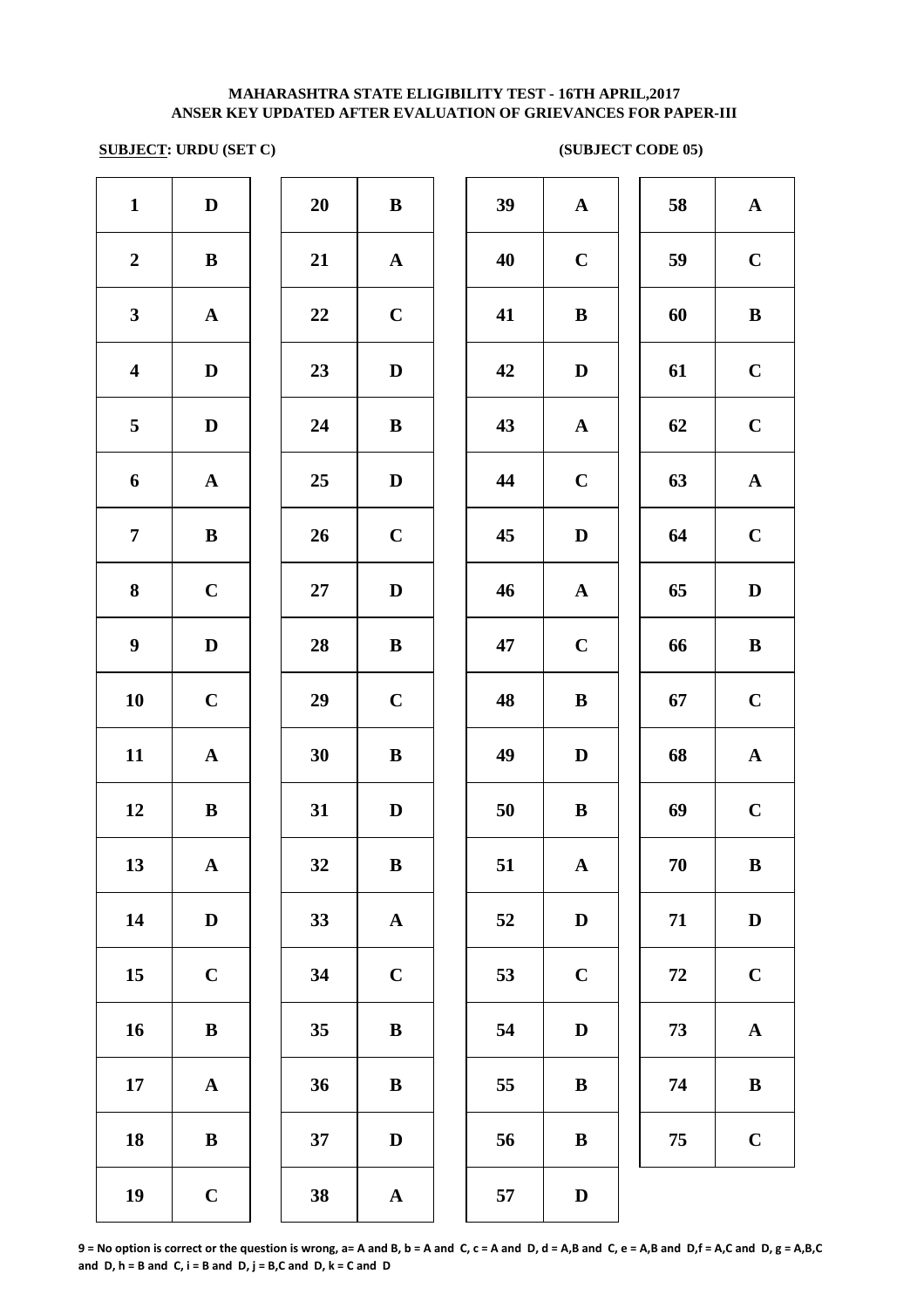**MAHARASHTRA STATE ELIGIBILITY TEST - 16TH APRIL,2017**
**ANSER KEY UPDATED AFTER EVALUATION OF GRIEVANCES FOR PAPER-III**

**SUBJECT: URDU (SET C)** **(SUBJECT CODE 05)**

| Q | Ans | Q | Ans | Q | Ans | Q | Ans |
|---|---|---|---|---|---|---|---|
| 1 | D | 20 | B | 39 | A | 58 | A |
| 2 | B | 21 | A | 40 | C | 59 | C |
| 3 | A | 22 | C | 41 | B | 60 | B |
| 4 | D | 23 | D | 42 | D | 61 | C |
| 5 | D | 24 | B | 43 | A | 62 | C |
| 6 | A | 25 | D | 44 | C | 63 | A |
| 7 | B | 26 | C | 45 | D | 64 | C |
| 8 | C | 27 | D | 46 | A | 65 | D |
| 9 | D | 28 | B | 47 | C | 66 | B |
| 10 | C | 29 | C | 48 | B | 67 | C |
| 11 | A | 30 | B | 49 | D | 68 | A |
| 12 | B | 31 | D | 50 | B | 69 | C |
| 13 | A | 32 | B | 51 | A | 70 | B |
| 14 | D | 33 | A | 52 | D | 71 | D |
| 15 | C | 34 | C | 53 | C | 72 | C |
| 16 | B | 35 | B | 54 | D | 73 | A |
| 17 | A | 36 | B | 55 | B | 74 | B |
| 18 | B | 37 | D | 56 | B | 75 | C |
| 19 | C | 38 | A | 57 | D | | |

**9 = No option is correct or the question is wrong, a= A and B, b = A and C, c = A and D, d = A,B and C, e = A,B and D,f = A,C and D, g = A,B,C and D, h = B and C, i = B and D, j = B,C and D, k = C and D**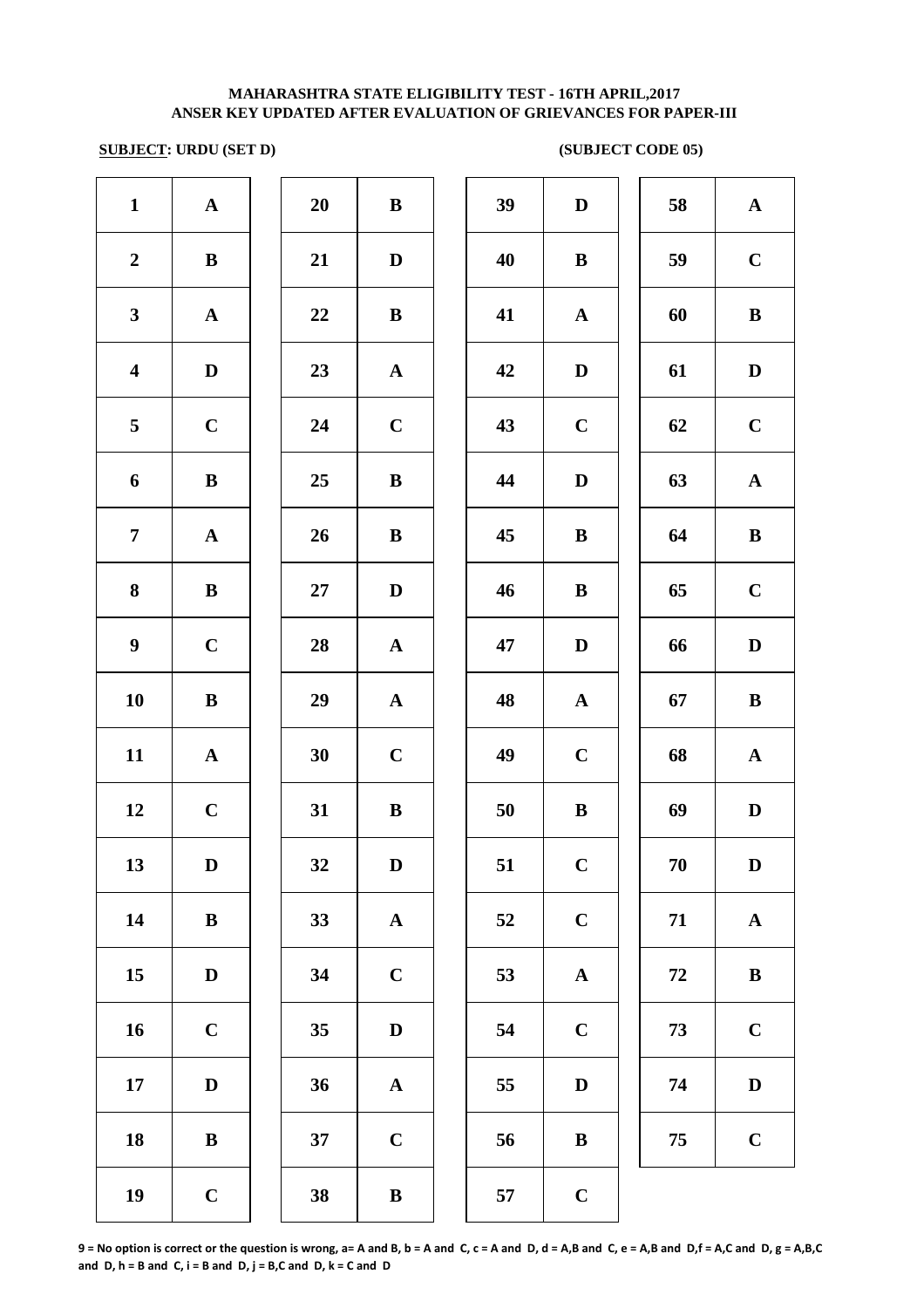**MAHARASHTRA STATE ELIGIBILITY TEST - 16TH APRIL,2017**
**ANSER KEY UPDATED AFTER EVALUATION OF GRIEVANCES FOR PAPER-III**

**SUBJECT: URDU (SET D)** **(SUBJECT CODE 05)**

| Q | Ans | Q | Ans | Q | Ans | Q | Ans |
|---|---|---|---|---|---|---|---|
| 1 | A | 20 | B | 39 | D | 58 | A |
| 2 | B | 21 | D | 40 | B | 59 | C |
| 3 | A | 22 | B | 41 | A | 60 | B |
| 4 | D | 23 | A | 42 | D | 61 | D |
| 5 | C | 24 | C | 43 | C | 62 | C |
| 6 | B | 25 | B | 44 | D | 63 | A |
| 7 | A | 26 | B | 45 | B | 64 | B |
| 8 | B | 27 | D | 46 | B | 65 | C |
| 9 | C | 28 | A | 47 | D | 66 | D |
| 10 | B | 29 | A | 48 | A | 67 | B |
| 11 | A | 30 | C | 49 | C | 68 | A |
| 12 | C | 31 | B | 50 | B | 69 | D |
| 13 | D | 32 | D | 51 | C | 70 | D |
| 14 | B | 33 | A | 52 | C | 71 | A |
| 15 | D | 34 | C | 53 | A | 72 | B |
| 16 | C | 35 | D | 54 | C | 73 | C |
| 17 | D | 36 | A | 55 | D | 74 | D |
| 18 | B | 37 | C | 56 | B | 75 | C |
| 19 | C | 38 | B | 57 | C | | |

**9 = No option is correct or the question is wrong, a= A and B, b = A and C, c = A and D, d = A,B and C, e = A,B and D,f = A,C and D, g = A,B,C and D, h = B and C, i = B and D, j = B,C and D, k = C and D**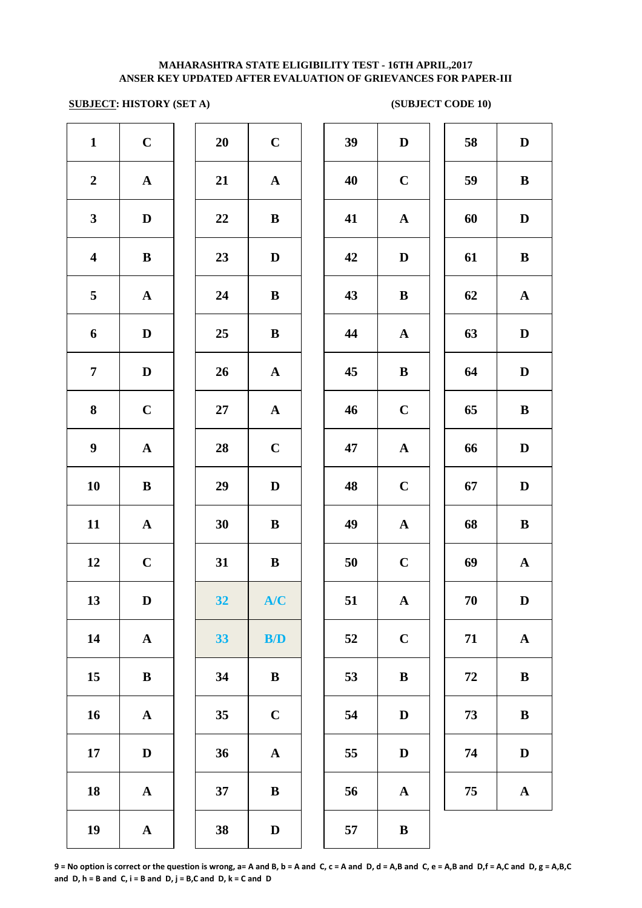**MAHARASHTRA STATE ELIGIBILITY TEST - 16TH APRIL,2017**
**ANSER KEY UPDATED AFTER EVALUATION OF GRIEVANCES FOR PAPER-III**

**SUBJECT: HISTORY (SET A)** **(SUBJECT CODE 10)**

| Q | Ans | Q | Ans | Q | Ans | Q | Ans |
|---|---|---|---|---|---|---|---|
| 1 | C | 20 | C | 39 | D | 58 | D |
| 2 | A | 21 | A | 40 | C | 59 | B |
| 3 | D | 22 | B | 41 | A | 60 | D |
| 4 | B | 23 | D | 42 | D | 61 | B |
| 5 | A | 24 | B | 43 | B | 62 | A |
| 6 | D | 25 | B | 44 | A | 63 | D |
| 7 | D | 26 | A | 45 | B | 64 | D |
| 8 | C | 27 | A | 46 | C | 65 | B |
| 9 | A | 28 | C | 47 | A | 66 | D |
| 10 | B | 29 | D | 48 | C | 67 | D |
| 11 | A | 30 | B | 49 | A | 68 | B |
| 12 | C | 31 | B | 50 | C | 69 | A |
| 13 | D | 32 | A/C | 51 | A | 70 | D |
| 14 | A | 33 | B/D | 52 | C | 71 | A |
| 15 | B | 34 | B | 53 | B | 72 | B |
| 16 | A | 35 | C | 54 | D | 73 | B |
| 17 | D | 36 | A | 55 | D | 74 | D |
| 18 | A | 37 | B | 56 | A | 75 | A |
| 19 | A | 38 | D | 57 | B | | |

**9 = No option is correct or the question is wrong, a= A and B, b = A and C, c = A and D, d = A,B and C, e = A,B and D,f = A,C and D, g = A,B,C and D, h = B and C, i = B and D, j = B,C and D, k = C and D**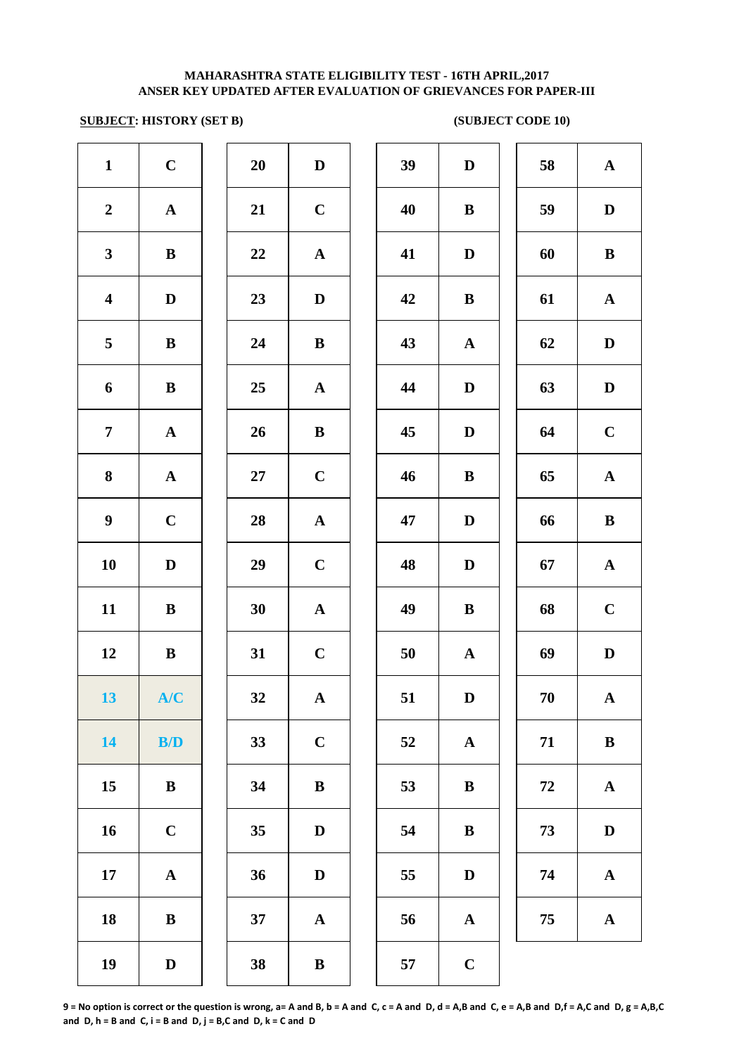**MAHARASHTRA STATE ELIGIBILITY TEST - 16TH APRIL,2017**
**ANSER KEY UPDATED AFTER EVALUATION OF GRIEVANCES FOR PAPER-III**

**SUBJECT: HISTORY (SET B)** **(SUBJECT CODE 10)**

| Q | Ans | Q | Ans | Q | Ans | Q | Ans |
|---|---|---|---|---|---|---|---|
| 1 | C | 20 | D | 39 | D | 58 | A |
| 2 | A | 21 | C | 40 | B | 59 | D |
| 3 | B | 22 | A | 41 | D | 60 | B |
| 4 | D | 23 | D | 42 | B | 61 | A |
| 5 | B | 24 | B | 43 | A | 62 | D |
| 6 | B | 25 | A | 44 | D | 63 | D |
| 7 | A | 26 | B | 45 | D | 64 | C |
| 8 | A | 27 | C | 46 | B | 65 | A |
| 9 | C | 28 | A | 47 | D | 66 | B |
| 10 | D | 29 | C | 48 | D | 67 | A |
| 11 | B | 30 | A | 49 | B | 68 | C |
| 12 | B | 31 | C | 50 | A | 69 | D |
| 13 | A/C | 32 | A | 51 | D | 70 | A |
| 14 | B/D | 33 | C | 52 | A | 71 | B |
| 15 | B | 34 | B | 53 | B | 72 | A |
| 16 | C | 35 | D | 54 | B | 73 | D |
| 17 | A | 36 | D | 55 | D | 74 | A |
| 18 | B | 37 | A | 56 | A | 75 | A |
| 19 | D | 38 | B | 57 | C | | |

**9 = No option is correct or the question is wrong, a= A and B, b = A and C, c = A and D, d = A,B and C, e = A,B and D,f = A,C and D, g = A,B,C and D, h = B and C, i = B and D, j = B,C and D, k = C and D**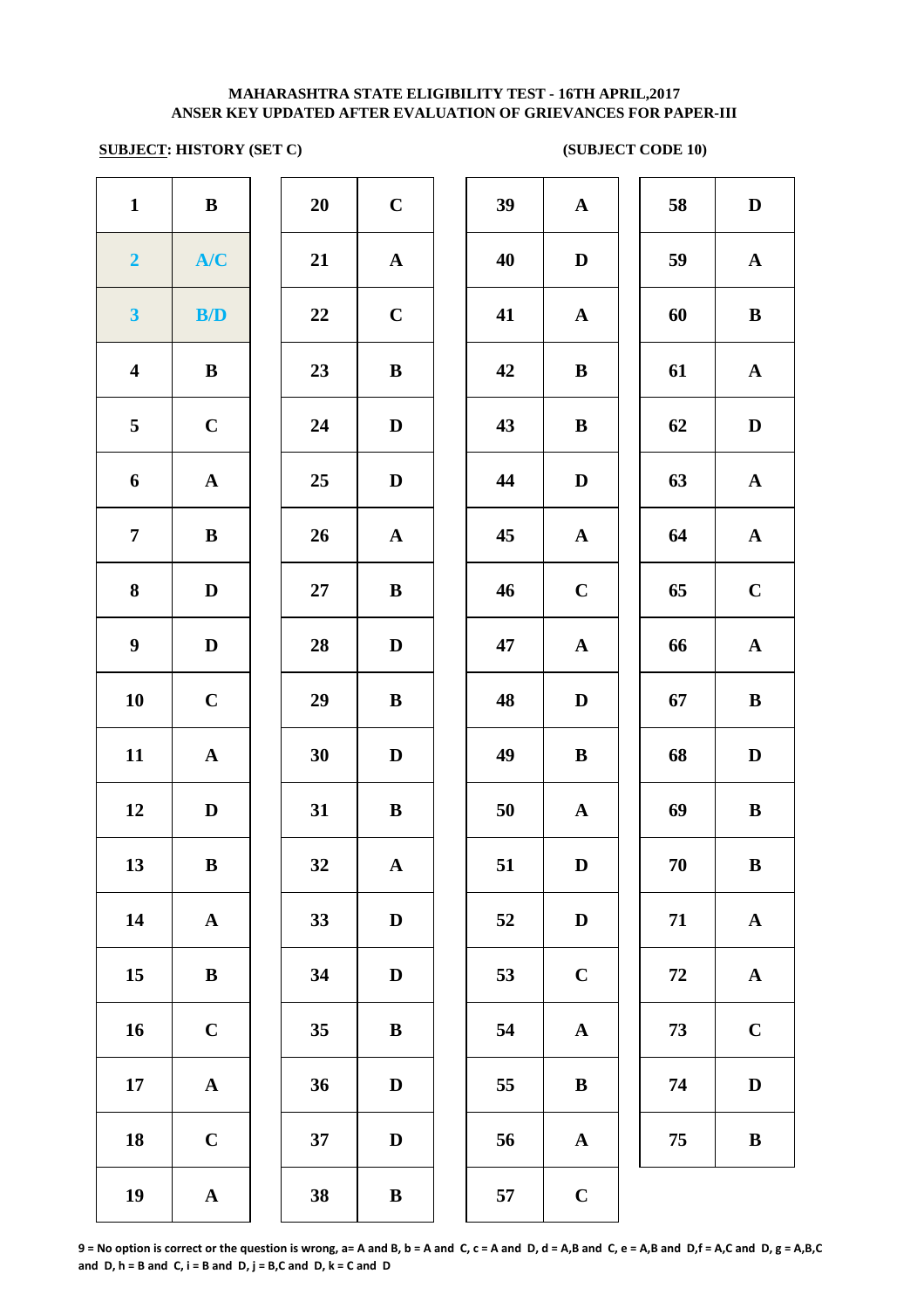**MAHARASHTRA STATE ELIGIBILITY TEST - 16TH APRIL,2017**
**ANSER KEY UPDATED AFTER EVALUATION OF GRIEVANCES FOR PAPER-III**

**SUBJECT: HISTORY (SET C)** **(SUBJECT CODE 10)**

| Q | Ans | Q | Ans | Q | Ans | Q | Ans |
|---|---|---|---|---|---|---|---|
| 1 | B | 20 | C | 39 | A | 58 | D |
| 2 | A/C | 21 | A | 40 | D | 59 | A |
| 3 | B/D | 22 | C | 41 | A | 60 | B |
| 4 | B | 23 | B | 42 | B | 61 | A |
| 5 | C | 24 | D | 43 | B | 62 | D |
| 6 | A | 25 | D | 44 | D | 63 | A |
| 7 | B | 26 | A | 45 | A | 64 | A |
| 8 | D | 27 | B | 46 | C | 65 | C |
| 9 | D | 28 | D | 47 | A | 66 | A |
| 10 | C | 29 | B | 48 | D | 67 | B |
| 11 | A | 30 | D | 49 | B | 68 | D |
| 12 | D | 31 | B | 50 | A | 69 | B |
| 13 | B | 32 | A | 51 | D | 70 | B |
| 14 | A | 33 | D | 52 | D | 71 | A |
| 15 | B | 34 | D | 53 | C | 72 | A |
| 16 | C | 35 | B | 54 | A | 73 | C |
| 17 | A | 36 | D | 55 | B | 74 | D |
| 18 | C | 37 | D | 56 | A | 75 | B |
| 19 | A | 38 | B | 57 | C | | |

**9 = No option is correct or the question is wrong, a= A and B, b = A and C, c = A and D, d = A,B and C, e = A,B and D,f = A,C and D, g = A,B,C and D, h = B and C, i = B and D, j = B,C and D, k = C and D**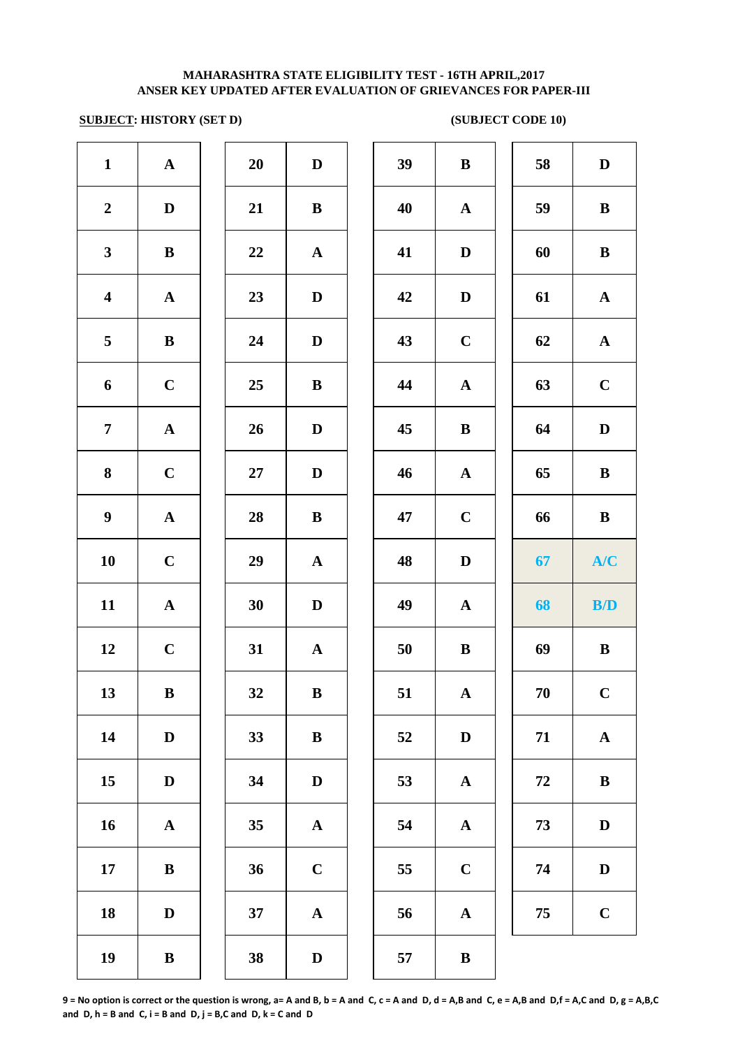**MAHARASHTRA STATE ELIGIBILITY TEST - 16TH APRIL,2017**
**ANSER KEY UPDATED AFTER EVALUATION OF GRIEVANCES FOR PAPER-III**

**SUBJECT: HISTORY (SET D)** **(SUBJECT CODE 10)**

| Q | Ans | Q | Ans | Q | Ans | Q | Ans |
|---|---|---|---|---|---|---|---|
| 1 | A | 20 | D | 39 | B | 58 | D |
| 2 | D | 21 | B | 40 | A | 59 | B |
| 3 | B | 22 | A | 41 | D | 60 | B |
| 4 | A | 23 | D | 42 | D | 61 | A |
| 5 | B | 24 | D | 43 | C | 62 | A |
| 6 | C | 25 | B | 44 | A | 63 | C |
| 7 | A | 26 | D | 45 | B | 64 | D |
| 8 | C | 27 | D | 46 | A | 65 | B |
| 9 | A | 28 | B | 47 | C | 66 | B |
| 10 | C | 29 | A | 48 | D | 67 | A/C |
| 11 | A | 30 | D | 49 | A | 68 | B/D |
| 12 | C | 31 | A | 50 | B | 69 | B |
| 13 | B | 32 | B | 51 | A | 70 | C |
| 14 | D | 33 | B | 52 | D | 71 | A |
| 15 | D | 34 | D | 53 | A | 72 | B |
| 16 | A | 35 | A | 54 | A | 73 | D |
| 17 | B | 36 | C | 55 | C | 74 | D |
| 18 | D | 37 | A | 56 | A | 75 | C |
| 19 | B | 38 | D | 57 | B | | |

**9 = No option is correct or the question is wrong, a= A and B, b = A and C, c = A and D, d = A,B and C, e = A,B and D,f = A,C and D, g = A,B,C and D, h = B and C, i = B and D, j = B,C and D, k = C and D**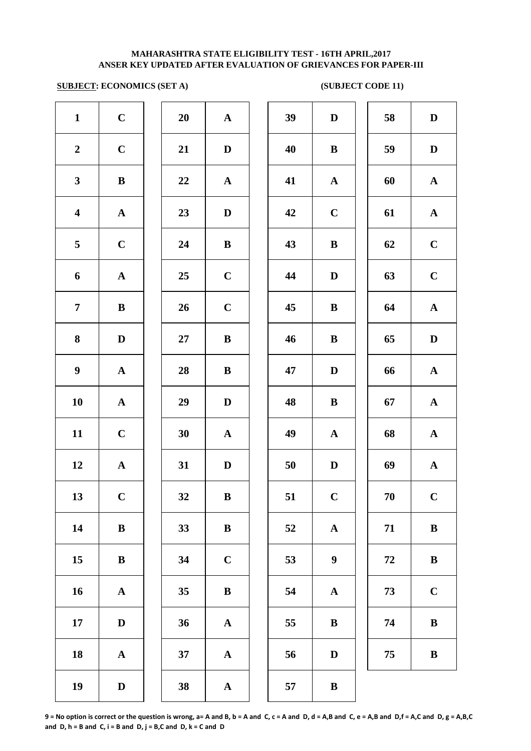**MAHARASHTRA STATE ELIGIBILITY TEST - 16TH APRIL,2017**
**ANSER KEY UPDATED AFTER EVALUATION OF GRIEVANCES FOR PAPER-III**

**SUBJECT: ECONOMICS (SET A)** **(SUBJECT CODE 11)**

| | | | | | | | | | | |
|---|---|---|---|---|---|---|---|---|---|---|
| 1 | C | | 20 | A | | 39 | D | | 58 | D |
| 2 | C | | 21 | D | | 40 | B | | 59 | D |
| 3 | B | | 22 | A | | 41 | A | | 60 | A |
| 4 | A | | 23 | D | | 42 | C | | 61 | A |
| 5 | C | | 24 | B | | 43 | B | | 62 | C |
| 6 | A | | 25 | C | | 44 | D | | 63 | C |
| 7 | B | | 26 | C | | 45 | B | | 64 | A |
| 8 | D | | 27 | B | | 46 | B | | 65 | D |
| 9 | A | | 28 | B | | 47 | D | | 66 | A |
| 10 | A | | 29 | D | | 48 | B | | 67 | A |
| 11 | C | | 30 | A | | 49 | A | | 68 | A |
| 12 | A | | 31 | D | | 50 | D | | 69 | A |
| 13 | C | | 32 | B | | 51 | C | | 70 | C |
| 14 | B | | 33 | B | | 52 | A | | 71 | B |
| 15 | B | | 34 | C | | 53 | 9 | | 72 | B |
| 16 | A | | 35 | B | | 54 | A | | 73 | C |
| 17 | D | | 36 | A | | 55 | B | | 74 | B |
| 18 | A | | 37 | A | | 56 | D | | 75 | B |
| 19 | D | | 38 | A | | 57 | B | | | |

**9 = No option is correct or the question is wrong, a= A and B, b = A and C, c = A and D, d = A,B and C, e = A,B and D,f = A,C and D, g = A,B,C and D, h = B and C, i = B and D, j = B,C and D, k = C and D**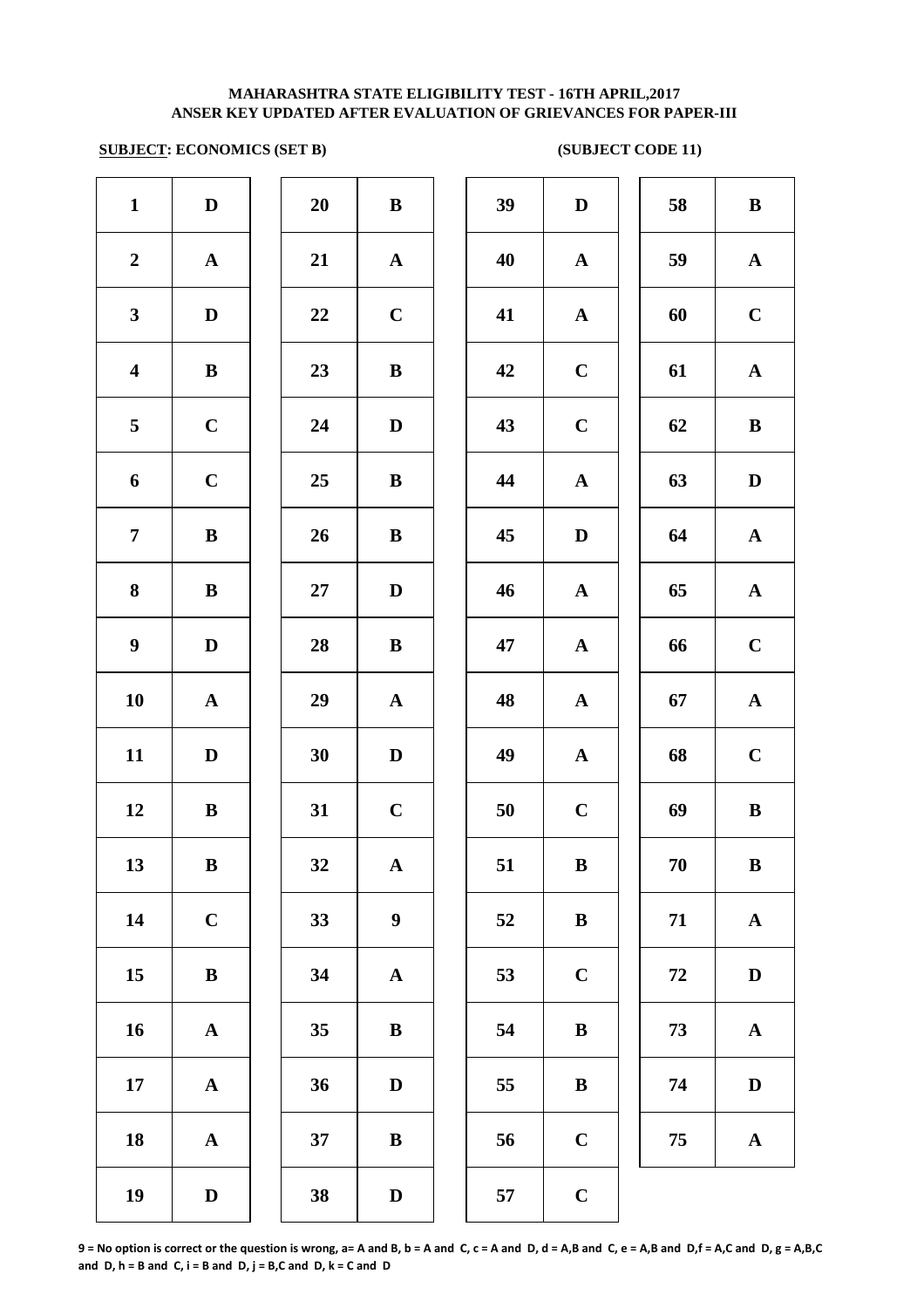**MAHARASHTRA STATE ELIGIBILITY TEST - 16TH APRIL,2017**
**ANSER KEY UPDATED AFTER EVALUATION OF GRIEVANCES FOR PAPER-III**

**SUBJECT: ECONOMICS (SET B)** **(SUBJECT CODE 11)**

| Q | Ans | Q | Ans | Q | Ans | Q | Ans |
|---|---|---|---|---|---|---|---|
| 1 | D | 20 | B | 39 | D | 58 | B |
| 2 | A | 21 | A | 40 | A | 59 | A |
| 3 | D | 22 | C | 41 | A | 60 | C |
| 4 | B | 23 | B | 42 | C | 61 | A |
| 5 | C | 24 | D | 43 | C | 62 | B |
| 6 | C | 25 | B | 44 | A | 63 | D |
| 7 | B | 26 | B | 45 | D | 64 | A |
| 8 | B | 27 | D | 46 | A | 65 | A |
| 9 | D | 28 | B | 47 | A | 66 | C |
| 10 | A | 29 | A | 48 | A | 67 | A |
| 11 | D | 30 | D | 49 | A | 68 | C |
| 12 | B | 31 | C | 50 | C | 69 | B |
| 13 | B | 32 | A | 51 | B | 70 | B |
| 14 | C | 33 | 9 | 52 | B | 71 | A |
| 15 | B | 34 | A | 53 | C | 72 | D |
| 16 | A | 35 | B | 54 | B | 73 | A |
| 17 | A | 36 | D | 55 | B | 74 | D |
| 18 | A | 37 | B | 56 | C | 75 | A |
| 19 | D | 38 | D | 57 | C | | |

**9 = No option is correct or the question is wrong, a= A and B, b = A and C, c = A and D, d = A,B and C, e = A,B and D,f = A,C and D, g = A,B,C and D, h = B and C, i = B and D, j = B,C and D, k = C and D**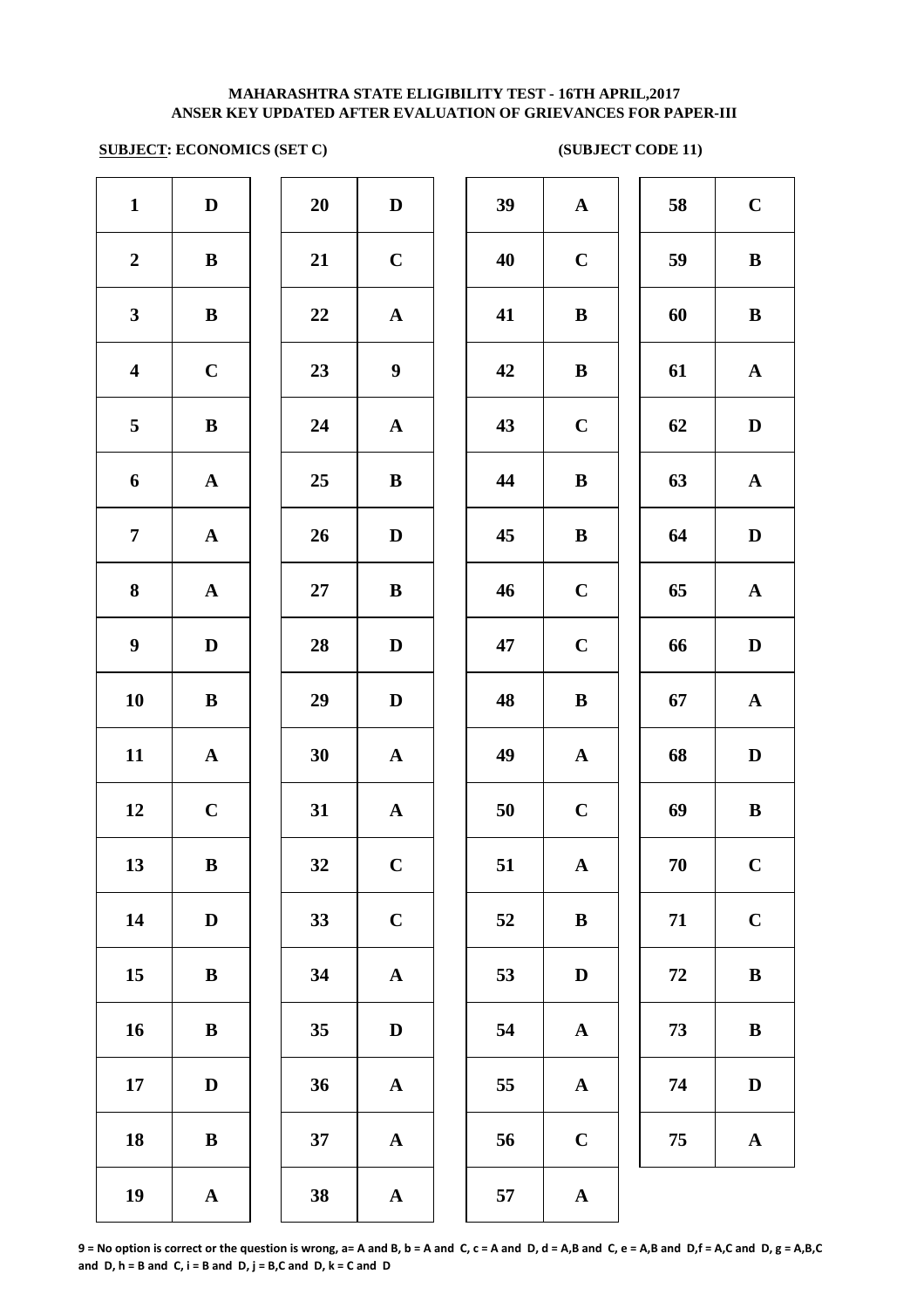**MAHARASHTRA STATE ELIGIBILITY TEST - 16TH APRIL,2017**
**ANSER KEY UPDATED AFTER EVALUATION OF GRIEVANCES FOR PAPER-III**

**SUBJECT: ECONOMICS (SET C)** **(SUBJECT CODE 11)**

| Q | Ans | Q | Ans | Q | Ans | Q | Ans |
|---|---|---|---|---|---|---|---|
| 1 | D | 20 | D | 39 | A | 58 | C |
| 2 | B | 21 | C | 40 | C | 59 | B |
| 3 | B | 22 | A | 41 | B | 60 | B |
| 4 | C | 23 | 9 | 42 | B | 61 | A |
| 5 | B | 24 | A | 43 | C | 62 | D |
| 6 | A | 25 | B | 44 | B | 63 | A |
| 7 | A | 26 | D | 45 | B | 64 | D |
| 8 | A | 27 | B | 46 | C | 65 | A |
| 9 | D | 28 | D | 47 | C | 66 | D |
| 10 | B | 29 | D | 48 | B | 67 | A |
| 11 | A | 30 | A | 49 | A | 68 | D |
| 12 | C | 31 | A | 50 | C | 69 | B |
| 13 | B | 32 | C | 51 | A | 70 | C |
| 14 | D | 33 | C | 52 | B | 71 | C |
| 15 | B | 34 | A | 53 | D | 72 | B |
| 16 | B | 35 | D | 54 | A | 73 | B |
| 17 | D | 36 | A | 55 | A | 74 | D |
| 18 | B | 37 | A | 56 | C | 75 | A |
| 19 | A | 38 | A | 57 | A | | |

**9 = No option is correct or the question is wrong, a= A and B, b = A and C, c = A and D, d = A,B and C, e = A,B and D,f = A,C and D, g = A,B,C and D, h = B and C, i = B and D, j = B,C and D, k = C and D**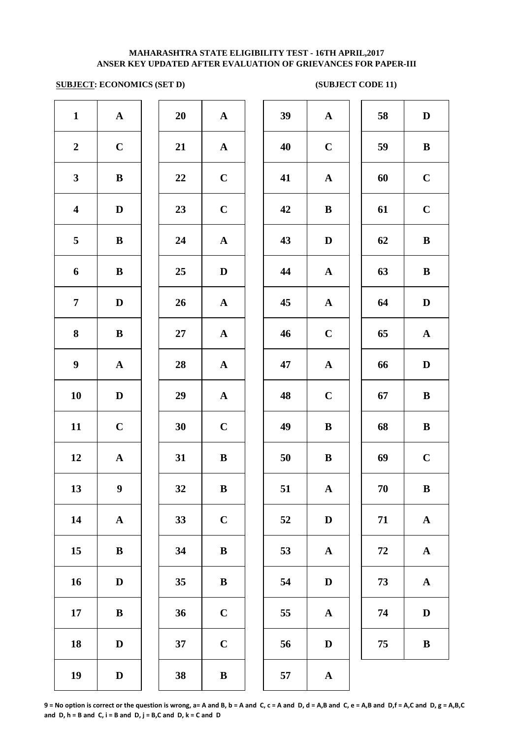# MAHARASHTRA STATE ELIGIBILITY TEST - 16TH APRIL,2017
## ANSER KEY UPDATED AFTER EVALUATION OF GRIEVANCES FOR PAPER-III

**SUBJECT: ECONOMICS (SET D)** **(SUBJECT CODE 11)**

| Q | Ans | Q | Ans | Q | Ans | Q | Ans |
|---|---|---|---|---|---|---|---|
| 1 | A | 20 | A | 39 | A | 58 | D |
| 2 | C | 21 | A | 40 | C | 59 | B |
| 3 | B | 22 | C | 41 | A | 60 | C |
| 4 | D | 23 | C | 42 | B | 61 | C |
| 5 | B | 24 | A | 43 | D | 62 | B |
| 6 | B | 25 | D | 44 | A | 63 | B |
| 7 | D | 26 | A | 45 | A | 64 | D |
| 8 | B | 27 | A | 46 | C | 65 | A |
| 9 | A | 28 | A | 47 | A | 66 | D |
| 10 | D | 29 | A | 48 | C | 67 | B |
| 11 | C | 30 | C | 49 | B | 68 | B |
| 12 | A | 31 | B | 50 | B | 69 | C |
| 13 | 9 | 32 | B | 51 | A | 70 | B |
| 14 | A | 33 | C | 52 | D | 71 | A |
| 15 | B | 34 | B | 53 | A | 72 | A |
| 16 | D | 35 | B | 54 | D | 73 | A |
| 17 | B | 36 | C | 55 | A | 74 | D |
| 18 | D | 37 | C | 56 | D | 75 | B |
| 19 | D | 38 | B | 57 | A | | |

**9 = No option is correct or the question is wrong, a= A and B, b = A and C, c = A and D, d = A,B and C, e = A,B and D,f = A,C and D, g = A,B,C and D, h = B and C, i = B and D, j = B,C and D, k = C and D**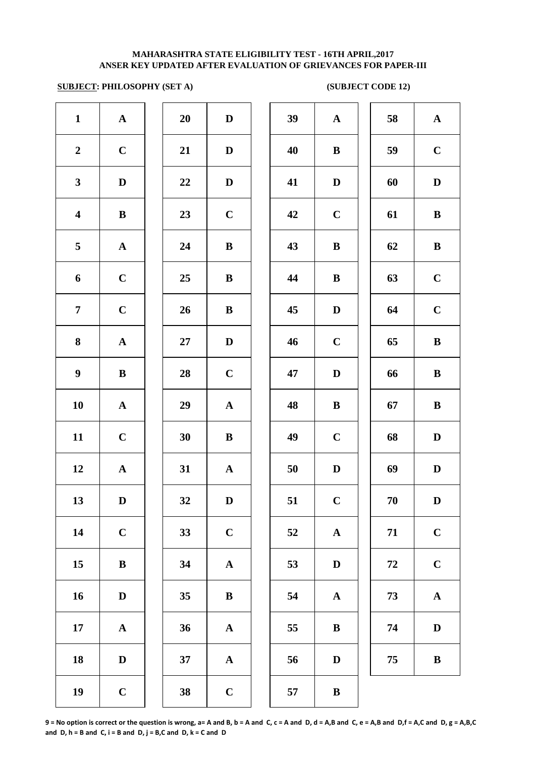**MAHARASHTRA STATE ELIGIBILITY TEST - 16TH APRIL,2017**
**ANSER KEY UPDATED AFTER EVALUATION OF GRIEVANCES FOR PAPER-III**

**SUBJECT: PHILOSOPHY (SET A)** **(SUBJECT CODE 12)**

| Q | Ans | Q | Ans | Q | Ans | Q | Ans |
|---|---|---|---|---|---|---|---|
| 1 | A | 20 | D | 39 | A | 58 | A |
| 2 | C | 21 | D | 40 | B | 59 | C |
| 3 | D | 22 | D | 41 | D | 60 | D |
| 4 | B | 23 | C | 42 | C | 61 | B |
| 5 | A | 24 | B | 43 | B | 62 | B |
| 6 | C | 25 | B | 44 | B | 63 | C |
| 7 | C | 26 | B | 45 | D | 64 | C |
| 8 | A | 27 | D | 46 | C | 65 | B |
| 9 | B | 28 | C | 47 | D | 66 | B |
| 10 | A | 29 | A | 48 | B | 67 | B |
| 11 | C | 30 | B | 49 | C | 68 | D |
| 12 | A | 31 | A | 50 | D | 69 | D |
| 13 | D | 32 | D | 51 | C | 70 | D |
| 14 | C | 33 | C | 52 | A | 71 | C |
| 15 | B | 34 | A | 53 | D | 72 | C |
| 16 | D | 35 | B | 54 | A | 73 | A |
| 17 | A | 36 | A | 55 | B | 74 | D |
| 18 | D | 37 | A | 56 | D | 75 | B |
| 19 | C | 38 | C | 57 | B | | |

**9 = No option is correct or the question is wrong, a= A and B, b = A and C, c = A and D, d = A,B and C, e = A,B and D,f = A,C and D, g = A,B,C and D, h = B and C, i = B and D, j = B,C and D, k = C and D**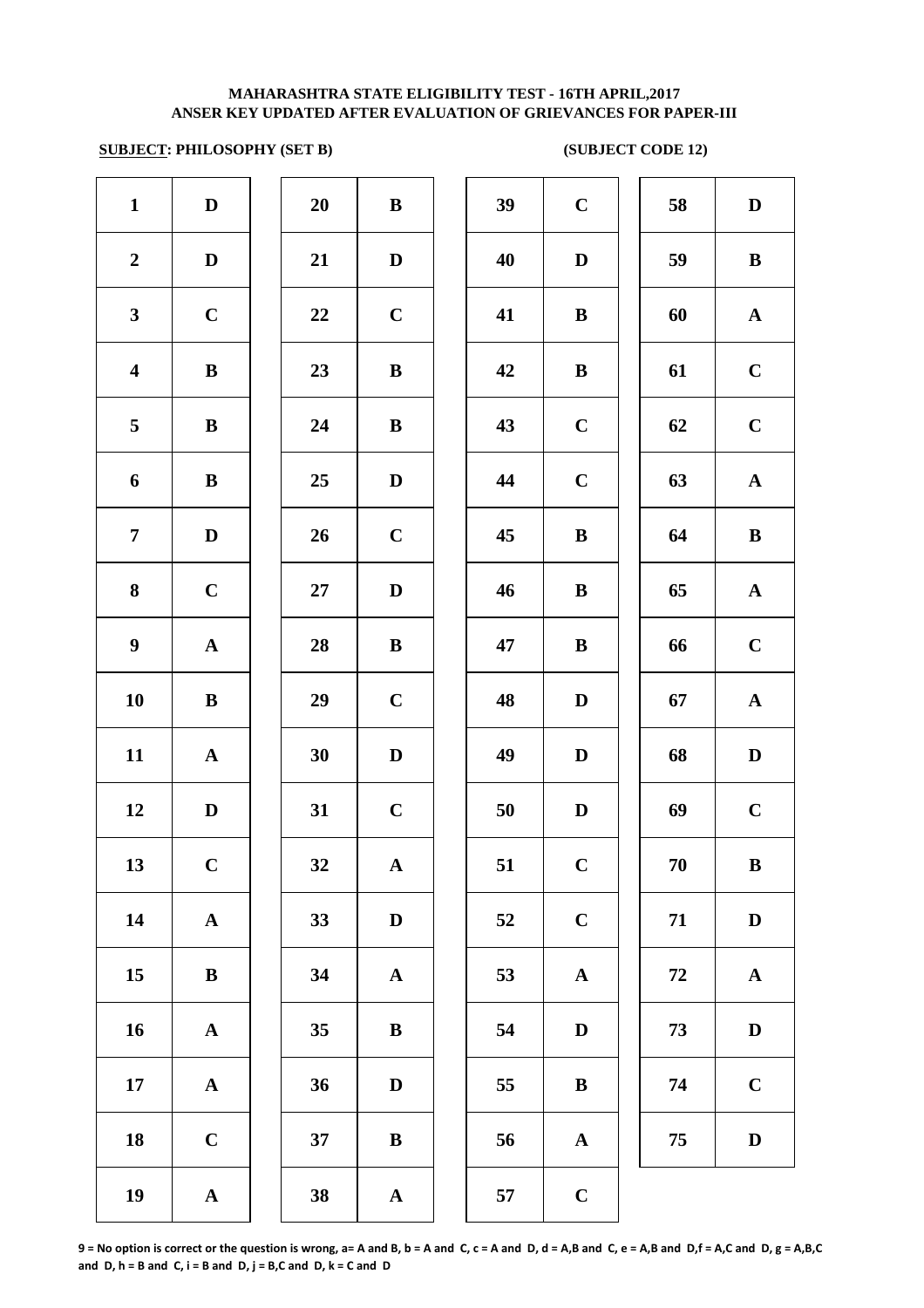**MAHARASHTRA STATE ELIGIBILITY TEST - 16TH APRIL,2017**
**ANSER KEY UPDATED AFTER EVALUATION OF GRIEVANCES FOR PAPER-III**

**SUBJECT: PHILOSOPHY (SET B) (SUBJECT CODE 12)**

| Q | Ans | Q | Ans | Q | Ans | Q | Ans |
|---|---|---|---|---|---|---|---|
| 1 | D | 20 | B | 39 | C | 58 | D |
| 2 | D | 21 | D | 40 | D | 59 | B |
| 3 | C | 22 | C | 41 | B | 60 | A |
| 4 | B | 23 | B | 42 | B | 61 | C |
| 5 | B | 24 | B | 43 | C | 62 | C |
| 6 | B | 25 | D | 44 | C | 63 | A |
| 7 | D | 26 | C | 45 | B | 64 | B |
| 8 | C | 27 | D | 46 | B | 65 | A |
| 9 | A | 28 | B | 47 | B | 66 | C |
| 10 | B | 29 | C | 48 | D | 67 | A |
| 11 | A | 30 | D | 49 | D | 68 | D |
| 12 | D | 31 | C | 50 | D | 69 | C |
| 13 | C | 32 | A | 51 | C | 70 | B |
| 14 | A | 33 | D | 52 | C | 71 | D |
| 15 | B | 34 | A | 53 | A | 72 | A |
| 16 | A | 35 | B | 54 | D | 73 | D |
| 17 | A | 36 | D | 55 | B | 74 | C |
| 18 | C | 37 | B | 56 | A | 75 | D |
| 19 | A | 38 | A | 57 | C | | |

**9 = No option is correct or the question is wrong, a= A and B, b = A and C, c = A and D, d = A,B and C, e = A,B and D,f = A,C and D, g = A,B,C and D, h = B and C, i = B and D, j = B,C and D, k = C and D**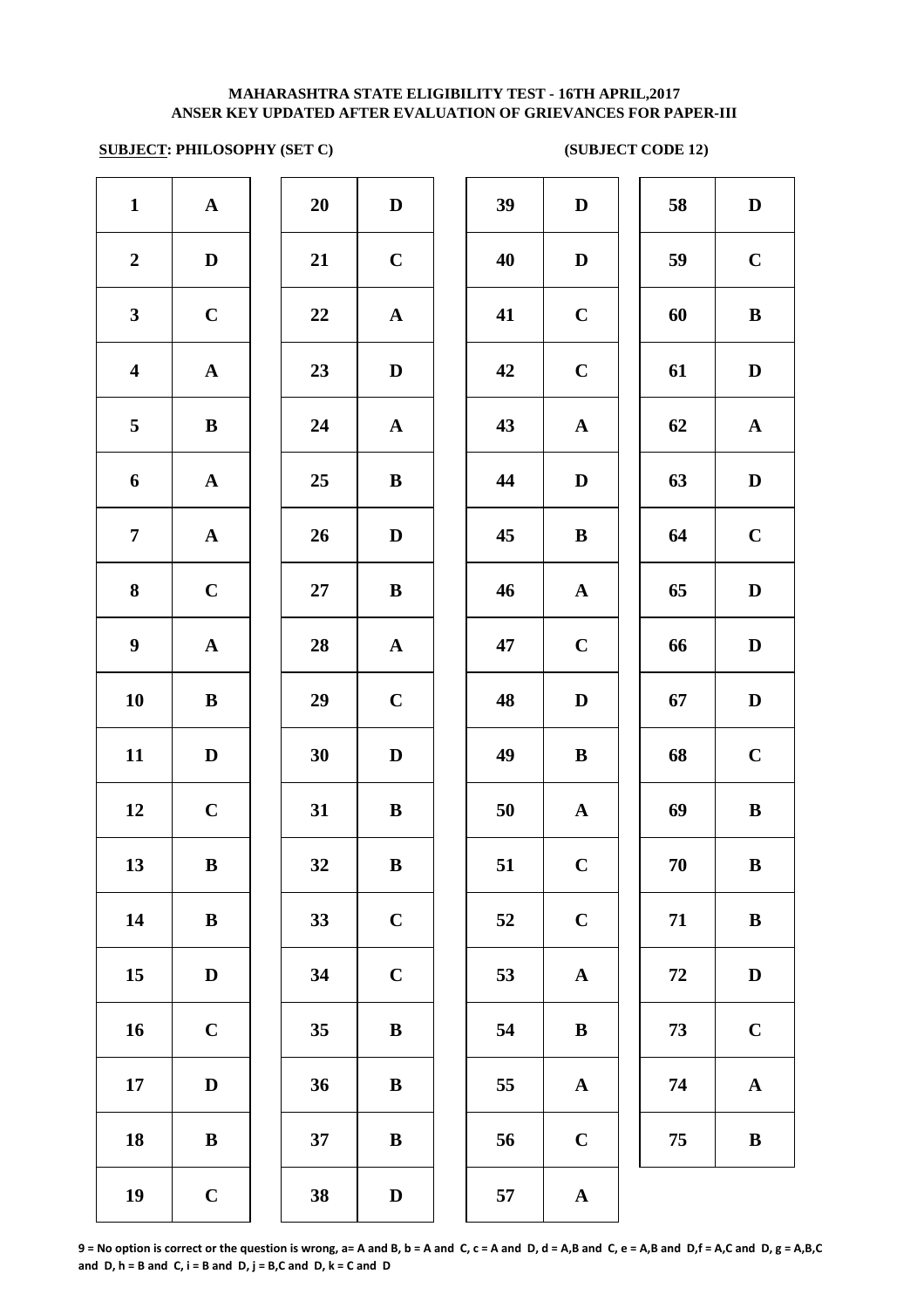# MAHARASHTRA STATE ELIGIBILITY TEST - 16TH APRIL,2017
## ANSER KEY UPDATED AFTER EVALUATION OF GRIEVANCES FOR PAPER-III

**SUBJECT: PHILOSOPHY (SET C)** **(SUBJECT CODE 12)**

| Q | Ans | Q | Ans | Q | Ans | Q | Ans |
|---|---|---|---|---|---|---|---|
| 1 | A | 20 | D | 39 | D | 58 | D |
| 2 | D | 21 | C | 40 | D | 59 | C |
| 3 | C | 22 | A | 41 | C | 60 | B |
| 4 | A | 23 | D | 42 | C | 61 | D |
| 5 | B | 24 | A | 43 | A | 62 | A |
| 6 | A | 25 | B | 44 | D | 63 | D |
| 7 | A | 26 | D | 45 | B | 64 | C |
| 8 | C | 27 | B | 46 | A | 65 | D |
| 9 | A | 28 | A | 47 | C | 66 | D |
| 10 | B | 29 | C | 48 | D | 67 | D |
| 11 | D | 30 | D | 49 | B | 68 | C |
| 12 | C | 31 | B | 50 | A | 69 | B |
| 13 | B | 32 | B | 51 | C | 70 | B |
| 14 | B | 33 | C | 52 | C | 71 | B |
| 15 | D | 34 | C | 53 | A | 72 | D |
| 16 | C | 35 | B | 54 | B | 73 | C |
| 17 | D | 36 | B | 55 | A | 74 | A |
| 18 | B | 37 | B | 56 | C | 75 | B |
| 19 | C | 38 | D | 57 | A | | |

**9 = No option is correct or the question is wrong, a= A and B, b = A and C, c = A and D, d = A,B and C, e = A,B and D,f = A,C and D, g = A,B,C and D, h = B and C, i = B and D, j = B,C and D, k = C and D**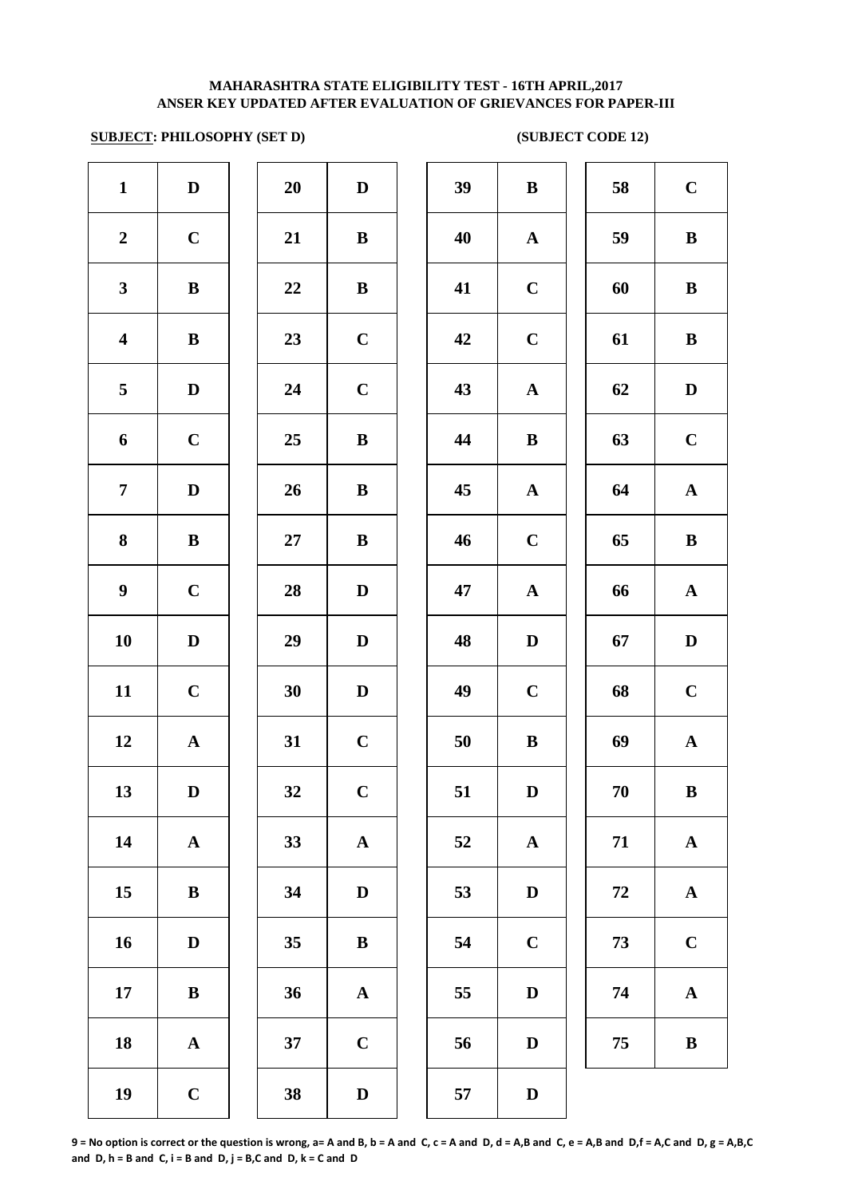**MAHARASHTRA STATE ELIGIBILITY TEST - 16TH APRIL,2017**
**ANSER KEY UPDATED AFTER EVALUATION OF GRIEVANCES FOR PAPER-III**

**SUBJECT: PHILOSOPHY (SET D)** **(SUBJECT CODE 12)**

| Q | Ans | Q | Ans | Q | Ans | Q | Ans |
|---|---|---|---|---|---|---|---|
| 1 | D | 20 | D | 39 | B | 58 | C |
| 2 | C | 21 | B | 40 | A | 59 | B |
| 3 | B | 22 | B | 41 | C | 60 | B |
| 4 | B | 23 | C | 42 | C | 61 | B |
| 5 | D | 24 | C | 43 | A | 62 | D |
| 6 | C | 25 | B | 44 | B | 63 | C |
| 7 | D | 26 | B | 45 | A | 64 | A |
| 8 | B | 27 | B | 46 | C | 65 | B |
| 9 | C | 28 | D | 47 | A | 66 | A |
| 10 | D | 29 | D | 48 | D | 67 | D |
| 11 | C | 30 | D | 49 | C | 68 | C |
| 12 | A | 31 | C | 50 | B | 69 | A |
| 13 | D | 32 | C | 51 | D | 70 | B |
| 14 | A | 33 | A | 52 | A | 71 | A |
| 15 | B | 34 | D | 53 | D | 72 | A |
| 16 | D | 35 | B | 54 | C | 73 | C |
| 17 | B | 36 | A | 55 | D | 74 | A |
| 18 | A | 37 | C | 56 | D | 75 | B |
| 19 | C | 38 | D | 57 | D | | |

**9 = No option is correct or the question is wrong, a= A and B, b = A and C, c = A and D, d = A,B and C, e = A,B and D,f = A,C and D, g = A,B,C and D, h = B and C, i = B and D, j = B,C and D, k = C and D**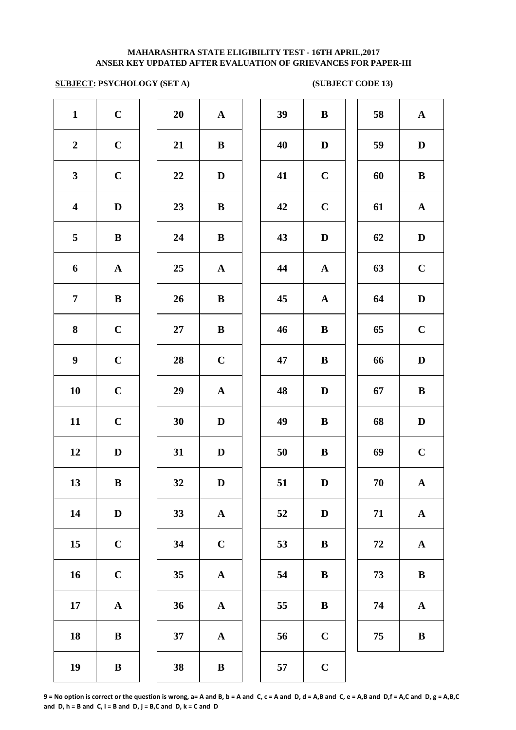**MAHARASHTRA STATE ELIGIBILITY TEST - 16TH APRIL,2017**
**ANSER KEY UPDATED AFTER EVALUATION OF GRIEVANCES FOR PAPER-III**

**SUBJECT: PSYCHOLOGY (SET A)** **(SUBJECT CODE 13)**

| Q | Ans | Q | Ans | Q | Ans | Q | Ans |
|---|---|---|---|---|---|---|---|
| 1 | C | 20 | A | 39 | B | 58 | A |
| 2 | C | 21 | B | 40 | D | 59 | D |
| 3 | C | 22 | D | 41 | C | 60 | B |
| 4 | D | 23 | B | 42 | C | 61 | A |
| 5 | B | 24 | B | 43 | D | 62 | D |
| 6 | A | 25 | A | 44 | A | 63 | C |
| 7 | B | 26 | B | 45 | A | 64 | D |
| 8 | C | 27 | B | 46 | B | 65 | C |
| 9 | C | 28 | C | 47 | B | 66 | D |
| 10 | C | 29 | A | 48 | D | 67 | B |
| 11 | C | 30 | D | 49 | B | 68 | D |
| 12 | D | 31 | D | 50 | B | 69 | C |
| 13 | B | 32 | D | 51 | D | 70 | A |
| 14 | D | 33 | A | 52 | D | 71 | A |
| 15 | C | 34 | C | 53 | B | 72 | A |
| 16 | C | 35 | A | 54 | B | 73 | B |
| 17 | A | 36 | A | 55 | B | 74 | A |
| 18 | B | 37 | A | 56 | C | 75 | B |
| 19 | B | 38 | B | 57 | C | | |

**9 = No option is correct or the question is wrong, a= A and B, b = A and C, c = A and D, d = A,B and C, e = A,B and D,f = A,C and D, g = A,B,C and D, h = B and C, i = B and D, j = B,C and D, k = C and D**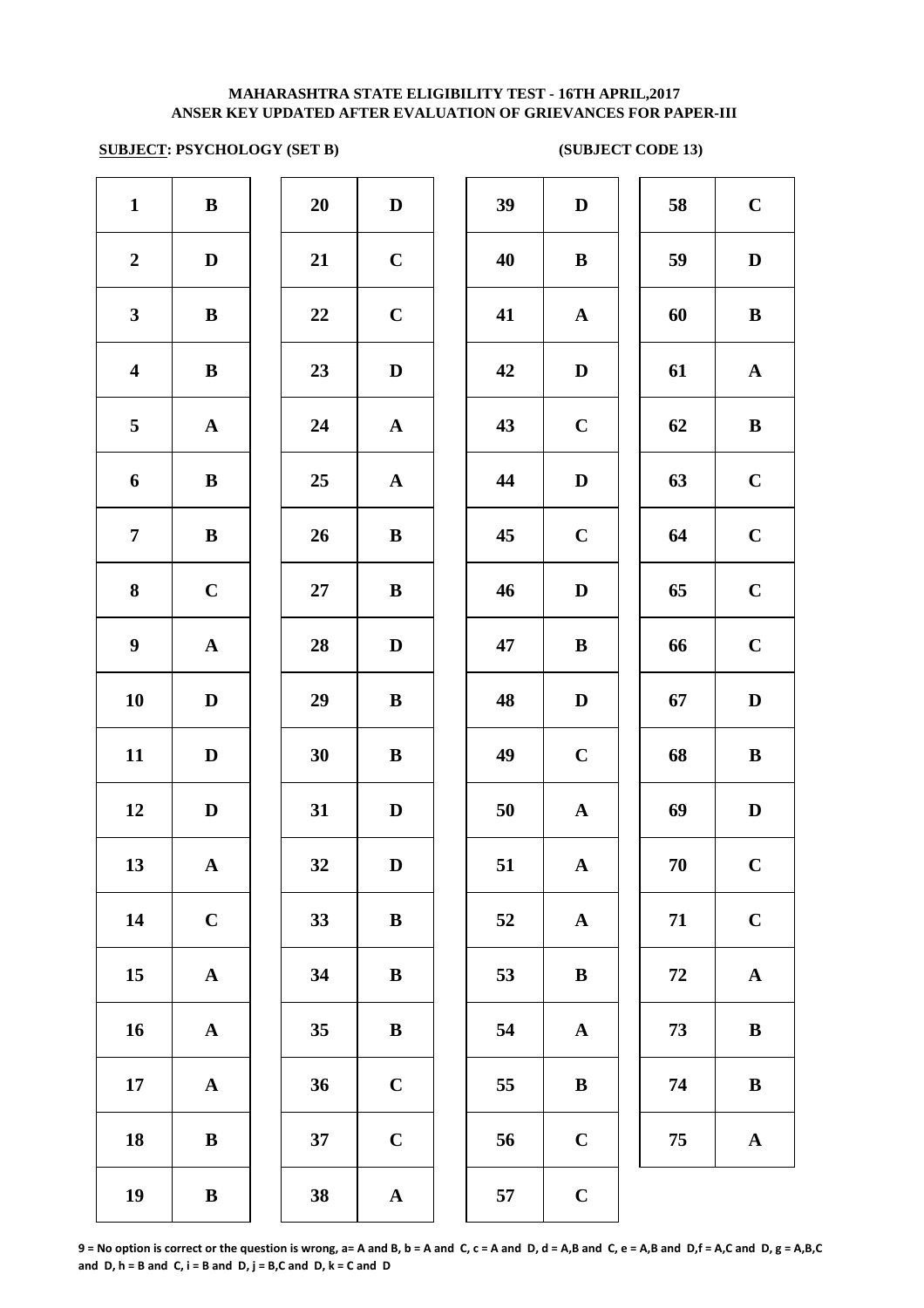**MAHARASHTRA STATE ELIGIBILITY TEST - 16TH APRIL,2017**
**ANSER KEY UPDATED AFTER EVALUATION OF GRIEVANCES FOR PAPER-III**

**SUBJECT: PSYCHOLOGY (SET B)** **(SUBJECT CODE 13)**

| Q | Ans | Q | Ans | Q | Ans | Q | Ans |
|---|---|---|---|---|---|---|---|
| 1 | B | 20 | D | 39 | D | 58 | C |
| 2 | D | 21 | C | 40 | B | 59 | D |
| 3 | B | 22 | C | 41 | A | 60 | B |
| 4 | B | 23 | D | 42 | D | 61 | A |
| 5 | A | 24 | A | 43 | C | 62 | B |
| 6 | B | 25 | A | 44 | D | 63 | C |
| 7 | B | 26 | B | 45 | C | 64 | C |
| 8 | C | 27 | B | 46 | D | 65 | C |
| 9 | A | 28 | D | 47 | B | 66 | C |
| 10 | D | 29 | B | 48 | D | 67 | D |
| 11 | D | 30 | B | 49 | C | 68 | B |
| 12 | D | 31 | D | 50 | A | 69 | D |
| 13 | A | 32 | D | 51 | A | 70 | C |
| 14 | C | 33 | B | 52 | A | 71 | C |
| 15 | A | 34 | B | 53 | B | 72 | A |
| 16 | A | 35 | B | 54 | A | 73 | B |
| 17 | A | 36 | C | 55 | B | 74 | B |
| 18 | B | 37 | C | 56 | C | 75 | A |
| 19 | B | 38 | A | 57 | C | | |

**9 = No option is correct or the question is wrong, a= A and B, b = A and C, c = A and D, d = A,B and C, e = A,B and D,f = A,C and D, g = A,B,C and D, h = B and C, i = B and D, j = B,C and D, k = C and D**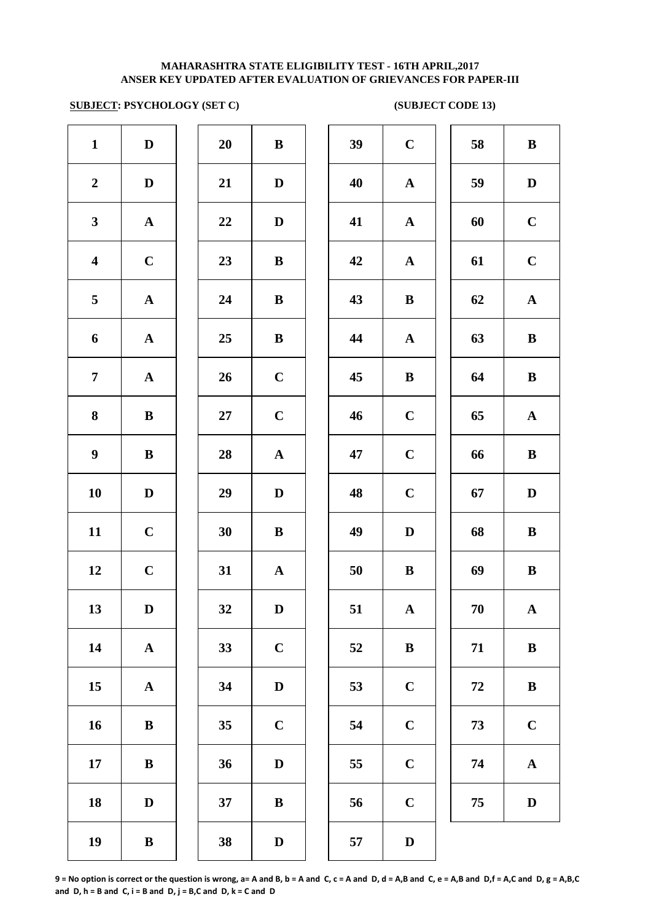**MAHARASHTRA STATE ELIGIBILITY TEST - 16TH APRIL,2017**
**ANSER KEY UPDATED AFTER EVALUATION OF GRIEVANCES FOR PAPER-III**

**SUBJECT: PSYCHOLOGY (SET C)** **(SUBJECT CODE 13)**

| Q | Ans | Q | Ans | Q | Ans | Q | Ans |
|---|---|---|---|---|---|---|---|
| 1 | D | 20 | B | 39 | C | 58 | B |
| 2 | D | 21 | D | 40 | A | 59 | D |
| 3 | A | 22 | D | 41 | A | 60 | C |
| 4 | C | 23 | B | 42 | A | 61 | C |
| 5 | A | 24 | B | 43 | B | 62 | A |
| 6 | A | 25 | B | 44 | A | 63 | B |
| 7 | A | 26 | C | 45 | B | 64 | B |
| 8 | B | 27 | C | 46 | C | 65 | A |
| 9 | B | 28 | A | 47 | C | 66 | B |
| 10 | D | 29 | D | 48 | C | 67 | D |
| 11 | C | 30 | B | 49 | D | 68 | B |
| 12 | C | 31 | A | 50 | B | 69 | B |
| 13 | D | 32 | D | 51 | A | 70 | A |
| 14 | A | 33 | C | 52 | B | 71 | B |
| 15 | A | 34 | D | 53 | C | 72 | B |
| 16 | B | 35 | C | 54 | C | 73 | C |
| 17 | B | 36 | D | 55 | C | 74 | A |
| 18 | D | 37 | B | 56 | C | 75 | D |
| 19 | B | 38 | D | 57 | D | | |

**9 = No option is correct or the question is wrong, a= A and B, b = A and C, c = A and D, d = A,B and C, e = A,B and D,f = A,C and D, g = A,B,C and D, h = B and C, i = B and D, j = B,C and D, k = C and D**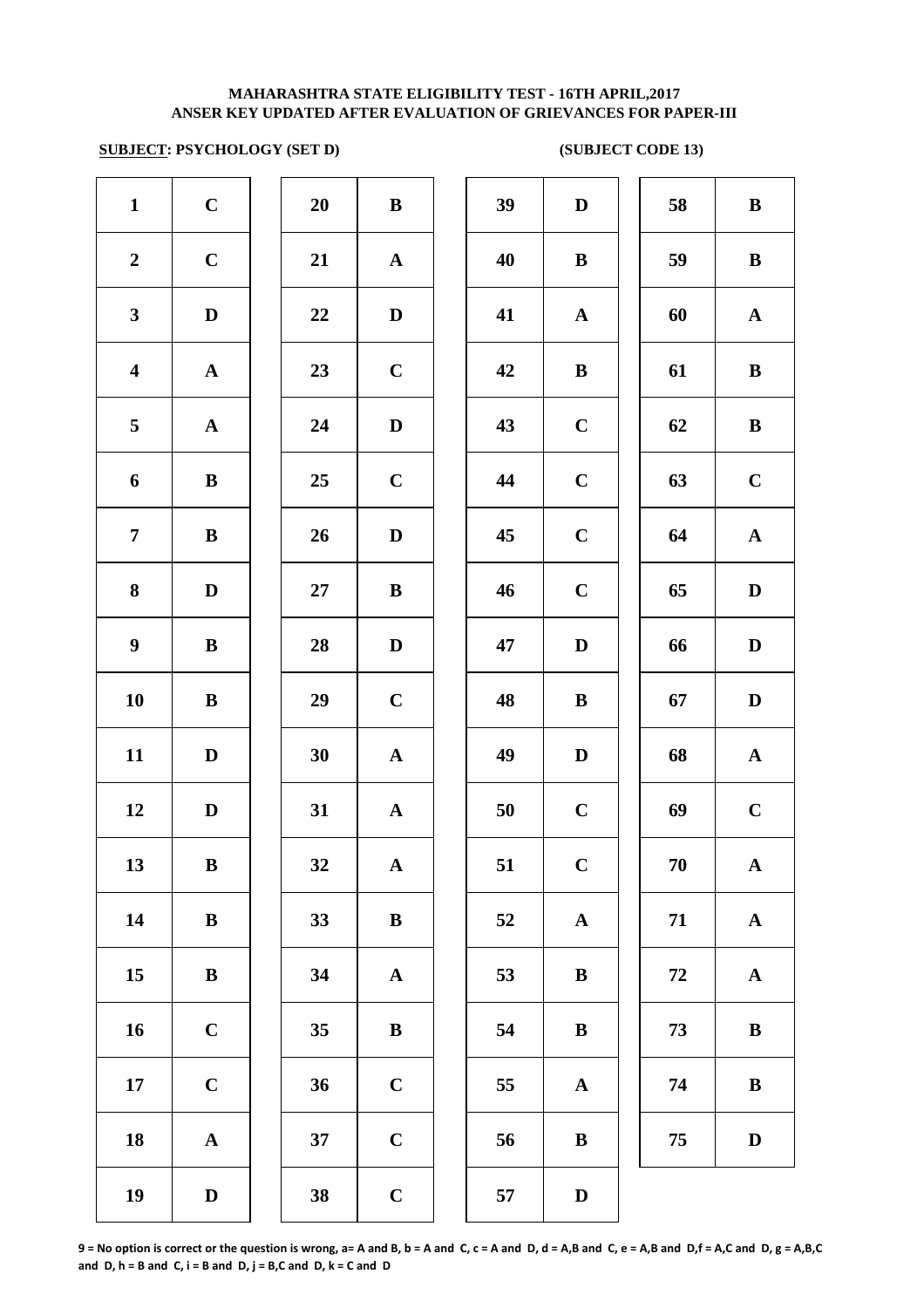**MAHARASHTRA STATE ELIGIBILITY TEST - 16TH APRIL,2017**
**ANSER KEY UPDATED AFTER EVALUATION OF GRIEVANCES FOR PAPER-III**

**SUBJECT: PSYCHOLOGY (SET D) (SUBJECT CODE 13)**

| Q | Ans | Q | Ans | Q | Ans | Q | Ans |
|---|---|---|---|---|---|---|---|
| 1 | C | 20 | B | 39 | D | 58 | B |
| 2 | C | 21 | A | 40 | B | 59 | B |
| 3 | D | 22 | D | 41 | A | 60 | A |
| 4 | A | 23 | C | 42 | B | 61 | B |
| 5 | A | 24 | D | 43 | C | 62 | B |
| 6 | B | 25 | C | 44 | C | 63 | C |
| 7 | B | 26 | D | 45 | C | 64 | A |
| 8 | D | 27 | B | 46 | C | 65 | D |
| 9 | B | 28 | D | 47 | D | 66 | D |
| 10 | B | 29 | C | 48 | B | 67 | D |
| 11 | D | 30 | A | 49 | D | 68 | A |
| 12 | D | 31 | A | 50 | C | 69 | C |
| 13 | B | 32 | A | 51 | C | 70 | A |
| 14 | B | 33 | B | 52 | A | 71 | A |
| 15 | B | 34 | A | 53 | B | 72 | A |
| 16 | C | 35 | B | 54 | B | 73 | B |
| 17 | C | 36 | C | 55 | A | 74 | B |
| 18 | A | 37 | C | 56 | B | 75 | D |
| 19 | D | 38 | C | 57 | D | | |

**9 = No option is correct or the question is wrong, a= A and B, b = A and C, c = A and D, d = A,B and C, e = A,B and D,f = A,C and D, g = A,B,C and D, h = B and C, i = B and D, j = B,C and D, k = C and D**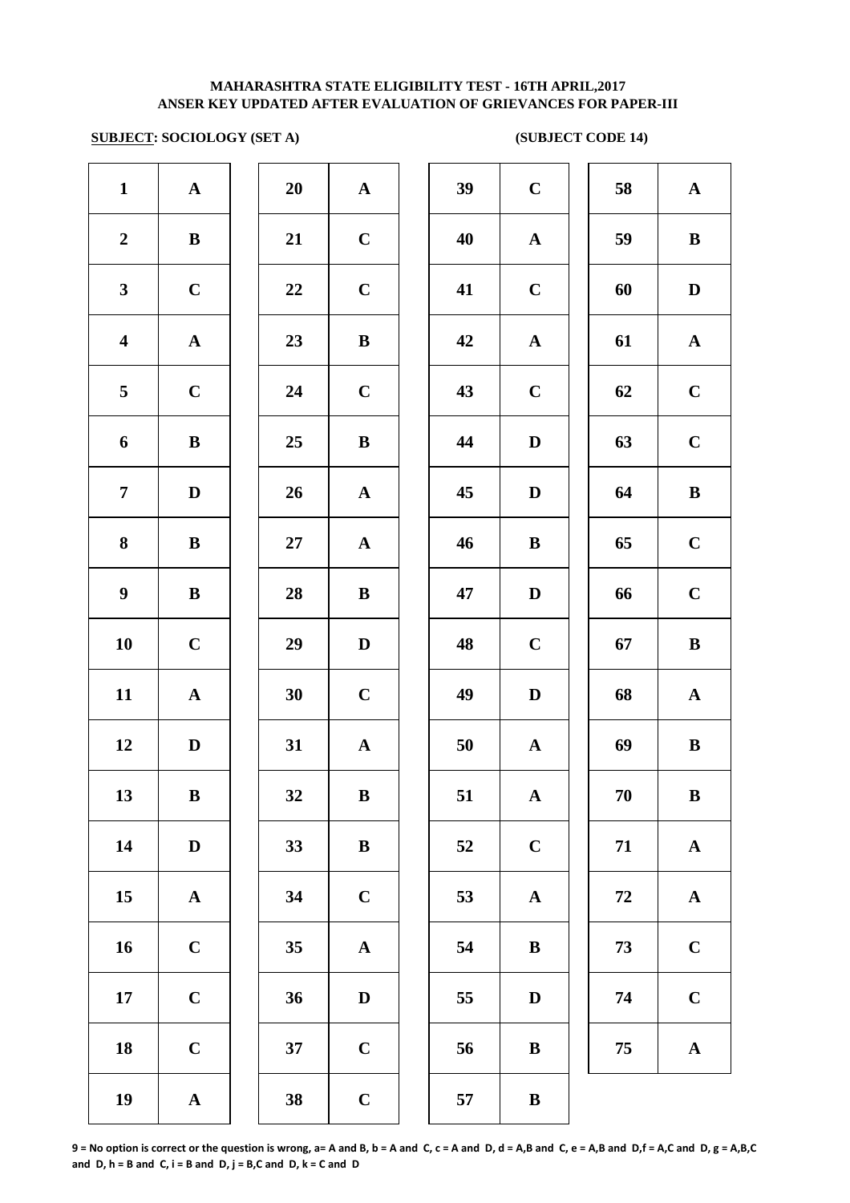**MAHARASHTRA STATE ELIGIBILITY TEST - 16TH APRIL,2017**
**ANSER KEY UPDATED AFTER EVALUATION OF GRIEVANCES FOR PAPER-III**

**SUBJECT: SOCIOLOGY (SET A)** **(SUBJECT CODE 14)**

| Q | Ans | Q | Ans | Q | Ans | Q | Ans |
|---|---|---|---|---|---|---|---|
| 1 | A | 20 | A | 39 | C | 58 | A |
| 2 | B | 21 | C | 40 | A | 59 | B |
| 3 | C | 22 | C | 41 | C | 60 | D |
| 4 | A | 23 | B | 42 | A | 61 | A |
| 5 | C | 24 | C | 43 | C | 62 | C |
| 6 | B | 25 | B | 44 | D | 63 | C |
| 7 | D | 26 | A | 45 | D | 64 | B |
| 8 | B | 27 | A | 46 | B | 65 | C |
| 9 | B | 28 | B | 47 | D | 66 | C |
| 10 | C | 29 | D | 48 | C | 67 | B |
| 11 | A | 30 | C | 49 | D | 68 | A |
| 12 | D | 31 | A | 50 | A | 69 | B |
| 13 | B | 32 | B | 51 | A | 70 | B |
| 14 | D | 33 | B | 52 | C | 71 | A |
| 15 | A | 34 | C | 53 | A | 72 | A |
| 16 | C | 35 | A | 54 | B | 73 | C |
| 17 | C | 36 | D | 55 | D | 74 | C |
| 18 | C | 37 | C | 56 | B | 75 | A |
| 19 | A | 38 | C | 57 | B | | |

**9 = No option is correct or the question is wrong, a= A and B, b = A and C, c = A and D, d = A,B and C, e = A,B and D,f = A,C and D, g = A,B,C and D, h = B and C, i = B and D, j = B,C and D, k = C and D**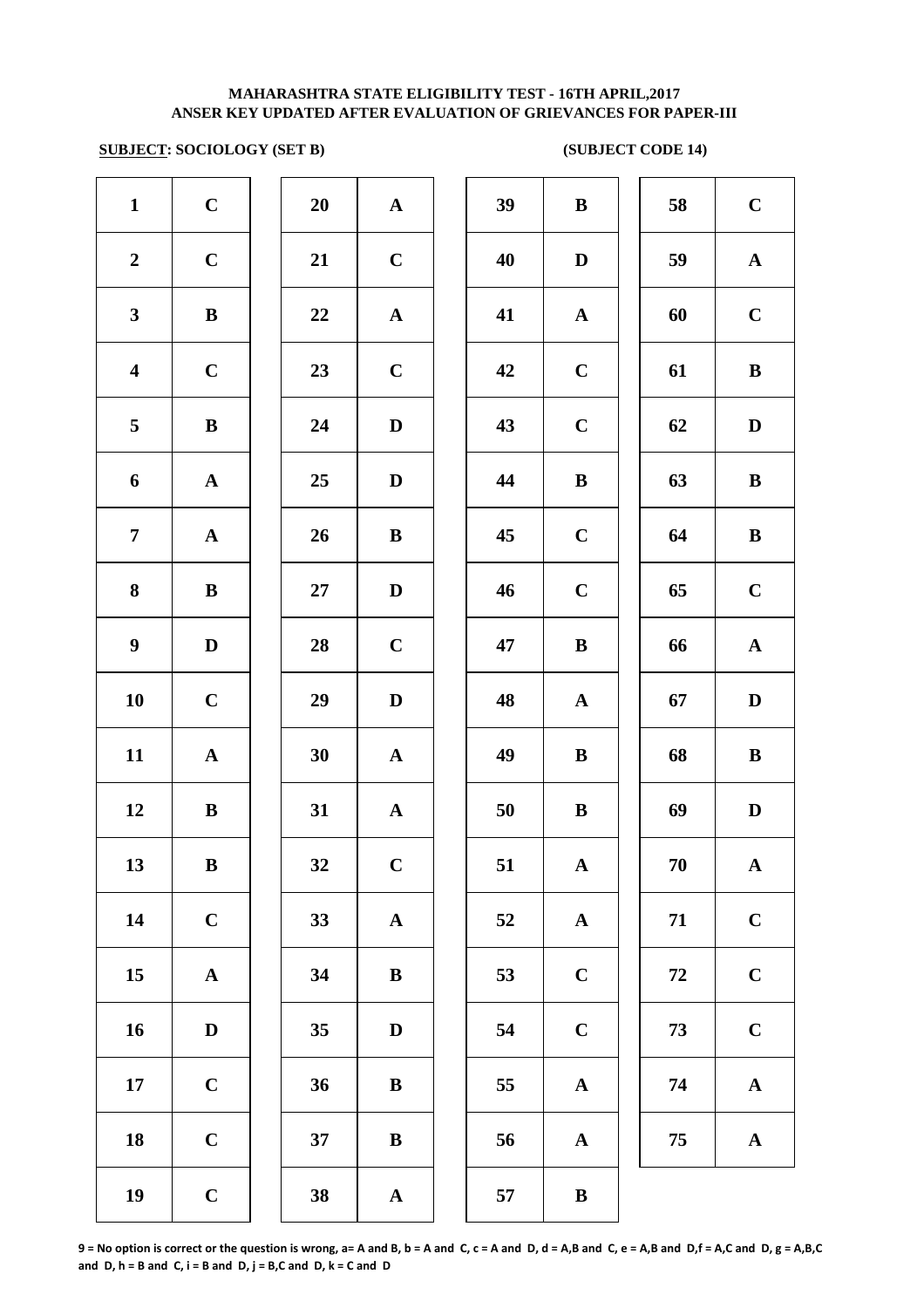# MAHARASHTRA STATE ELIGIBILITY TEST - 16TH APRIL,2017
## ANSER KEY UPDATED AFTER EVALUATION OF GRIEVANCES FOR PAPER-III

**SUBJECT: SOCIOLOGY (SET B)** **(SUBJECT CODE 14)**

| Q | Ans | Q | Ans | Q | Ans | Q | Ans |
|---|---|---|---|---|---|---|---|
| 1 | C | 20 | A | 39 | B | 58 | C |
| 2 | C | 21 | C | 40 | D | 59 | A |
| 3 | B | 22 | A | 41 | A | 60 | C |
| 4 | C | 23 | C | 42 | C | 61 | B |
| 5 | B | 24 | D | 43 | C | 62 | D |
| 6 | A | 25 | D | 44 | B | 63 | B |
| 7 | A | 26 | B | 45 | C | 64 | B |
| 8 | B | 27 | D | 46 | C | 65 | C |
| 9 | D | 28 | C | 47 | B | 66 | A |
| 10 | C | 29 | D | 48 | A | 67 | D |
| 11 | A | 30 | A | 49 | B | 68 | B |
| 12 | B | 31 | A | 50 | B | 69 | D |
| 13 | B | 32 | C | 51 | A | 70 | A |
| 14 | C | 33 | A | 52 | A | 71 | C |
| 15 | A | 34 | B | 53 | C | 72 | C |
| 16 | D | 35 | D | 54 | C | 73 | C |
| 17 | C | 36 | B | 55 | A | 74 | A |
| 18 | C | 37 | B | 56 | A | 75 | A |
| 19 | C | 38 | A | 57 | B | | |

**9 = No option is correct or the question is wrong, a= A and B, b = A and C, c = A and D, d = A,B and C, e = A,B and D,f = A,C and D, g = A,B,C and D, h = B and C, i = B and D, j = B,C and D, k = C and D**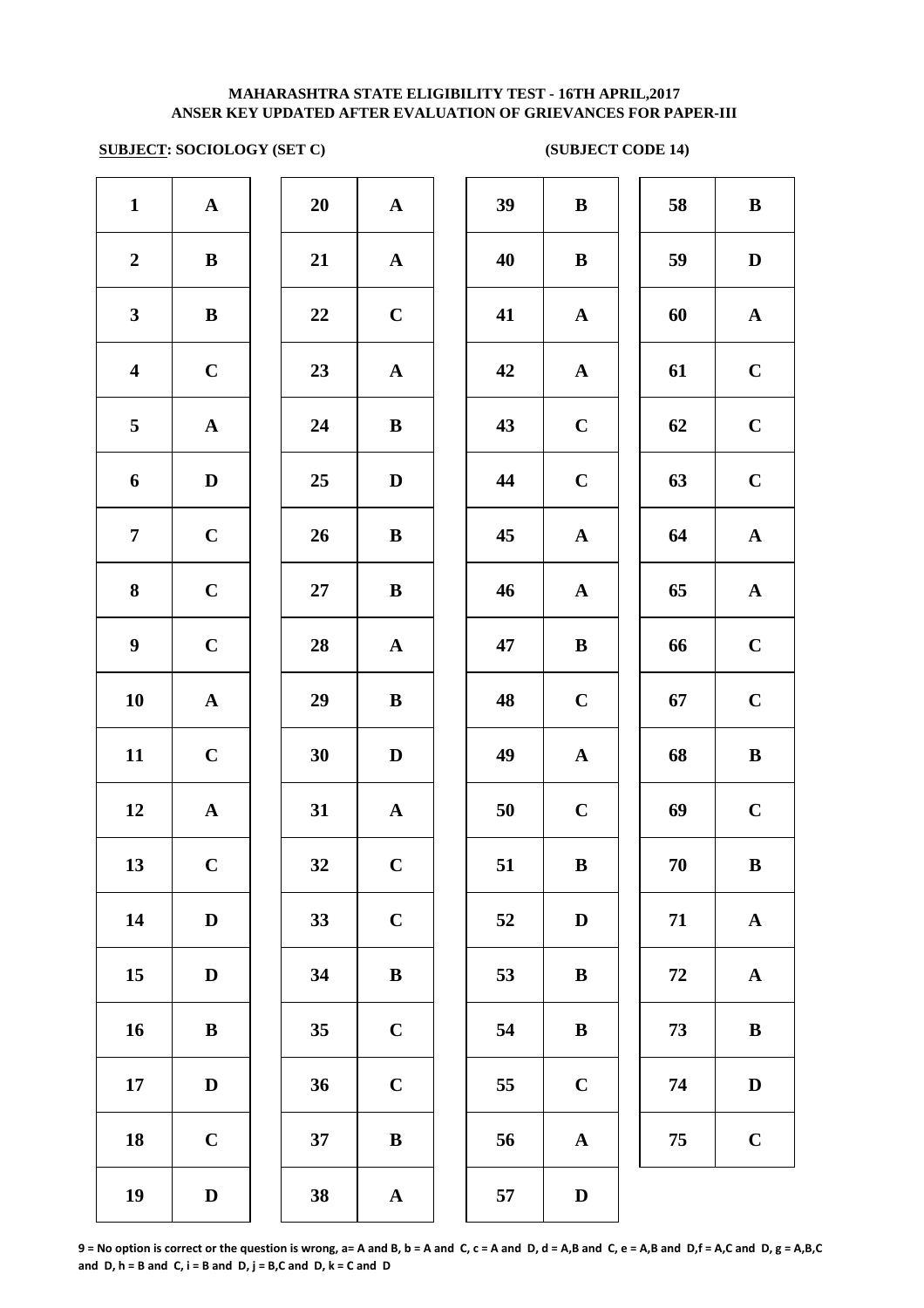**MAHARASHTRA STATE ELIGIBILITY TEST - 16TH APRIL,2017**
**ANSER KEY UPDATED AFTER EVALUATION OF GRIEVANCES FOR PAPER-III**

**SUBJECT: SOCIOLOGY (SET C)** **(SUBJECT CODE 14)**

| Q | Ans | Q | Ans | Q | Ans | Q | Ans |
|---|---|---|---|---|---|---|---|
| 1 | A | 20 | A | 39 | B | 58 | B |
| 2 | B | 21 | A | 40 | B | 59 | D |
| 3 | B | 22 | C | 41 | A | 60 | A |
| 4 | C | 23 | A | 42 | A | 61 | C |
| 5 | A | 24 | B | 43 | C | 62 | C |
| 6 | D | 25 | D | 44 | C | 63 | C |
| 7 | C | 26 | B | 45 | A | 64 | A |
| 8 | C | 27 | B | 46 | A | 65 | A |
| 9 | C | 28 | A | 47 | B | 66 | C |
| 10 | A | 29 | B | 48 | C | 67 | C |
| 11 | C | 30 | D | 49 | A | 68 | B |
| 12 | A | 31 | A | 50 | C | 69 | C |
| 13 | C | 32 | C | 51 | B | 70 | B |
| 14 | D | 33 | C | 52 | D | 71 | A |
| 15 | D | 34 | B | 53 | B | 72 | A |
| 16 | B | 35 | C | 54 | B | 73 | B |
| 17 | D | 36 | C | 55 | C | 74 | D |
| 18 | C | 37 | B | 56 | A | 75 | C |
| 19 | D | 38 | A | 57 | D | | |

**9 = No option is correct or the question is wrong, a= A and B, b = A and C, c = A and D, d = A,B and C, e = A,B and D,f = A,C and D, g = A,B,C and D, h = B and C, i = B and D, j = B,C and D, k = C and D**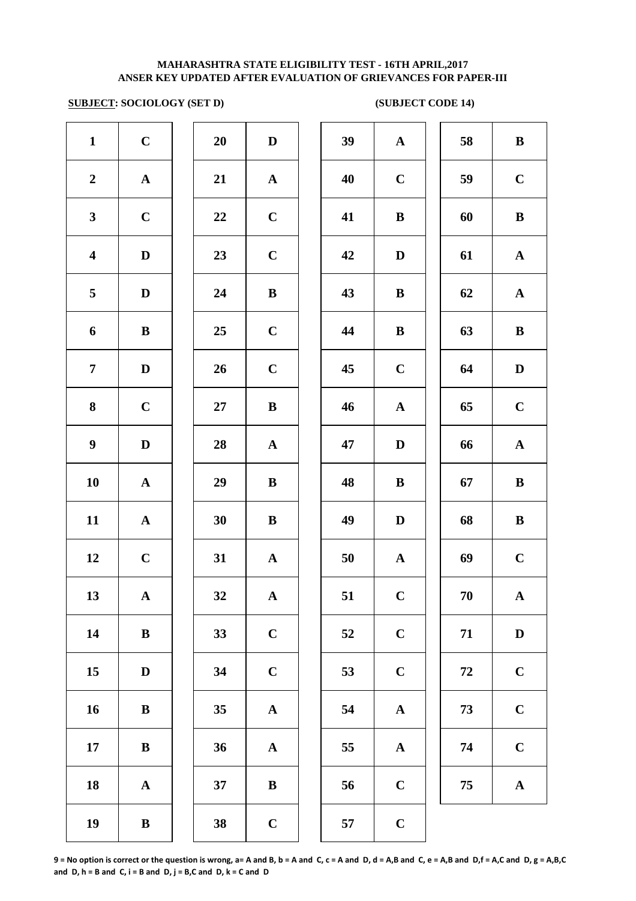**MAHARASHTRA STATE ELIGIBILITY TEST - 16TH APRIL,2017**
**ANSER KEY UPDATED AFTER EVALUATION OF GRIEVANCES FOR PAPER-III**

**SUBJECT: SOCIOLOGY (SET D)** **(SUBJECT CODE 14)**

| Q | Ans | Q | Ans | Q | Ans | Q | Ans |
|---|---|---|---|---|---|---|---|
| 1 | C | 20 | D | 39 | A | 58 | B |
| 2 | A | 21 | A | 40 | C | 59 | C |
| 3 | C | 22 | C | 41 | B | 60 | B |
| 4 | D | 23 | C | 42 | D | 61 | A |
| 5 | D | 24 | B | 43 | B | 62 | A |
| 6 | B | 25 | C | 44 | B | 63 | B |
| 7 | D | 26 | C | 45 | C | 64 | D |
| 8 | C | 27 | B | 46 | A | 65 | C |
| 9 | D | 28 | A | 47 | D | 66 | A |
| 10 | A | 29 | B | 48 | B | 67 | B |
| 11 | A | 30 | B | 49 | D | 68 | B |
| 12 | C | 31 | A | 50 | A | 69 | C |
| 13 | A | 32 | A | 51 | C | 70 | A |
| 14 | B | 33 | C | 52 | C | 71 | D |
| 15 | D | 34 | C | 53 | C | 72 | C |
| 16 | B | 35 | A | 54 | A | 73 | C |
| 17 | B | 36 | A | 55 | A | 74 | C |
| 18 | A | 37 | B | 56 | C | 75 | A |
| 19 | B | 38 | C | 57 | C | | |

**9 = No option is correct or the question is wrong, a= A and B, b = A and C, c = A and D, d = A,B and C, e = A,B and D,f = A,C and D, g = A,B,C and D, h = B and C, i = B and D, j = B,C and D, k = C and D**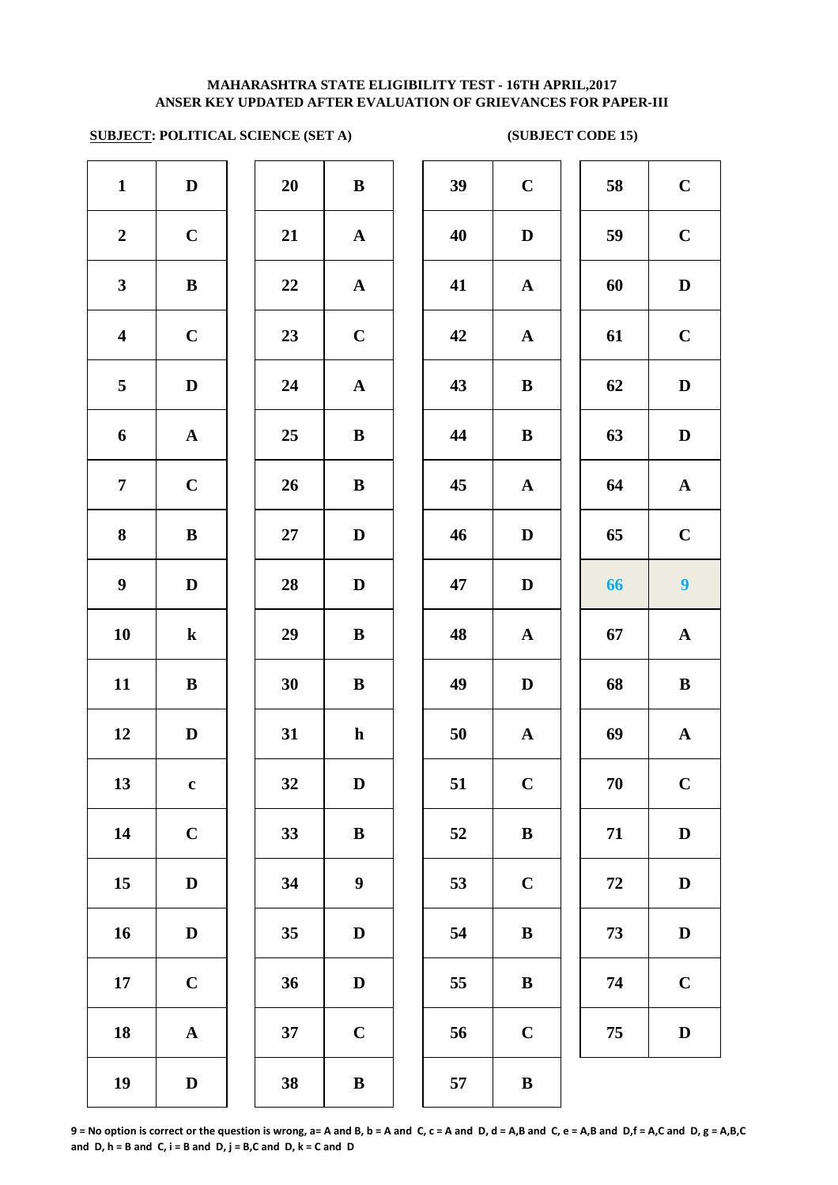**MAHARASHTRA STATE ELIGIBILITY TEST - 16TH APRIL,2017**
**ANSER KEY UPDATED AFTER EVALUATION OF GRIEVANCES FOR PAPER-III**

**SUBJECT: POLITICAL SCIENCE (SET A)** **(SUBJECT CODE 15)**

| Q | Ans | Q | Ans | Q | Ans | Q | Ans |
|---|---|---|---|---|---|---|---|
| 1 | D | 20 | B | 39 | C | 58 | C |
| 2 | C | 21 | A | 40 | D | 59 | C |
| 3 | B | 22 | A | 41 | A | 60 | D |
| 4 | C | 23 | C | 42 | A | 61 | C |
| 5 | D | 24 | A | 43 | B | 62 | D |
| 6 | A | 25 | B | 44 | B | 63 | D |
| 7 | C | 26 | B | 45 | A | 64 | A |
| 8 | B | 27 | D | 46 | D | 65 | C |
| 9 | D | 28 | D | 47 | D | 66 | 9 |
| 10 | k | 29 | B | 48 | A | 67 | A |
| 11 | B | 30 | B | 49 | D | 68 | B |
| 12 | D | 31 | h | 50 | A | 69 | A |
| 13 | c | 32 | D | 51 | C | 70 | C |
| 14 | C | 33 | B | 52 | B | 71 | D |
| 15 | D | 34 | 9 | 53 | C | 72 | D |
| 16 | D | 35 | D | 54 | B | 73 | D |
| 17 | C | 36 | D | 55 | B | 74 | C |
| 18 | A | 37 | C | 56 | C | 75 | D |
| 19 | D | 38 | B | 57 | B | | |

**9 = No option is correct or the question is wrong, a= A and B, b = A and C, c = A and D, d = A,B and C, e = A,B and D,f = A,C and D, g = A,B,C and D, h = B and C, i = B and D, j = B,C and D, k = C and D**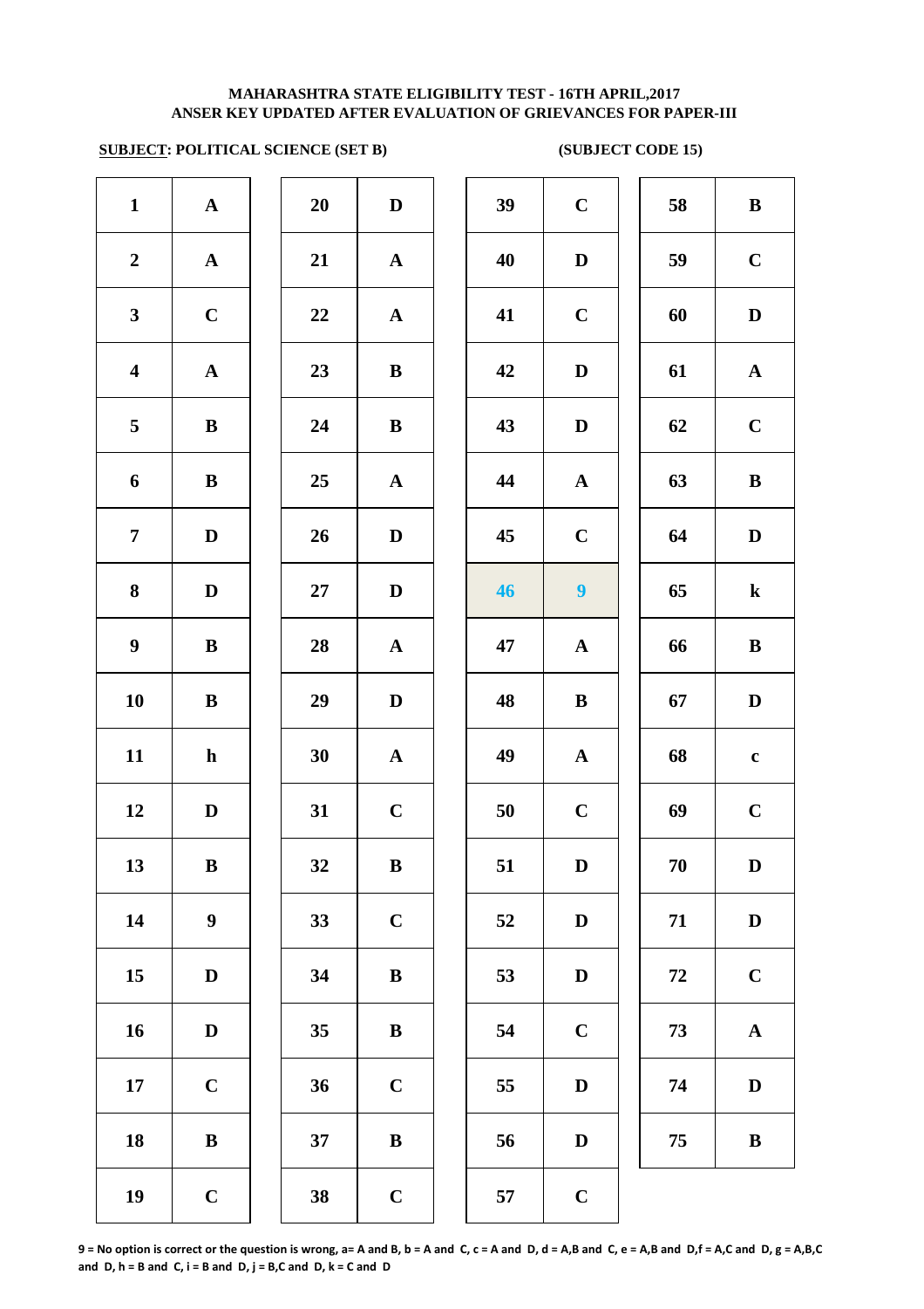MAHARASHTRA STATE ELIGIBILITY TEST - 16TH APRIL,2017

ANSER KEY UPDATED AFTER EVALUATION OF GRIEVANCES FOR PAPER-III

**SUBJECT: POLITICAL SCIENCE (SET B)** **(SUBJECT CODE 15)**

| Q | Ans | Q | Ans | Q | Ans | Q | Ans |
|---|---|---|---|---|---|---|---|
| 1 | A | 20 | D | 39 | C | 58 | B |
| 2 | A | 21 | A | 40 | D | 59 | C |
| 3 | C | 22 | A | 41 | C | 60 | D |
| 4 | A | 23 | B | 42 | D | 61 | A |
| 5 | B | 24 | B | 43 | D | 62 | C |
| 6 | B | 25 | A | 44 | A | 63 | B |
| 7 | D | 26 | D | 45 | C | 64 | D |
| 8 | D | 27 | D | 46 | 9 | 65 | k |
| 9 | B | 28 | A | 47 | A | 66 | B |
| 10 | B | 29 | D | 48 | B | 67 | D |
| 11 | h | 30 | A | 49 | A | 68 | c |
| 12 | D | 31 | C | 50 | C | 69 | C |
| 13 | B | 32 | B | 51 | D | 70 | D |
| 14 | 9 | 33 | C | 52 | D | 71 | D |
| 15 | D | 34 | B | 53 | D | 72 | C |
| 16 | D | 35 | B | 54 | C | 73 | A |
| 17 | C | 36 | C | 55 | D | 74 | D |
| 18 | B | 37 | B | 56 | D | 75 | B |
| 19 | C | 38 | C | 57 | C | | |

**9 = No option is correct or the question is wrong, a= A and B, b = A and C, c = A and D, d = A,B and C, e = A,B and D,f = A,C and D, g = A,B,C and D, h = B and C, i = B and D, j = B,C and D, k = C and D**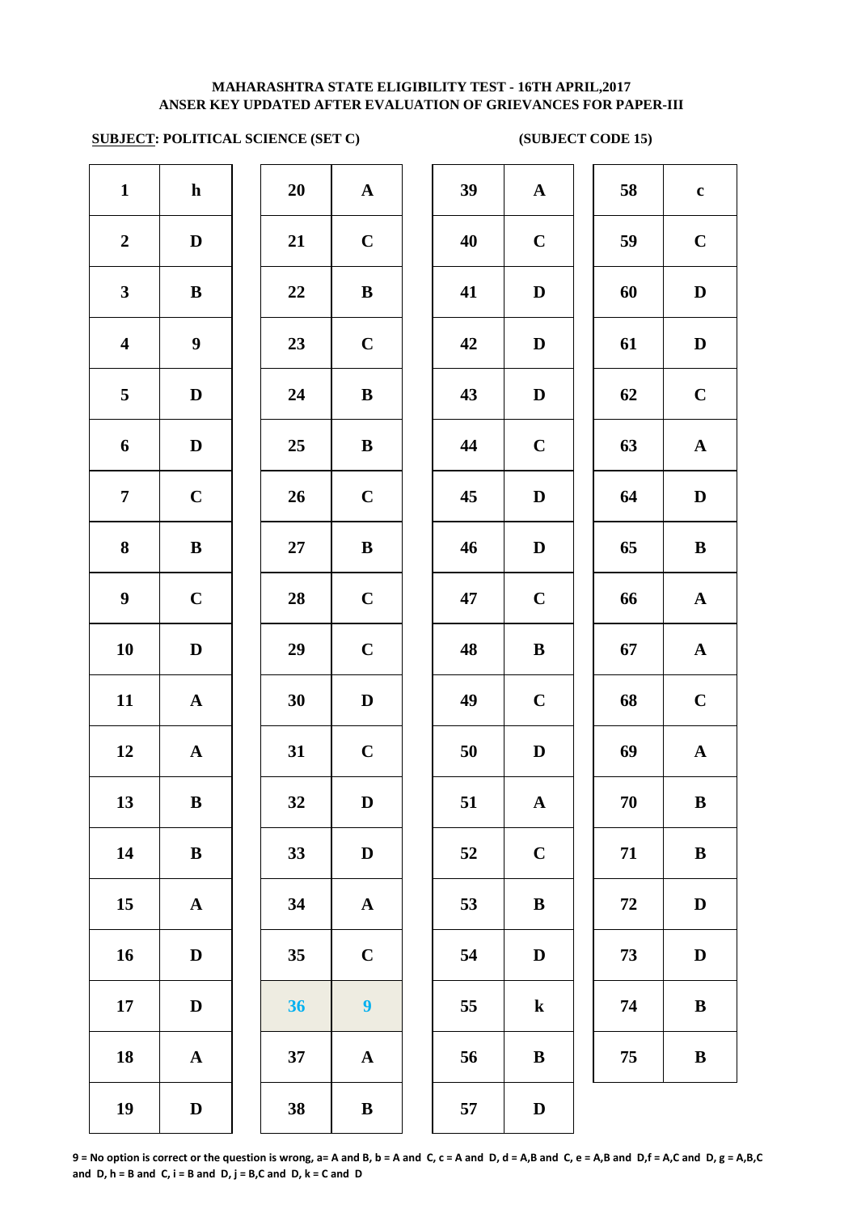**MAHARASHTRA STATE ELIGIBILITY TEST - 16TH APRIL,2017**
**ANSER KEY UPDATED AFTER EVALUATION OF GRIEVANCES FOR PAPER-III**

**SUBJECT: POLITICAL SCIENCE (SET C)** **(SUBJECT CODE 15)**

| Q | Ans | Q | Ans | Q | Ans | Q | Ans |
|---|---|---|---|---|---|---|---|
| 1 | h | 20 | A | 39 | A | 58 | c |
| 2 | D | 21 | C | 40 | C | 59 | C |
| 3 | B | 22 | B | 41 | D | 60 | D |
| 4 | 9 | 23 | C | 42 | D | 61 | D |
| 5 | D | 24 | B | 43 | D | 62 | C |
| 6 | D | 25 | B | 44 | C | 63 | A |
| 7 | C | 26 | C | 45 | D | 64 | D |
| 8 | B | 27 | B | 46 | D | 65 | B |
| 9 | C | 28 | C | 47 | C | 66 | A |
| 10 | D | 29 | C | 48 | B | 67 | A |
| 11 | A | 30 | D | 49 | C | 68 | C |
| 12 | A | 31 | C | 50 | D | 69 | A |
| 13 | B | 32 | D | 51 | A | 70 | B |
| 14 | B | 33 | D | 52 | C | 71 | B |
| 15 | A | 34 | A | 53 | B | 72 | D |
| 16 | D | 35 | C | 54 | D | 73 | D |
| 17 | D | 36 | 9 | 55 | k | 74 | B |
| 18 | A | 37 | A | 56 | B | 75 | B |
| 19 | D | 38 | B | 57 | D | | |

**9 = No option is correct or the question is wrong, a= A and B, b = A and C, c = A and D, d = A,B and C, e = A,B and D,f = A,C and D, g = A,B,C and D, h = B and C, i = B and D, j = B,C and D, k = C and D**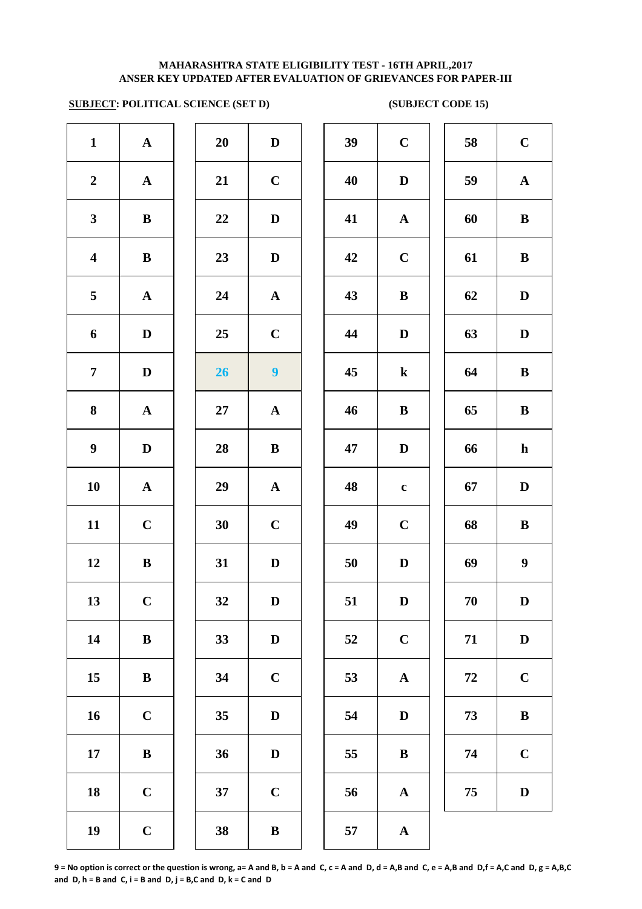**MAHARASHTRA STATE ELIGIBILITY TEST - 16TH APRIL,2017**
**ANSER KEY UPDATED AFTER EVALUATION OF GRIEVANCES FOR PAPER-III**

**SUBJECT: POLITICAL SCIENCE (SET D)** **(SUBJECT CODE 15)**

| Q | Ans | Q | Ans | Q | Ans | Q | Ans |
|---|---|---|---|---|---|---|---|
| 1 | A | 20 | D | 39 | C | 58 | C |
| 2 | A | 21 | C | 40 | D | 59 | A |
| 3 | B | 22 | D | 41 | A | 60 | B |
| 4 | B | 23 | D | 42 | C | 61 | B |
| 5 | A | 24 | A | 43 | B | 62 | D |
| 6 | D | 25 | C | 44 | D | 63 | D |
| 7 | D | 26 | 9 | 45 | k | 64 | B |
| 8 | A | 27 | A | 46 | B | 65 | B |
| 9 | D | 28 | B | 47 | D | 66 | h |
| 10 | A | 29 | A | 48 | c | 67 | D |
| 11 | C | 30 | C | 49 | C | 68 | B |
| 12 | B | 31 | D | 50 | D | 69 | 9 |
| 13 | C | 32 | D | 51 | D | 70 | D |
| 14 | B | 33 | D | 52 | C | 71 | D |
| 15 | B | 34 | C | 53 | A | 72 | C |
| 16 | C | 35 | D | 54 | D | 73 | B |
| 17 | B | 36 | D | 55 | B | 74 | C |
| 18 | C | 37 | C | 56 | A | 75 | D |
| 19 | C | 38 | B | 57 | A | | |

**9 = No option is correct or the question is wrong, a= A and B, b = A and C, c = A and D, d = A,B and C, e = A,B and D,f = A,C and D, g = A,B,C and D, h = B and C, i = B and D, j = B,C and D, k = C and D**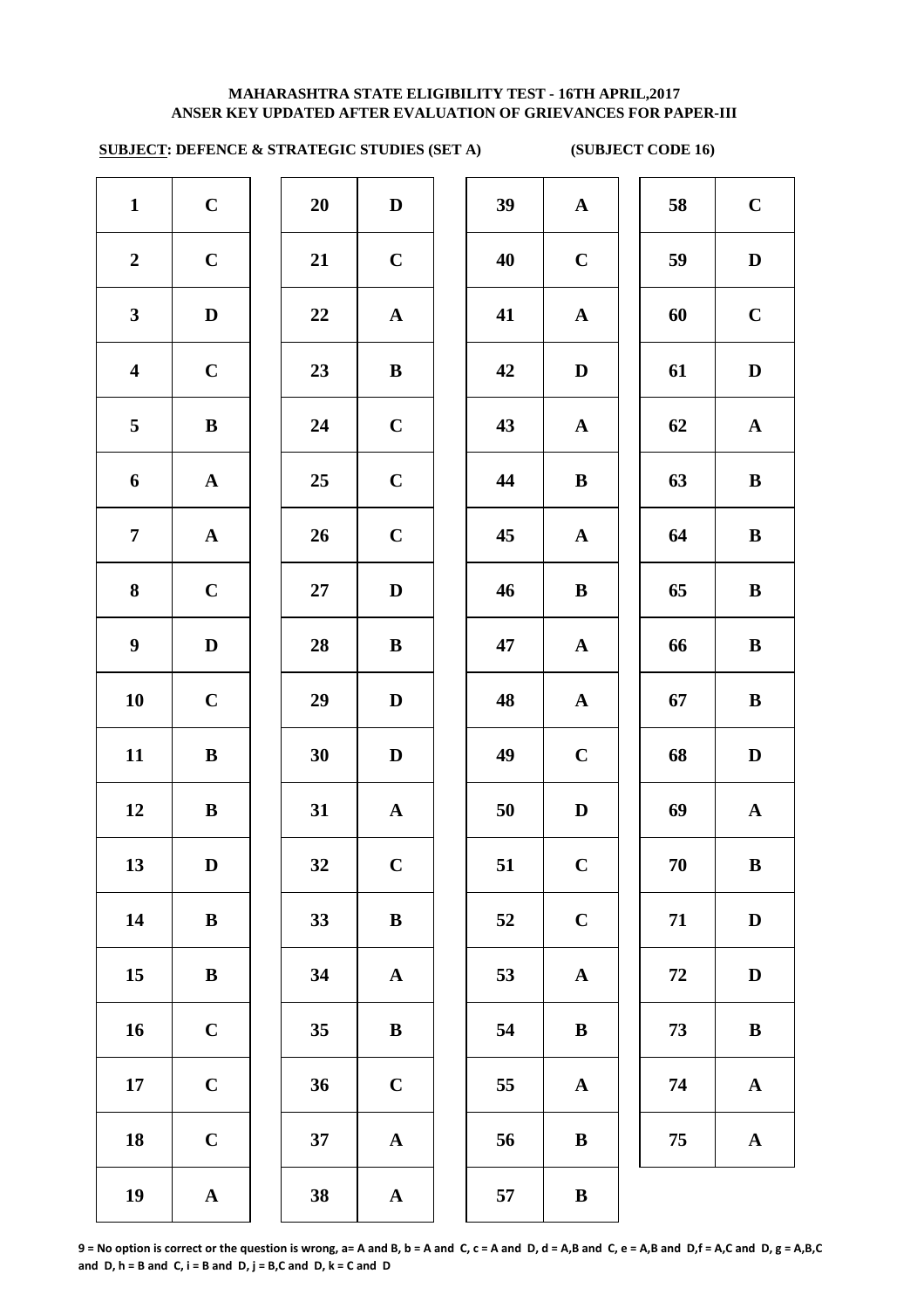# MAHARASHTRA STATE ELIGIBILITY TEST - 16TH APRIL,2017
## ANSER KEY UPDATED AFTER EVALUATION OF GRIEVANCES FOR PAPER-III

**SUBJECT: DEFENCE & STRATEGIC STUDIES (SET A)** **(SUBJECT CODE 16)**

| Q | Ans | Q | Ans | Q | Ans | Q | Ans |
|---|---|---|---|---|---|---|---|
| 1 | C | 20 | D | 39 | A | 58 | C |
| 2 | C | 21 | C | 40 | C | 59 | D |
| 3 | D | 22 | A | 41 | A | 60 | C |
| 4 | C | 23 | B | 42 | D | 61 | D |
| 5 | B | 24 | C | 43 | A | 62 | A |
| 6 | A | 25 | C | 44 | B | 63 | B |
| 7 | A | 26 | C | 45 | A | 64 | B |
| 8 | C | 27 | D | 46 | B | 65 | B |
| 9 | D | 28 | B | 47 | A | 66 | B |
| 10 | C | 29 | D | 48 | A | 67 | B |
| 11 | B | 30 | D | 49 | C | 68 | D |
| 12 | B | 31 | A | 50 | D | 69 | A |
| 13 | D | 32 | C | 51 | C | 70 | B |
| 14 | B | 33 | B | 52 | C | 71 | D |
| 15 | B | 34 | A | 53 | A | 72 | D |
| 16 | C | 35 | B | 54 | B | 73 | B |
| 17 | C | 36 | C | 55 | A | 74 | A |
| 18 | C | 37 | A | 56 | B | 75 | A |
| 19 | A | 38 | A | 57 | B | | |

**9 = No option is correct or the question is wrong, a= A and B, b = A and C, c = A and D, d = A,B and C, e = A,B and D,f = A,C and D, g = A,B,C and D, h = B and C, i = B and D, j = B,C and D, k = C and D**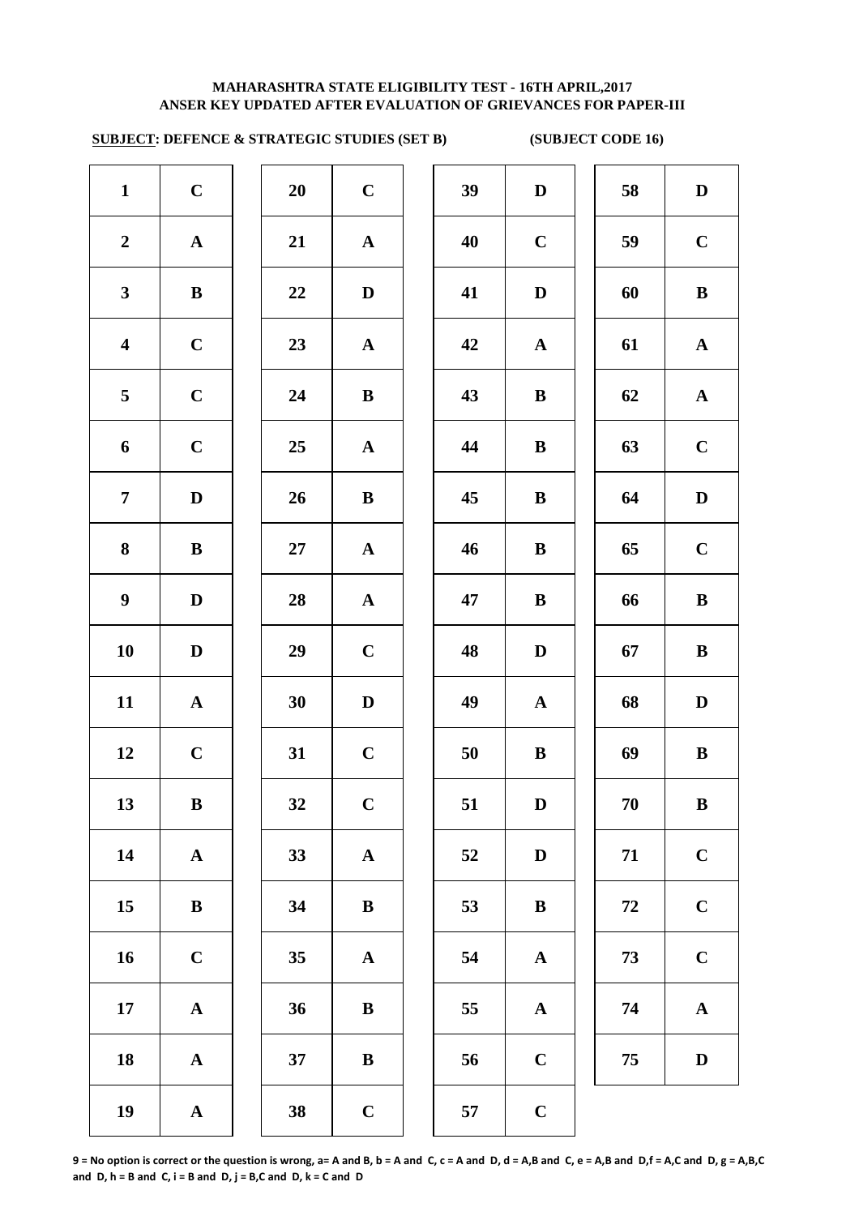**MAHARASHTRA STATE ELIGIBILITY TEST - 16TH APRIL,2017**
**ANSER KEY UPDATED AFTER EVALUATION OF GRIEVANCES FOR PAPER-III**

**SUBJECT: DEFENCE & STRATEGIC STUDIES (SET B)** **(SUBJECT CODE 16)**

| Q | Ans | Q | Ans | Q | Ans | Q | Ans |
|---|---|---|---|---|---|---|---|
| 1 | C | 20 | C | 39 | D | 58 | D |
| 2 | A | 21 | A | 40 | C | 59 | C |
| 3 | B | 22 | D | 41 | D | 60 | B |
| 4 | C | 23 | A | 42 | A | 61 | A |
| 5 | C | 24 | B | 43 | B | 62 | A |
| 6 | C | 25 | A | 44 | B | 63 | C |
| 7 | D | 26 | B | 45 | B | 64 | D |
| 8 | B | 27 | A | 46 | B | 65 | C |
| 9 | D | 28 | A | 47 | B | 66 | B |
| 10 | D | 29 | C | 48 | D | 67 | B |
| 11 | A | 30 | D | 49 | A | 68 | D |
| 12 | C | 31 | C | 50 | B | 69 | B |
| 13 | B | 32 | C | 51 | D | 70 | B |
| 14 | A | 33 | A | 52 | D | 71 | C |
| 15 | B | 34 | B | 53 | B | 72 | C |
| 16 | C | 35 | A | 54 | A | 73 | C |
| 17 | A | 36 | B | 55 | A | 74 | A |
| 18 | A | 37 | B | 56 | C | 75 | D |
| 19 | A | 38 | C | 57 | C | | |

**9 = No option is correct or the question is wrong, a= A and B, b = A and C, c = A and D, d = A,B and C, e = A,B and D,f = A,C and D, g = A,B,C and D, h = B and C, i = B and D, j = B,C and D, k = C and D**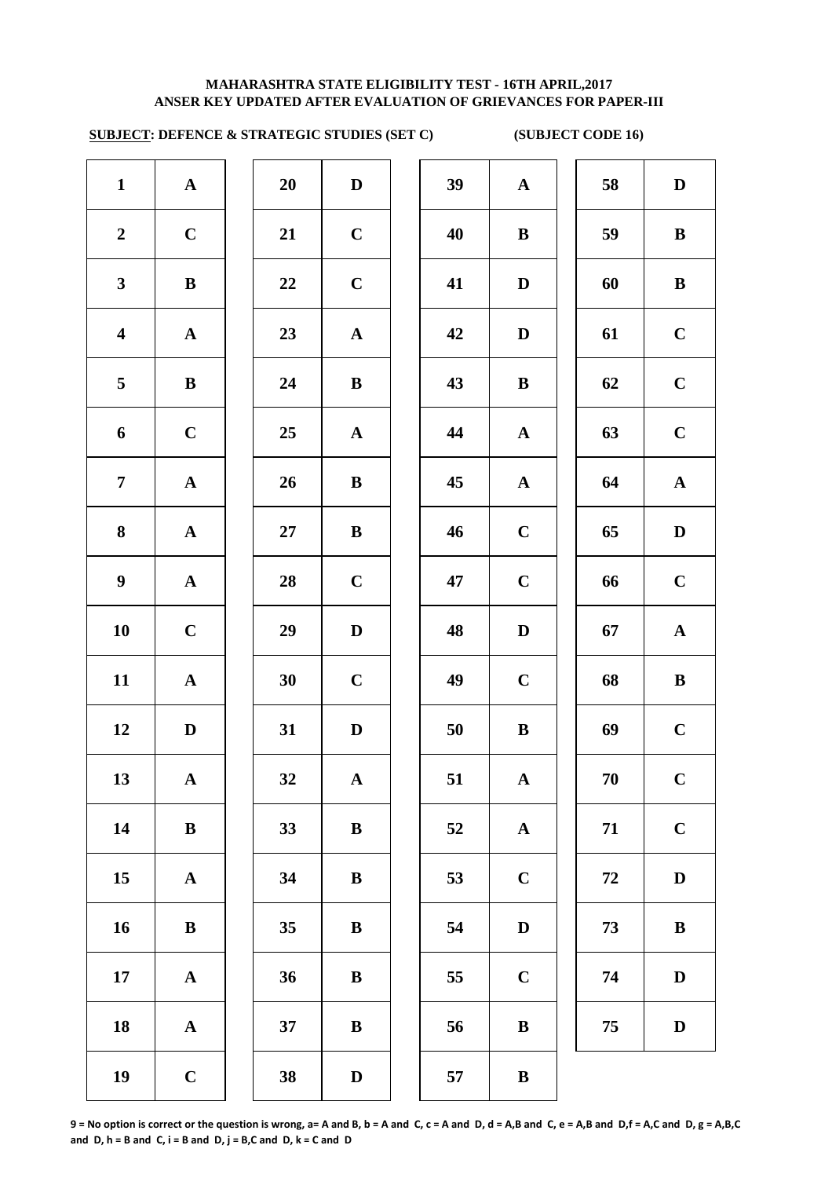# MAHARASHTRA STATE ELIGIBILITY TEST - 16TH APRIL,2017
## ANSER KEY UPDATED AFTER EVALUATION OF GRIEVANCES FOR PAPER-III

**SUBJECT: DEFENCE & STRATEGIC STUDIES (SET C)** **(SUBJECT CODE 16)**

| Q | Ans | Q | Ans | Q | Ans | Q | Ans |
|---|---|---|---|---|---|---|---|
| 1 | A | 20 | D | 39 | A | 58 | D |
| 2 | C | 21 | C | 40 | B | 59 | B |
| 3 | B | 22 | C | 41 | D | 60 | B |
| 4 | A | 23 | A | 42 | D | 61 | C |
| 5 | B | 24 | B | 43 | B | 62 | C |
| 6 | C | 25 | A | 44 | A | 63 | C |
| 7 | A | 26 | B | 45 | A | 64 | A |
| 8 | A | 27 | B | 46 | C | 65 | D |
| 9 | A | 28 | C | 47 | C | 66 | C |
| 10 | C | 29 | D | 48 | D | 67 | A |
| 11 | A | 30 | C | 49 | C | 68 | B |
| 12 | D | 31 | D | 50 | B | 69 | C |
| 13 | A | 32 | A | 51 | A | 70 | C |
| 14 | B | 33 | B | 52 | A | 71 | C |
| 15 | A | 34 | B | 53 | C | 72 | D |
| 16 | B | 35 | B | 54 | D | 73 | B |
| 17 | A | 36 | B | 55 | C | 74 | D |
| 18 | A | 37 | B | 56 | B | 75 | D |
| 19 | C | 38 | D | 57 | B | | |

**9 = No option is correct or the question is wrong, a= A and B, b = A and C, c = A and D, d = A,B and C, e = A,B and D,f = A,C and D, g = A,B,C and D, h = B and C, i = B and D, j = B,C and D, k = C and D**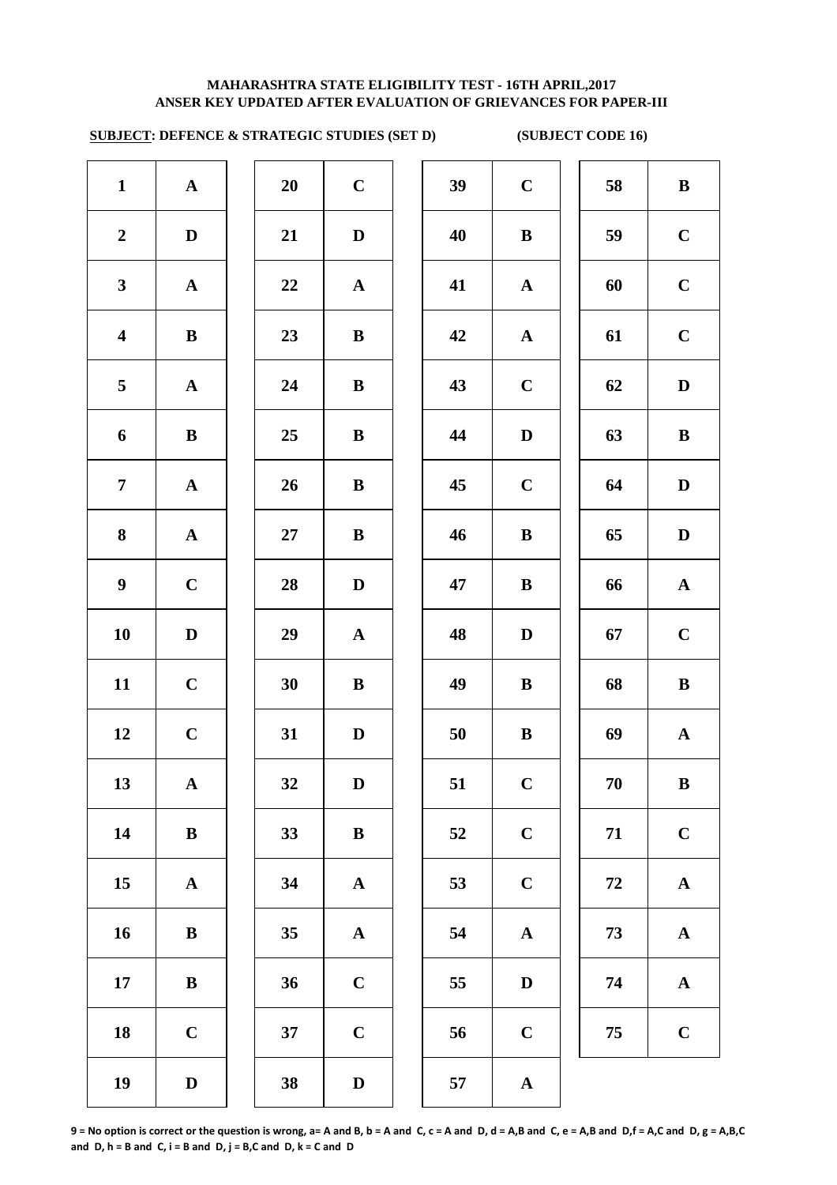**MAHARASHTRA STATE ELIGIBILITY TEST - 16TH APRIL,2017**
**ANSER KEY UPDATED AFTER EVALUATION OF GRIEVANCES FOR PAPER-III**

**SUBJECT: DEFENCE & STRATEGIC STUDIES (SET D) (SUBJECT CODE 16)**

| Q | Ans | Q | Ans | Q | Ans | Q | Ans |
|---|---|---|---|---|---|---|---|
| 1 | A | 20 | C | 39 | C | 58 | B |
| 2 | D | 21 | D | 40 | B | 59 | C |
| 3 | A | 22 | A | 41 | A | 60 | C |
| 4 | B | 23 | B | 42 | A | 61 | C |
| 5 | A | 24 | B | 43 | C | 62 | D |
| 6 | B | 25 | B | 44 | D | 63 | B |
| 7 | A | 26 | B | 45 | C | 64 | D |
| 8 | A | 27 | B | 46 | B | 65 | D |
| 9 | C | 28 | D | 47 | B | 66 | A |
| 10 | D | 29 | A | 48 | D | 67 | C |
| 11 | C | 30 | B | 49 | B | 68 | B |
| 12 | C | 31 | D | 50 | B | 69 | A |
| 13 | A | 32 | D | 51 | C | 70 | B |
| 14 | B | 33 | B | 52 | C | 71 | C |
| 15 | A | 34 | A | 53 | C | 72 | A |
| 16 | B | 35 | A | 54 | A | 73 | A |
| 17 | B | 36 | C | 55 | D | 74 | A |
| 18 | C | 37 | C | 56 | C | 75 | C |
| 19 | D | 38 | D | 57 | A | | |

**9 = No option is correct or the question is wrong, a= A and B, b = A and C, c = A and D, d = A,B and C, e = A,B and D,f = A,C and D, g = A,B,C and D, h = B and C, i = B and D, j = B,C and D, k = C and D**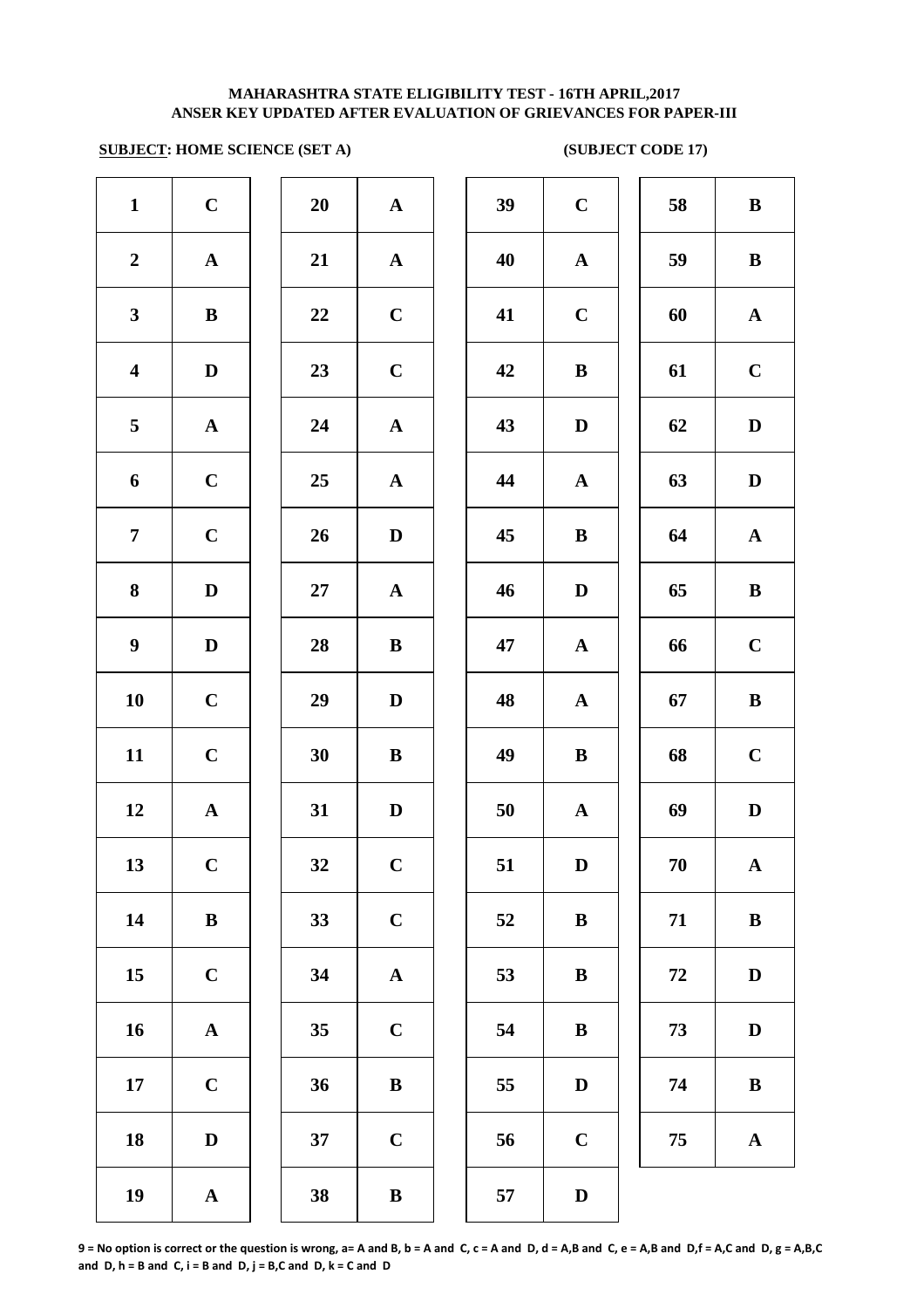**MAHARASHTRA STATE ELIGIBILITY TEST - 16TH APRIL,2017**
**ANSER KEY UPDATED AFTER EVALUATION OF GRIEVANCES FOR PAPER-III**

**SUBJECT: HOME SCIENCE (SET A)** **(SUBJECT CODE 17)**

| Q | Ans | Q | Ans | Q | Ans | Q | Ans |
|---|---|---|---|---|---|---|---|
| 1 | C | 20 | A | 39 | C | 58 | B |
| 2 | A | 21 | A | 40 | A | 59 | B |
| 3 | B | 22 | C | 41 | C | 60 | A |
| 4 | D | 23 | C | 42 | B | 61 | C |
| 5 | A | 24 | A | 43 | D | 62 | D |
| 6 | C | 25 | A | 44 | A | 63 | D |
| 7 | C | 26 | D | 45 | B | 64 | A |
| 8 | D | 27 | A | 46 | D | 65 | B |
| 9 | D | 28 | B | 47 | A | 66 | C |
| 10 | C | 29 | D | 48 | A | 67 | B |
| 11 | C | 30 | B | 49 | B | 68 | C |
| 12 | A | 31 | D | 50 | A | 69 | D |
| 13 | C | 32 | C | 51 | D | 70 | A |
| 14 | B | 33 | C | 52 | B | 71 | B |
| 15 | C | 34 | A | 53 | B | 72 | D |
| 16 | A | 35 | C | 54 | B | 73 | D |
| 17 | C | 36 | B | 55 | D | 74 | B |
| 18 | D | 37 | C | 56 | C | 75 | A |
| 19 | A | 38 | B | 57 | D | | |

**9 = No option is correct or the question is wrong, a= A and B, b = A and C, c = A and D, d = A,B and C, e = A,B and D,f = A,C and D, g = A,B,C and D, h = B and C, i = B and D, j = B,C and D, k = C and D**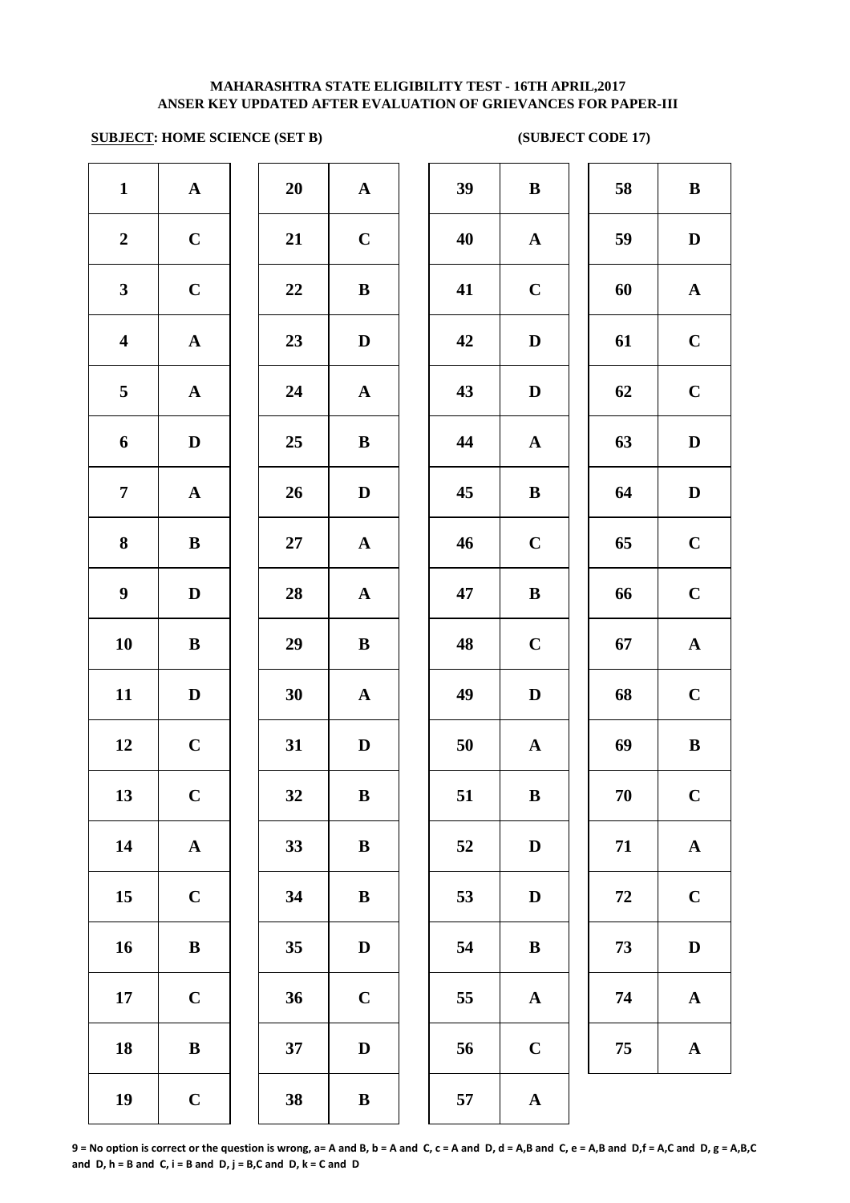# MAHARASHTRA STATE ELIGIBILITY TEST - 16TH APRIL,2017
## ANSER KEY UPDATED AFTER EVALUATION OF GRIEVANCES FOR PAPER-III

**SUBJECT: HOME SCIENCE (SET B)** **(SUBJECT CODE 17)**

| Q | Ans | Q | Ans | Q | Ans | Q | Ans |
|---|---|---|---|---|---|---|---|
| 1 | A | 20 | A | 39 | B | 58 | B |
| 2 | C | 21 | C | 40 | A | 59 | D |
| 3 | C | 22 | B | 41 | C | 60 | A |
| 4 | A | 23 | D | 42 | D | 61 | C |
| 5 | A | 24 | A | 43 | D | 62 | C |
| 6 | D | 25 | B | 44 | A | 63 | D |
| 7 | A | 26 | D | 45 | B | 64 | D |
| 8 | B | 27 | A | 46 | C | 65 | C |
| 9 | D | 28 | A | 47 | B | 66 | C |
| 10 | B | 29 | B | 48 | C | 67 | A |
| 11 | D | 30 | A | 49 | D | 68 | C |
| 12 | C | 31 | D | 50 | A | 69 | B |
| 13 | C | 32 | B | 51 | B | 70 | C |
| 14 | A | 33 | B | 52 | D | 71 | A |
| 15 | C | 34 | B | 53 | D | 72 | C |
| 16 | B | 35 | D | 54 | B | 73 | D |
| 17 | C | 36 | C | 55 | A | 74 | A |
| 18 | B | 37 | D | 56 | C | 75 | A |
| 19 | C | 38 | B | 57 | A | | |

**9 = No option is correct or the question is wrong, a= A and B, b = A and C, c = A and D, d = A,B and C, e = A,B and D,f = A,C and D, g = A,B,C and D, h = B and C, i = B and D, j = B,C and D, k = C and D**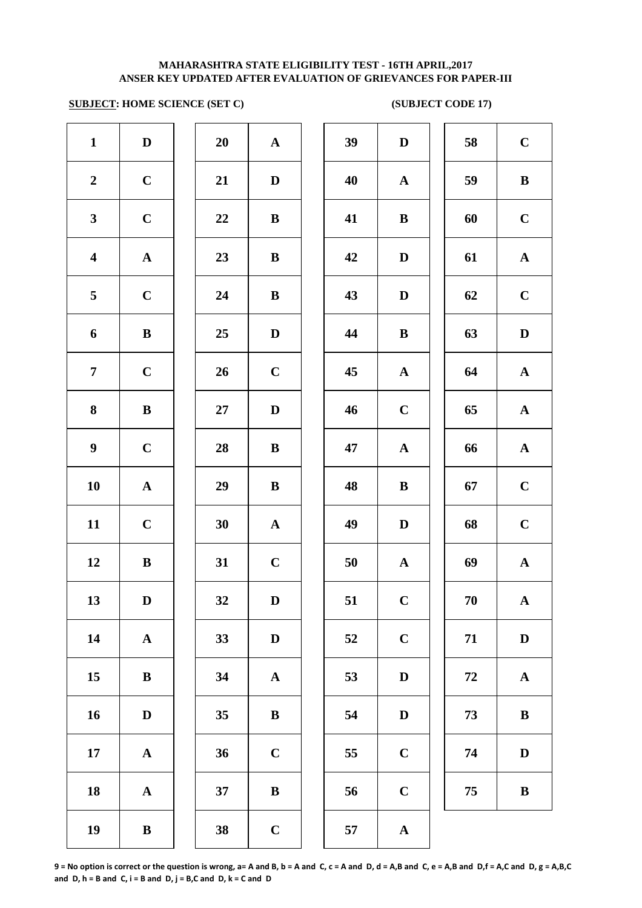**MAHARASHTRA STATE ELIGIBILITY TEST - 16TH APRIL,2017**
**ANSER KEY UPDATED AFTER EVALUATION OF GRIEVANCES FOR PAPER-III**

**SUBJECT: HOME SCIENCE (SET C)** **(SUBJECT CODE 17)**

| Q | Ans | Q | Ans | Q | Ans | Q | Ans |
|---|---|---|---|---|---|---|---|
| 1 | D | 20 | A | 39 | D | 58 | C |
| 2 | C | 21 | D | 40 | A | 59 | B |
| 3 | C | 22 | B | 41 | B | 60 | C |
| 4 | A | 23 | B | 42 | D | 61 | A |
| 5 | C | 24 | B | 43 | D | 62 | C |
| 6 | B | 25 | D | 44 | B | 63 | D |
| 7 | C | 26 | C | 45 | A | 64 | A |
| 8 | B | 27 | D | 46 | C | 65 | A |
| 9 | C | 28 | B | 47 | A | 66 | A |
| 10 | A | 29 | B | 48 | B | 67 | C |
| 11 | C | 30 | A | 49 | D | 68 | C |
| 12 | B | 31 | C | 50 | A | 69 | A |
| 13 | D | 32 | D | 51 | C | 70 | A |
| 14 | A | 33 | D | 52 | C | 71 | D |
| 15 | B | 34 | A | 53 | D | 72 | A |
| 16 | D | 35 | B | 54 | D | 73 | B |
| 17 | A | 36 | C | 55 | C | 74 | D |
| 18 | A | 37 | B | 56 | C | 75 | B |
| 19 | B | 38 | C | 57 | A | | |

**9 = No option is correct or the question is wrong, a= A and B, b = A and C, c = A and D, d = A,B and C, e = A,B and D,f = A,C and D, g = A,B,C and D, h = B and C, i = B and D, j = B,C and D, k = C and D**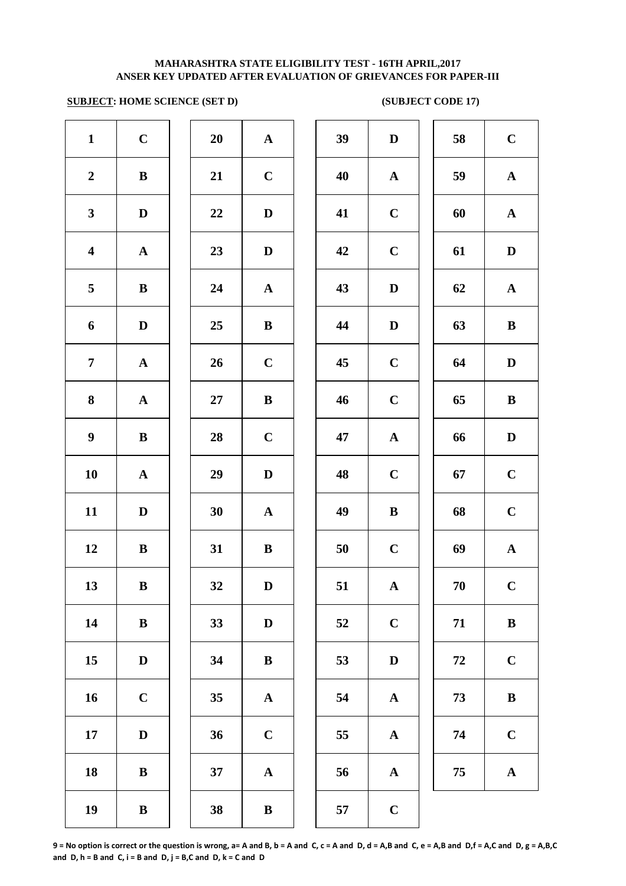**MAHARASHTRA STATE ELIGIBILITY TEST - 16TH APRIL,2017**
**ANSER KEY UPDATED AFTER EVALUATION OF GRIEVANCES FOR PAPER-III**

**SUBJECT: HOME SCIENCE (SET D)** **(SUBJECT CODE 17)**

| Q | Ans | Q | Ans | Q | Ans | Q | Ans |
|---|---|---|---|---|---|---|---|
| 1 | C | 20 | A | 39 | D | 58 | C |
| 2 | B | 21 | C | 40 | A | 59 | A |
| 3 | D | 22 | D | 41 | C | 60 | A |
| 4 | A | 23 | D | 42 | C | 61 | D |
| 5 | B | 24 | A | 43 | D | 62 | A |
| 6 | D | 25 | B | 44 | D | 63 | B |
| 7 | A | 26 | C | 45 | C | 64 | D |
| 8 | A | 27 | B | 46 | C | 65 | B |
| 9 | B | 28 | C | 47 | A | 66 | D |
| 10 | A | 29 | D | 48 | C | 67 | C |
| 11 | D | 30 | A | 49 | B | 68 | C |
| 12 | B | 31 | B | 50 | C | 69 | A |
| 13 | B | 32 | D | 51 | A | 70 | C |
| 14 | B | 33 | D | 52 | C | 71 | B |
| 15 | D | 34 | B | 53 | D | 72 | C |
| 16 | C | 35 | A | 54 | A | 73 | B |
| 17 | D | 36 | C | 55 | A | 74 | C |
| 18 | B | 37 | A | 56 | A | 75 | A |
| 19 | B | 38 | B | 57 | C | | |

**9 = No option is correct or the question is wrong, a= A and B, b = A and C, c = A and D, d = A,B and C, e = A,B and D,f = A,C and D, g = A,B,C and D, h = B and C, i = B and D, j = B,C and D, k = C and D**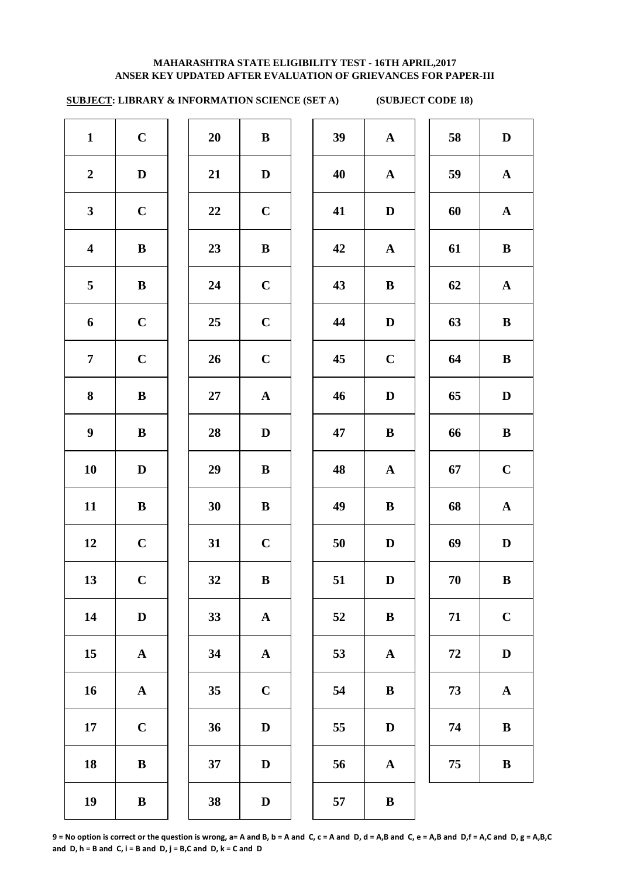**MAHARASHTRA STATE ELIGIBILITY TEST - 16TH APRIL,2017**
**ANSER KEY UPDATED AFTER EVALUATION OF GRIEVANCES FOR PAPER-III**

**SUBJECT: LIBRARY & INFORMATION SCIENCE (SET A) (SUBJECT CODE 18)**

| Q | Ans | Q | Ans | Q | Ans | Q | Ans |
|---|---|---|---|---|---|---|---|
| 1 | C | 20 | B | 39 | A | 58 | D |
| 2 | D | 21 | D | 40 | A | 59 | A |
| 3 | C | 22 | C | 41 | D | 60 | A |
| 4 | B | 23 | B | 42 | A | 61 | B |
| 5 | B | 24 | C | 43 | B | 62 | A |
| 6 | C | 25 | C | 44 | D | 63 | B |
| 7 | C | 26 | C | 45 | C | 64 | B |
| 8 | B | 27 | A | 46 | D | 65 | D |
| 9 | B | 28 | D | 47 | B | 66 | B |
| 10 | D | 29 | B | 48 | A | 67 | C |
| 11 | B | 30 | B | 49 | B | 68 | A |
| 12 | C | 31 | C | 50 | D | 69 | D |
| 13 | C | 32 | B | 51 | D | 70 | B |
| 14 | D | 33 | A | 52 | B | 71 | C |
| 15 | A | 34 | A | 53 | A | 72 | D |
| 16 | A | 35 | C | 54 | B | 73 | A |
| 17 | C | 36 | D | 55 | D | 74 | B |
| 18 | B | 37 | D | 56 | A | 75 | B |
| 19 | B | 38 | D | 57 | B | | |

**9 = No option is correct or the question is wrong, a= A and B, b = A and C, c = A and D, d = A,B and C, e = A,B and D,f = A,C and D, g = A,B,C and D, h = B and C, i = B and D, j = B,C and D, k = C and D**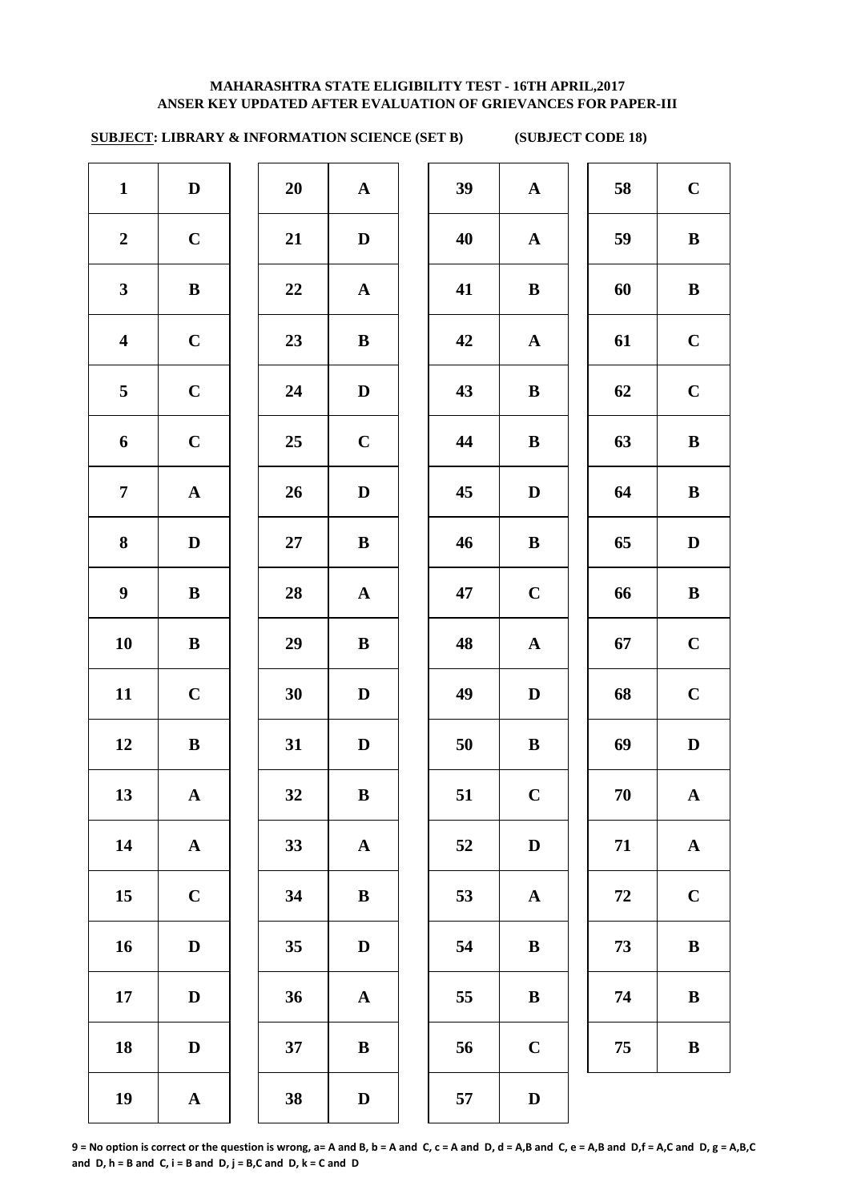**MAHARASHTRA STATE ELIGIBILITY TEST - 16TH APRIL,2017**
**ANSER KEY UPDATED AFTER EVALUATION OF GRIEVANCES FOR PAPER-III**

**SUBJECT: LIBRARY & INFORMATION SCIENCE (SET B) (SUBJECT CODE 18)**

| Q | Ans | Q | Ans | Q | Ans | Q | Ans |
|---|---|---|---|---|---|---|---|
| 1 | D | 20 | A | 39 | A | 58 | C |
| 2 | C | 21 | D | 40 | A | 59 | B |
| 3 | B | 22 | A | 41 | B | 60 | B |
| 4 | C | 23 | B | 42 | A | 61 | C |
| 5 | C | 24 | D | 43 | B | 62 | C |
| 6 | C | 25 | C | 44 | B | 63 | B |
| 7 | A | 26 | D | 45 | D | 64 | B |
| 8 | D | 27 | B | 46 | B | 65 | D |
| 9 | B | 28 | A | 47 | C | 66 | B |
| 10 | B | 29 | B | 48 | A | 67 | C |
| 11 | C | 30 | D | 49 | D | 68 | C |
| 12 | B | 31 | D | 50 | B | 69 | D |
| 13 | A | 32 | B | 51 | C | 70 | A |
| 14 | A | 33 | A | 52 | D | 71 | A |
| 15 | C | 34 | B | 53 | A | 72 | C |
| 16 | D | 35 | D | 54 | B | 73 | B |
| 17 | D | 36 | A | 55 | B | 74 | B |
| 18 | D | 37 | B | 56 | C | 75 | B |
| 19 | A | 38 | D | 57 | D | | |

**9 = No option is correct or the question is wrong, a= A and B, b = A and C, c = A and D, d = A,B and C, e = A,B and D,f = A,C and D, g = A,B,C and D, h = B and C, i = B and D, j = B,C and D, k = C and D**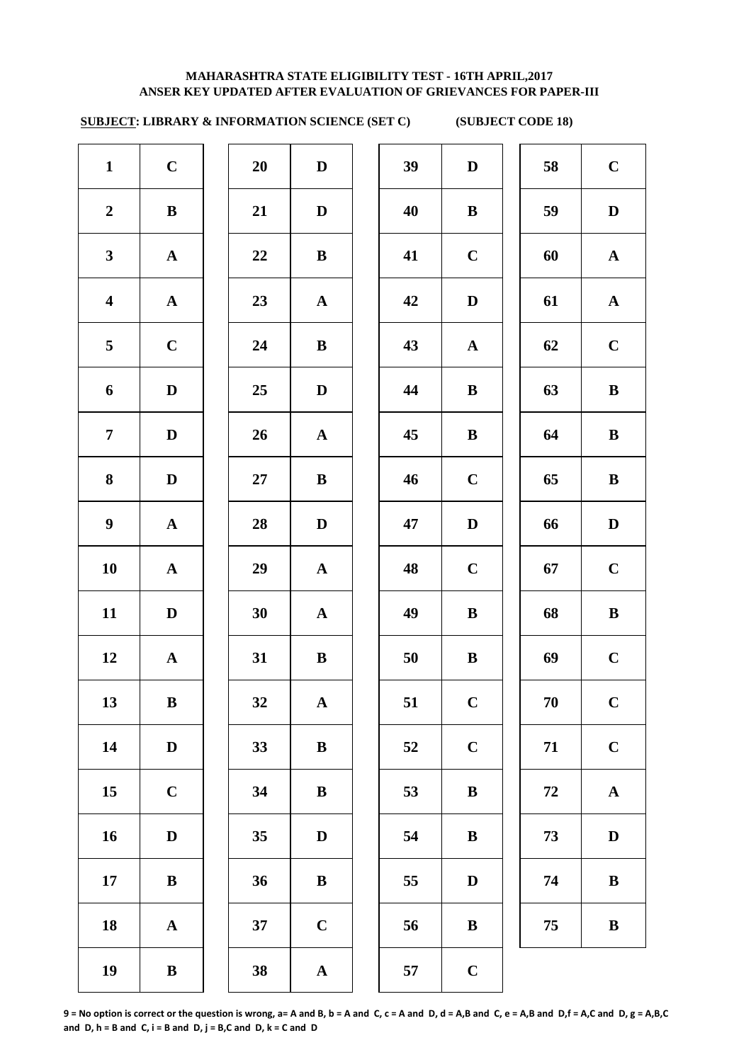**MAHARASHTRA STATE ELIGIBILITY TEST - 16TH APRIL,2017**
**ANSER KEY UPDATED AFTER EVALUATION OF GRIEVANCES FOR PAPER-III**

**SUBJECT: LIBRARY & INFORMATION SCIENCE (SET C) (SUBJECT CODE 18)**

| Q | Ans | Q | Ans | Q | Ans | Q | Ans |
|---|---|---|---|---|---|---|---|
| 1 | C | 20 | D | 39 | D | 58 | C |
| 2 | B | 21 | D | 40 | B | 59 | D |
| 3 | A | 22 | B | 41 | C | 60 | A |
| 4 | A | 23 | A | 42 | D | 61 | A |
| 5 | C | 24 | B | 43 | A | 62 | C |
| 6 | D | 25 | D | 44 | B | 63 | B |
| 7 | D | 26 | A | 45 | B | 64 | B |
| 8 | D | 27 | B | 46 | C | 65 | B |
| 9 | A | 28 | D | 47 | D | 66 | D |
| 10 | A | 29 | A | 48 | C | 67 | C |
| 11 | D | 30 | A | 49 | B | 68 | B |
| 12 | A | 31 | B | 50 | B | 69 | C |
| 13 | B | 32 | A | 51 | C | 70 | C |
| 14 | D | 33 | B | 52 | C | 71 | C |
| 15 | C | 34 | B | 53 | B | 72 | A |
| 16 | D | 35 | D | 54 | B | 73 | D |
| 17 | B | 36 | B | 55 | D | 74 | B |
| 18 | A | 37 | C | 56 | B | 75 | B |
| 19 | B | 38 | A | 57 | C | | |

**9 = No option is correct or the question is wrong, a= A and B, b = A and C, c = A and D, d = A,B and C, e = A,B and D,f = A,C and D, g = A,B,C and D, h = B and C, i = B and D, j = B,C and D, k = C and D**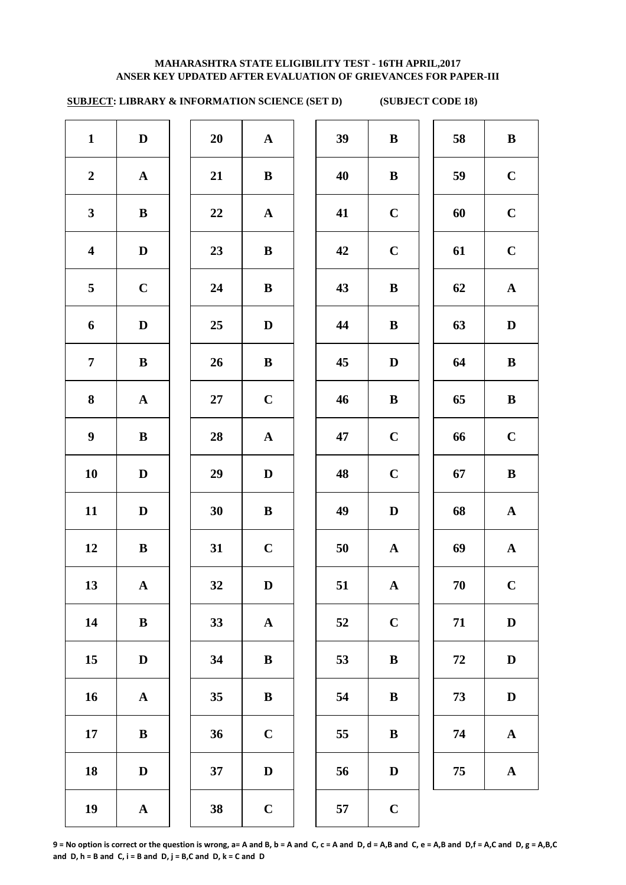**MAHARASHTRA STATE ELIGIBILITY TEST - 16TH APRIL,2017**
**ANSER KEY UPDATED AFTER EVALUATION OF GRIEVANCES FOR PAPER-III**

**SUBJECT: LIBRARY & INFORMATION SCIENCE (SET D) (SUBJECT CODE 18)**

| | | | | | | | |
|---|---|---|---|---|---|---|---|
| 1 | D | 20 | A | 39 | B | 58 | B |
| 2 | A | 21 | B | 40 | B | 59 | C |
| 3 | B | 22 | A | 41 | C | 60 | C |
| 4 | D | 23 | B | 42 | C | 61 | C |
| 5 | C | 24 | B | 43 | B | 62 | A |
| 6 | D | 25 | D | 44 | B | 63 | D |
| 7 | B | 26 | B | 45 | D | 64 | B |
| 8 | A | 27 | C | 46 | B | 65 | B |
| 9 | B | 28 | A | 47 | C | 66 | C |
| 10 | D | 29 | D | 48 | C | 67 | B |
| 11 | D | 30 | B | 49 | D | 68 | A |
| 12 | B | 31 | C | 50 | A | 69 | A |
| 13 | A | 32 | D | 51 | A | 70 | C |
| 14 | B | 33 | A | 52 | C | 71 | D |
| 15 | D | 34 | B | 53 | B | 72 | D |
| 16 | A | 35 | B | 54 | B | 73 | D |
| 17 | B | 36 | C | 55 | B | 74 | A |
| 18 | D | 37 | D | 56 | D | 75 | A |
| 19 | A | 38 | C | 57 | C | | |

**9 = No option is correct or the question is wrong, a= A and B, b = A and C, c = A and D, d = A,B and C, e = A,B and D,f = A,C and D, g = A,B,C and D, h = B and C, i = B and D, j = B,C and D, k = C and D**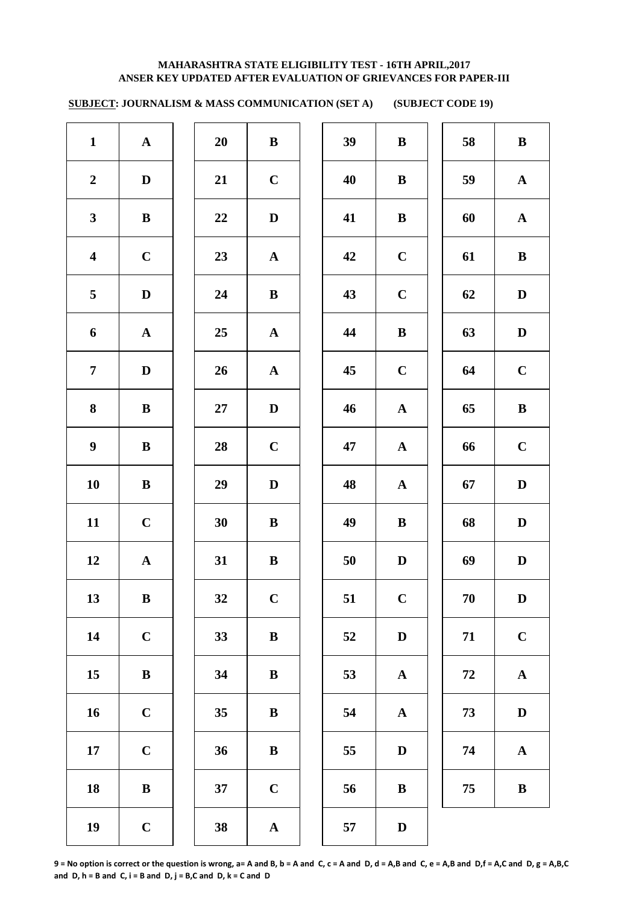**MAHARASHTRA STATE ELIGIBILITY TEST - 16TH APRIL,2017**
**ANSER KEY UPDATED AFTER EVALUATION OF GRIEVANCES FOR PAPER-III**

**SUBJECT: JOURNALISM & MASS COMMUNICATION (SET A) (SUBJECT CODE 19)**

| Q | Ans | Q | Ans | Q | Ans | Q | Ans |
|---|---|---|---|---|---|---|---|
| 1 | A | 20 | B | 39 | B | 58 | B |
| 2 | D | 21 | C | 40 | B | 59 | A |
| 3 | B | 22 | D | 41 | B | 60 | A |
| 4 | C | 23 | A | 42 | C | 61 | B |
| 5 | D | 24 | B | 43 | C | 62 | D |
| 6 | A | 25 | A | 44 | B | 63 | D |
| 7 | D | 26 | A | 45 | C | 64 | C |
| 8 | B | 27 | D | 46 | A | 65 | B |
| 9 | B | 28 | C | 47 | A | 66 | C |
| 10 | B | 29 | D | 48 | A | 67 | D |
| 11 | C | 30 | B | 49 | B | 68 | D |
| 12 | A | 31 | B | 50 | D | 69 | D |
| 13 | B | 32 | C | 51 | C | 70 | D |
| 14 | C | 33 | B | 52 | D | 71 | C |
| 15 | B | 34 | B | 53 | A | 72 | A |
| 16 | C | 35 | B | 54 | A | 73 | D |
| 17 | C | 36 | B | 55 | D | 74 | A |
| 18 | B | 37 | C | 56 | B | 75 | B |
| 19 | C | 38 | A | 57 | D | | |

**9 = No option is correct or the question is wrong, a= A and B, b = A and C, c = A and D, d = A,B and C, e = A,B and D,f = A,C and D, g = A,B,C and D, h = B and C, i = B and D, j = B,C and D, k = C and D**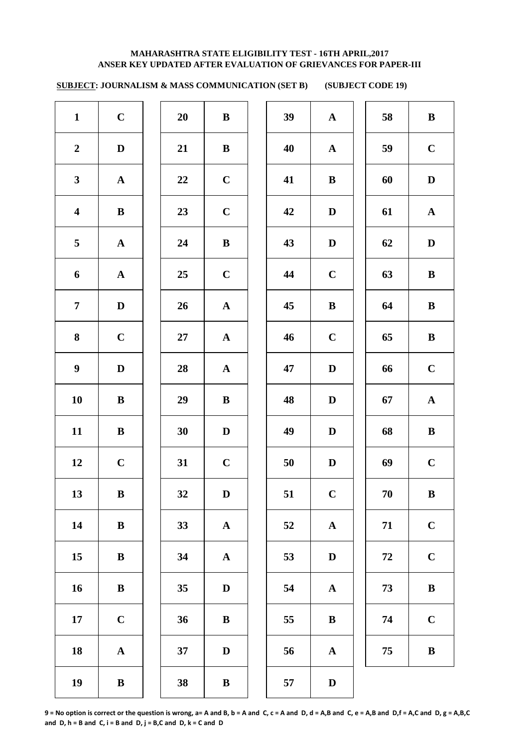**MAHARASHTRA STATE ELIGIBILITY TEST - 16TH APRIL,2017**
**ANSER KEY UPDATED AFTER EVALUATION OF GRIEVANCES FOR PAPER-III**

**SUBJECT: JOURNALISM & MASS COMMUNICATION (SET B) (SUBJECT CODE 19)**

| Q | Ans | Q | Ans | Q | Ans | Q | Ans |
|---|---|---|---|---|---|---|---|
| 1 | C | 20 | B | 39 | A | 58 | B |
| 2 | D | 21 | B | 40 | A | 59 | C |
| 3 | A | 22 | C | 41 | B | 60 | D |
| 4 | B | 23 | C | 42 | D | 61 | A |
| 5 | A | 24 | B | 43 | D | 62 | D |
| 6 | A | 25 | C | 44 | C | 63 | B |
| 7 | D | 26 | A | 45 | B | 64 | B |
| 8 | C | 27 | A | 46 | C | 65 | B |
| 9 | D | 28 | A | 47 | D | 66 | C |
| 10 | B | 29 | B | 48 | D | 67 | A |
| 11 | B | 30 | D | 49 | D | 68 | B |
| 12 | C | 31 | C | 50 | D | 69 | C |
| 13 | B | 32 | D | 51 | C | 70 | B |
| 14 | B | 33 | A | 52 | A | 71 | C |
| 15 | B | 34 | A | 53 | D | 72 | C |
| 16 | B | 35 | D | 54 | A | 73 | B |
| 17 | C | 36 | B | 55 | B | 74 | C |
| 18 | A | 37 | D | 56 | A | 75 | B |
| 19 | B | 38 | B | 57 | D | | |

**9 = No option is correct or the question is wrong, a= A and B, b = A and C, c = A and D, d = A,B and C, e = A,B and D,f = A,C and D, g = A,B,C and D, h = B and C, i = B and D, j = B,C and D, k = C and D**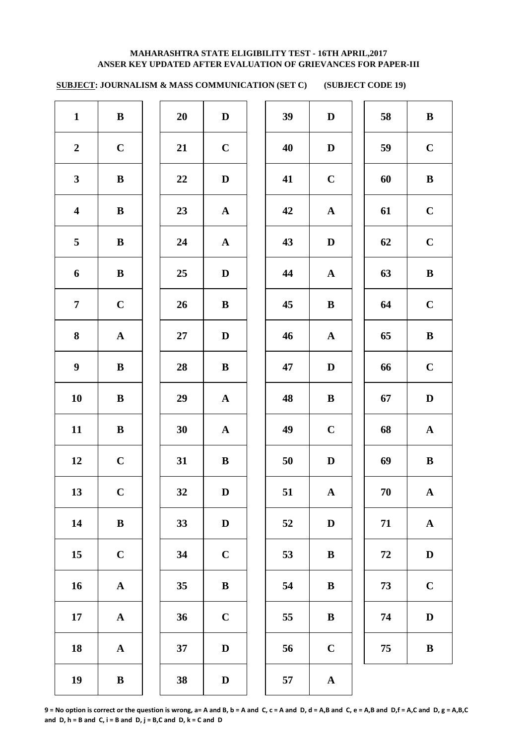**MAHARASHTRA STATE ELIGIBILITY TEST - 16TH APRIL,2017**
**ANSER KEY UPDATED AFTER EVALUATION OF GRIEVANCES FOR PAPER-III**

**SUBJECT: JOURNALISM & MASS COMMUNICATION (SET C) (SUBJECT CODE 19)**

| Q | Ans | Q | Ans | Q | Ans | Q | Ans |
|---|---|---|---|---|---|---|---|
| 1 | B | 20 | D | 39 | D | 58 | B |
| 2 | C | 21 | C | 40 | D | 59 | C |
| 3 | B | 22 | D | 41 | C | 60 | B |
| 4 | B | 23 | A | 42 | A | 61 | C |
| 5 | B | 24 | A | 43 | D | 62 | C |
| 6 | B | 25 | D | 44 | A | 63 | B |
| 7 | C | 26 | B | 45 | B | 64 | C |
| 8 | A | 27 | D | 46 | A | 65 | B |
| 9 | B | 28 | B | 47 | D | 66 | C |
| 10 | B | 29 | A | 48 | B | 67 | D |
| 11 | B | 30 | A | 49 | C | 68 | A |
| 12 | C | 31 | B | 50 | D | 69 | B |
| 13 | C | 32 | D | 51 | A | 70 | A |
| 14 | B | 33 | D | 52 | D | 71 | A |
| 15 | C | 34 | C | 53 | B | 72 | D |
| 16 | A | 35 | B | 54 | B | 73 | C |
| 17 | A | 36 | C | 55 | B | 74 | D |
| 18 | A | 37 | D | 56 | C | 75 | B |
| 19 | B | 38 | D | 57 | A | | |

**9 = No option is correct or the question is wrong, a= A and B, b = A and C, c = A and D, d = A,B and C, e = A,B and D,f = A,C and D, g = A,B,C and D, h = B and C, i = B and D, j = B,C and D, k = C and D**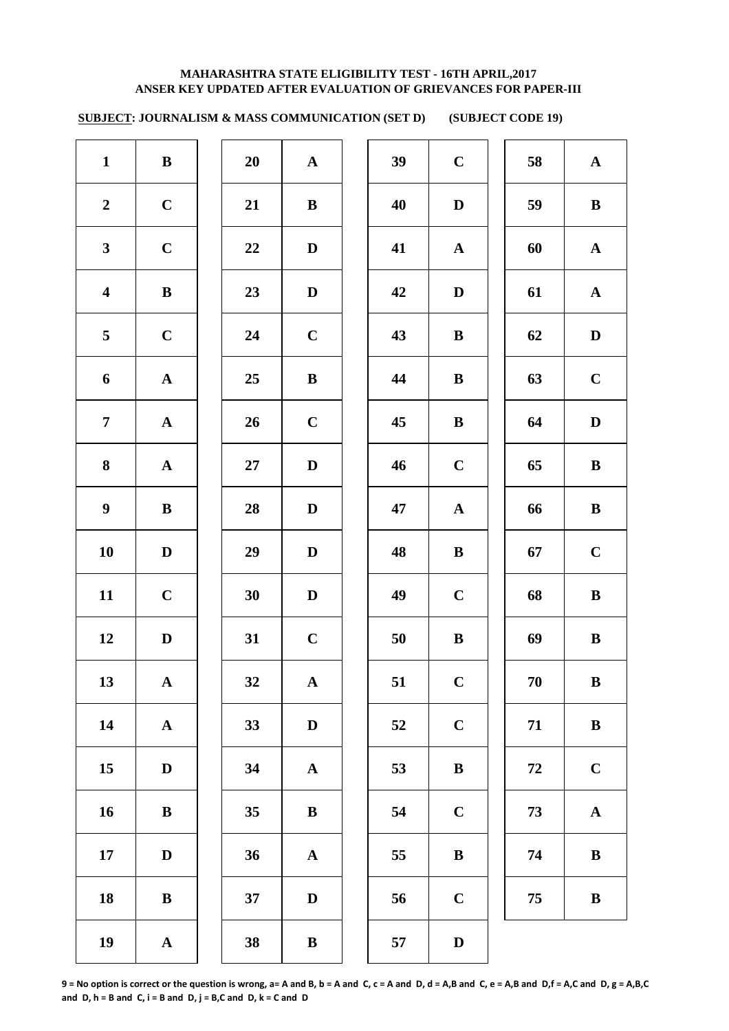**MAHARASHTRA STATE ELIGIBILITY TEST - 16TH APRIL,2017**
**ANSER KEY UPDATED AFTER EVALUATION OF GRIEVANCES FOR PAPER-III**

**SUBJECT: JOURNALISM & MASS COMMUNICATION (SET D) (SUBJECT CODE 19)**

| Q | Ans | Q | Ans | Q | Ans | Q | Ans |
|---|---|---|---|---|---|---|---|
| 1 | B | 20 | A | 39 | C | 58 | A |
| 2 | C | 21 | B | 40 | D | 59 | B |
| 3 | C | 22 | D | 41 | A | 60 | A |
| 4 | B | 23 | D | 42 | D | 61 | A |
| 5 | C | 24 | C | 43 | B | 62 | D |
| 6 | A | 25 | B | 44 | B | 63 | C |
| 7 | A | 26 | C | 45 | B | 64 | D |
| 8 | A | 27 | D | 46 | C | 65 | B |
| 9 | B | 28 | D | 47 | A | 66 | B |
| 10 | D | 29 | D | 48 | B | 67 | C |
| 11 | C | 30 | D | 49 | C | 68 | B |
| 12 | D | 31 | C | 50 | B | 69 | B |
| 13 | A | 32 | A | 51 | C | 70 | B |
| 14 | A | 33 | D | 52 | C | 71 | B |
| 15 | D | 34 | A | 53 | B | 72 | C |
| 16 | B | 35 | B | 54 | C | 73 | A |
| 17 | D | 36 | A | 55 | B | 74 | B |
| 18 | B | 37 | D | 56 | C | 75 | B |
| 19 | A | 38 | B | 57 | D | | |

**9 = No option is correct or the question is wrong, a= A and B, b = A and C, c = A and D, d = A,B and C, e = A,B and D,f = A,C and D, g = A,B,C and D, h = B and C, i = B and D, j = B,C and D, k = C and D**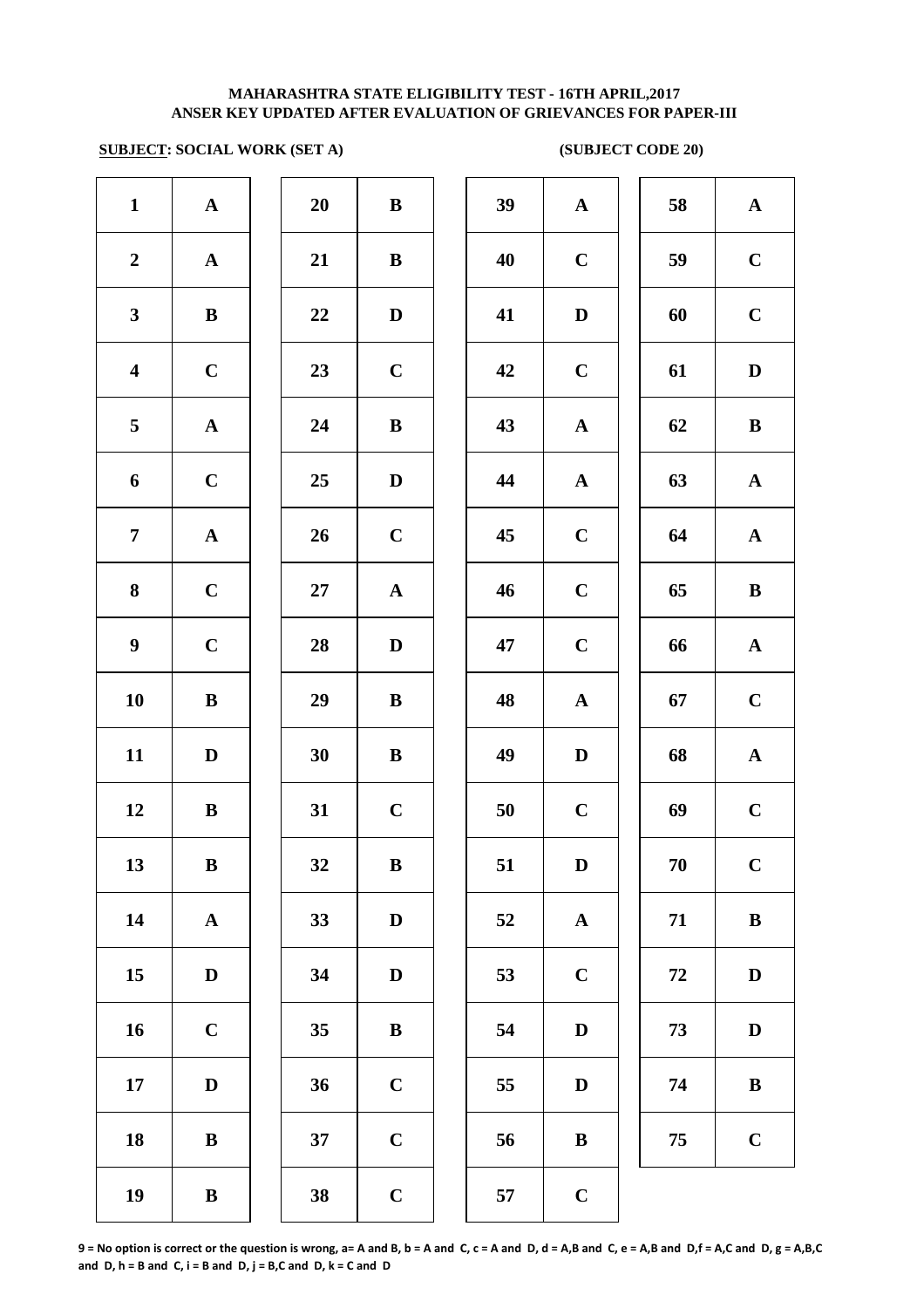**MAHARASHTRA STATE ELIGIBILITY TEST - 16TH APRIL,2017**
**ANSER KEY UPDATED AFTER EVALUATION OF GRIEVANCES FOR PAPER-III**

**SUBJECT: SOCIAL WORK (SET A)** **(SUBJECT CODE 20)**

| Q | Ans | Q | Ans | Q | Ans | Q | Ans |
|---|---|---|---|---|---|---|---|
| 1 | A | 20 | B | 39 | A | 58 | A |
| 2 | A | 21 | B | 40 | C | 59 | C |
| 3 | B | 22 | D | 41 | D | 60 | C |
| 4 | C | 23 | C | 42 | C | 61 | D |
| 5 | A | 24 | B | 43 | A | 62 | B |
| 6 | C | 25 | D | 44 | A | 63 | A |
| 7 | A | 26 | C | 45 | C | 64 | A |
| 8 | C | 27 | A | 46 | C | 65 | B |
| 9 | C | 28 | D | 47 | C | 66 | A |
| 10 | B | 29 | B | 48 | A | 67 | C |
| 11 | D | 30 | B | 49 | D | 68 | A |
| 12 | B | 31 | C | 50 | C | 69 | C |
| 13 | B | 32 | B | 51 | D | 70 | C |
| 14 | A | 33 | D | 52 | A | 71 | B |
| 15 | D | 34 | D | 53 | C | 72 | D |
| 16 | C | 35 | B | 54 | D | 73 | D |
| 17 | D | 36 | C | 55 | D | 74 | B |
| 18 | B | 37 | C | 56 | B | 75 | C |
| 19 | B | 38 | C | 57 | C | | |

**9 = No option is correct or the question is wrong, a= A and B, b = A and C, c = A and D, d = A,B and C, e = A,B and D,f = A,C and D, g = A,B,C and D, h = B and C, i = B and D, j = B,C and D, k = C and D**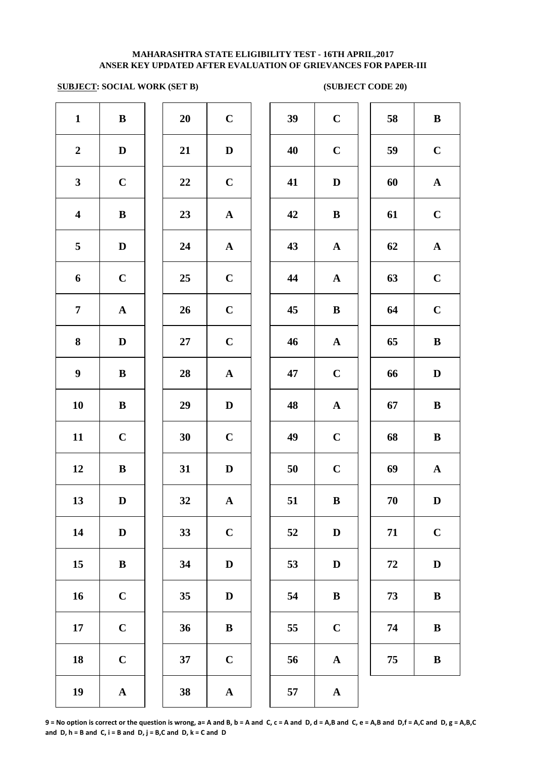**MAHARASHTRA STATE ELIGIBILITY TEST - 16TH APRIL,2017**
**ANSER KEY UPDATED AFTER EVALUATION OF GRIEVANCES FOR PAPER-III**

**SUBJECT: SOCIAL WORK (SET B)** **(SUBJECT CODE 20)**

| Q | Ans | Q | Ans | Q | Ans | Q | Ans |
|---|---|---|---|---|---|---|---|
| 1 | B | 20 | C | 39 | C | 58 | B |
| 2 | D | 21 | D | 40 | C | 59 | C |
| 3 | C | 22 | C | 41 | D | 60 | A |
| 4 | B | 23 | A | 42 | B | 61 | C |
| 5 | D | 24 | A | 43 | A | 62 | A |
| 6 | C | 25 | C | 44 | A | 63 | C |
| 7 | A | 26 | C | 45 | B | 64 | C |
| 8 | D | 27 | C | 46 | A | 65 | B |
| 9 | B | 28 | A | 47 | C | 66 | D |
| 10 | B | 29 | D | 48 | A | 67 | B |
| 11 | C | 30 | C | 49 | C | 68 | B |
| 12 | B | 31 | D | 50 | C | 69 | A |
| 13 | D | 32 | A | 51 | B | 70 | D |
| 14 | D | 33 | C | 52 | D | 71 | C |
| 15 | B | 34 | D | 53 | D | 72 | D |
| 16 | C | 35 | D | 54 | B | 73 | B |
| 17 | C | 36 | B | 55 | C | 74 | B |
| 18 | C | 37 | C | 56 | A | 75 | B |
| 19 | A | 38 | A | 57 | A | | |

**9 = No option is correct or the question is wrong, a= A and B, b = A and C, c = A and D, d = A,B and C, e = A,B and D,f = A,C and D, g = A,B,C and D, h = B and C, i = B and D, j = B,C and D, k = C and D**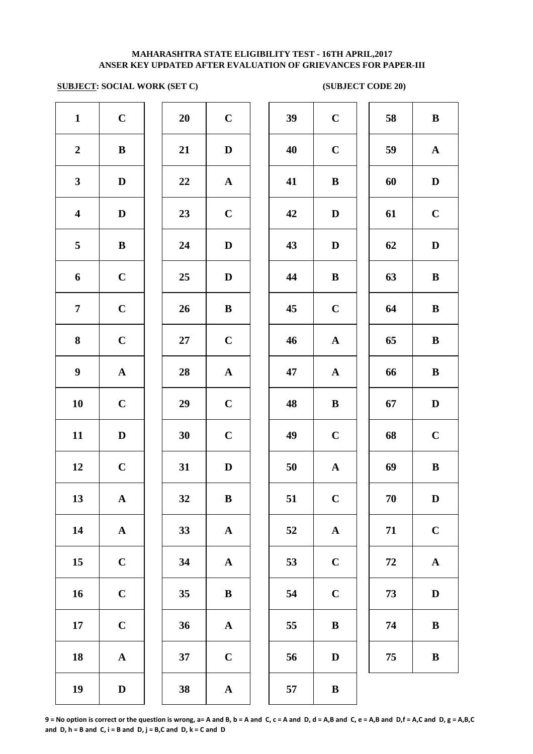**MAHARASHTRA STATE ELIGIBILITY TEST - 16TH APRIL,2017**
**ANSER KEY UPDATED AFTER EVALUATION OF GRIEVANCES FOR PAPER-III**

**SUBJECT: SOCIAL WORK (SET C)** **(SUBJECT CODE 20)**

| Q | Ans | Q | Ans | Q | Ans | Q | Ans |
|---|---|---|---|---|---|---|---|
| 1 | C | 20 | C | 39 | C | 58 | B |
| 2 | B | 21 | D | 40 | C | 59 | A |
| 3 | D | 22 | A | 41 | B | 60 | D |
| 4 | D | 23 | C | 42 | D | 61 | C |
| 5 | B | 24 | D | 43 | D | 62 | D |
| 6 | C | 25 | D | 44 | B | 63 | B |
| 7 | C | 26 | B | 45 | C | 64 | B |
| 8 | C | 27 | C | 46 | A | 65 | B |
| 9 | A | 28 | A | 47 | A | 66 | B |
| 10 | C | 29 | C | 48 | B | 67 | D |
| 11 | D | 30 | C | 49 | C | 68 | C |
| 12 | C | 31 | D | 50 | A | 69 | B |
| 13 | A | 32 | B | 51 | C | 70 | D |
| 14 | A | 33 | A | 52 | A | 71 | C |
| 15 | C | 34 | A | 53 | C | 72 | A |
| 16 | C | 35 | B | 54 | C | 73 | D |
| 17 | C | 36 | A | 55 | B | 74 | B |
| 18 | A | 37 | C | 56 | D | 75 | B |
| 19 | D | 38 | A | 57 | B | | |

**9 = No option is correct or the question is wrong, a= A and B, b = A and C, c = A and D, d = A,B and C, e = A,B and D,f = A,C and D, g = A,B,C and D, h = B and C, i = B and D, j = B,C and D, k = C and D**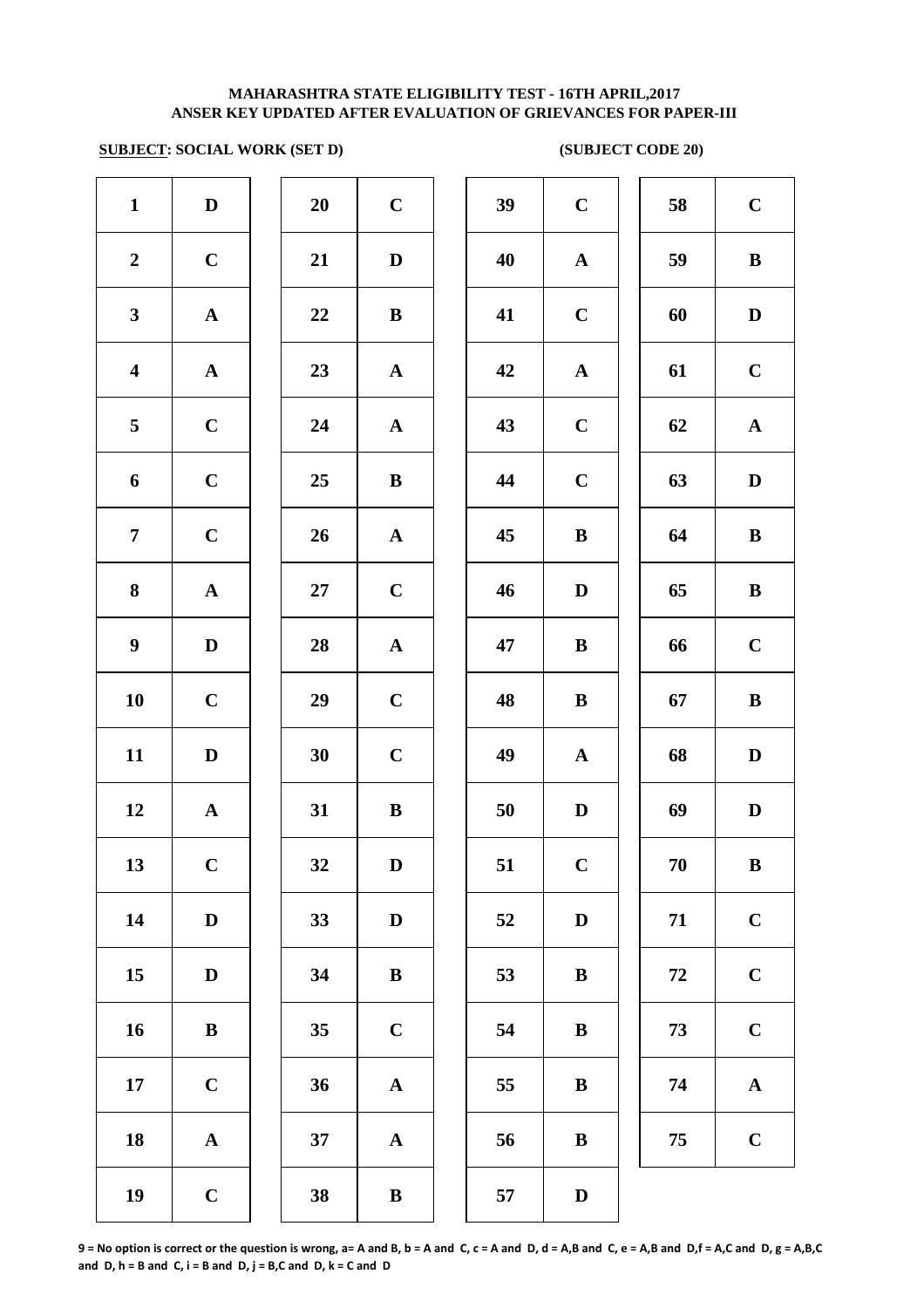**MAHARASHTRA STATE ELIGIBILITY TEST - 16TH APRIL,2017**
**ANSER KEY UPDATED AFTER EVALUATION OF GRIEVANCES FOR PAPER-III**

**SUBJECT: SOCIAL WORK (SET D)** **(SUBJECT CODE 20)**

| | | | | | | | |
|---|---|---|---|---|---|---|---|
| 1 | D | 20 | C | 39 | C | 58 | C |
| 2 | C | 21 | D | 40 | A | 59 | B |
| 3 | A | 22 | B | 41 | C | 60 | D |
| 4 | A | 23 | A | 42 | A | 61 | C |
| 5 | C | 24 | A | 43 | C | 62 | A |
| 6 | C | 25 | B | 44 | C | 63 | D |
| 7 | C | 26 | A | 45 | B | 64 | B |
| 8 | A | 27 | C | 46 | D | 65 | B |
| 9 | D | 28 | A | 47 | B | 66 | C |
| 10 | C | 29 | C | 48 | B | 67 | B |
| 11 | D | 30 | C | 49 | A | 68 | D |
| 12 | A | 31 | B | 50 | D | 69 | D |
| 13 | C | 32 | D | 51 | C | 70 | B |
| 14 | D | 33 | D | 52 | D | 71 | C |
| 15 | D | 34 | B | 53 | B | 72 | C |
| 16 | B | 35 | C | 54 | B | 73 | C |
| 17 | C | 36 | A | 55 | B | 74 | A |
| 18 | A | 37 | A | 56 | B | 75 | C |
| 19 | C | 38 | B | 57 | D | | |

**9 = No option is correct or the question is wrong, a= A and B, b = A and C, c = A and D, d = A,B and C, e = A,B and D,f = A,C and D, g = A,B,C and D, h = B and C, i = B and D, j = B,C and D, k = C and D**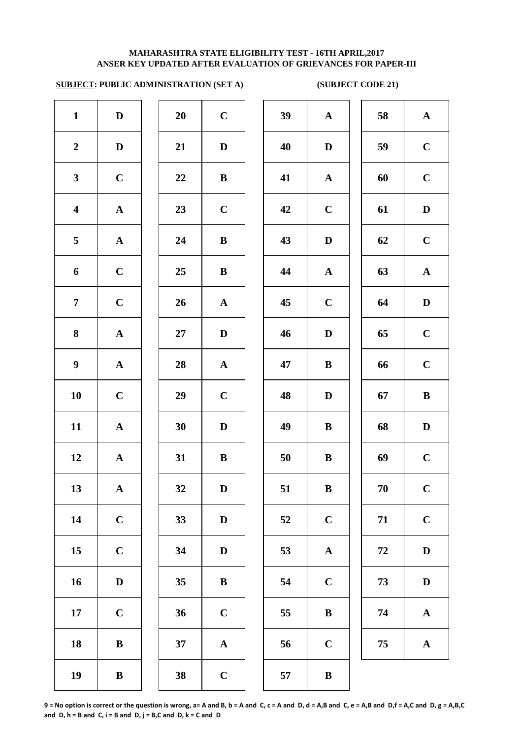# MAHARASHTRA STATE ELIGIBILITY TEST - 16TH APRIL,2017
## ANSER KEY UPDATED AFTER EVALUATION OF GRIEVANCES FOR PAPER-III

**SUBJECT: PUBLIC ADMINISTRATION (SET A)** **(SUBJECT CODE 21)**

| Q | Ans | Q | Ans | Q | Ans | Q | Ans |
|---|---|---|---|---|---|---|---|
| 1 | D | 20 | C | 39 | A | 58 | A |
| 2 | D | 21 | D | 40 | D | 59 | C |
| 3 | C | 22 | B | 41 | A | 60 | C |
| 4 | A | 23 | C | 42 | C | 61 | D |
| 5 | A | 24 | B | 43 | D | 62 | C |
| 6 | C | 25 | B | 44 | A | 63 | A |
| 7 | C | 26 | A | 45 | C | 64 | D |
| 8 | A | 27 | D | 46 | D | 65 | C |
| 9 | A | 28 | A | 47 | B | 66 | C |
| 10 | C | 29 | C | 48 | D | 67 | B |
| 11 | A | 30 | D | 49 | B | 68 | D |
| 12 | A | 31 | B | 50 | B | 69 | C |
| 13 | A | 32 | D | 51 | B | 70 | C |
| 14 | C | 33 | D | 52 | C | 71 | C |
| 15 | C | 34 | D | 53 | A | 72 | D |
| 16 | D | 35 | B | 54 | C | 73 | D |
| 17 | C | 36 | C | 55 | B | 74 | A |
| 18 | B | 37 | A | 56 | C | 75 | A |
| 19 | B | 38 | C | 57 | B | | |

**9 = No option is correct or the question is wrong, a= A and B, b = A and C, c = A and D, d = A,B and C, e = A,B and D,f = A,C and D, g = A,B,C and D, h = B and C, i = B and D, j = B,C and D, k = C and D**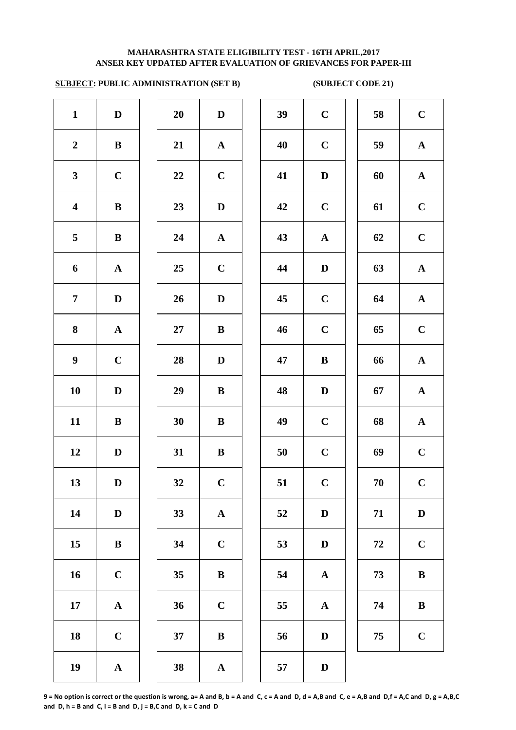**MAHARASHTRA STATE ELIGIBILITY TEST - 16TH APRIL,2017**
**ANSER KEY UPDATED AFTER EVALUATION OF GRIEVANCES FOR PAPER-III**

**SUBJECT: PUBLIC ADMINISTRATION (SET B)** **(SUBJECT CODE 21)**

| Q | Ans | Q | Ans | Q | Ans | Q | Ans |
|---|---|---|---|---|---|---|---|
| 1 | D | 20 | D | 39 | C | 58 | C |
| 2 | B | 21 | A | 40 | C | 59 | A |
| 3 | C | 22 | C | 41 | D | 60 | A |
| 4 | B | 23 | D | 42 | C | 61 | C |
| 5 | B | 24 | A | 43 | A | 62 | C |
| 6 | A | 25 | C | 44 | D | 63 | A |
| 7 | D | 26 | D | 45 | C | 64 | A |
| 8 | A | 27 | B | 46 | C | 65 | C |
| 9 | C | 28 | D | 47 | B | 66 | A |
| 10 | D | 29 | B | 48 | D | 67 | A |
| 11 | B | 30 | B | 49 | C | 68 | A |
| 12 | D | 31 | B | 50 | C | 69 | C |
| 13 | D | 32 | C | 51 | C | 70 | C |
| 14 | D | 33 | A | 52 | D | 71 | D |
| 15 | B | 34 | C | 53 | D | 72 | C |
| 16 | C | 35 | B | 54 | A | 73 | B |
| 17 | A | 36 | C | 55 | A | 74 | B |
| 18 | C | 37 | B | 56 | D | 75 | C |
| 19 | A | 38 | A | 57 | D | | |

**9 = No option is correct or the question is wrong, a= A and B, b = A and C, c = A and D, d = A,B and C, e = A,B and D,f = A,C and D, g = A,B,C and D, h = B and C, i = B and D, j = B,C and D, k = C and D**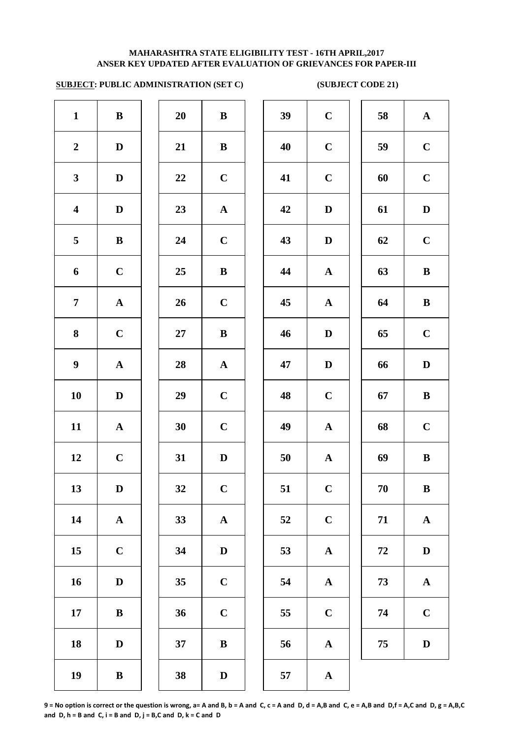**MAHARASHTRA STATE ELIGIBILITY TEST - 16TH APRIL,2017**
**ANSER KEY UPDATED AFTER EVALUATION OF GRIEVANCES FOR PAPER-III**

**SUBJECT: PUBLIC ADMINISTRATION (SET C) (SUBJECT CODE 21)**

| | | | | | | | |
|---|---|---|---|---|---|---|---|
| 1 | B | 20 | B | 39 | C | 58 | A |
| 2 | D | 21 | B | 40 | C | 59 | C |
| 3 | D | 22 | C | 41 | C | 60 | C |
| 4 | D | 23 | A | 42 | D | 61 | D |
| 5 | B | 24 | C | 43 | D | 62 | C |
| 6 | C | 25 | B | 44 | A | 63 | B |
| 7 | A | 26 | C | 45 | A | 64 | B |
| 8 | C | 27 | B | 46 | D | 65 | C |
| 9 | A | 28 | A | 47 | D | 66 | D |
| 10 | D | 29 | C | 48 | C | 67 | B |
| 11 | A | 30 | C | 49 | A | 68 | C |
| 12 | C | 31 | D | 50 | A | 69 | B |
| 13 | D | 32 | C | 51 | C | 70 | B |
| 14 | A | 33 | A | 52 | C | 71 | A |
| 15 | C | 34 | D | 53 | A | 72 | D |
| 16 | D | 35 | C | 54 | A | 73 | A |
| 17 | B | 36 | C | 55 | C | 74 | C |
| 18 | D | 37 | B | 56 | A | 75 | D |
| 19 | B | 38 | D | 57 | A | | |

**9 = No option is correct or the question is wrong, a= A and B, b = A and C, c = A and D, d = A,B and C, e = A,B and D,f = A,C and D, g = A,B,C and D, h = B and C, i = B and D, j = B,C and D, k = C and D**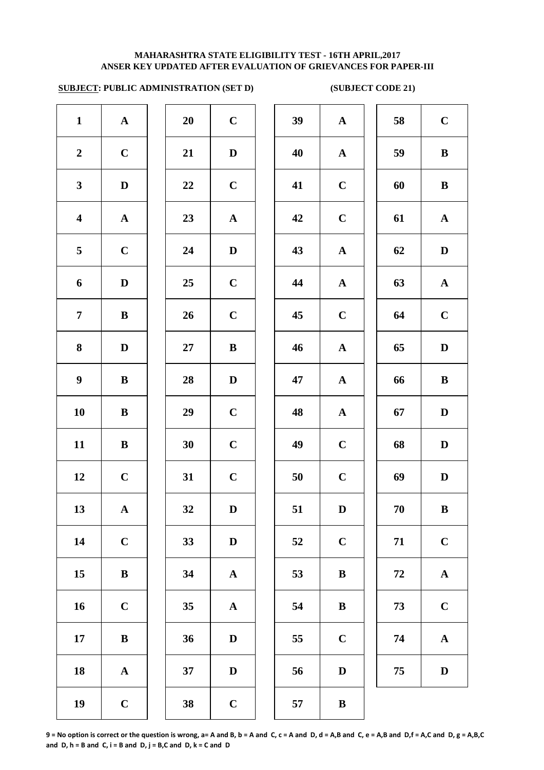**MAHARASHTRA STATE ELIGIBILITY TEST - 16TH APRIL,2017**
**ANSER KEY UPDATED AFTER EVALUATION OF GRIEVANCES FOR PAPER-III**

**SUBJECT: PUBLIC ADMINISTRATION (SET D) (SUBJECT CODE 21)**

| Q | Ans | Q | Ans | Q | Ans | Q | Ans |
|---|---|---|---|---|---|---|---|
| 1 | A | 20 | C | 39 | A | 58 | C |
| 2 | C | 21 | D | 40 | A | 59 | B |
| 3 | D | 22 | C | 41 | C | 60 | B |
| 4 | A | 23 | A | 42 | C | 61 | A |
| 5 | C | 24 | D | 43 | A | 62 | D |
| 6 | D | 25 | C | 44 | A | 63 | A |
| 7 | B | 26 | C | 45 | C | 64 | C |
| 8 | D | 27 | B | 46 | A | 65 | D |
| 9 | B | 28 | D | 47 | A | 66 | B |
| 10 | B | 29 | C | 48 | A | 67 | D |
| 11 | B | 30 | C | 49 | C | 68 | D |
| 12 | C | 31 | C | 50 | C | 69 | D |
| 13 | A | 32 | D | 51 | D | 70 | B |
| 14 | C | 33 | D | 52 | C | 71 | C |
| 15 | B | 34 | A | 53 | B | 72 | A |
| 16 | C | 35 | A | 54 | B | 73 | C |
| 17 | B | 36 | D | 55 | C | 74 | A |
| 18 | A | 37 | D | 56 | D | 75 | D |
| 19 | C | 38 | C | 57 | B | | |

**9 = No option is correct or the question is wrong, a= A and B, b = A and C, c = A and D, d = A,B and C, e = A,B and D,f = A,C and D, g = A,B,C and D, h = B and C, i = B and D, j = B,C and D, k = C and D**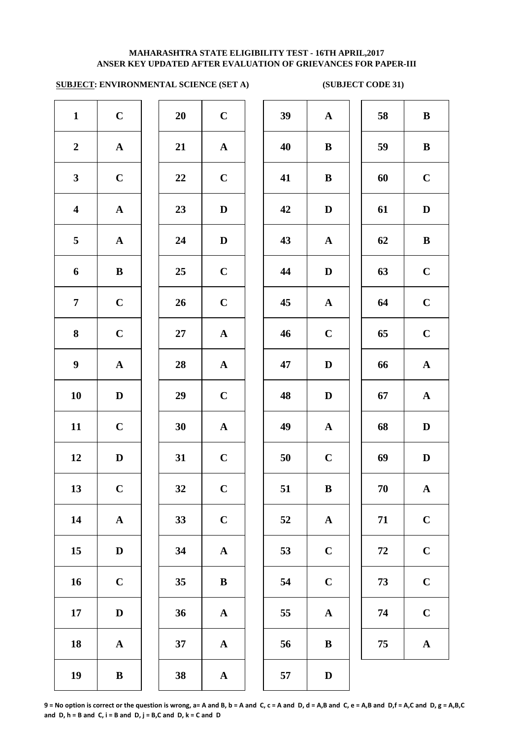**MAHARASHTRA STATE ELIGIBILITY TEST - 16TH APRIL,2017**
**ANSER KEY UPDATED AFTER EVALUATION OF GRIEVANCES FOR PAPER-III**

**SUBJECT: ENVIRONMENTAL SCIENCE (SET A)** **(SUBJECT CODE 31)**

| Q | Ans | Q | Ans | Q | Ans | Q | Ans |
|---|---|---|---|---|---|---|---|
| 1 | C | 20 | C | 39 | A | 58 | B |
| 2 | A | 21 | A | 40 | B | 59 | B |
| 3 | C | 22 | C | 41 | B | 60 | C |
| 4 | A | 23 | D | 42 | D | 61 | D |
| 5 | A | 24 | D | 43 | A | 62 | B |
| 6 | B | 25 | C | 44 | D | 63 | C |
| 7 | C | 26 | C | 45 | A | 64 | C |
| 8 | C | 27 | A | 46 | C | 65 | C |
| 9 | A | 28 | A | 47 | D | 66 | A |
| 10 | D | 29 | C | 48 | D | 67 | A |
| 11 | C | 30 | A | 49 | A | 68 | D |
| 12 | D | 31 | C | 50 | C | 69 | D |
| 13 | C | 32 | C | 51 | B | 70 | A |
| 14 | A | 33 | C | 52 | A | 71 | C |
| 15 | D | 34 | A | 53 | C | 72 | C |
| 16 | C | 35 | B | 54 | C | 73 | C |
| 17 | D | 36 | A | 55 | A | 74 | C |
| 18 | A | 37 | A | 56 | B | 75 | A |
| 19 | B | 38 | A | 57 | D | | |

**9 = No option is correct or the question is wrong, a= A and B, b = A and C, c = A and D, d = A,B and C, e = A,B and D,f = A,C and D, g = A,B,C and D, h = B and C, i = B and D, j = B,C and D, k = C and D**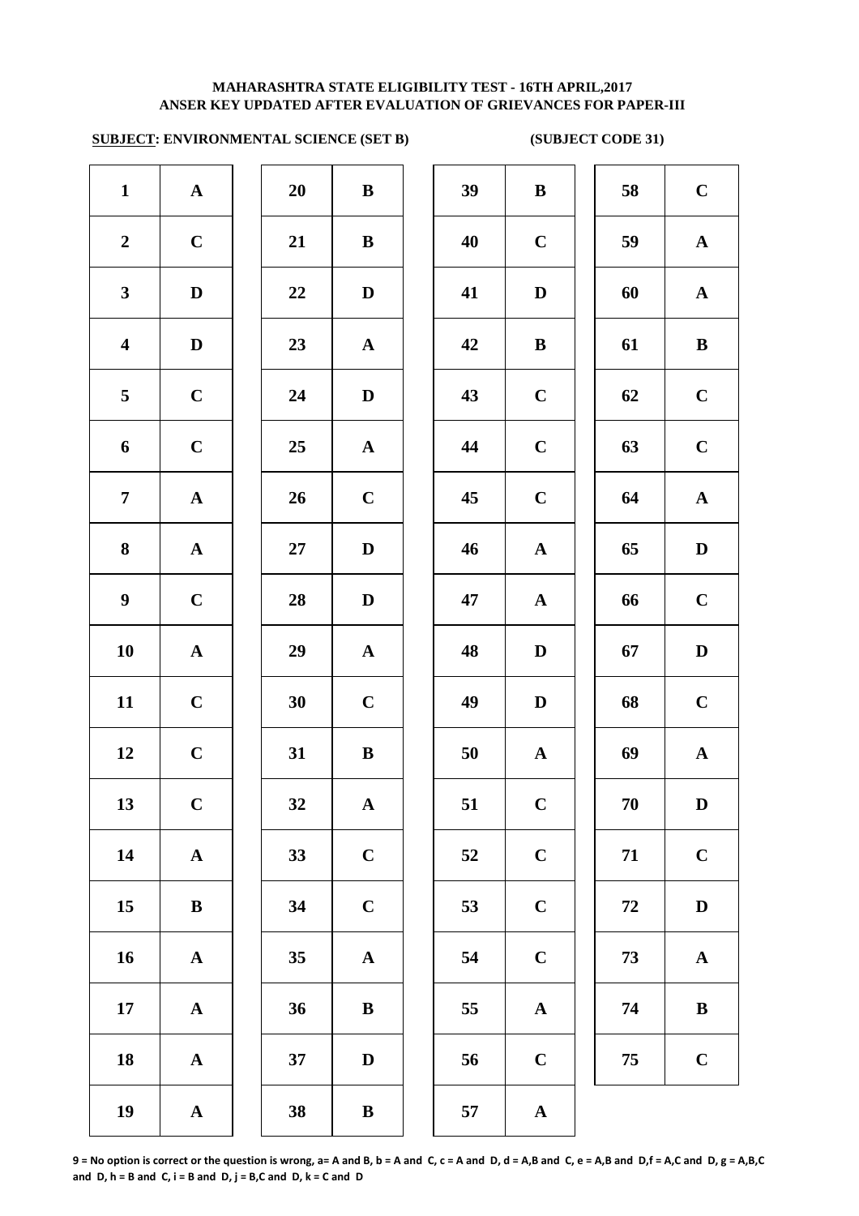**MAHARASHTRA STATE ELIGIBILITY TEST - 16TH APRIL,2017**
**ANSER KEY UPDATED AFTER EVALUATION OF GRIEVANCES FOR PAPER-III**

**SUBJECT: ENVIRONMENTAL SCIENCE (SET B)** **(SUBJECT CODE 31)**

| Q | Ans | Q | Ans | Q | Ans | Q | Ans |
|---|---|---|---|---|---|---|---|
| 1 | A | 20 | B | 39 | B | 58 | C |
| 2 | C | 21 | B | 40 | C | 59 | A |
| 3 | D | 22 | D | 41 | D | 60 | A |
| 4 | D | 23 | A | 42 | B | 61 | B |
| 5 | C | 24 | D | 43 | C | 62 | C |
| 6 | C | 25 | A | 44 | C | 63 | C |
| 7 | A | 26 | C | 45 | C | 64 | A |
| 8 | A | 27 | D | 46 | A | 65 | D |
| 9 | C | 28 | D | 47 | A | 66 | C |
| 10 | A | 29 | A | 48 | D | 67 | D |
| 11 | C | 30 | C | 49 | D | 68 | C |
| 12 | C | 31 | B | 50 | A | 69 | A |
| 13 | C | 32 | A | 51 | C | 70 | D |
| 14 | A | 33 | C | 52 | C | 71 | C |
| 15 | B | 34 | C | 53 | C | 72 | D |
| 16 | A | 35 | A | 54 | C | 73 | A |
| 17 | A | 36 | B | 55 | A | 74 | B |
| 18 | A | 37 | D | 56 | C | 75 | C |
| 19 | A | 38 | B | 57 | A | | |

**9 = No option is correct or the question is wrong, a= A and B, b = A and C, c = A and D, d = A,B and C, e = A,B and D,f = A,C and D, g = A,B,C and D, h = B and C, i = B and D, j = B,C and D, k = C and D**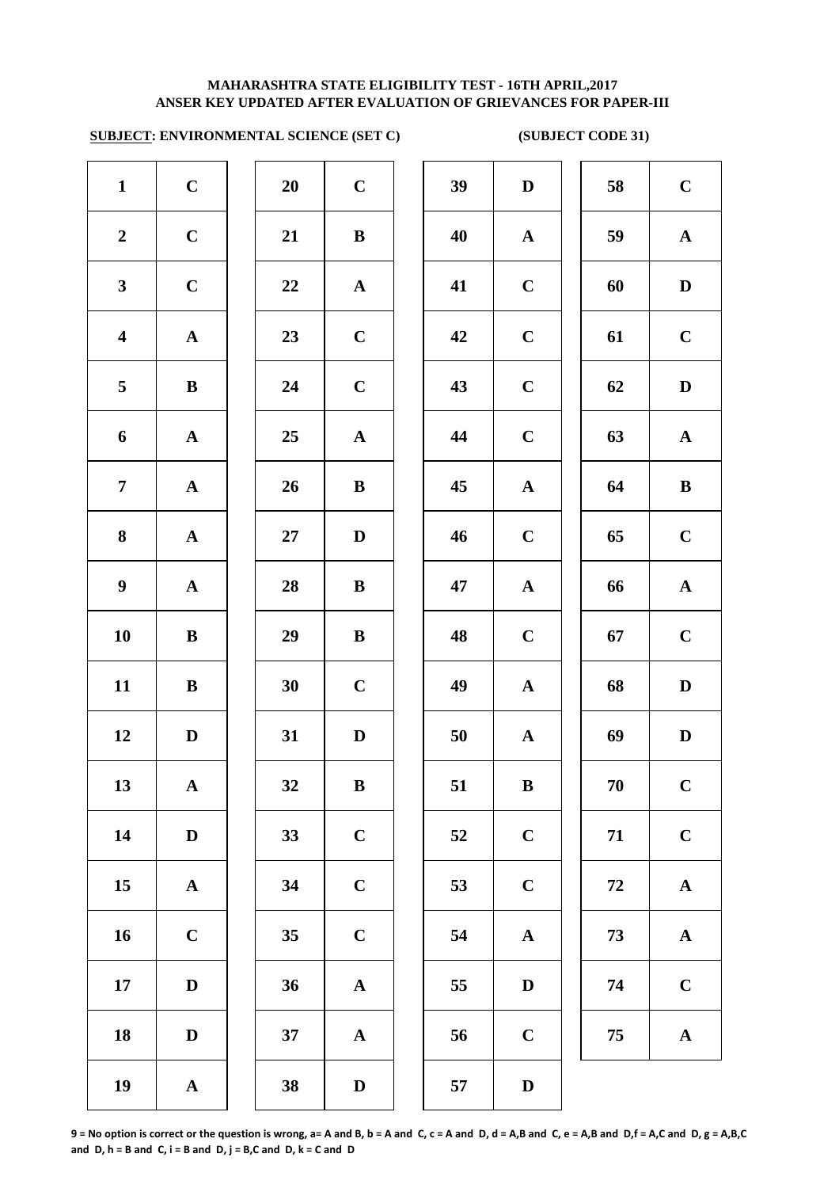**MAHARASHTRA STATE ELIGIBILITY TEST - 16TH APRIL,2017**
**ANSER KEY UPDATED AFTER EVALUATION OF GRIEVANCES FOR PAPER-III**

**SUBJECT: ENVIRONMENTAL SCIENCE (SET C) (SUBJECT CODE 31)**

| Q | Ans | Q | Ans | Q | Ans | Q | Ans |
|---|---|---|---|---|---|---|---|
| 1 | C | 20 | C | 39 | D | 58 | C |
| 2 | C | 21 | B | 40 | A | 59 | A |
| 3 | C | 22 | A | 41 | C | 60 | D |
| 4 | A | 23 | C | 42 | C | 61 | C |
| 5 | B | 24 | C | 43 | C | 62 | D |
| 6 | A | 25 | A | 44 | C | 63 | A |
| 7 | A | 26 | B | 45 | A | 64 | B |
| 8 | A | 27 | D | 46 | C | 65 | C |
| 9 | A | 28 | B | 47 | A | 66 | A |
| 10 | B | 29 | B | 48 | C | 67 | C |
| 11 | B | 30 | C | 49 | A | 68 | D |
| 12 | D | 31 | D | 50 | A | 69 | D |
| 13 | A | 32 | B | 51 | B | 70 | C |
| 14 | D | 33 | C | 52 | C | 71 | C |
| 15 | A | 34 | C | 53 | C | 72 | A |
| 16 | C | 35 | C | 54 | A | 73 | A |
| 17 | D | 36 | A | 55 | D | 74 | C |
| 18 | D | 37 | A | 56 | C | 75 | A |
| 19 | A | 38 | D | 57 | D | | |

**9 = No option is correct or the question is wrong, a= A and B, b = A and C, c = A and D, d = A,B and C, e = A,B and D,f = A,C and D, g = A,B,C and D, h = B and C, i = B and D, j = B,C and D, k = C and D**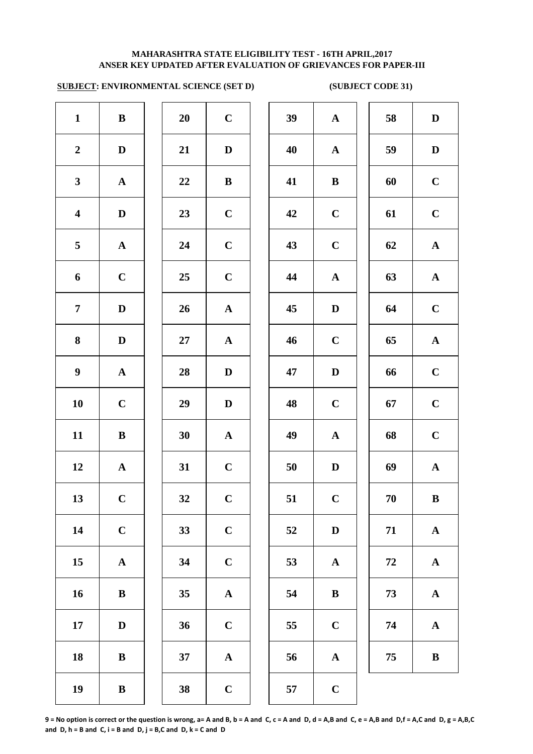**MAHARASHTRA STATE ELIGIBILITY TEST - 16TH APRIL,2017**
**ANSER KEY UPDATED AFTER EVALUATION OF GRIEVANCES FOR PAPER-III**

**SUBJECT: ENVIRONMENTAL SCIENCE (SET D)** **(SUBJECT CODE 31)**

| Q | Ans | Q | Ans | Q | Ans | Q | Ans |
|---|---|---|---|---|---|---|---|
| 1 | B | 20 | C | 39 | A | 58 | D |
| 2 | D | 21 | D | 40 | A | 59 | D |
| 3 | A | 22 | B | 41 | B | 60 | C |
| 4 | D | 23 | C | 42 | C | 61 | C |
| 5 | A | 24 | C | 43 | C | 62 | A |
| 6 | C | 25 | C | 44 | A | 63 | A |
| 7 | D | 26 | A | 45 | D | 64 | C |
| 8 | D | 27 | A | 46 | C | 65 | A |
| 9 | A | 28 | D | 47 | D | 66 | C |
| 10 | C | 29 | D | 48 | C | 67 | C |
| 11 | B | 30 | A | 49 | A | 68 | C |
| 12 | A | 31 | C | 50 | D | 69 | A |
| 13 | C | 32 | C | 51 | C | 70 | B |
| 14 | C | 33 | C | 52 | D | 71 | A |
| 15 | A | 34 | C | 53 | A | 72 | A |
| 16 | B | 35 | A | 54 | B | 73 | A |
| 17 | D | 36 | C | 55 | C | 74 | A |
| 18 | B | 37 | A | 56 | A | 75 | B |
| 19 | B | 38 | C | 57 | C | | |

**9 = No option is correct or the question is wrong, a= A and B, b = A and C, c = A and D, d = A,B and C, e = A,B and D,f = A,C and D, g = A,B,C and D, h = B and C, i = B and D, j = B,C and D, k = C and D**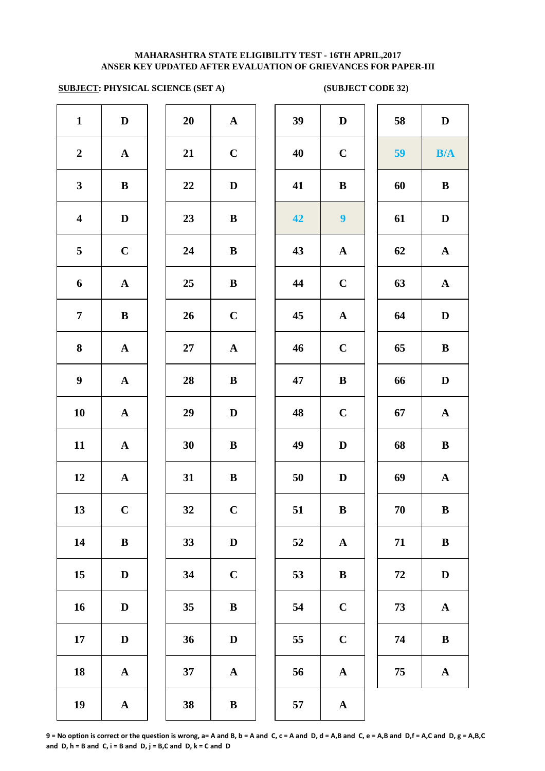**MAHARASHTRA STATE ELIGIBILITY TEST - 16TH APRIL,2017**
**ANSER KEY UPDATED AFTER EVALUATION OF GRIEVANCES FOR PAPER-III**

**SUBJECT: PHYSICAL SCIENCE (SET A)** **(SUBJECT CODE 32)**

| Q | Ans | Q | Ans | Q | Ans | Q | Ans |
|---|---|---|---|---|---|---|---|
| 1 | D | 20 | A | 39 | D | 58 | D |
| 2 | A | 21 | C | 40 | C | 59 | B/A |
| 3 | B | 22 | D | 41 | B | 60 | B |
| 4 | D | 23 | B | 42 | 9 | 61 | D |
| 5 | C | 24 | B | 43 | A | 62 | A |
| 6 | A | 25 | B | 44 | C | 63 | A |
| 7 | B | 26 | C | 45 | A | 64 | D |
| 8 | A | 27 | A | 46 | C | 65 | B |
| 9 | A | 28 | B | 47 | B | 66 | D |
| 10 | A | 29 | D | 48 | C | 67 | A |
| 11 | A | 30 | B | 49 | D | 68 | B |
| 12 | A | 31 | B | 50 | D | 69 | A |
| 13 | C | 32 | C | 51 | B | 70 | B |
| 14 | B | 33 | D | 52 | A | 71 | B |
| 15 | D | 34 | C | 53 | B | 72 | D |
| 16 | D | 35 | B | 54 | C | 73 | A |
| 17 | D | 36 | D | 55 | C | 74 | B |
| 18 | A | 37 | A | 56 | A | 75 | A |
| 19 | A | 38 | B | 57 | A | | |

9 = No option is correct or the question is wrong, a= A and B, b = A and C, c = A and D, d = A,B and C, e = A,B and D,f = A,C and D, g = A,B,C and D, h = B and C, i = B and D, j = B,C and D, k = C and D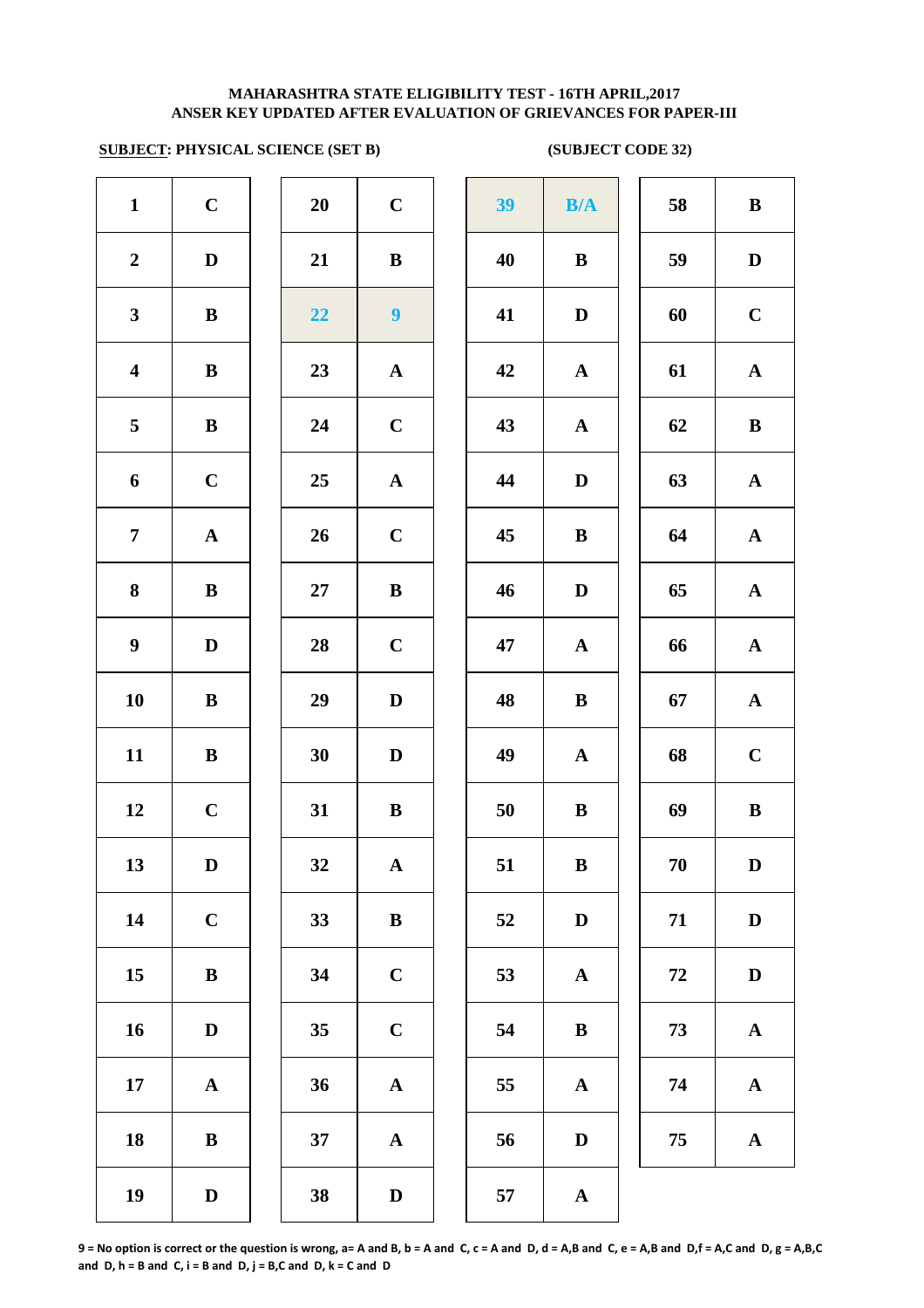# MAHARASHTRA STATE ELIGIBILITY TEST - 16TH APRIL,2017
## ANSER KEY UPDATED AFTER EVALUATION OF GRIEVANCES FOR PAPER-III

**SUBJECT: PHYSICAL SCIENCE (SET B)** **(SUBJECT CODE 32)**

| Q | Ans | Q | Ans | Q | Ans | Q | Ans |
|---|---|---|---|---|---|---|---|
| 1 | C | 20 | C | 39 | B/A | 58 | B |
| 2 | D | 21 | B | 40 | B | 59 | D |
| 3 | B | 22 | 9 | 41 | D | 60 | C |
| 4 | B | 23 | A | 42 | A | 61 | A |
| 5 | B | 24 | C | 43 | A | 62 | B |
| 6 | C | 25 | A | 44 | D | 63 | A |
| 7 | A | 26 | C | 45 | B | 64 | A |
| 8 | B | 27 | B | 46 | D | 65 | A |
| 9 | D | 28 | C | 47 | A | 66 | A |
| 10 | B | 29 | D | 48 | B | 67 | A |
| 11 | B | 30 | D | 49 | A | 68 | C |
| 12 | C | 31 | B | 50 | B | 69 | B |
| 13 | D | 32 | A | 51 | B | 70 | D |
| 14 | C | 33 | B | 52 | D | 71 | D |
| 15 | B | 34 | C | 53 | A | 72 | D |
| 16 | D | 35 | C | 54 | B | 73 | A |
| 17 | A | 36 | A | 55 | A | 74 | A |
| 18 | B | 37 | A | 56 | D | 75 | A |
| 19 | D | 38 | D | 57 | A | | |

**9 = No option is correct or the question is wrong, a= A and B, b = A and C, c = A and D, d = A,B and C, e = A,B and D,f = A,C and D, g = A,B,C and D, h = B and C, i = B and D, j = B,C and D, k = C and D**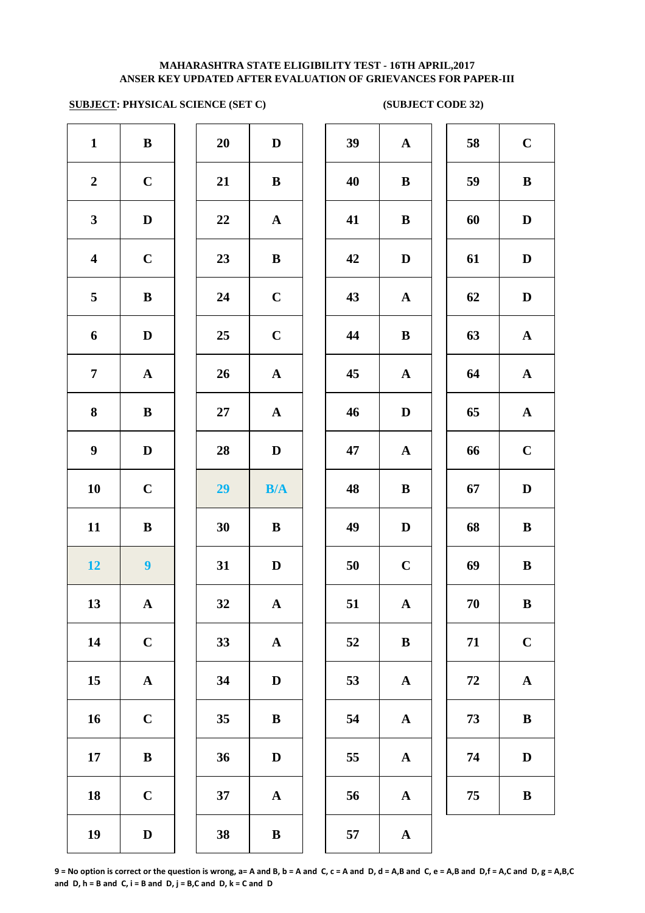**MAHARASHTRA STATE ELIGIBILITY TEST - 16TH APRIL,2017**
**ANSER KEY UPDATED AFTER EVALUATION OF GRIEVANCES FOR PAPER-III**

**SUBJECT: PHYSICAL SCIENCE (SET C)** **(SUBJECT CODE 32)**

| Q | Ans | Q | Ans | Q | Ans | Q | Ans |
|---|---|---|---|---|---|---|---|
| 1 | B | 20 | D | 39 | A | 58 | C |
| 2 | C | 21 | B | 40 | B | 59 | B |
| 3 | D | 22 | A | 41 | B | 60 | D |
| 4 | C | 23 | B | 42 | D | 61 | D |
| 5 | B | 24 | C | 43 | A | 62 | D |
| 6 | D | 25 | C | 44 | B | 63 | A |
| 7 | A | 26 | A | 45 | A | 64 | A |
| 8 | B | 27 | A | 46 | D | 65 | A |
| 9 | D | 28 | D | 47 | A | 66 | C |
| 10 | C | 29 | B/A | 48 | B | 67 | D |
| 11 | B | 30 | B | 49 | D | 68 | B |
| 12 | 9 | 31 | D | 50 | C | 69 | B |
| 13 | A | 32 | A | 51 | A | 70 | B |
| 14 | C | 33 | A | 52 | B | 71 | C |
| 15 | A | 34 | D | 53 | A | 72 | A |
| 16 | C | 35 | B | 54 | A | 73 | B |
| 17 | B | 36 | D | 55 | A | 74 | D |
| 18 | C | 37 | A | 56 | A | 75 | B |
| 19 | D | 38 | B | 57 | A | | |

**9 = No option is correct or the question is wrong, a= A and B, b = A and C, c = A and D, d = A,B and C, e = A,B and D,f = A,C and D, g = A,B,C and D, h = B and C, i = B and D, j = B,C and D, k = C and D**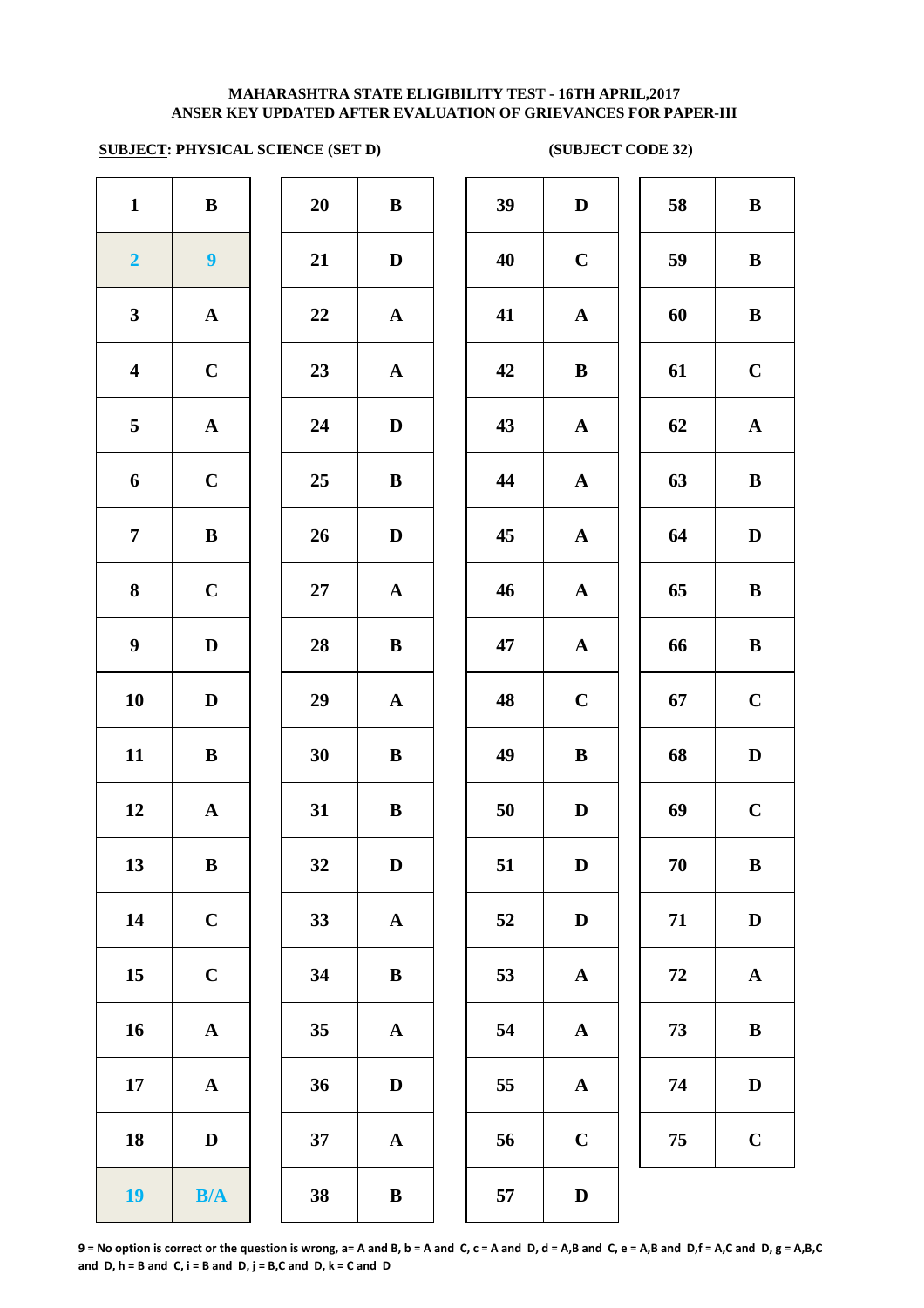**MAHARASHTRA STATE ELIGIBILITY TEST - 16TH APRIL,2017**
**ANSER KEY UPDATED AFTER EVALUATION OF GRIEVANCES FOR PAPER-III**

**SUBJECT: PHYSICAL SCIENCE (SET D)** **(SUBJECT CODE 32)**

| Q | Ans | Q | Ans | Q | Ans | Q | Ans |
|---|---|---|---|---|---|---|---|
| 1 | B | 20 | B | 39 | D | 58 | B |
| 2 | 9 | 21 | D | 40 | C | 59 | B |
| 3 | A | 22 | A | 41 | A | 60 | B |
| 4 | C | 23 | A | 42 | B | 61 | C |
| 5 | A | 24 | D | 43 | A | 62 | A |
| 6 | C | 25 | B | 44 | A | 63 | B |
| 7 | B | 26 | D | 45 | A | 64 | D |
| 8 | C | 27 | A | 46 | A | 65 | B |
| 9 | D | 28 | B | 47 | A | 66 | B |
| 10 | D | 29 | A | 48 | C | 67 | C |
| 11 | B | 30 | B | 49 | B | 68 | D |
| 12 | A | 31 | B | 50 | D | 69 | C |
| 13 | B | 32 | D | 51 | D | 70 | B |
| 14 | C | 33 | A | 52 | D | 71 | D |
| 15 | C | 34 | B | 53 | A | 72 | A |
| 16 | A | 35 | A | 54 | A | 73 | B |
| 17 | A | 36 | D | 55 | A | 74 | D |
| 18 | D | 37 | A | 56 | C | 75 | C |
| 19 | B/A | 38 | B | 57 | D | | |

**9 = No option is correct or the question is wrong, a= A and B, b = A and C, c = A and D, d = A,B and C, e = A,B and D,f = A,C and D, g = A,B,C and D, h = B and C, i = B and D, j = B,C and D, k = C and D**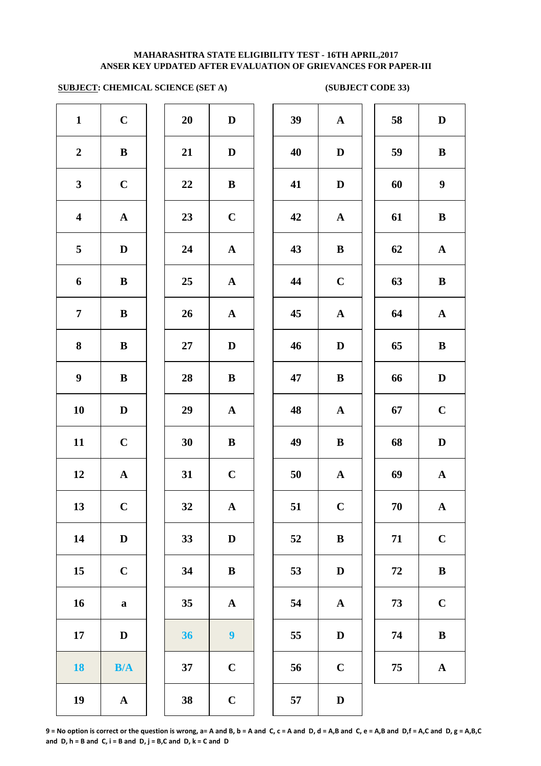**MAHARASHTRA STATE ELIGIBILITY TEST - 16TH APRIL,2017**
**ANSER KEY UPDATED AFTER EVALUATION OF GRIEVANCES FOR PAPER-III**

**SUBJECT: CHEMICAL SCIENCE (SET A)** **(SUBJECT CODE 33)**

| Q | Ans | Q | Ans | Q | Ans | Q | Ans |
|---|---|---|---|---|---|---|---|
| 1 | C | 20 | D | 39 | A | 58 | D |
| 2 | B | 21 | D | 40 | D | 59 | B |
| 3 | C | 22 | B | 41 | D | 60 | 9 |
| 4 | A | 23 | C | 42 | A | 61 | B |
| 5 | D | 24 | A | 43 | B | 62 | A |
| 6 | B | 25 | A | 44 | C | 63 | B |
| 7 | B | 26 | A | 45 | A | 64 | A |
| 8 | B | 27 | D | 46 | D | 65 | B |
| 9 | B | 28 | B | 47 | B | 66 | D |
| 10 | D | 29 | A | 48 | A | 67 | C |
| 11 | C | 30 | B | 49 | B | 68 | D |
| 12 | A | 31 | C | 50 | A | 69 | A |
| 13 | C | 32 | A | 51 | C | 70 | A |
| 14 | D | 33 | D | 52 | B | 71 | C |
| 15 | C | 34 | B | 53 | D | 72 | B |
| 16 | a | 35 | A | 54 | A | 73 | C |
| 17 | D | 36 | 9 | 55 | D | 74 | B |
| 18 | B/A | 37 | C | 56 | C | 75 | A |
| 19 | A | 38 | C | 57 | D | | |

**9 = No option is correct or the question is wrong, a= A and B, b = A and C, c = A and D, d = A,B and C, e = A,B and D,f = A,C and D, g = A,B,C and D, h = B and C, i = B and D, j = B,C and D, k = C and D**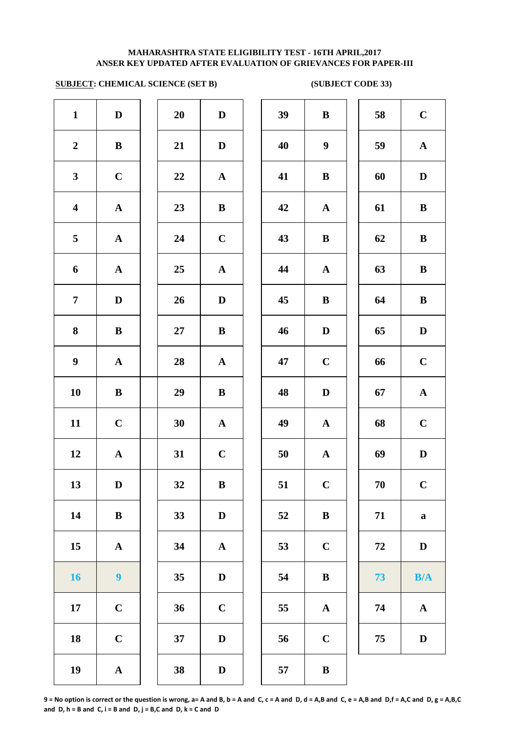**MAHARASHTRA STATE ELIGIBILITY TEST - 16TH APRIL,2017**
**ANSER KEY UPDATED AFTER EVALUATION OF GRIEVANCES FOR PAPER-III**

**SUBJECT: CHEMICAL SCIENCE (SET B)** **(SUBJECT CODE 33)**

| Q | Ans | Q | Ans | Q | Ans | Q | Ans |
|---|---|---|---|---|---|---|---|
| 1 | D | 20 | D | 39 | B | 58 | C |
| 2 | B | 21 | D | 40 | 9 | 59 | A |
| 3 | C | 22 | A | 41 | B | 60 | D |
| 4 | A | 23 | B | 42 | A | 61 | B |
| 5 | A | 24 | C | 43 | B | 62 | B |
| 6 | A | 25 | A | 44 | A | 63 | B |
| 7 | D | 26 | D | 45 | B | 64 | B |
| 8 | B | 27 | B | 46 | D | 65 | D |
| 9 | A | 28 | A | 47 | C | 66 | C |
| 10 | B | 29 | B | 48 | D | 67 | A |
| 11 | C | 30 | A | 49 | A | 68 | C |
| 12 | A | 31 | C | 50 | A | 69 | D |
| 13 | D | 32 | B | 51 | C | 70 | C |
| 14 | B | 33 | D | 52 | B | 71 | a |
| 15 | A | 34 | A | 53 | C | 72 | D |
| 16 | 9 | 35 | D | 54 | B | 73 | B/A |
| 17 | C | 36 | C | 55 | A | 74 | A |
| 18 | C | 37 | D | 56 | C | 75 | D |
| 19 | A | 38 | D | 57 | B | | |

**9 = No option is correct or the question is wrong, a= A and B, b = A and C, c = A and D, d = A,B and C, e = A,B and D,f = A,C and D, g = A,B,C and D, h = B and C, i = B and D, j = B,C and D, k = C and D**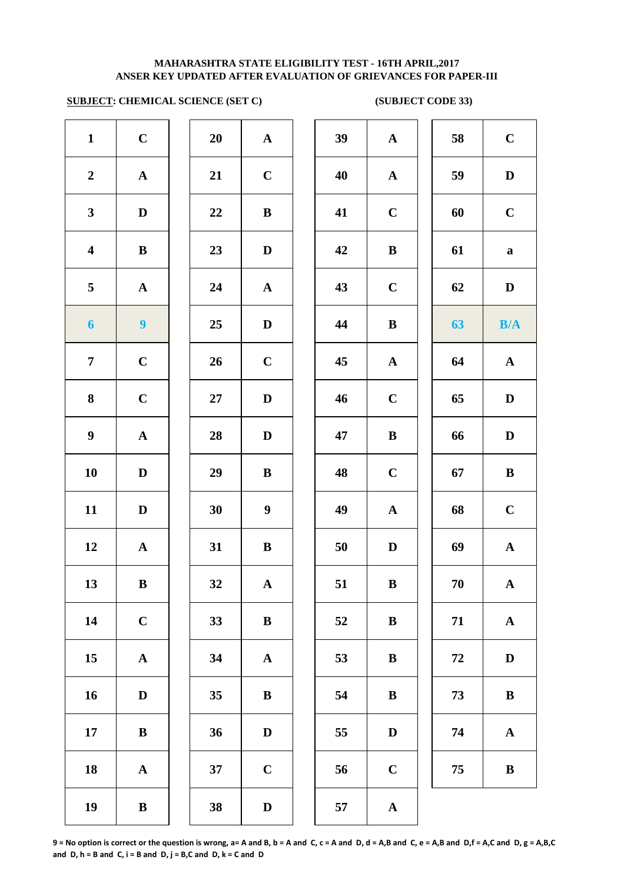**MAHARASHTRA STATE ELIGIBILITY TEST - 16TH APRIL,2017**
**ANSER KEY UPDATED AFTER EVALUATION OF GRIEVANCES FOR PAPER-III**

**SUBJECT: CHEMICAL SCIENCE (SET C)** **(SUBJECT CODE 33)**

| Q | Ans | Q | Ans | Q | Ans | Q | Ans |
|---|---|---|---|---|---|---|---|
| 1 | C | 20 | A | 39 | A | 58 | C |
| 2 | A | 21 | C | 40 | A | 59 | D |
| 3 | D | 22 | B | 41 | C | 60 | C |
| 4 | B | 23 | D | 42 | B | 61 | a |
| 5 | A | 24 | A | 43 | C | 62 | D |
| 6 | 9 | 25 | D | 44 | B | 63 | B/A |
| 7 | C | 26 | C | 45 | A | 64 | A |
| 8 | C | 27 | D | 46 | C | 65 | D |
| 9 | A | 28 | D | 47 | B | 66 | D |
| 10 | D | 29 | B | 48 | C | 67 | B |
| 11 | D | 30 | 9 | 49 | A | 68 | C |
| 12 | A | 31 | B | 50 | D | 69 | A |
| 13 | B | 32 | A | 51 | B | 70 | A |
| 14 | C | 33 | B | 52 | B | 71 | A |
| 15 | A | 34 | A | 53 | B | 72 | D |
| 16 | D | 35 | B | 54 | B | 73 | B |
| 17 | B | 36 | D | 55 | D | 74 | A |
| 18 | A | 37 | C | 56 | C | 75 | B |
| 19 | B | 38 | D | 57 | A | | |

**9 = No option is correct or the question is wrong, a= A and B, b = A and C, c = A and D, d = A,B and C, e = A,B and D,f = A,C and D, g = A,B,C and D, h = B and C, i = B and D, j = B,C and D, k = C and D**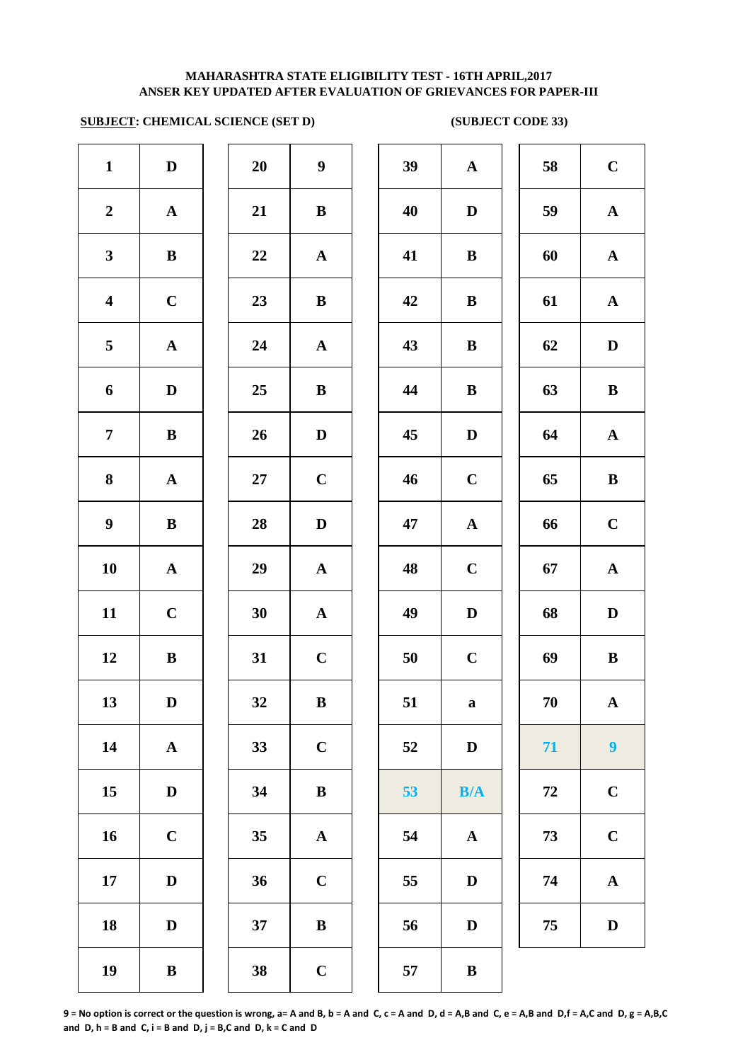**MAHARASHTRA STATE ELIGIBILITY TEST - 16TH APRIL,2017**
**ANSER KEY UPDATED AFTER EVALUATION OF GRIEVANCES FOR PAPER-III**

**SUBJECT: CHEMICAL SCIENCE (SET D)** **(SUBJECT CODE 33)**

| Q | Ans | Q | Ans | Q | Ans | Q | Ans |
|---|---|---|---|---|---|---|---|
| 1 | D | 20 | 9 | 39 | A | 58 | C |
| 2 | A | 21 | B | 40 | D | 59 | A |
| 3 | B | 22 | A | 41 | B | 60 | A |
| 4 | C | 23 | B | 42 | B | 61 | A |
| 5 | A | 24 | A | 43 | B | 62 | D |
| 6 | D | 25 | B | 44 | B | 63 | B |
| 7 | B | 26 | D | 45 | D | 64 | A |
| 8 | A | 27 | C | 46 | C | 65 | B |
| 9 | B | 28 | D | 47 | A | 66 | C |
| 10 | A | 29 | A | 48 | C | 67 | A |
| 11 | C | 30 | A | 49 | D | 68 | D |
| 12 | B | 31 | C | 50 | C | 69 | B |
| 13 | D | 32 | B | 51 | a | 70 | A |
| 14 | A | 33 | C | 52 | D | 71 | 9 |
| 15 | D | 34 | B | 53 | B/A | 72 | C |
| 16 | C | 35 | A | 54 | A | 73 | C |
| 17 | D | 36 | C | 55 | D | 74 | A |
| 18 | D | 37 | B | 56 | D | 75 | D |
| 19 | B | 38 | C | 57 | B | | |

**9 = No option is correct or the question is wrong, a= A and B, b = A and C, c = A and D, d = A,B and C, e = A,B and D,f = A,C and D, g = A,B,C and D, h = B and C, i = B and D, j = B,C and D, k = C and D**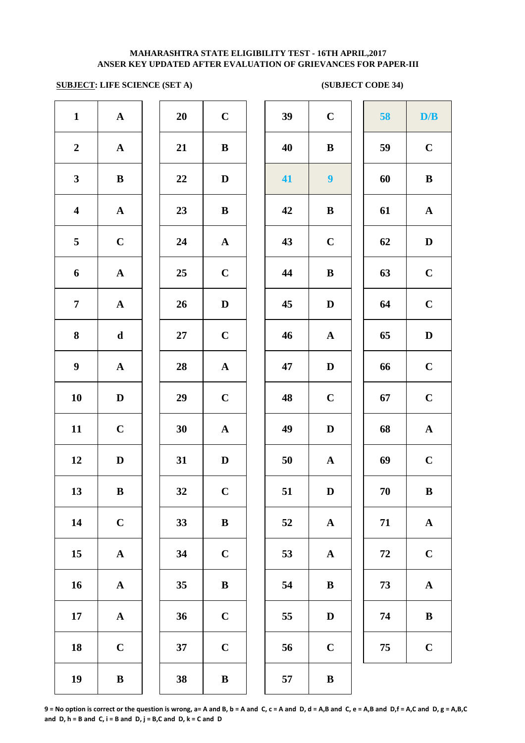**MAHARASHTRA STATE ELIGIBILITY TEST - 16TH APRIL,2017**
**ANSER KEY UPDATED AFTER EVALUATION OF GRIEVANCES FOR PAPER-III**

**SUBJECT: LIFE SCIENCE (SET A)** **(SUBJECT CODE 34)**

| Q | Ans | Q | Ans | Q | Ans | Q | Ans |
|---|---|---|---|---|---|---|---|
| 1 | A | 20 | C | 39 | C | 58 | D/B |
| 2 | A | 21 | B | 40 | B | 59 | C |
| 3 | B | 22 | D | 41 | 9 | 60 | B |
| 4 | A | 23 | B | 42 | B | 61 | A |
| 5 | C | 24 | A | 43 | C | 62 | D |
| 6 | A | 25 | C | 44 | B | 63 | C |
| 7 | A | 26 | D | 45 | D | 64 | C |
| 8 | d | 27 | C | 46 | A | 65 | D |
| 9 | A | 28 | A | 47 | D | 66 | C |
| 10 | D | 29 | C | 48 | C | 67 | C |
| 11 | C | 30 | A | 49 | D | 68 | A |
| 12 | D | 31 | D | 50 | A | 69 | C |
| 13 | B | 32 | C | 51 | D | 70 | B |
| 14 | C | 33 | B | 52 | A | 71 | A |
| 15 | A | 34 | C | 53 | A | 72 | C |
| 16 | A | 35 | B | 54 | B | 73 | A |
| 17 | A | 36 | C | 55 | D | 74 | B |
| 18 | C | 37 | C | 56 | C | 75 | C |
| 19 | B | 38 | B | 57 | B | | |

9 = No option is correct or the question is wrong, a= A and B, b = A and C, c = A and D, d = A,B and C, e = A,B and D,f = A,C and D, g = A,B,C and D, h = B and C, i = B and D, j = B,C and D, k = C and D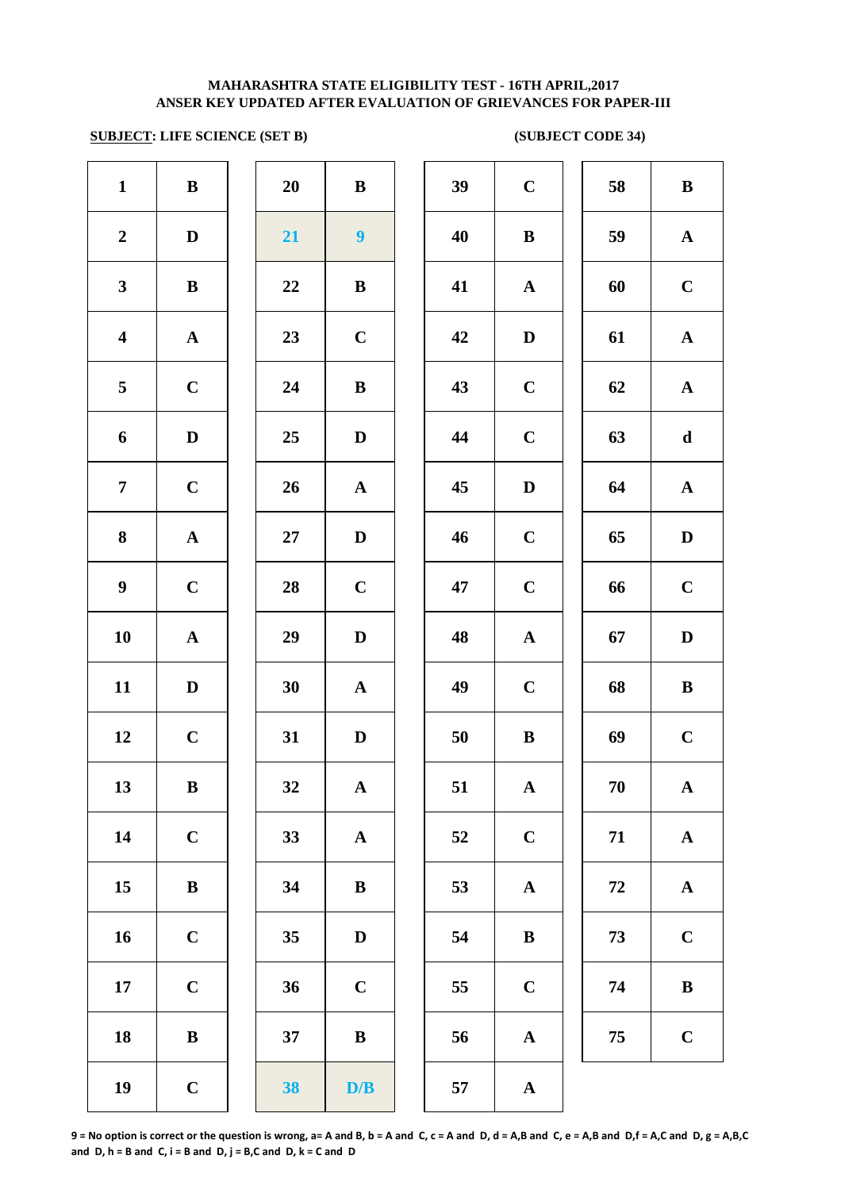**MAHARASHTRA STATE ELIGIBILITY TEST - 16TH APRIL,2017**
**ANSER KEY UPDATED AFTER EVALUATION OF GRIEVANCES FOR PAPER-III**

**SUBJECT: LIFE SCIENCE (SET B)** **(SUBJECT CODE 34)**

| Q | Ans | Q | Ans | Q | Ans | Q | Ans |
|---|---|---|---|---|---|---|---|
| 1 | B | 20 | B | 39 | C | 58 | B |
| 2 | D | 21 | 9 | 40 | B | 59 | A |
| 3 | B | 22 | B | 41 | A | 60 | C |
| 4 | A | 23 | C | 42 | D | 61 | A |
| 5 | C | 24 | B | 43 | C | 62 | A |
| 6 | D | 25 | D | 44 | C | 63 | d |
| 7 | C | 26 | A | 45 | D | 64 | A |
| 8 | A | 27 | D | 46 | C | 65 | D |
| 9 | C | 28 | C | 47 | C | 66 | C |
| 10 | A | 29 | D | 48 | A | 67 | D |
| 11 | D | 30 | A | 49 | C | 68 | B |
| 12 | C | 31 | D | 50 | B | 69 | C |
| 13 | B | 32 | A | 51 | A | 70 | A |
| 14 | C | 33 | A | 52 | C | 71 | A |
| 15 | B | 34 | B | 53 | A | 72 | A |
| 16 | C | 35 | D | 54 | B | 73 | C |
| 17 | C | 36 | C | 55 | C | 74 | B |
| 18 | B | 37 | B | 56 | A | 75 | C |
| 19 | C | 38 | D/B | 57 | A | | |

9 = No option is correct or the question is wrong, a= A and B, b = A and C, c = A and D, d = A,B and C, e = A,B and D,f = A,C and D, g = A,B,C and D, h = B and C, i = B and D, j = B,C and D, k = C and D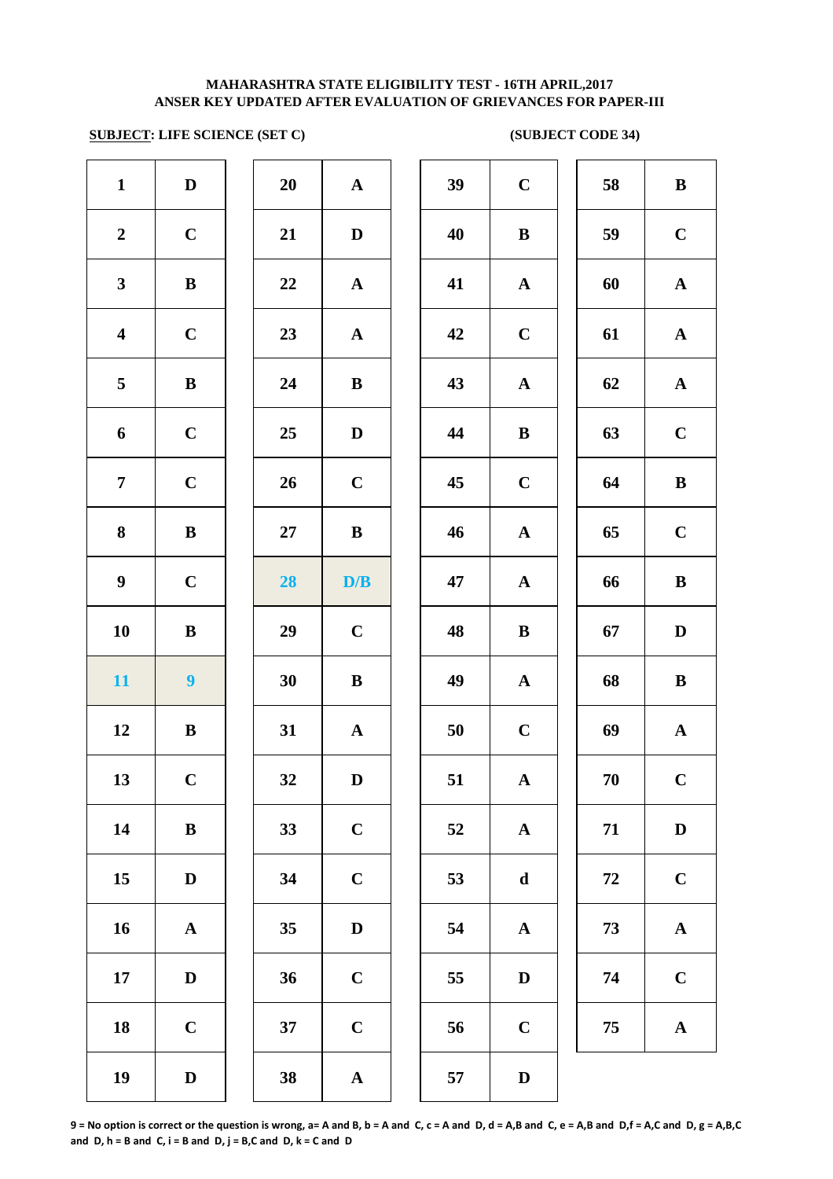**MAHARASHTRA STATE ELIGIBILITY TEST - 16TH APRIL,2017**
**ANSER KEY UPDATED AFTER EVALUATION OF GRIEVANCES FOR PAPER-III**

**SUBJECT: LIFE SCIENCE (SET C)** **(SUBJECT CODE 34)**

| Q | Ans | Q | Ans | Q | Ans | Q | Ans |
|---|---|---|---|---|---|---|---|
| 1 | D | 20 | A | 39 | C | 58 | B |
| 2 | C | 21 | D | 40 | B | 59 | C |
| 3 | B | 22 | A | 41 | A | 60 | A |
| 4 | C | 23 | A | 42 | C | 61 | A |
| 5 | B | 24 | B | 43 | A | 62 | A |
| 6 | C | 25 | D | 44 | B | 63 | C |
| 7 | C | 26 | C | 45 | C | 64 | B |
| 8 | B | 27 | B | 46 | A | 65 | C |
| 9 | C | 28 | D/B | 47 | A | 66 | B |
| 10 | B | 29 | C | 48 | B | 67 | D |
| 11 | 9 | 30 | B | 49 | A | 68 | B |
| 12 | B | 31 | A | 50 | C | 69 | A |
| 13 | C | 32 | D | 51 | A | 70 | C |
| 14 | B | 33 | C | 52 | A | 71 | D |
| 15 | D | 34 | C | 53 | d | 72 | C |
| 16 | A | 35 | D | 54 | A | 73 | A |
| 17 | D | 36 | C | 55 | D | 74 | C |
| 18 | C | 37 | C | 56 | C | 75 | A |
| 19 | D | 38 | A | 57 | D | | |

**9 = No option is correct or the question is wrong, a= A and B, b = A and C, c = A and D, d = A,B and C, e = A,B and D,f = A,C and D, g = A,B,C and D, h = B and C, i = B and D, j = B,C and D, k = C and D**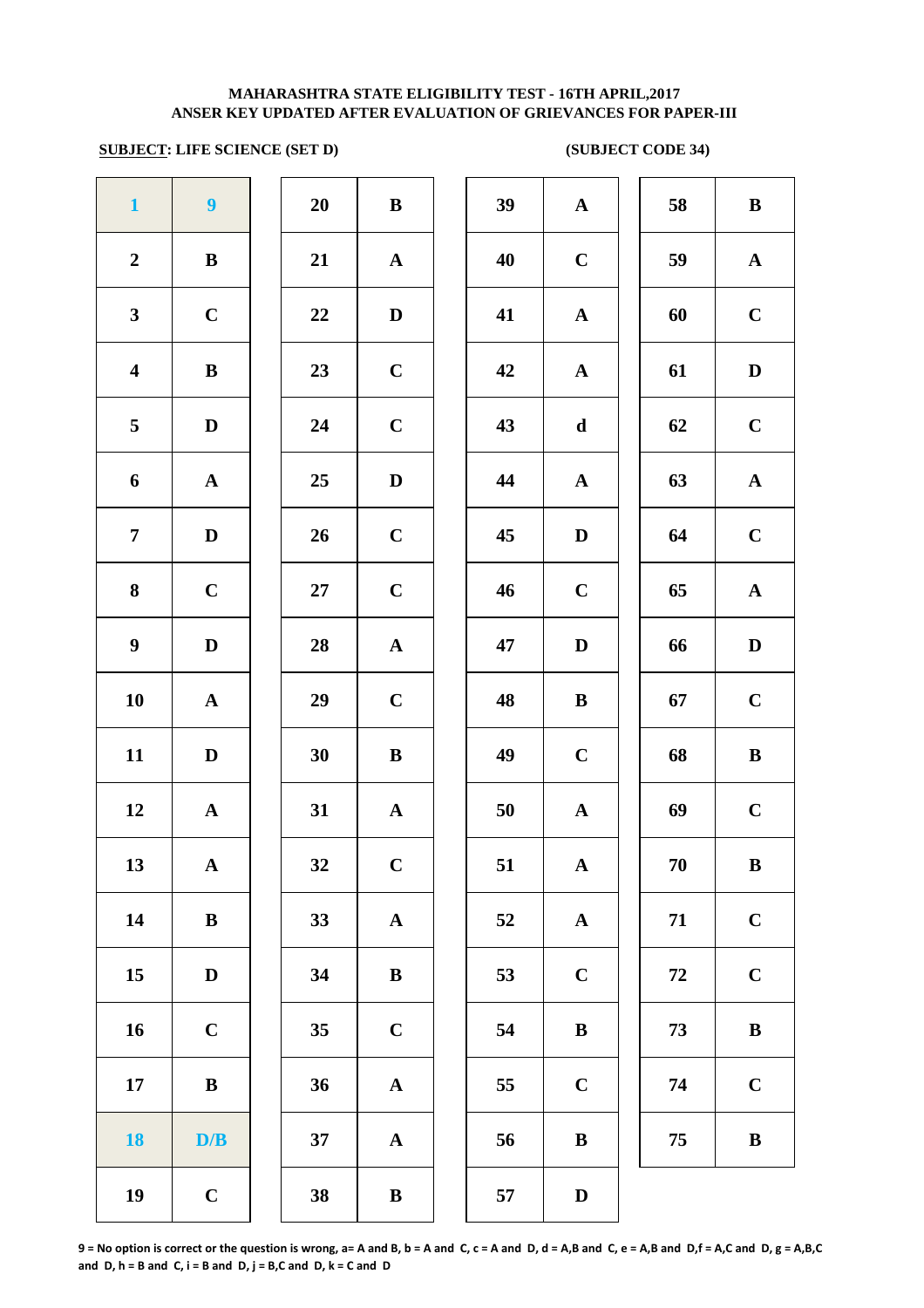**MAHARASHTRA STATE ELIGIBILITY TEST - 16TH APRIL,2017**
**ANSER KEY UPDATED AFTER EVALUATION OF GRIEVANCES FOR PAPER-III**

**SUBJECT: LIFE SCIENCE (SET D)** **(SUBJECT CODE 34)**

| Q | Ans | Q | Ans | Q | Ans | Q | Ans |
|---|---|---|---|---|---|---|---|
| 1 | 9 | 20 | B | 39 | A | 58 | B |
| 2 | B | 21 | A | 40 | C | 59 | A |
| 3 | C | 22 | D | 41 | A | 60 | C |
| 4 | B | 23 | C | 42 | A | 61 | D |
| 5 | D | 24 | C | 43 | d | 62 | C |
| 6 | A | 25 | D | 44 | A | 63 | A |
| 7 | D | 26 | C | 45 | D | 64 | C |
| 8 | C | 27 | C | 46 | C | 65 | A |
| 9 | D | 28 | A | 47 | D | 66 | D |
| 10 | A | 29 | C | 48 | B | 67 | C |
| 11 | D | 30 | B | 49 | C | 68 | B |
| 12 | A | 31 | A | 50 | A | 69 | C |
| 13 | A | 32 | C | 51 | A | 70 | B |
| 14 | B | 33 | A | 52 | A | 71 | C |
| 15 | D | 34 | B | 53 | C | 72 | C |
| 16 | C | 35 | C | 54 | B | 73 | B |
| 17 | B | 36 | A | 55 | C | 74 | C |
| 18 | D/B | 37 | A | 56 | B | 75 | B |
| 19 | C | 38 | B | 57 | D | | |

**9 = No option is correct or the question is wrong, a= A and B, b = A and C, c = A and D, d = A,B and C, e = A,B and D,f = A,C and D, g = A,B,C and D, h = B and C, i = B and D, j = B,C and D, k = C and D**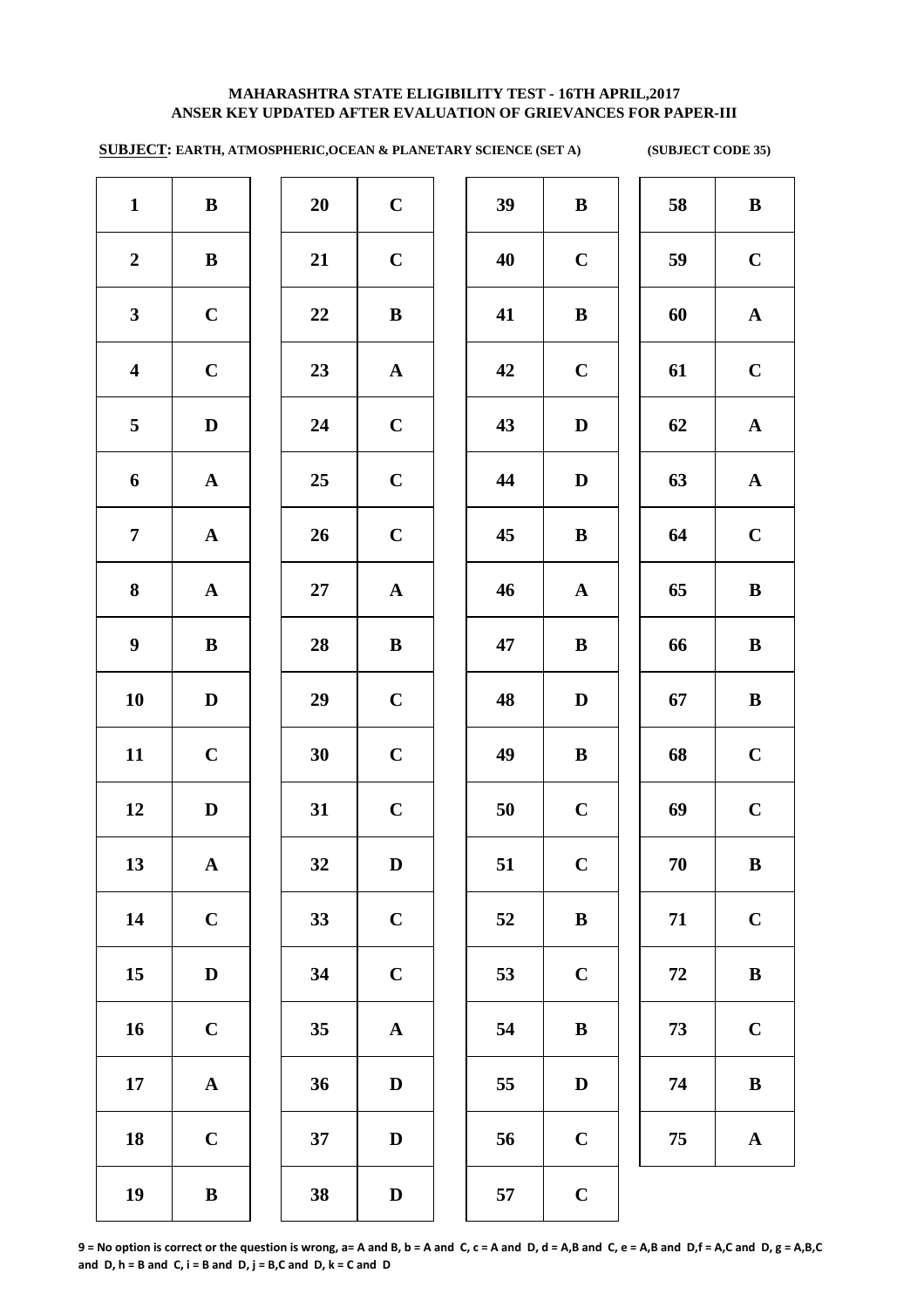# MAHARASHTRA STATE ELIGIBILITY TEST - 16TH APRIL,2017
## ANSER KEY UPDATED AFTER EVALUATION OF GRIEVANCES FOR PAPER-III

**SUBJECT: EARTH, ATMOSPHERIC,OCEAN & PLANETARY SCIENCE (SET A)** **(SUBJECT CODE 35)**

| Q | Ans | Q | Ans | Q | Ans | Q | Ans |
|---|---|---|---|---|---|---|---|
| 1 | B | 20 | C | 39 | B | 58 | B |
| 2 | B | 21 | C | 40 | C | 59 | C |
| 3 | C | 22 | B | 41 | B | 60 | A |
| 4 | C | 23 | A | 42 | C | 61 | C |
| 5 | D | 24 | C | 43 | D | 62 | A |
| 6 | A | 25 | C | 44 | D | 63 | A |
| 7 | A | 26 | C | 45 | B | 64 | C |
| 8 | A | 27 | A | 46 | A | 65 | B |
| 9 | B | 28 | B | 47 | B | 66 | B |
| 10 | D | 29 | C | 48 | D | 67 | B |
| 11 | C | 30 | C | 49 | B | 68 | C |
| 12 | D | 31 | C | 50 | C | 69 | C |
| 13 | A | 32 | D | 51 | C | 70 | B |
| 14 | C | 33 | C | 52 | B | 71 | C |
| 15 | D | 34 | C | 53 | C | 72 | B |
| 16 | C | 35 | A | 54 | B | 73 | C |
| 17 | A | 36 | D | 55 | D | 74 | B |
| 18 | C | 37 | D | 56 | C | 75 | A |
| 19 | B | 38 | D | 57 | C | | |

**9 = No option is correct or the question is wrong, a= A and B, b = A and C, c = A and D, d = A,B and C, e = A,B and D,f = A,C and D, g = A,B,C and D, h = B and C, i = B and D, j = B,C and D, k = C and D**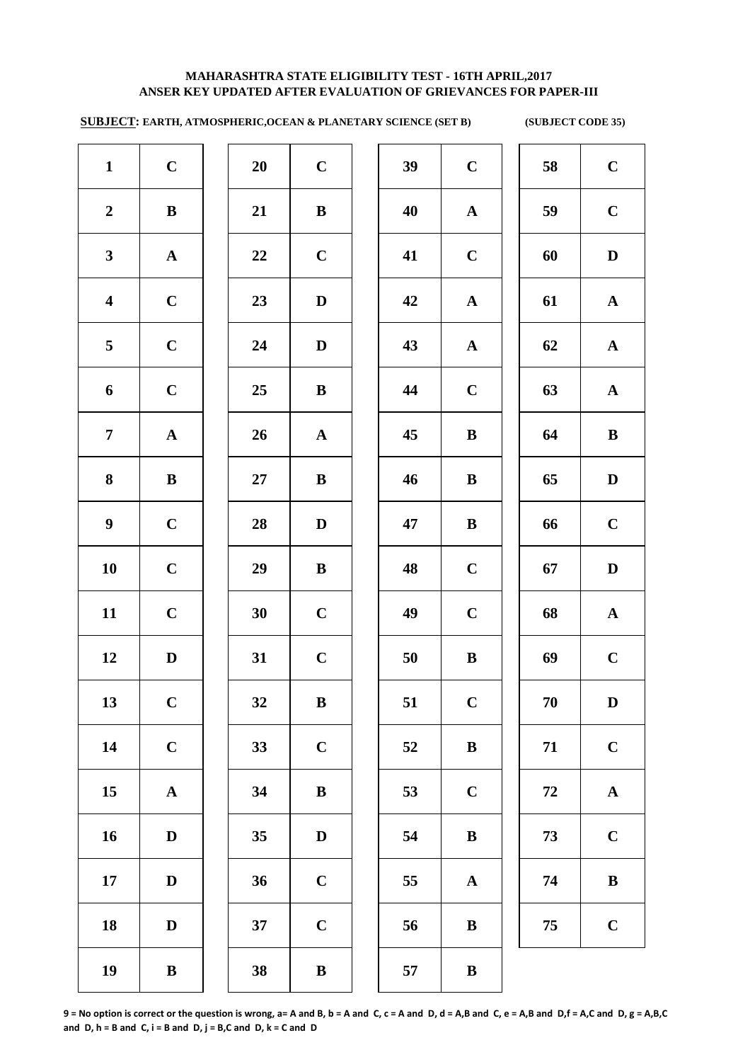# MAHARASHTRA STATE ELIGIBILITY TEST - 16TH APRIL,2017
# ANSER KEY UPDATED AFTER EVALUATION OF GRIEVANCES FOR PAPER-III

**SUBJECT: EARTH, ATMOSPHERIC,OCEAN & PLANETARY SCIENCE (SET B)** **(SUBJECT CODE 35)**

| Q | Ans | Q | Ans | Q | Ans | Q | Ans |
|---|---|---|---|---|---|---|---|
| 1 | C | 20 | C | 39 | C | 58 | C |
| 2 | B | 21 | B | 40 | A | 59 | C |
| 3 | A | 22 | C | 41 | C | 60 | D |
| 4 | C | 23 | D | 42 | A | 61 | A |
| 5 | C | 24 | D | 43 | A | 62 | A |
| 6 | C | 25 | B | 44 | C | 63 | A |
| 7 | A | 26 | A | 45 | B | 64 | B |
| 8 | B | 27 | B | 46 | B | 65 | D |
| 9 | C | 28 | D | 47 | B | 66 | C |
| 10 | C | 29 | B | 48 | C | 67 | D |
| 11 | C | 30 | C | 49 | C | 68 | A |
| 12 | D | 31 | C | 50 | B | 69 | C |
| 13 | C | 32 | B | 51 | C | 70 | D |
| 14 | C | 33 | C | 52 | B | 71 | C |
| 15 | A | 34 | B | 53 | C | 72 | A |
| 16 | D | 35 | D | 54 | B | 73 | C |
| 17 | D | 36 | C | 55 | A | 74 | B |
| 18 | D | 37 | C | 56 | B | 75 | C |
| 19 | B | 38 | B | 57 | B | | |

**9 = No option is correct or the question is wrong, a= A and B, b = A and C, c = A and D, d = A,B and C, e = A,B and D,f = A,C and D, g = A,B,C and D, h = B and C, i = B and D, j = B,C and D, k = C and D**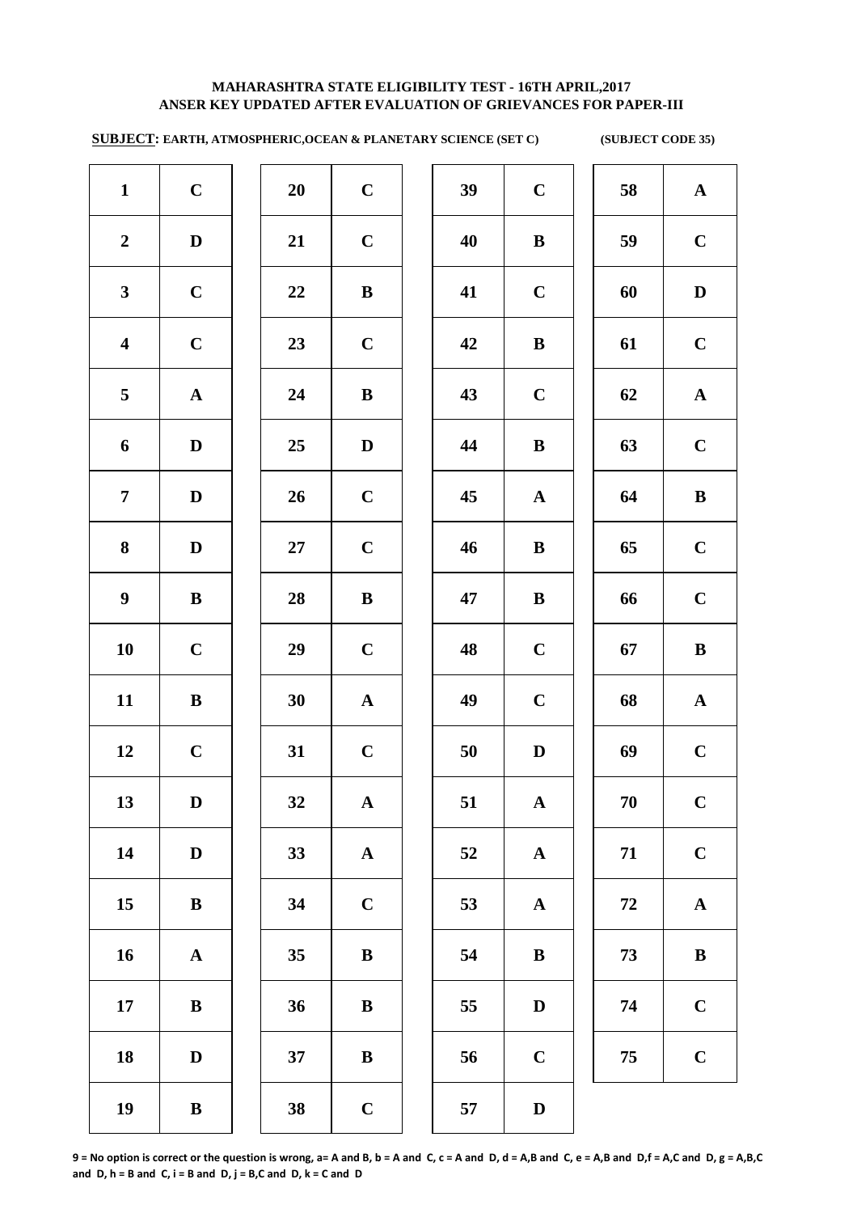# MAHARASHTRA STATE ELIGIBILITY TEST - 16TH APRIL,2017
# ANSER KEY UPDATED AFTER EVALUATION OF GRIEVANCES FOR PAPER-III

**SUBJECT: EARTH, ATMOSPHERIC,OCEAN & PLANETARY SCIENCE (SET C)** **(SUBJECT CODE 35)**

| Q | Ans | Q | Ans | Q | Ans | Q | Ans |
|---|---|---|---|---|---|---|---|
| 1 | C | 20 | C | 39 | C | 58 | A |
| 2 | D | 21 | C | 40 | B | 59 | C |
| 3 | C | 22 | B | 41 | C | 60 | D |
| 4 | C | 23 | C | 42 | B | 61 | C |
| 5 | A | 24 | B | 43 | C | 62 | A |
| 6 | D | 25 | D | 44 | B | 63 | C |
| 7 | D | 26 | C | 45 | A | 64 | B |
| 8 | D | 27 | C | 46 | B | 65 | C |
| 9 | B | 28 | B | 47 | B | 66 | C |
| 10 | C | 29 | C | 48 | C | 67 | B |
| 11 | B | 30 | A | 49 | C | 68 | A |
| 12 | C | 31 | C | 50 | D | 69 | C |
| 13 | D | 32 | A | 51 | A | 70 | C |
| 14 | D | 33 | A | 52 | A | 71 | C |
| 15 | B | 34 | C | 53 | A | 72 | A |
| 16 | A | 35 | B | 54 | B | 73 | B |
| 17 | B | 36 | B | 55 | D | 74 | C |
| 18 | D | 37 | B | 56 | C | 75 | C |
| 19 | B | 38 | C | 57 | D | | |

**9 = No option is correct or the question is wrong, a= A and B, b = A and C, c = A and D, d = A,B and C, e = A,B and D,f = A,C and D, g = A,B,C and D, h = B and C, i = B and D, j = B,C and D, k = C and D**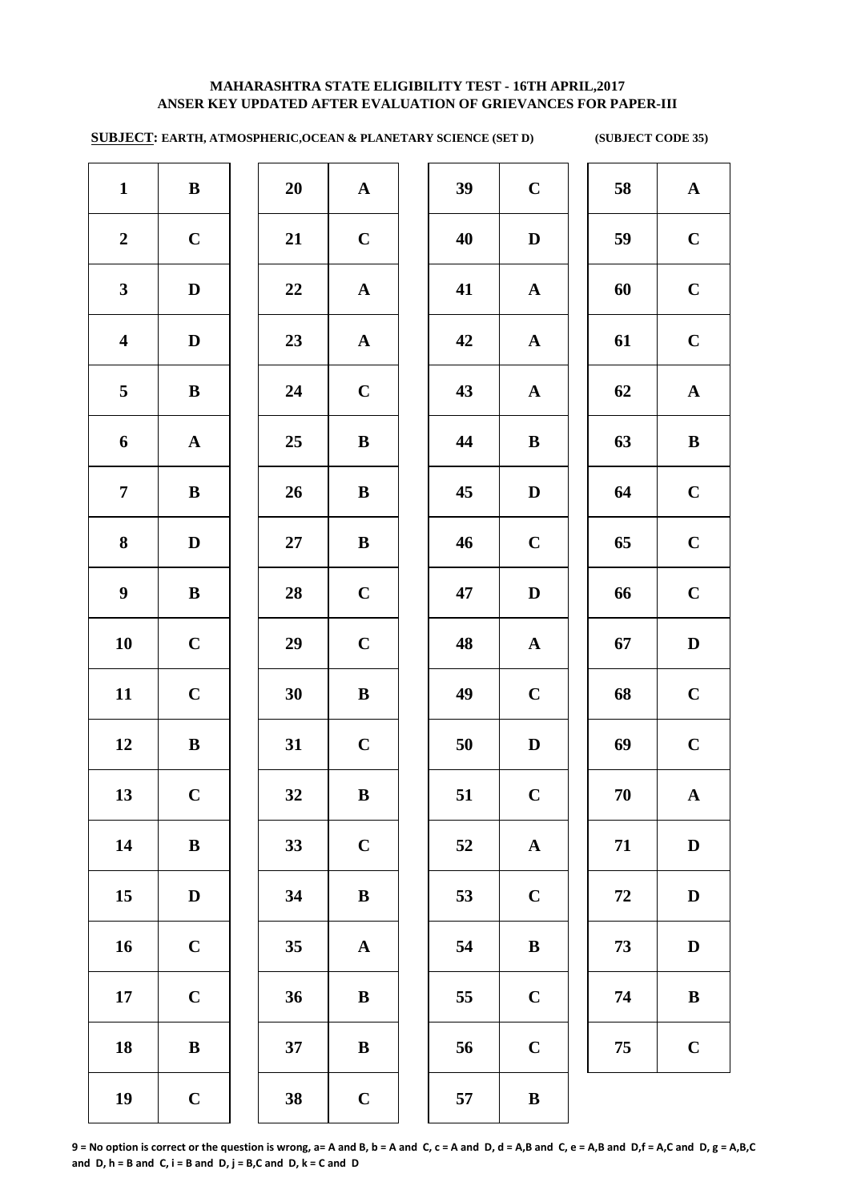**MAHARASHTRA STATE ELIGIBILITY TEST - 16TH APRIL,2017**
**ANSER KEY UPDATED AFTER EVALUATION OF GRIEVANCES FOR PAPER-III**

**SUBJECT: EARTH, ATMOSPHERIC,OCEAN & PLANETARY SCIENCE (SET D)** **(SUBJECT CODE 35)**

| | | | | | | | |
|---|---|---|---|---|---|---|---|
| 1 | B | 20 | A | 39 | C | 58 | A |
| 2 | C | 21 | C | 40 | D | 59 | C |
| 3 | D | 22 | A | 41 | A | 60 | C |
| 4 | D | 23 | A | 42 | A | 61 | C |
| 5 | B | 24 | C | 43 | A | 62 | A |
| 6 | A | 25 | B | 44 | B | 63 | B |
| 7 | B | 26 | B | 45 | D | 64 | C |
| 8 | D | 27 | B | 46 | C | 65 | C |
| 9 | B | 28 | C | 47 | D | 66 | C |
| 10 | C | 29 | C | 48 | A | 67 | D |
| 11 | C | 30 | B | 49 | C | 68 | C |
| 12 | B | 31 | C | 50 | D | 69 | C |
| 13 | C | 32 | B | 51 | C | 70 | A |
| 14 | B | 33 | C | 52 | A | 71 | D |
| 15 | D | 34 | B | 53 | C | 72 | D |
| 16 | C | 35 | A | 54 | B | 73 | D |
| 17 | C | 36 | B | 55 | C | 74 | B |
| 18 | B | 37 | B | 56 | C | 75 | C |
| 19 | C | 38 | C | 57 | B | | |

**9 = No option is correct or the question is wrong, a= A and B, b = A and C, c = A and D, d = A,B and C, e = A,B and D,f = A,C and D, g = A,B,C and D, h = B and C, i = B and D, j = B,C and D, k = C and D**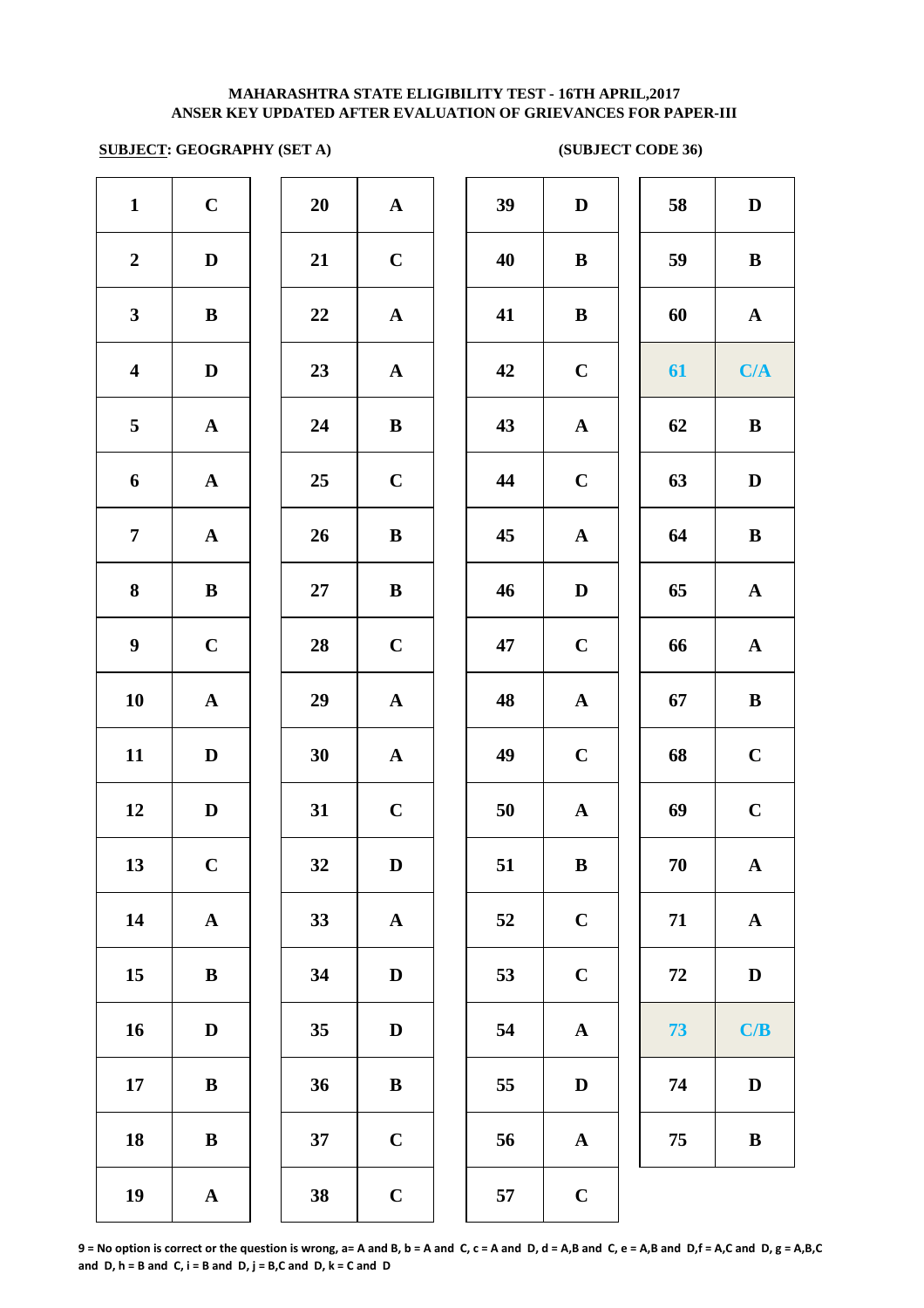**MAHARASHTRA STATE ELIGIBILITY TEST - 16TH APRIL,2017**
**ANSER KEY UPDATED AFTER EVALUATION OF GRIEVANCES FOR PAPER-III**

**SUBJECT: GEOGRAPHY (SET A)** **(SUBJECT CODE 36)**

| Q | Ans | Q | Ans | Q | Ans | Q | Ans |
|---|---|---|---|---|---|---|---|
| 1 | C | 20 | A | 39 | D | 58 | D |
| 2 | D | 21 | C | 40 | B | 59 | B |
| 3 | B | 22 | A | 41 | B | 60 | A |
| 4 | D | 23 | A | 42 | C | 61 | C/A |
| 5 | A | 24 | B | 43 | A | 62 | B |
| 6 | A | 25 | C | 44 | C | 63 | D |
| 7 | A | 26 | B | 45 | A | 64 | B |
| 8 | B | 27 | B | 46 | D | 65 | A |
| 9 | C | 28 | C | 47 | C | 66 | A |
| 10 | A | 29 | A | 48 | A | 67 | B |
| 11 | D | 30 | A | 49 | C | 68 | C |
| 12 | D | 31 | C | 50 | A | 69 | C |
| 13 | C | 32 | D | 51 | B | 70 | A |
| 14 | A | 33 | A | 52 | C | 71 | A |
| 15 | B | 34 | D | 53 | C | 72 | D |
| 16 | D | 35 | D | 54 | A | 73 | C/B |
| 17 | B | 36 | B | 55 | D | 74 | D |
| 18 | B | 37 | C | 56 | A | 75 | B |
| 19 | A | 38 | C | 57 | C | | |

**9 = No option is correct or the question is wrong, a= A and B, b = A and C, c = A and D, d = A,B and C, e = A,B and D,f = A,C and D, g = A,B,C and D, h = B and C, i = B and D, j = B,C and D, k = C and D**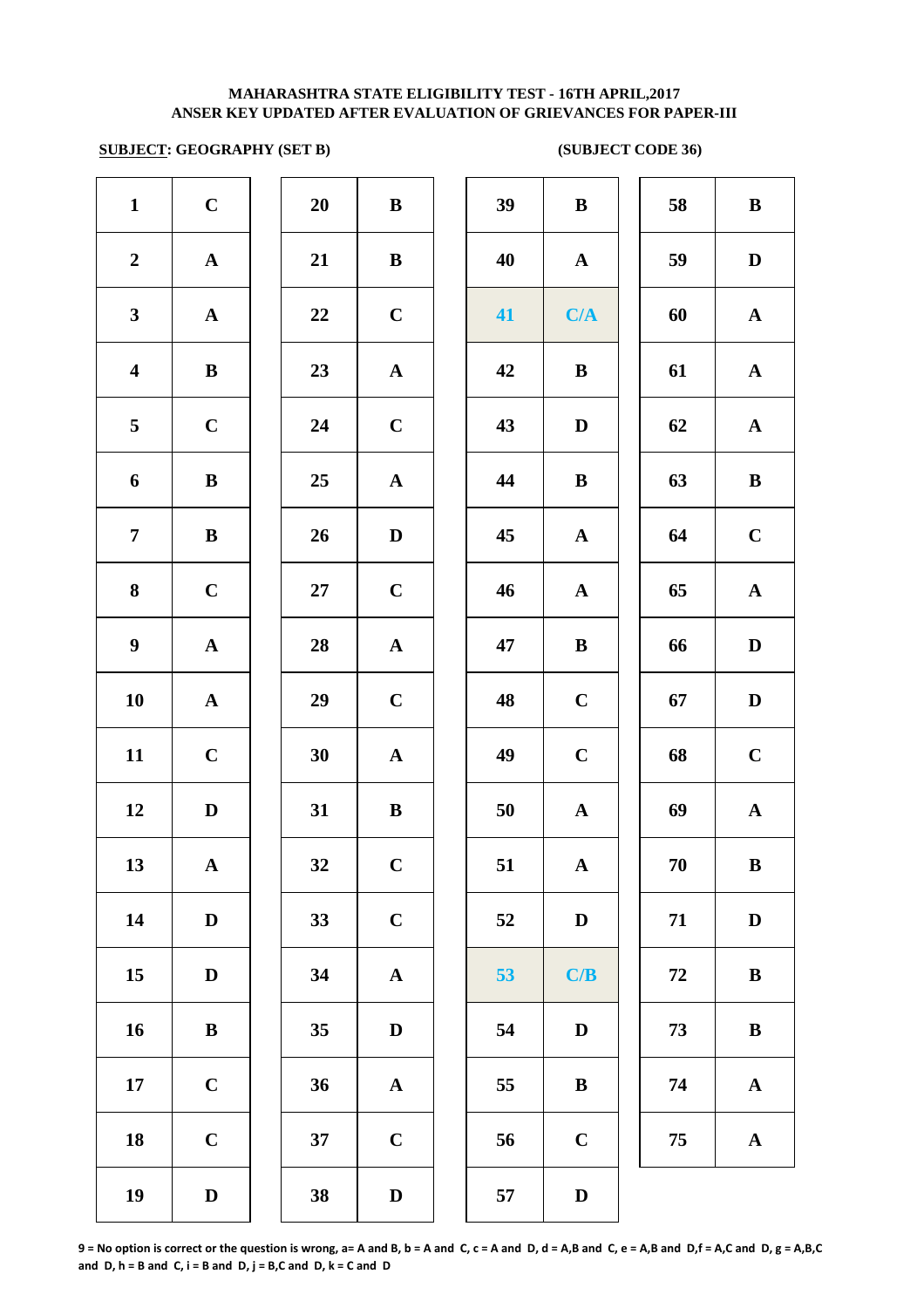**MAHARASHTRA STATE ELIGIBILITY TEST - 16TH APRIL,2017**
**ANSER KEY UPDATED AFTER EVALUATION OF GRIEVANCES FOR PAPER-III**

**SUBJECT: GEOGRAPHY (SET B)** **(SUBJECT CODE 36)**

| Q | Ans | Q | Ans | Q | Ans | Q | Ans |
|---|---|---|---|---|---|---|---|
| 1 | C | 20 | B | 39 | B | 58 | B |
| 2 | A | 21 | B | 40 | A | 59 | D |
| 3 | A | 22 | C | 41 | C/A | 60 | A |
| 4 | B | 23 | A | 42 | B | 61 | A |
| 5 | C | 24 | C | 43 | D | 62 | A |
| 6 | B | 25 | A | 44 | B | 63 | B |
| 7 | B | 26 | D | 45 | A | 64 | C |
| 8 | C | 27 | C | 46 | A | 65 | A |
| 9 | A | 28 | A | 47 | B | 66 | D |
| 10 | A | 29 | C | 48 | C | 67 | D |
| 11 | C | 30 | A | 49 | C | 68 | C |
| 12 | D | 31 | B | 50 | A | 69 | A |
| 13 | A | 32 | C | 51 | A | 70 | B |
| 14 | D | 33 | C | 52 | D | 71 | D |
| 15 | D | 34 | A | 53 | C/B | 72 | B |
| 16 | B | 35 | D | 54 | D | 73 | B |
| 17 | C | 36 | A | 55 | B | 74 | A |
| 18 | C | 37 | C | 56 | C | 75 | A |
| 19 | D | 38 | D | 57 | D | | |

**9 = No option is correct or the question is wrong, a= A and B, b = A and C, c = A and D, d = A,B and C, e = A,B and D,f = A,C and D, g = A,B,C and D, h = B and C, i = B and D, j = B,C and D, k = C and D**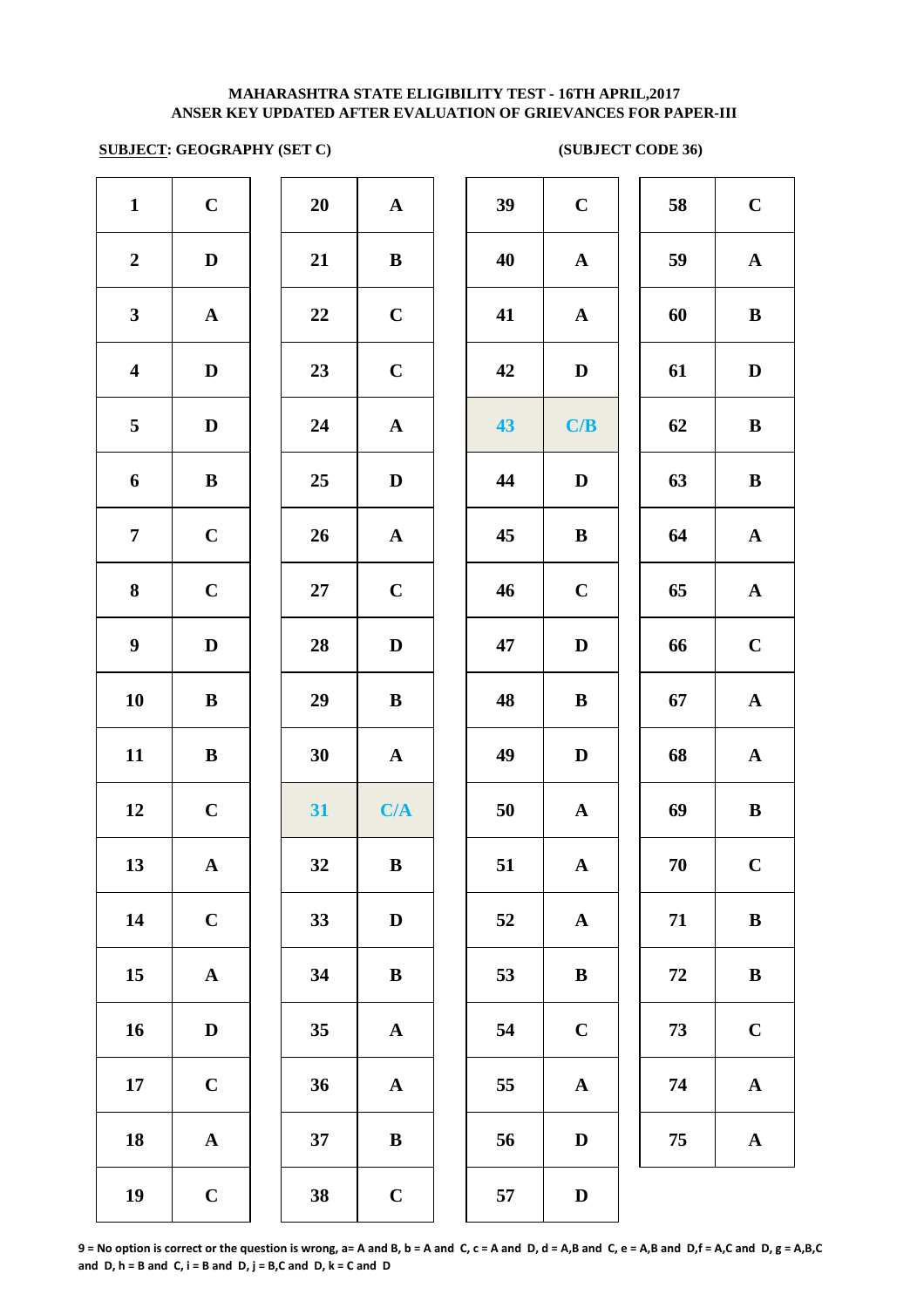**MAHARASHTRA STATE ELIGIBILITY TEST - 16TH APRIL,2017**
**ANSER KEY UPDATED AFTER EVALUATION OF GRIEVANCES FOR PAPER-III**

**SUBJECT: GEOGRAPHY (SET C)** **(SUBJECT CODE 36)**

| Q | Ans | Q | Ans | Q | Ans | Q | Ans |
|---|---|---|---|---|---|---|---|
| 1 | C | 20 | A | 39 | C | 58 | C |
| 2 | D | 21 | B | 40 | A | 59 | A |
| 3 | A | 22 | C | 41 | A | 60 | B |
| 4 | D | 23 | C | 42 | D | 61 | D |
| 5 | D | 24 | A | 43 | C/B | 62 | B |
| 6 | B | 25 | D | 44 | D | 63 | B |
| 7 | C | 26 | A | 45 | B | 64 | A |
| 8 | C | 27 | C | 46 | C | 65 | A |
| 9 | D | 28 | D | 47 | D | 66 | C |
| 10 | B | 29 | B | 48 | B | 67 | A |
| 11 | B | 30 | A | 49 | D | 68 | A |
| 12 | C | 31 | C/A | 50 | A | 69 | B |
| 13 | A | 32 | B | 51 | A | 70 | C |
| 14 | C | 33 | D | 52 | A | 71 | B |
| 15 | A | 34 | B | 53 | B | 72 | B |
| 16 | D | 35 | A | 54 | C | 73 | C |
| 17 | C | 36 | A | 55 | A | 74 | A |
| 18 | A | 37 | B | 56 | D | 75 | A |
| 19 | C | 38 | C | 57 | D | | |

**9 = No option is correct or the question is wrong, a= A and B, b = A and C, c = A and D, d = A,B and C, e = A,B and D,f = A,C and D, g = A,B,C and D, h = B and C, i = B and D, j = B,C and D, k = C and D**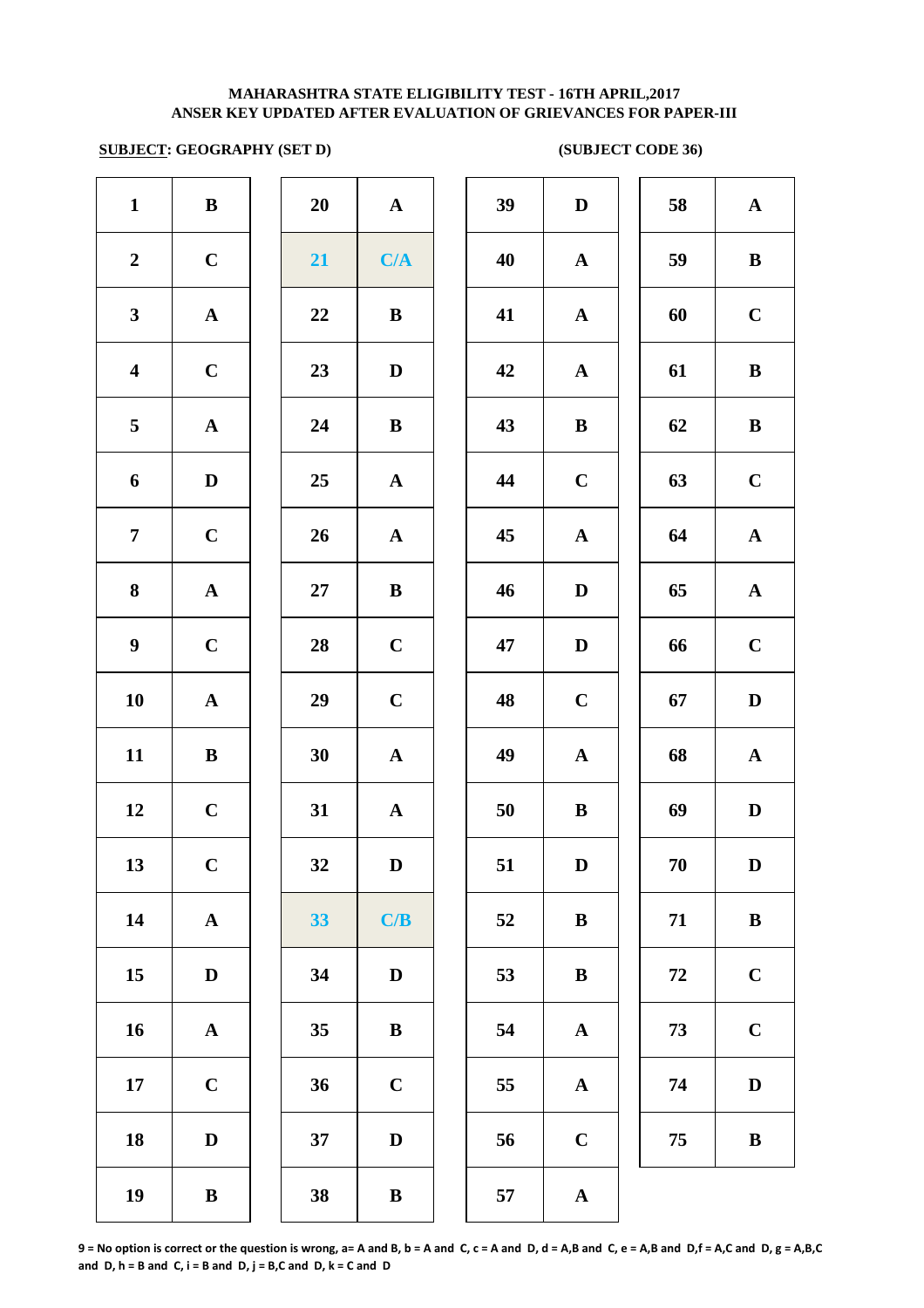MAHARASHTRA STATE ELIGIBILITY TEST - 16TH APRIL,2017
ANSER KEY UPDATED AFTER EVALUATION OF GRIEVANCES FOR PAPER-III

**SUBJECT: GEOGRAPHY (SET D)** **(SUBJECT CODE 36)**

| Q | Ans | Q | Ans | Q | Ans | Q | Ans |
|---|---|---|---|---|---|---|---|
| 1 | B | 20 | A | 39 | D | 58 | A |
| 2 | C | 21 | C/A | 40 | A | 59 | B |
| 3 | A | 22 | B | 41 | A | 60 | C |
| 4 | C | 23 | D | 42 | A | 61 | B |
| 5 | A | 24 | B | 43 | B | 62 | B |
| 6 | D | 25 | A | 44 | C | 63 | C |
| 7 | C | 26 | A | 45 | A | 64 | A |
| 8 | A | 27 | B | 46 | D | 65 | A |
| 9 | C | 28 | C | 47 | D | 66 | C |
| 10 | A | 29 | C | 48 | C | 67 | D |
| 11 | B | 30 | A | 49 | A | 68 | A |
| 12 | C | 31 | A | 50 | B | 69 | D |
| 13 | C | 32 | D | 51 | D | 70 | D |
| 14 | A | 33 | C/B | 52 | B | 71 | B |
| 15 | D | 34 | D | 53 | B | 72 | C |
| 16 | A | 35 | B | 54 | A | 73 | C |
| 17 | C | 36 | C | 55 | A | 74 | D |
| 18 | D | 37 | D | 56 | C | 75 | B |
| 19 | B | 38 | B | 57 | A | | |

9 = No option is correct or the question is wrong, a= A and B, b = A and C, c = A and D, d = A,B and C, e = A,B and D,f = A,C and D, g = A,B,C and D, h = B and C, i = B and D, j = B,C and D, k = C and D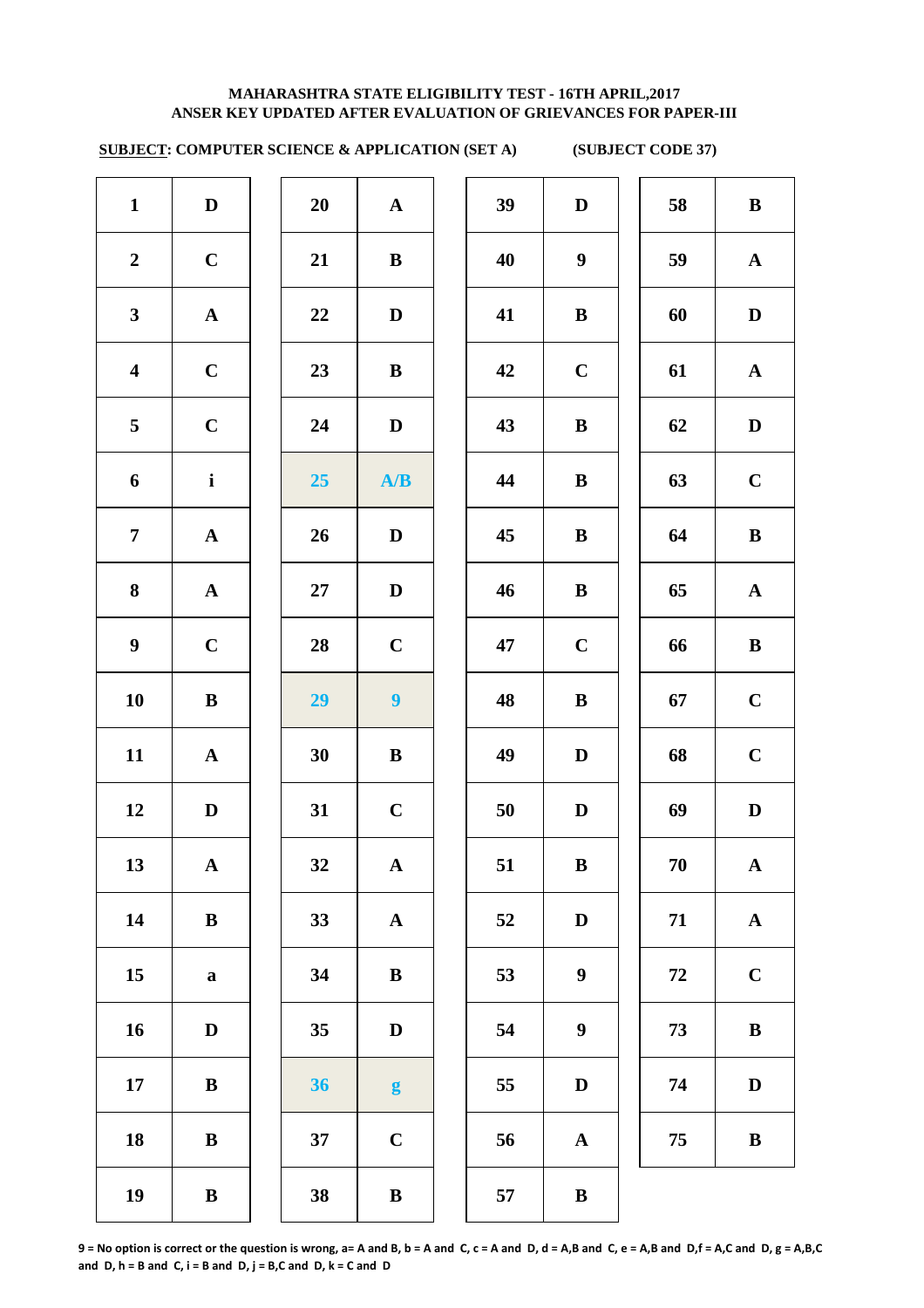**MAHARASHTRA STATE ELIGIBILITY TEST - 16TH APRIL,2017**
**ANSER KEY UPDATED AFTER EVALUATION OF GRIEVANCES FOR PAPER-III**

**SUBJECT: COMPUTER SCIENCE & APPLICATION (SET A)** **(SUBJECT CODE 37)**

| Q | Ans | Q | Ans | Q | Ans | Q | Ans |
|---|---|---|---|---|---|---|---|
| 1 | D | 20 | A | 39 | D | 58 | B |
| 2 | C | 21 | B | 40 | 9 | 59 | A |
| 3 | A | 22 | D | 41 | B | 60 | D |
| 4 | C | 23 | B | 42 | C | 61 | A |
| 5 | C | 24 | D | 43 | B | 62 | D |
| 6 | i | 25 | A/B | 44 | B | 63 | C |
| 7 | A | 26 | D | 45 | B | 64 | B |
| 8 | A | 27 | D | 46 | B | 65 | A |
| 9 | C | 28 | C | 47 | C | 66 | B |
| 10 | B | 29 | 9 | 48 | B | 67 | C |
| 11 | A | 30 | B | 49 | D | 68 | C |
| 12 | D | 31 | C | 50 | D | 69 | D |
| 13 | A | 32 | A | 51 | B | 70 | A |
| 14 | B | 33 | A | 52 | D | 71 | A |
| 15 | a | 34 | B | 53 | 9 | 72 | C |
| 16 | D | 35 | D | 54 | 9 | 73 | B |
| 17 | B | 36 | g | 55 | D | 74 | D |
| 18 | B | 37 | C | 56 | A | 75 | B |
| 19 | B | 38 | B | 57 | B | | |

**9 = No option is correct or the question is wrong, a= A and B, b = A and C, c = A and D, d = A,B and C, e = A,B and D,f = A,C and D, g = A,B,C and D, h = B and C, i = B and D, j = B,C and D, k = C and D**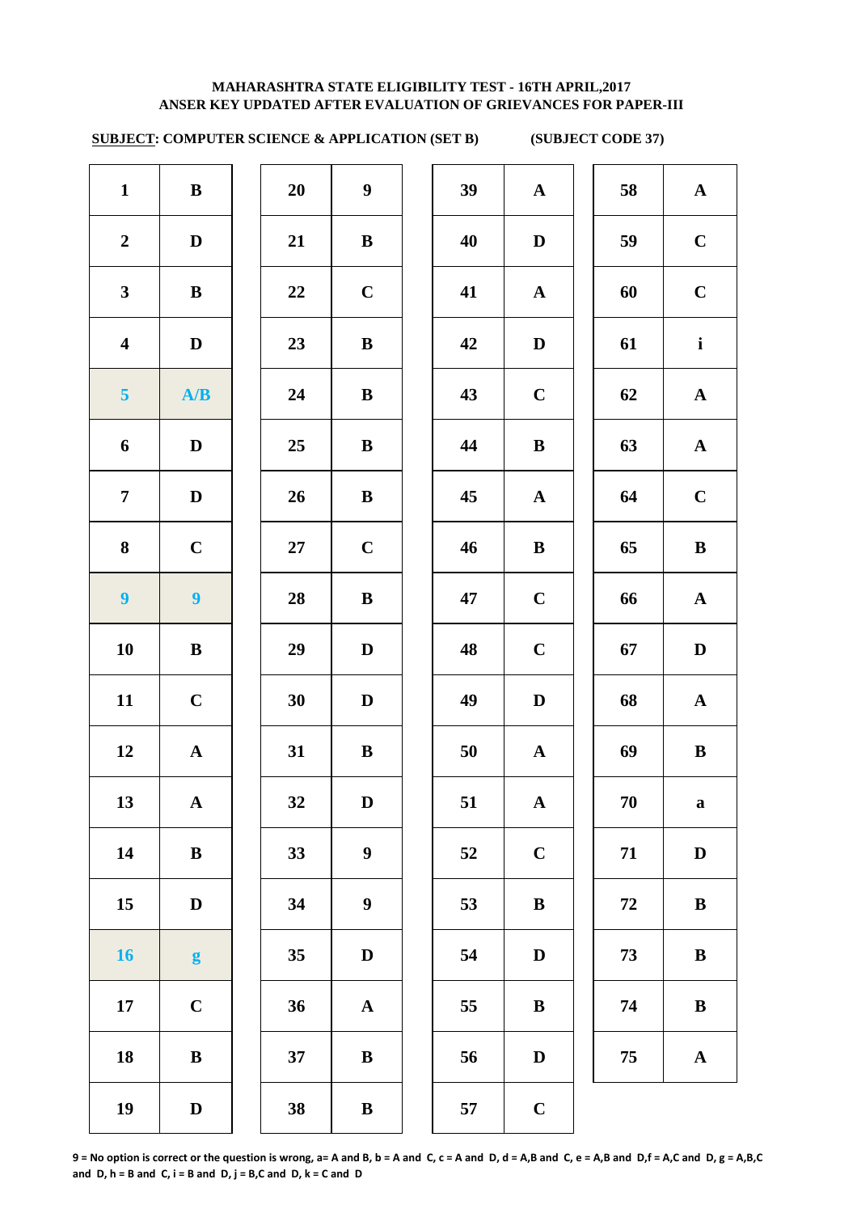**MAHARASHTRA STATE ELIGIBILITY TEST - 16TH APRIL,2017**
**ANSER KEY UPDATED AFTER EVALUATION OF GRIEVANCES FOR PAPER-III**

**SUBJECT: COMPUTER SCIENCE & APPLICATION (SET B)** **(SUBJECT CODE 37)**

| Q | Ans | Q | Ans | Q | Ans | Q | Ans |
|---|---|---|---|---|---|---|---|
| 1 | B | 20 | 9 | 39 | A | 58 | A |
| 2 | D | 21 | B | 40 | D | 59 | C |
| 3 | B | 22 | C | 41 | A | 60 | C |
| 4 | D | 23 | B | 42 | D | 61 | i |
| 5 | A/B | 24 | B | 43 | C | 62 | A |
| 6 | D | 25 | B | 44 | B | 63 | A |
| 7 | D | 26 | B | 45 | A | 64 | C |
| 8 | C | 27 | C | 46 | B | 65 | B |
| 9 | 9 | 28 | B | 47 | C | 66 | A |
| 10 | B | 29 | D | 48 | C | 67 | D |
| 11 | C | 30 | D | 49 | D | 68 | A |
| 12 | A | 31 | B | 50 | A | 69 | B |
| 13 | A | 32 | D | 51 | A | 70 | a |
| 14 | B | 33 | 9 | 52 | C | 71 | D |
| 15 | D | 34 | 9 | 53 | B | 72 | B |
| 16 | g | 35 | D | 54 | D | 73 | B |
| 17 | C | 36 | A | 55 | B | 74 | B |
| 18 | B | 37 | B | 56 | D | 75 | A |
| 19 | D | 38 | B | 57 | C | | |

9 = No option is correct or the question is wrong, a= A and B, b = A and C, c = A and D, d = A,B and C, e = A,B and D,f = A,C and D, g = A,B,C and D, h = B and C, i = B and D, j = B,C and D, k = C and D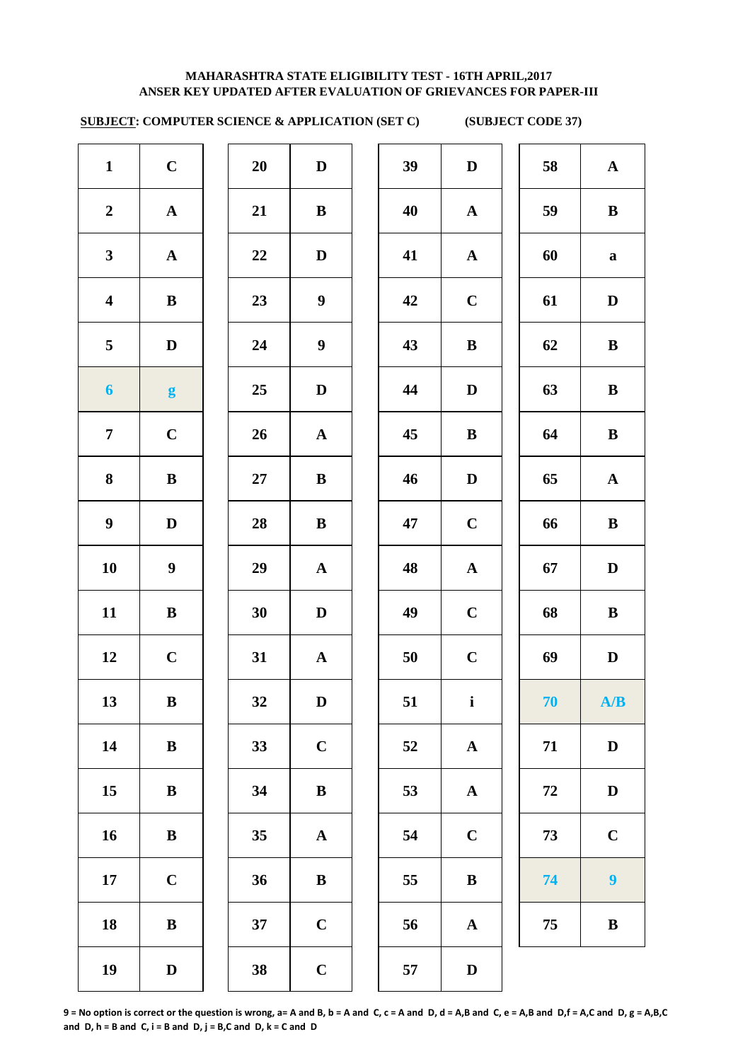# MAHARASHTRA STATE ELIGIBILITY TEST - 16TH APRIL,2017
## ANSER KEY UPDATED AFTER EVALUATION OF GRIEVANCES FOR PAPER-III

**SUBJECT: COMPUTER SCIENCE & APPLICATION (SET C) (SUBJECT CODE 37)**

| Q | Ans | Q | Ans | Q | Ans | Q | Ans |
|---|---|---|---|---|---|---|---|
| 1 | C | 20 | D | 39 | D | 58 | A |
| 2 | A | 21 | B | 40 | A | 59 | B |
| 3 | A | 22 | D | 41 | A | 60 | a |
| 4 | B | 23 | 9 | 42 | C | 61 | D |
| 5 | D | 24 | 9 | 43 | B | 62 | B |
| 6 | g | 25 | D | 44 | D | 63 | B |
| 7 | C | 26 | A | 45 | B | 64 | B |
| 8 | B | 27 | B | 46 | D | 65 | A |
| 9 | D | 28 | B | 47 | C | 66 | B |
| 10 | 9 | 29 | A | 48 | A | 67 | D |
| 11 | B | 30 | D | 49 | C | 68 | B |
| 12 | C | 31 | A | 50 | C | 69 | D |
| 13 | B | 32 | D | 51 | i | 70 | A/B |
| 14 | B | 33 | C | 52 | A | 71 | D |
| 15 | B | 34 | B | 53 | A | 72 | D |
| 16 | B | 35 | A | 54 | C | 73 | C |
| 17 | C | 36 | B | 55 | B | 74 | 9 |
| 18 | B | 37 | C | 56 | A | 75 | B |
| 19 | D | 38 | C | 57 | D | | |

**9 = No option is correct or the question is wrong, a= A and B, b = A and C, c = A and D, d = A,B and C, e = A,B and D, f = A,C and D, g = A,B,C and D, h = B and C, i = B and D, j = B,C and D, k = C and D**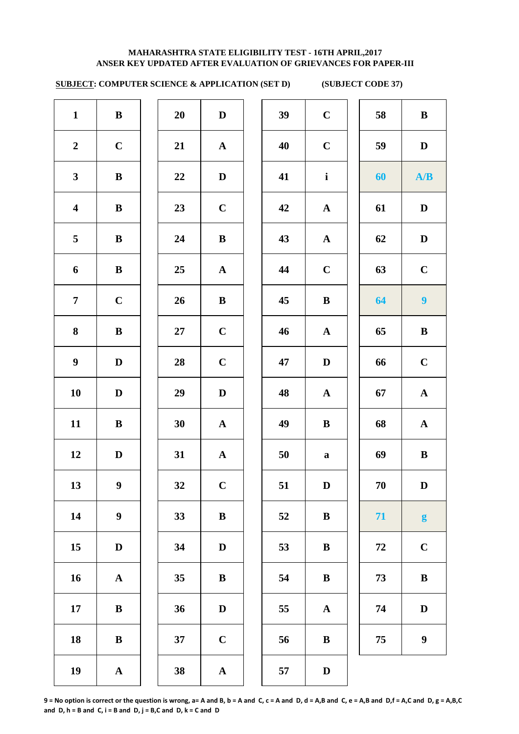**MAHARASHTRA STATE ELIGIBILITY TEST - 16TH APRIL,2017**
**ANSER KEY UPDATED AFTER EVALUATION OF GRIEVANCES FOR PAPER-III**

**SUBJECT: COMPUTER SCIENCE & APPLICATION (SET D)** **(SUBJECT CODE 37)**

| Q | Ans | Q | Ans | Q | Ans | Q | Ans |
|---|---|---|---|---|---|---|---|
| 1 | B | 20 | D | 39 | C | 58 | B |
| 2 | C | 21 | A | 40 | C | 59 | D |
| 3 | B | 22 | D | 41 | i | 60 | A/B |
| 4 | B | 23 | C | 42 | A | 61 | D |
| 5 | B | 24 | B | 43 | A | 62 | D |
| 6 | B | 25 | A | 44 | C | 63 | C |
| 7 | C | 26 | B | 45 | B | 64 | 9 |
| 8 | B | 27 | C | 46 | A | 65 | B |
| 9 | D | 28 | C | 47 | D | 66 | C |
| 10 | D | 29 | D | 48 | A | 67 | A |
| 11 | B | 30 | A | 49 | B | 68 | A |
| 12 | D | 31 | A | 50 | a | 69 | B |
| 13 | 9 | 32 | C | 51 | D | 70 | D |
| 14 | 9 | 33 | B | 52 | B | 71 | g |
| 15 | D | 34 | D | 53 | B | 72 | C |
| 16 | A | 35 | B | 54 | B | 73 | B |
| 17 | B | 36 | D | 55 | A | 74 | D |
| 18 | B | 37 | C | 56 | B | 75 | 9 |
| 19 | A | 38 | A | 57 | D | | |

**9 = No option is correct or the question is wrong, a= A and B, b = A and C, c = A and D, d = A,B and C, e = A,B and D,f = A,C and D, g = A,B,C and D, h = B and C, i = B and D, j = B,C and D, k = C and D**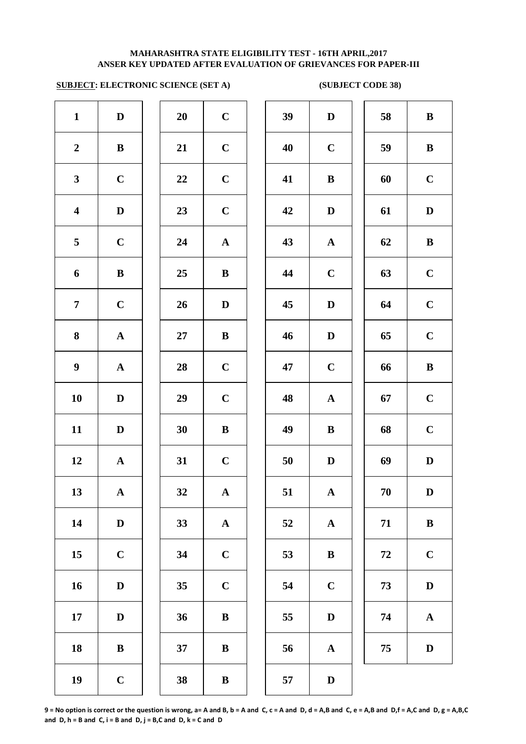**MAHARASHTRA STATE ELIGIBILITY TEST - 16TH APRIL,2017**
**ANSER KEY UPDATED AFTER EVALUATION OF GRIEVANCES FOR PAPER-III**

**SUBJECT: ELECTRONIC SCIENCE (SET A)** **(SUBJECT CODE 38)**

| Q | Ans | Q | Ans | Q | Ans | Q | Ans |
|---|---|---|---|---|---|---|---|
| 1 | D | 20 | C | 39 | D | 58 | B |
| 2 | B | 21 | C | 40 | C | 59 | B |
| 3 | C | 22 | C | 41 | B | 60 | C |
| 4 | D | 23 | C | 42 | D | 61 | D |
| 5 | C | 24 | A | 43 | A | 62 | B |
| 6 | B | 25 | B | 44 | C | 63 | C |
| 7 | C | 26 | D | 45 | D | 64 | C |
| 8 | A | 27 | B | 46 | D | 65 | C |
| 9 | A | 28 | C | 47 | C | 66 | B |
| 10 | D | 29 | C | 48 | A | 67 | C |
| 11 | D | 30 | B | 49 | B | 68 | C |
| 12 | A | 31 | C | 50 | D | 69 | D |
| 13 | A | 32 | A | 51 | A | 70 | D |
| 14 | D | 33 | A | 52 | A | 71 | B |
| 15 | C | 34 | C | 53 | B | 72 | C |
| 16 | D | 35 | C | 54 | C | 73 | D |
| 17 | D | 36 | B | 55 | D | 74 | A |
| 18 | B | 37 | B | 56 | A | 75 | D |
| 19 | C | 38 | B | 57 | D | | |

**9 = No option is correct or the question is wrong, a= A and B, b = A and C, c = A and D, d = A,B and C, e = A,B and D,f = A,C and D, g = A,B,C and D, h = B and C, i = B and D, j = B,C and D, k = C and D**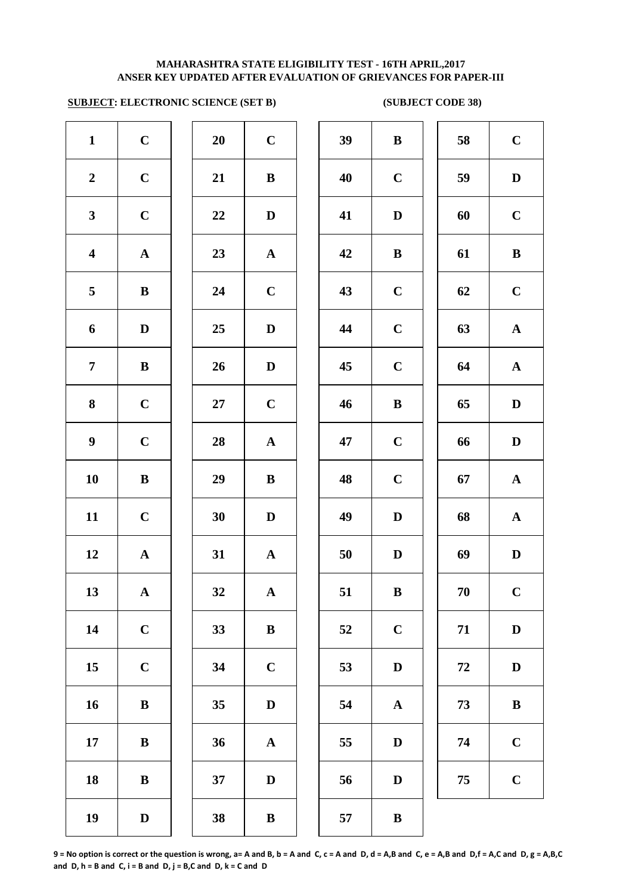**MAHARASHTRA STATE ELIGIBILITY TEST - 16TH APRIL,2017**
**ANSER KEY UPDATED AFTER EVALUATION OF GRIEVANCES FOR PAPER-III**

**SUBJECT: ELECTRONIC SCIENCE (SET B) (SUBJECT CODE 38)**

| Q | Ans | Q | Ans | Q | Ans | Q | Ans |
|---|---|---|---|---|---|---|---|
| 1 | C | 20 | C | 39 | B | 58 | C |
| 2 | C | 21 | B | 40 | C | 59 | D |
| 3 | C | 22 | D | 41 | D | 60 | C |
| 4 | A | 23 | A | 42 | B | 61 | B |
| 5 | B | 24 | C | 43 | C | 62 | C |
| 6 | D | 25 | D | 44 | C | 63 | A |
| 7 | B | 26 | D | 45 | C | 64 | A |
| 8 | C | 27 | C | 46 | B | 65 | D |
| 9 | C | 28 | A | 47 | C | 66 | D |
| 10 | B | 29 | B | 48 | C | 67 | A |
| 11 | C | 30 | D | 49 | D | 68 | A |
| 12 | A | 31 | A | 50 | D | 69 | D |
| 13 | A | 32 | A | 51 | B | 70 | C |
| 14 | C | 33 | B | 52 | C | 71 | D |
| 15 | C | 34 | C | 53 | D | 72 | D |
| 16 | B | 35 | D | 54 | A | 73 | B |
| 17 | B | 36 | A | 55 | D | 74 | C |
| 18 | B | 37 | D | 56 | D | 75 | C |
| 19 | D | 38 | B | 57 | B | | |

**9 = No option is correct or the question is wrong, a= A and B, b = A and C, c = A and D, d = A,B and C, e = A,B and D,f = A,C and D, g = A,B,C and D, h = B and C, i = B and D, j = B,C and D, k = C and D**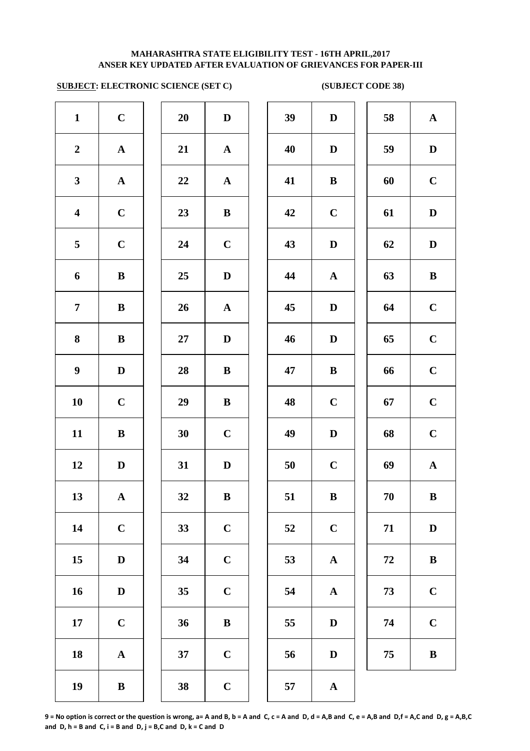**MAHARASHTRA STATE ELIGIBILITY TEST - 16TH APRIL,2017**
**ANSER KEY UPDATED AFTER EVALUATION OF GRIEVANCES FOR PAPER-III**

**SUBJECT: ELECTRONIC SCIENCE (SET C)** **(SUBJECT CODE 38)**

| Q | Ans | Q | Ans | Q | Ans | Q | Ans |
|---|---|---|---|---|---|---|---|
| 1 | C | 20 | D | 39 | D | 58 | A |
| 2 | A | 21 | A | 40 | D | 59 | D |
| 3 | A | 22 | A | 41 | B | 60 | C |
| 4 | C | 23 | B | 42 | C | 61 | D |
| 5 | C | 24 | C | 43 | D | 62 | D |
| 6 | B | 25 | D | 44 | A | 63 | B |
| 7 | B | 26 | A | 45 | D | 64 | C |
| 8 | B | 27 | D | 46 | D | 65 | C |
| 9 | D | 28 | B | 47 | B | 66 | C |
| 10 | C | 29 | B | 48 | C | 67 | C |
| 11 | B | 30 | C | 49 | D | 68 | C |
| 12 | D | 31 | D | 50 | C | 69 | A |
| 13 | A | 32 | B | 51 | B | 70 | B |
| 14 | C | 33 | C | 52 | C | 71 | D |
| 15 | D | 34 | C | 53 | A | 72 | B |
| 16 | D | 35 | C | 54 | A | 73 | C |
| 17 | C | 36 | B | 55 | D | 74 | C |
| 18 | A | 37 | C | 56 | D | 75 | B |
| 19 | B | 38 | C | 57 | A | | |

**9 = No option is correct or the question is wrong, a= A and B, b = A and C, c = A and D, d = A,B and C, e = A,B and D,f = A,C and D, g = A,B,C and D, h = B and C, i = B and D, j = B,C and D, k = C and D**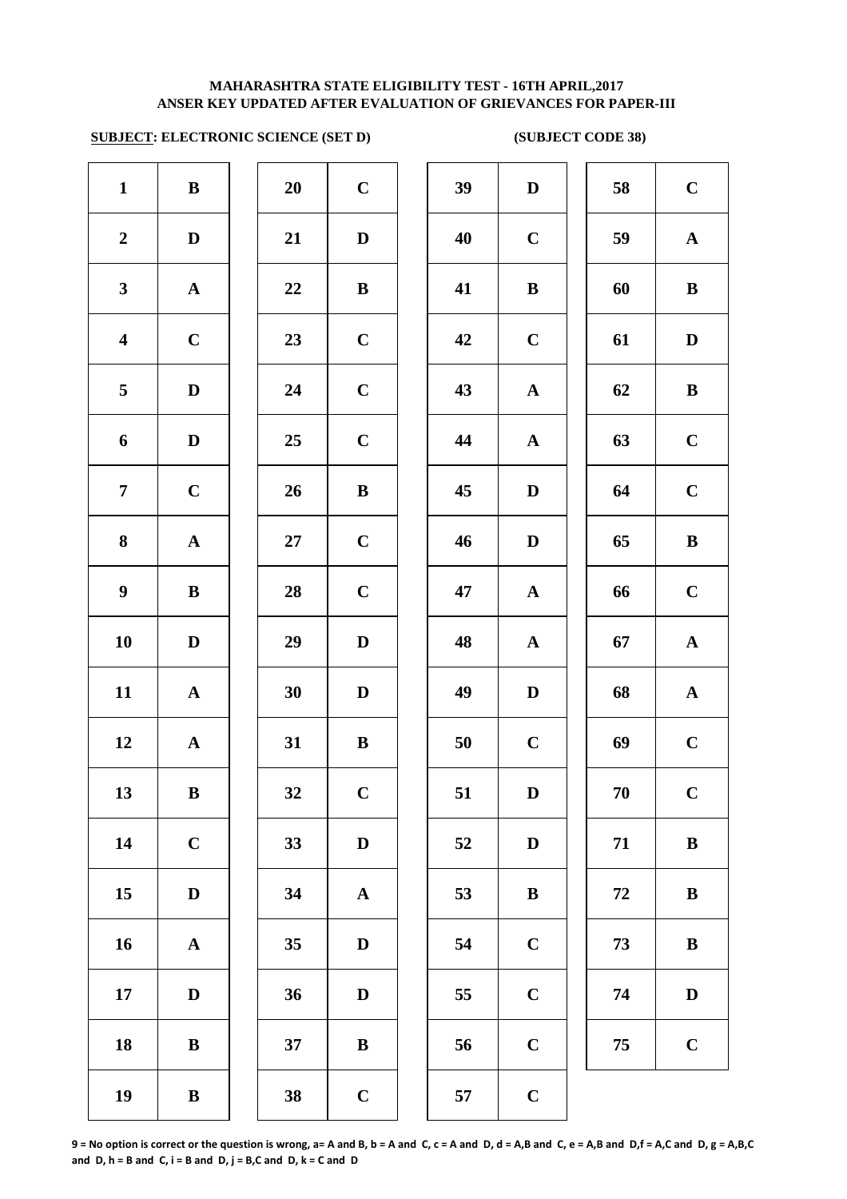# MAHARASHTRA STATE ELIGIBILITY TEST - 16TH APRIL,2017
## ANSER KEY UPDATED AFTER EVALUATION OF GRIEVANCES FOR PAPER-III

**SUBJECT: ELECTRONIC SCIENCE (SET D)** **(SUBJECT CODE 38)**

| Q | Ans | Q | Ans | Q | Ans | Q | Ans |
|---|---|---|---|---|---|---|---|
| 1 | B | 20 | C | 39 | D | 58 | C |
| 2 | D | 21 | D | 40 | C | 59 | A |
| 3 | A | 22 | B | 41 | B | 60 | B |
| 4 | C | 23 | C | 42 | C | 61 | D |
| 5 | D | 24 | C | 43 | A | 62 | B |
| 6 | D | 25 | C | 44 | A | 63 | C |
| 7 | C | 26 | B | 45 | D | 64 | C |
| 8 | A | 27 | C | 46 | D | 65 | B |
| 9 | B | 28 | C | 47 | A | 66 | C |
| 10 | D | 29 | D | 48 | A | 67 | A |
| 11 | A | 30 | D | 49 | D | 68 | A |
| 12 | A | 31 | B | 50 | C | 69 | C |
| 13 | B | 32 | C | 51 | D | 70 | C |
| 14 | C | 33 | D | 52 | D | 71 | B |
| 15 | D | 34 | A | 53 | B | 72 | B |
| 16 | A | 35 | D | 54 | C | 73 | B |
| 17 | D | 36 | D | 55 | C | 74 | D |
| 18 | B | 37 | B | 56 | C | 75 | C |
| 19 | B | 38 | C | 57 | C | | |

**9 = No option is correct or the question is wrong, a= A and B, b = A and C, c = A and D, d = A,B and C, e = A,B and D,f = A,C and D, g = A,B,C and D, h = B and C, i = B and D, j = B,C and D, k = C and D**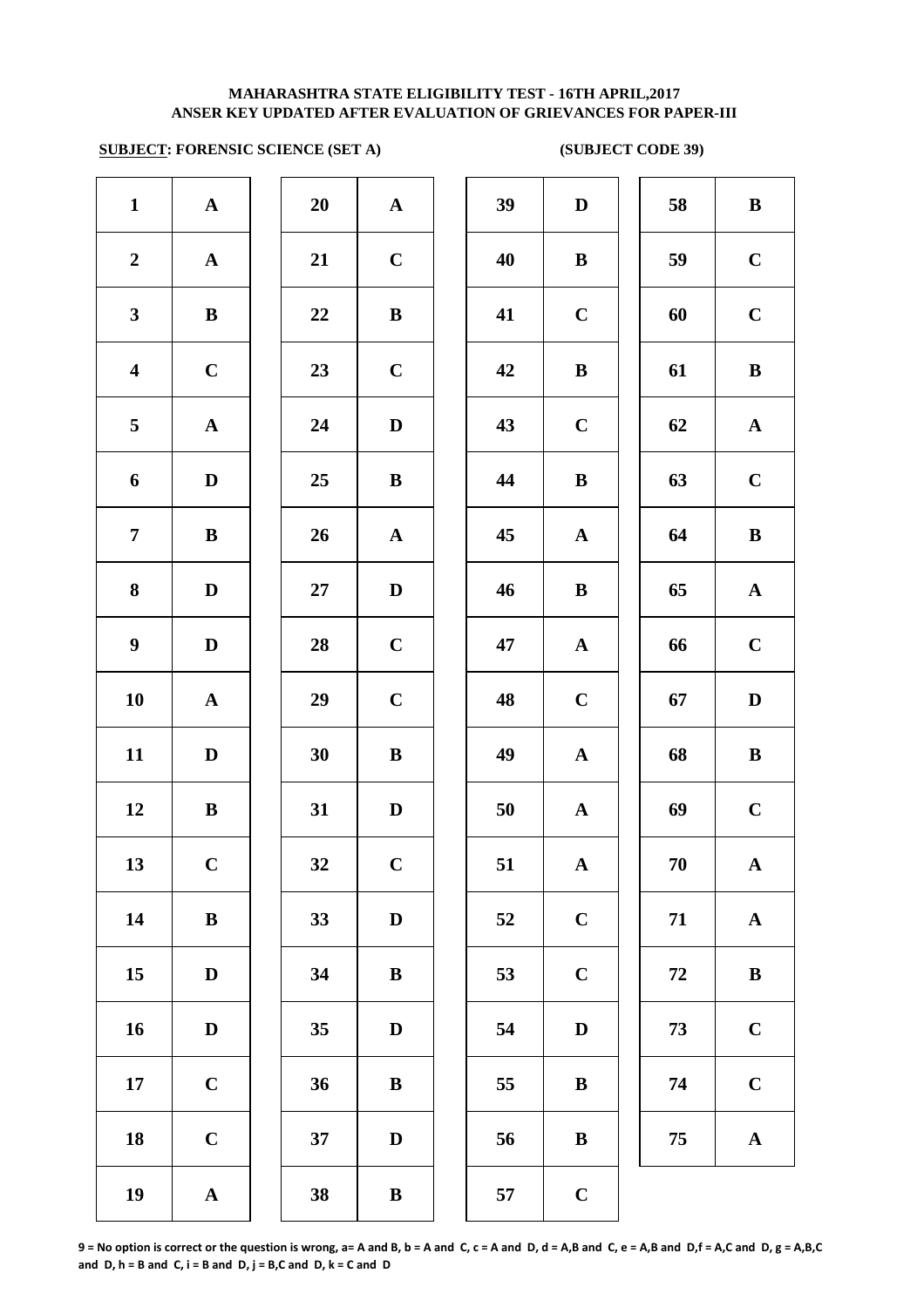**MAHARASHTRA STATE ELIGIBILITY TEST - 16TH APRIL,2017**
**ANSER KEY UPDATED AFTER EVALUATION OF GRIEVANCES FOR PAPER-III**

**SUBJECT: FORENSIC SCIENCE (SET A)** **(SUBJECT CODE 39)**

| Q | Ans | Q | Ans | Q | Ans | Q | Ans |
|---|---|---|---|---|---|---|---|
| 1 | A | 20 | A | 39 | D | 58 | B |
| 2 | A | 21 | C | 40 | B | 59 | C |
| 3 | B | 22 | B | 41 | C | 60 | C |
| 4 | C | 23 | C | 42 | B | 61 | B |
| 5 | A | 24 | D | 43 | C | 62 | A |
| 6 | D | 25 | B | 44 | B | 63 | C |
| 7 | B | 26 | A | 45 | A | 64 | B |
| 8 | D | 27 | D | 46 | B | 65 | A |
| 9 | D | 28 | C | 47 | A | 66 | C |
| 10 | A | 29 | C | 48 | C | 67 | D |
| 11 | D | 30 | B | 49 | A | 68 | B |
| 12 | B | 31 | D | 50 | A | 69 | C |
| 13 | C | 32 | C | 51 | A | 70 | A |
| 14 | B | 33 | D | 52 | C | 71 | A |
| 15 | D | 34 | B | 53 | C | 72 | B |
| 16 | D | 35 | D | 54 | D | 73 | C |
| 17 | C | 36 | B | 55 | B | 74 | C |
| 18 | C | 37 | D | 56 | B | 75 | A |
| 19 | A | 38 | B | 57 | C | | |

**9 = No option is correct or the question is wrong, a= A and B, b = A and C, c = A and D, d = A,B and C, e = A,B and D,f = A,C and D, g = A,B,C and D, h = B and C, i = B and D, j = B,C and D, k = C and D**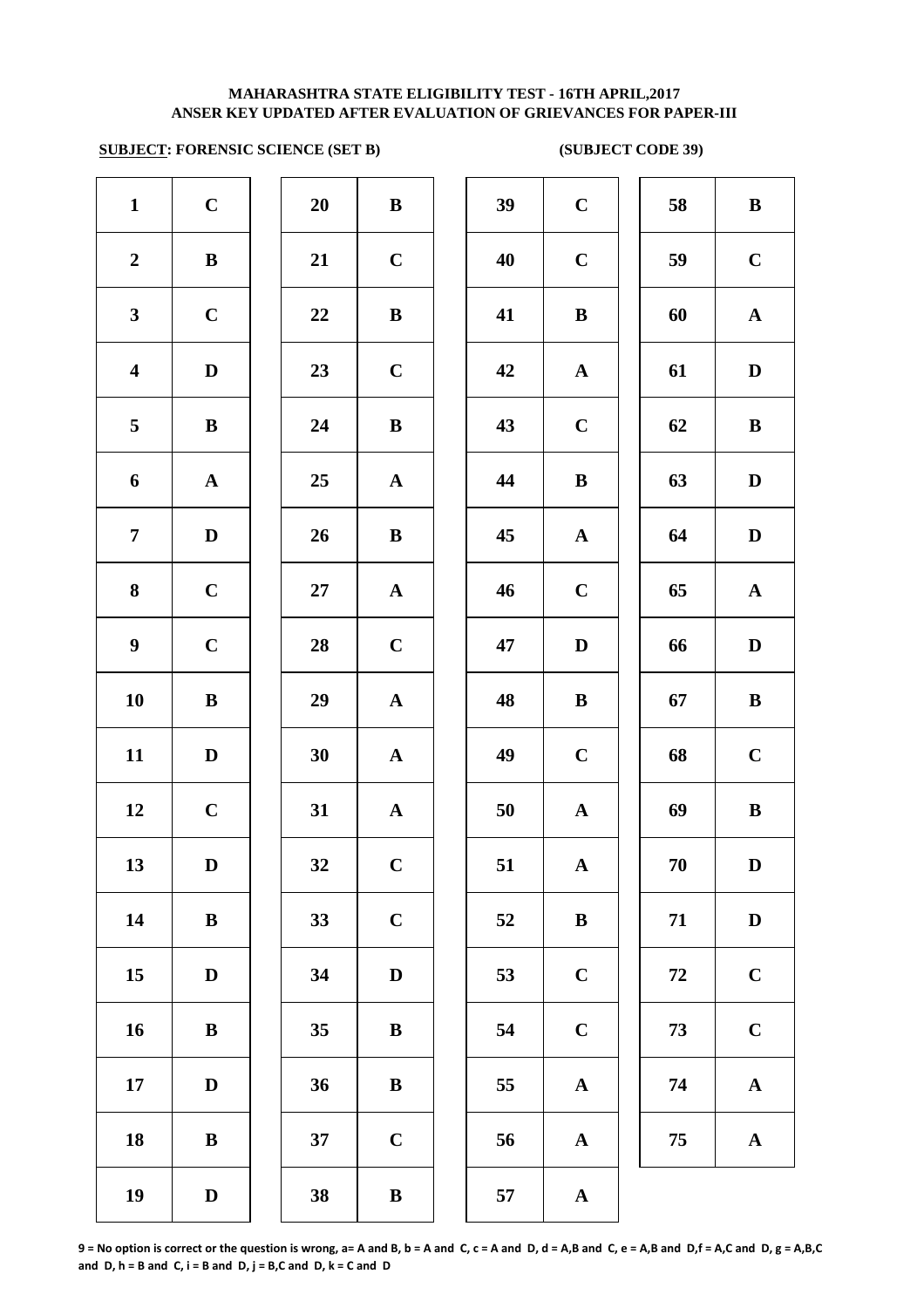**MAHARASHTRA STATE ELIGIBILITY TEST - 16TH APRIL,2017**
**ANSER KEY UPDATED AFTER EVALUATION OF GRIEVANCES FOR PAPER-III**

**SUBJECT: FORENSIC SCIENCE (SET B)** (SUBJECT CODE 39)

| Q | Ans | Q | Ans | Q | Ans | Q | Ans |
|---|---|---|---|---|---|---|---|
| 1 | C | 20 | B | 39 | C | 58 | B |
| 2 | B | 21 | C | 40 | C | 59 | C |
| 3 | C | 22 | B | 41 | B | 60 | A |
| 4 | D | 23 | C | 42 | A | 61 | D |
| 5 | B | 24 | B | 43 | C | 62 | B |
| 6 | A | 25 | A | 44 | B | 63 | D |
| 7 | D | 26 | B | 45 | A | 64 | D |
| 8 | C | 27 | A | 46 | C | 65 | A |
| 9 | C | 28 | C | 47 | D | 66 | D |
| 10 | B | 29 | A | 48 | B | 67 | B |
| 11 | D | 30 | A | 49 | C | 68 | C |
| 12 | C | 31 | A | 50 | A | 69 | B |
| 13 | D | 32 | C | 51 | A | 70 | D |
| 14 | B | 33 | C | 52 | B | 71 | D |
| 15 | D | 34 | D | 53 | C | 72 | C |
| 16 | B | 35 | B | 54 | C | 73 | C |
| 17 | D | 36 | B | 55 | A | 74 | A |
| 18 | B | 37 | C | 56 | A | 75 | A |
| 19 | D | 38 | B | 57 | A | | |

**9 = No option is correct or the question is wrong, a= A and B, b = A and C, c = A and D, d = A,B and C, e = A,B and D,f = A,C and D, g = A,B,C and D, h = B and C, i = B and D, j = B,C and D, k = C and D**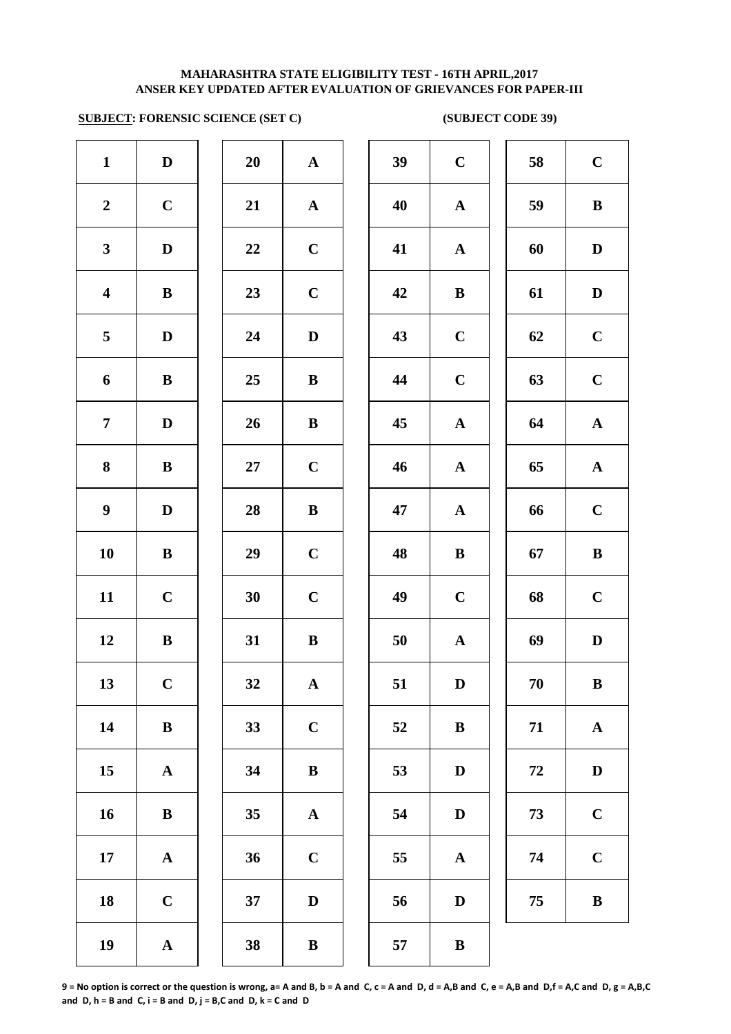**MAHARASHTRA STATE ELIGIBILITY TEST - 16TH APRIL,2017**
**ANSER KEY UPDATED AFTER EVALUATION OF GRIEVANCES FOR PAPER-III**

**SUBJECT: FORENSIC SCIENCE (SET C)** **(SUBJECT CODE 39)**

| | | | | | | | | | | |
|---|---|---|---|---|---|---|---|---|---|---|
| **1** | **D** | | **20** | **A** | | **39** | **C** | | **58** | **C** |
| **2** | **C** | | **21** | **A** | | **40** | **A** | | **59** | **B** |
| **3** | **D** | | **22** | **C** | | **41** | **A** | | **60** | **D** |
| **4** | **B** | | **23** | **C** | | **42** | **B** | | **61** | **D** |
| **5** | **D** | | **24** | **D** | | **43** | **C** | | **62** | **C** |
| **6** | **B** | | **25** | **B** | | **44** | **C** | | **63** | **C** |
| **7** | **D** | | **26** | **B** | | **45** | **A** | | **64** | **A** |
| **8** | **B** | | **27** | **C** | | **46** | **A** | | **65** | **A** |
| **9** | **D** | | **28** | **B** | | **47** | **A** | | **66** | **C** |
| **10** | **B** | | **29** | **C** | | **48** | **B** | | **67** | **B** |
| **11** | **C** | | **30** | **C** | | **49** | **C** | | **68** | **C** |
| **12** | **B** | | **31** | **B** | | **50** | **A** | | **69** | **D** |
| **13** | **C** | | **32** | **A** | | **51** | **D** | | **70** | **B** |
| **14** | **B** | | **33** | **C** | | **52** | **B** | | **71** | **A** |
| **15** | **A** | | **34** | **B** | | **53** | **D** | | **72** | **D** |
| **16** | **B** | | **35** | **A** | | **54** | **D** | | **73** | **C** |
| **17** | **A** | | **36** | **C** | | **55** | **A** | | **74** | **C** |
| **18** | **C** | | **37** | **D** | | **56** | **D** | | **75** | **B** |
| **19** | **A** | | **38** | **B** | | **57** | **B** | | | |

**9 = No option is correct or the question is wrong, a= A and B, b = A and C, c = A and D, d = A,B and C, e = A,B and D,f = A,C and D, g = A,B,C and D, h = B and C, i = B and D, j = B,C and D, k = C and D**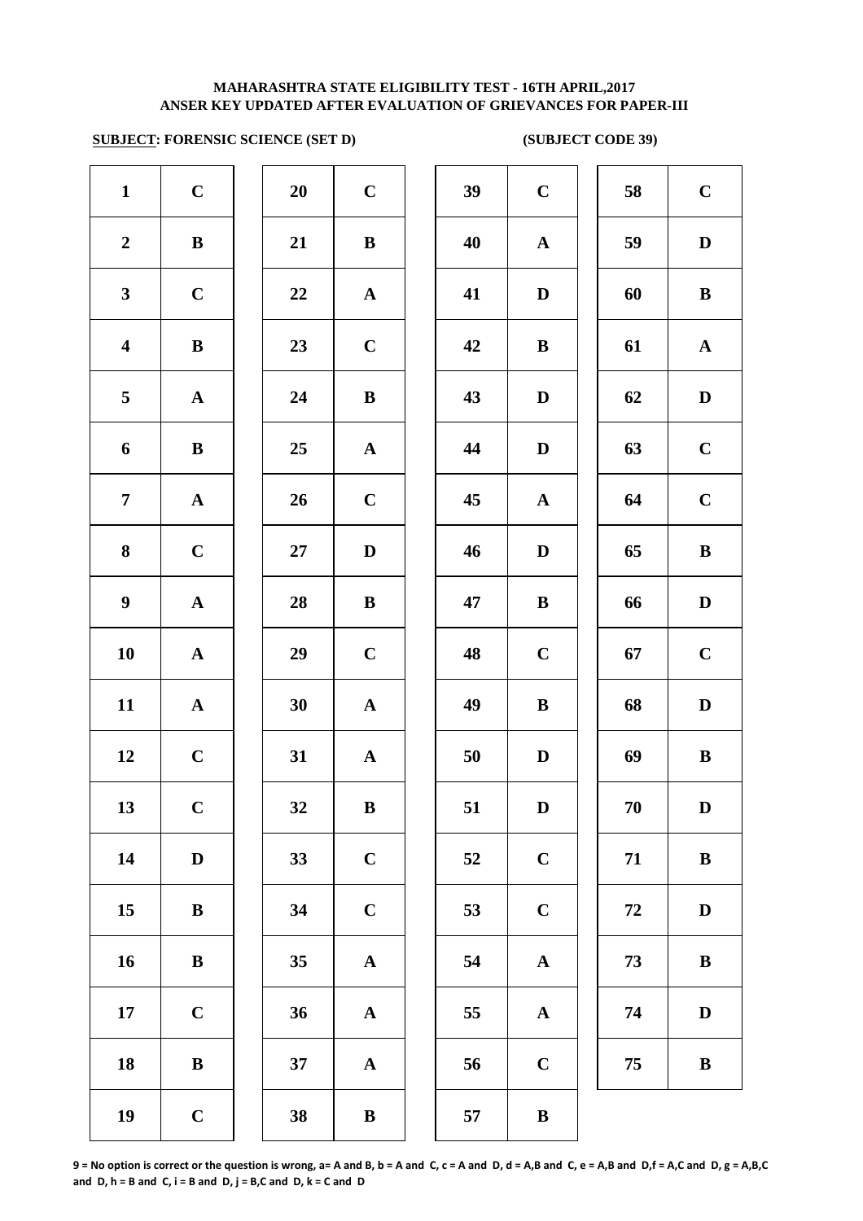**MAHARASHTRA STATE ELIGIBILITY TEST - 16TH APRIL,2017**
**ANSER KEY UPDATED AFTER EVALUATION OF GRIEVANCES FOR PAPER-III**

**SUBJECT: FORENSIC SCIENCE (SET D)** **(SUBJECT CODE 39)**

| Q | Ans | Q | Ans | Q | Ans | Q | Ans |
|---|---|---|---|---|---|---|---|
| 1 | C | 20 | C | 39 | C | 58 | C |
| 2 | B | 21 | B | 40 | A | 59 | D |
| 3 | C | 22 | A | 41 | D | 60 | B |
| 4 | B | 23 | C | 42 | B | 61 | A |
| 5 | A | 24 | B | 43 | D | 62 | D |
| 6 | B | 25 | A | 44 | D | 63 | C |
| 7 | A | 26 | C | 45 | A | 64 | C |
| 8 | C | 27 | D | 46 | D | 65 | B |
| 9 | A | 28 | B | 47 | B | 66 | D |
| 10 | A | 29 | C | 48 | C | 67 | C |
| 11 | A | 30 | A | 49 | B | 68 | D |
| 12 | C | 31 | A | 50 | D | 69 | B |
| 13 | C | 32 | B | 51 | D | 70 | D |
| 14 | D | 33 | C | 52 | C | 71 | B |
| 15 | B | 34 | C | 53 | C | 72 | D |
| 16 | B | 35 | A | 54 | A | 73 | B |
| 17 | C | 36 | A | 55 | A | 74 | D |
| 18 | B | 37 | A | 56 | C | 75 | B |
| 19 | C | 38 | B | 57 | B | | |

**9 = No option is correct or the question is wrong, a= A and B, b = A and C, c = A and D, d = A,B and C, e = A,B and D,f = A,C and D, g = A,B,C and D, h = B and C, i = B and D, j = B,C and D, k = C and D**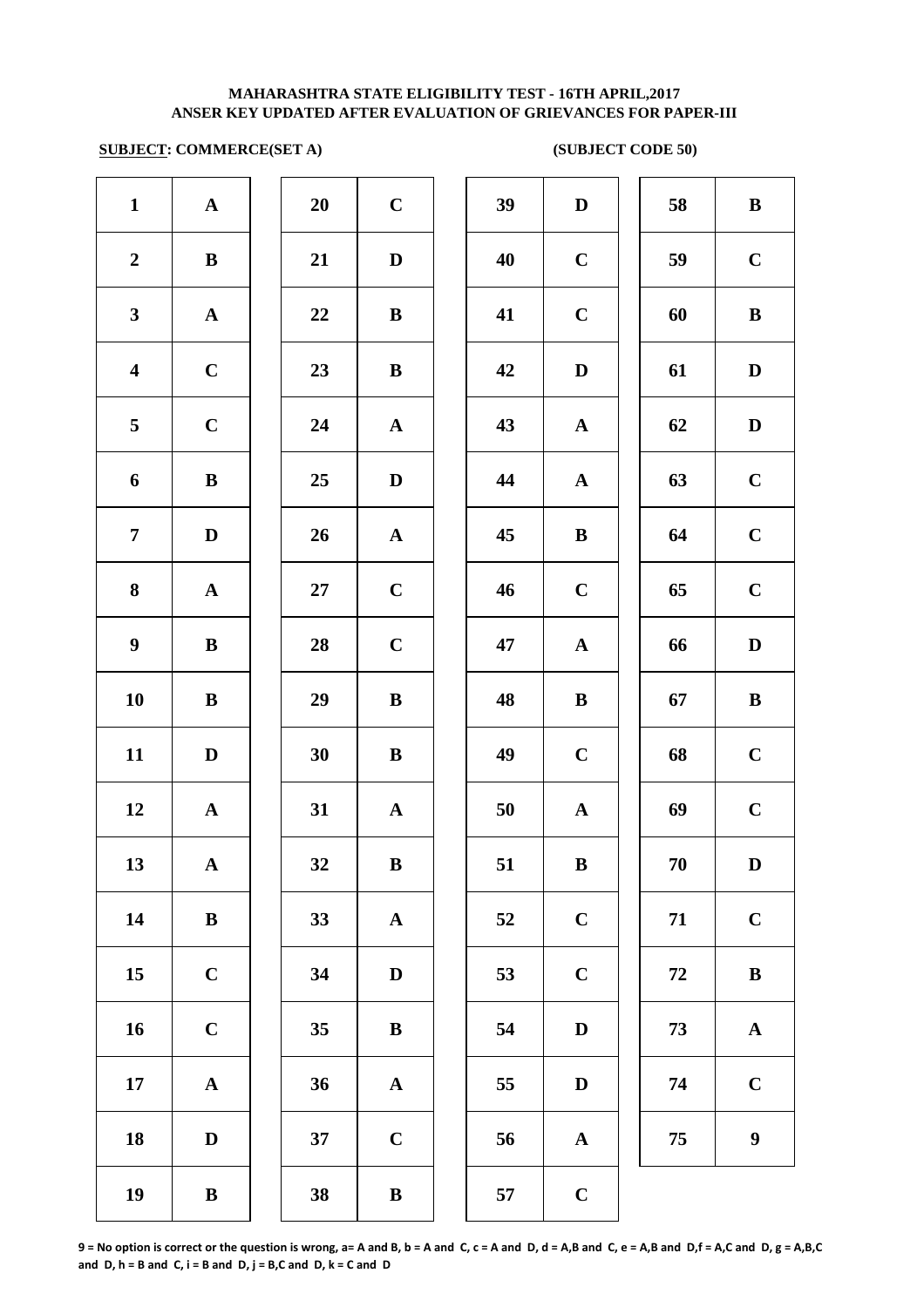**MAHARASHTRA STATE ELIGIBILITY TEST - 16TH APRIL,2017**
**ANSER KEY UPDATED AFTER EVALUATION OF GRIEVANCES FOR PAPER-III**

**SUBJECT: COMMERCE(SET A)** **(SUBJECT CODE 50)**

| | | | | | | | |
|---|---|---|---|---|---|---|---|
| **1** | **A** | **20** | **C** | **39** | **D** | **58** | **B** |
| **2** | **B** | **21** | **D** | **40** | **C** | **59** | **C** |
| **3** | **A** | **22** | **B** | **41** | **C** | **60** | **B** |
| **4** | **C** | **23** | **B** | **42** | **D** | **61** | **D** |
| **5** | **C** | **24** | **A** | **43** | **A** | **62** | **D** |
| **6** | **B** | **25** | **D** | **44** | **A** | **63** | **C** |
| **7** | **D** | **26** | **A** | **45** | **B** | **64** | **C** |
| **8** | **A** | **27** | **C** | **46** | **C** | **65** | **C** |
| **9** | **B** | **28** | **C** | **47** | **A** | **66** | **D** |
| **10** | **B** | **29** | **B** | **48** | **B** | **67** | **B** |
| **11** | **D** | **30** | **B** | **49** | **C** | **68** | **C** |
| **12** | **A** | **31** | **A** | **50** | **A** | **69** | **C** |
| **13** | **A** | **32** | **B** | **51** | **B** | **70** | **D** |
| **14** | **B** | **33** | **A** | **52** | **C** | **71** | **C** |
| **15** | **C** | **34** | **D** | **53** | **C** | **72** | **B** |
| **16** | **C** | **35** | **B** | **54** | **D** | **73** | **A** |
| **17** | **A** | **36** | **A** | **55** | **D** | **74** | **C** |
| **18** | **D** | **37** | **C** | **56** | **A** | **75** | **9** |
| **19** | **B** | **38** | **B** | **57** | **C** | | |

**9 = No option is correct or the question is wrong, a= A and B, b = A and C, c = A and D, d = A,B and C, e = A,B and D,f = A,C and D, g = A,B,C and D, h = B and C, i = B and D, j = B,C and D, k = C and D**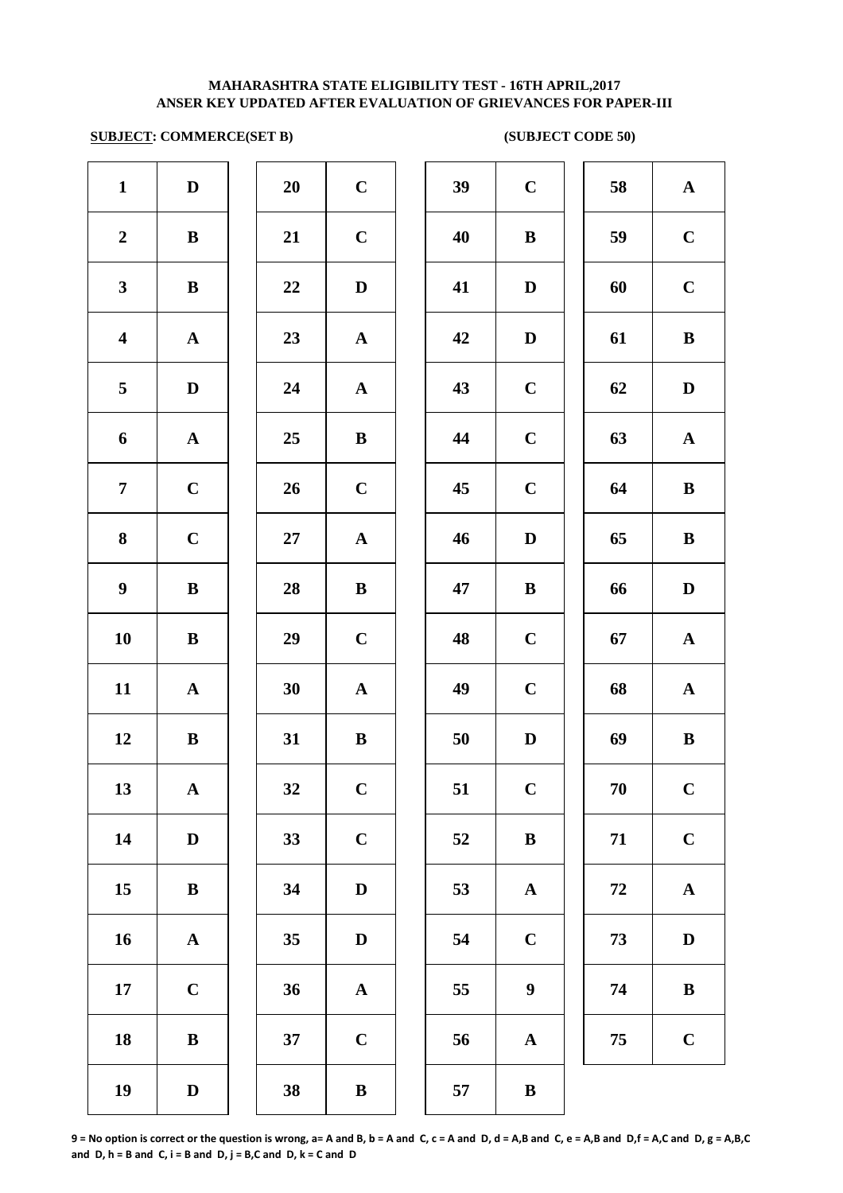**MAHARASHTRA STATE ELIGIBILITY TEST - 16TH APRIL,2017**
**ANSER KEY UPDATED AFTER EVALUATION OF GRIEVANCES FOR PAPER-III**

**SUBJECT: COMMERCE(SET B)** **(SUBJECT CODE 50)**

| | | | | | | | |
|---|---|---|---|---|---|---|---|
| **1** | **D** | **20** | **C** | **39** | **C** | **58** | **A** |
| **2** | **B** | **21** | **C** | **40** | **B** | **59** | **C** |
| **3** | **B** | **22** | **D** | **41** | **D** | **60** | **C** |
| **4** | **A** | **23** | **A** | **42** | **D** | **61** | **B** |
| **5** | **D** | **24** | **A** | **43** | **C** | **62** | **D** |
| **6** | **A** | **25** | **B** | **44** | **C** | **63** | **A** |
| **7** | **C** | **26** | **C** | **45** | **C** | **64** | **B** |
| **8** | **C** | **27** | **A** | **46** | **D** | **65** | **B** |
| **9** | **B** | **28** | **B** | **47** | **B** | **66** | **D** |
| **10** | **B** | **29** | **C** | **48** | **C** | **67** | **A** |
| **11** | **A** | **30** | **A** | **49** | **C** | **68** | **A** |
| **12** | **B** | **31** | **B** | **50** | **D** | **69** | **B** |
| **13** | **A** | **32** | **C** | **51** | **C** | **70** | **C** |
| **14** | **D** | **33** | **C** | **52** | **B** | **71** | **C** |
| **15** | **B** | **34** | **D** | **53** | **A** | **72** | **A** |
| **16** | **A** | **35** | **D** | **54** | **C** | **73** | **D** |
| **17** | **C** | **36** | **A** | **55** | **9** | **74** | **B** |
| **18** | **B** | **37** | **C** | **56** | **A** | **75** | **C** |
| **19** | **D** | **38** | **B** | **57** | **B** | | |

**9 = No option is correct or the question is wrong, a= A and B, b = A and C, c = A and D, d = A,B and C, e = A,B and D,f = A,C and D, g = A,B,C and D, h = B and C, i = B and D, j = B,C and D, k = C and D**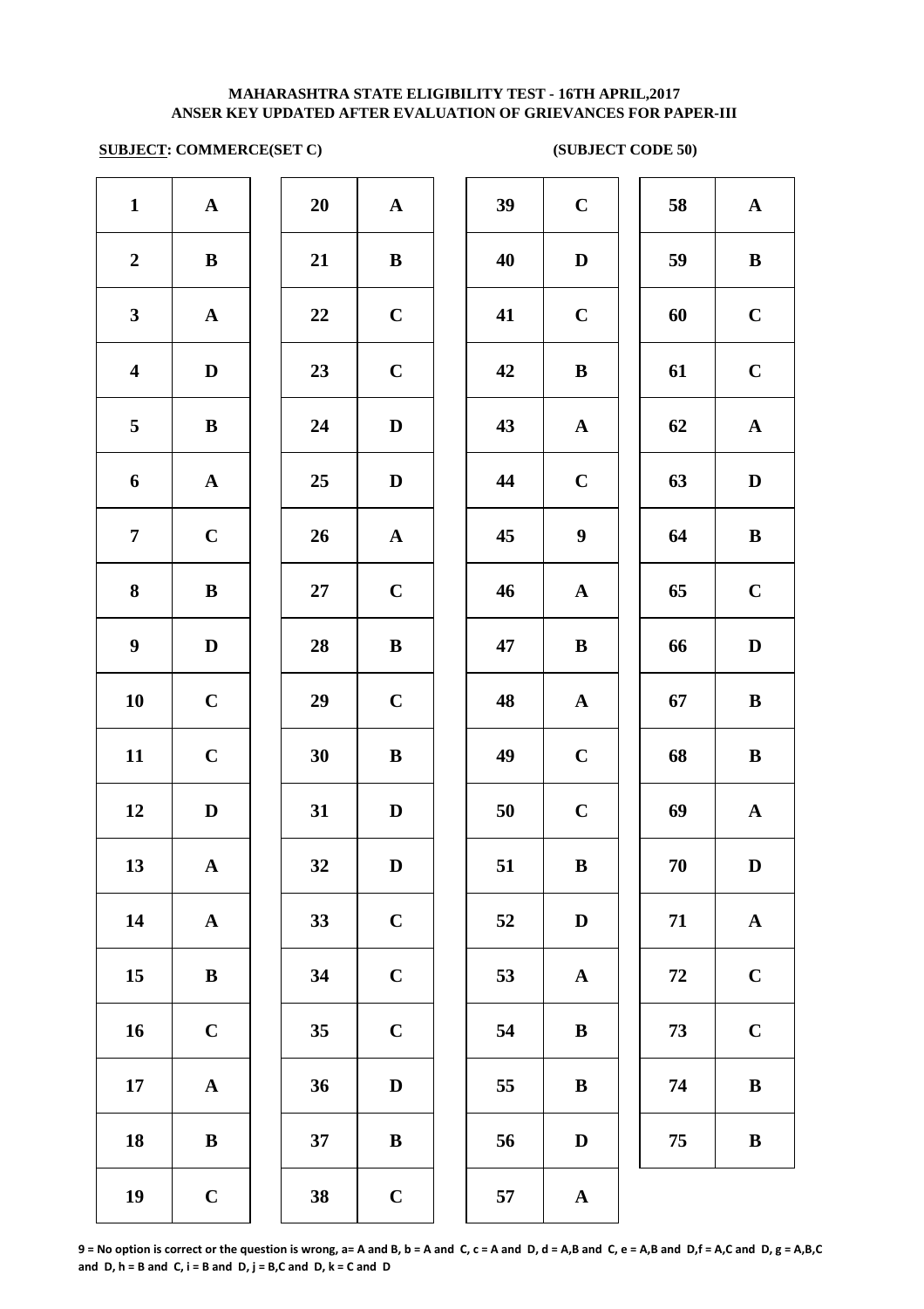**MAHARASHTRA STATE ELIGIBILITY TEST - 16TH APRIL,2017**
**ANSER KEY UPDATED AFTER EVALUATION OF GRIEVANCES FOR PAPER-III**

**SUBJECT: COMMERCE(SET C)** **(SUBJECT CODE 50)**

| | | | | | | | |
|---|---|---|---|---|---|---|---|
| 1 | A | 20 | A | 39 | C | 58 | A |
| 2 | B | 21 | B | 40 | D | 59 | B |
| 3 | A | 22 | C | 41 | C | 60 | C |
| 4 | D | 23 | C | 42 | B | 61 | C |
| 5 | B | 24 | D | 43 | A | 62 | A |
| 6 | A | 25 | D | 44 | C | 63 | D |
| 7 | C | 26 | A | 45 | 9 | 64 | B |
| 8 | B | 27 | C | 46 | A | 65 | C |
| 9 | D | 28 | B | 47 | B | 66 | D |
| 10 | C | 29 | C | 48 | A | 67 | B |
| 11 | C | 30 | B | 49 | C | 68 | B |
| 12 | D | 31 | D | 50 | C | 69 | A |
| 13 | A | 32 | D | 51 | B | 70 | D |
| 14 | A | 33 | C | 52 | D | 71 | A |
| 15 | B | 34 | C | 53 | A | 72 | C |
| 16 | C | 35 | C | 54 | B | 73 | C |
| 17 | A | 36 | D | 55 | B | 74 | B |
| 18 | B | 37 | B | 56 | D | 75 | B |
| 19 | C | 38 | C | 57 | A | | |

**9 = No option is correct or the question is wrong, a= A and B, b = A and C, c = A and D, d = A,B and C, e = A,B and D,f = A,C and D, g = A,B,C and D, h = B and C, i = B and D, j = B,C and D, k = C and D**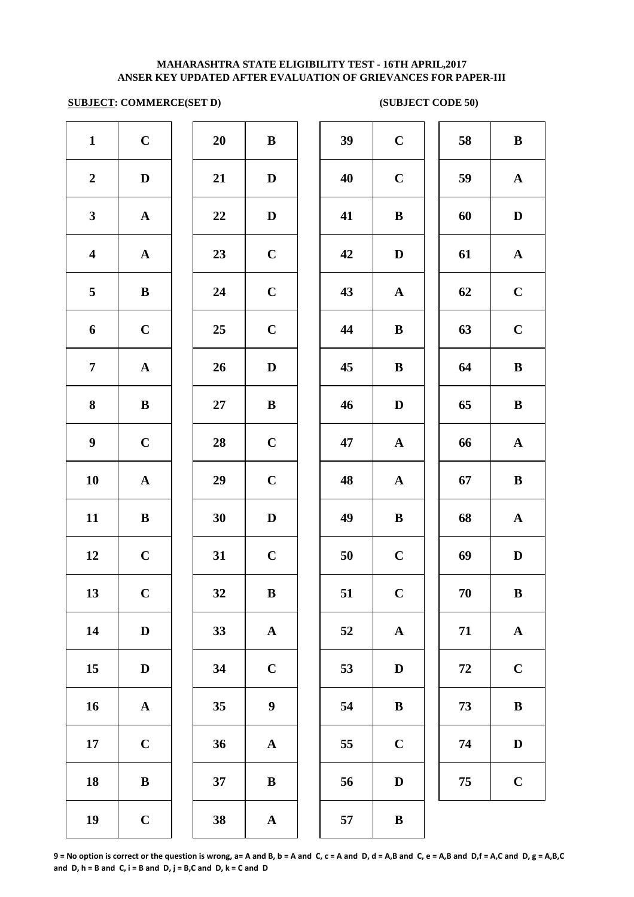**MAHARASHTRA STATE ELIGIBILITY TEST - 16TH APRIL,2017**
**ANSER KEY UPDATED AFTER EVALUATION OF GRIEVANCES FOR PAPER-III**

**SUBJECT: COMMERCE(SET D)** **(SUBJECT CODE 50)**

| Q | Ans | Q | Ans | Q | Ans | Q | Ans |
|---|---|---|---|---|---|---|---|
| 1 | C | 20 | B | 39 | C | 58 | B |
| 2 | D | 21 | D | 40 | C | 59 | A |
| 3 | A | 22 | D | 41 | B | 60 | D |
| 4 | A | 23 | C | 42 | D | 61 | A |
| 5 | B | 24 | C | 43 | A | 62 | C |
| 6 | C | 25 | C | 44 | B | 63 | C |
| 7 | A | 26 | D | 45 | B | 64 | B |
| 8 | B | 27 | B | 46 | D | 65 | B |
| 9 | C | 28 | C | 47 | A | 66 | A |
| 10 | A | 29 | C | 48 | A | 67 | B |
| 11 | B | 30 | D | 49 | B | 68 | A |
| 12 | C | 31 | C | 50 | C | 69 | D |
| 13 | C | 32 | B | 51 | C | 70 | B |
| 14 | D | 33 | A | 52 | A | 71 | A |
| 15 | D | 34 | C | 53 | D | 72 | C |
| 16 | A | 35 | 9 | 54 | B | 73 | B |
| 17 | C | 36 | A | 55 | C | 74 | D |
| 18 | B | 37 | B | 56 | D | 75 | C |
| 19 | C | 38 | A | 57 | B | | |

**9 = No option is correct or the question is wrong, a= A and B, b = A and C, c = A and D, d = A,B and C, e = A,B and D,f = A,C and D, g = A,B,C and D, h = B and C, i = B and D, j = B,C and D, k = C and D**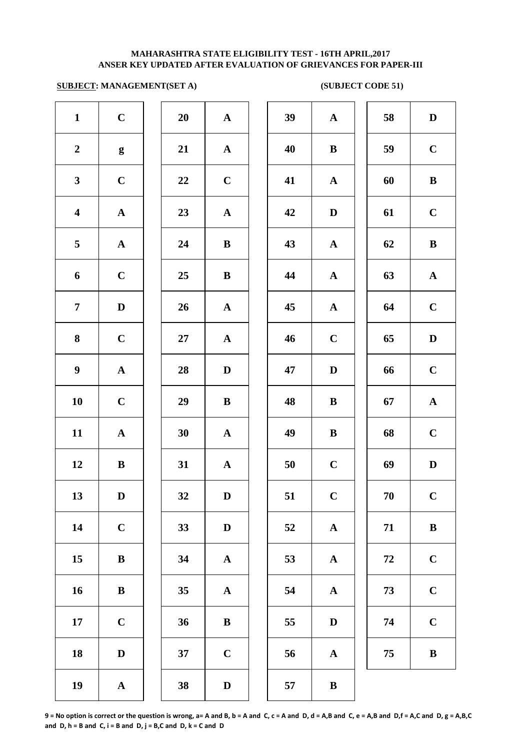**MAHARASHTRA STATE ELIGIBILITY TEST - 16TH APRIL,2017**
**ANSER KEY UPDATED AFTER EVALUATION OF GRIEVANCES FOR PAPER-III**

**SUBJECT: MANAGEMENT(SET A) (SUBJECT CODE 51)**

| Q | Ans | Q | Ans | Q | Ans | Q | Ans |
|---|---|---|---|---|---|---|---|
| 1 | C | 20 | A | 39 | A | 58 | D |
| 2 | g | 21 | A | 40 | B | 59 | C |
| 3 | C | 22 | C | 41 | A | 60 | B |
| 4 | A | 23 | A | 42 | D | 61 | C |
| 5 | A | 24 | B | 43 | A | 62 | B |
| 6 | C | 25 | B | 44 | A | 63 | A |
| 7 | D | 26 | A | 45 | A | 64 | C |
| 8 | C | 27 | A | 46 | C | 65 | D |
| 9 | A | 28 | D | 47 | D | 66 | C |
| 10 | C | 29 | B | 48 | B | 67 | A |
| 11 | A | 30 | A | 49 | B | 68 | C |
| 12 | B | 31 | A | 50 | C | 69 | D |
| 13 | D | 32 | D | 51 | C | 70 | C |
| 14 | C | 33 | D | 52 | A | 71 | B |
| 15 | B | 34 | A | 53 | A | 72 | C |
| 16 | B | 35 | A | 54 | A | 73 | C |
| 17 | C | 36 | B | 55 | D | 74 | C |
| 18 | D | 37 | C | 56 | A | 75 | B |
| 19 | A | 38 | D | 57 | B | | |

**9 = No option is correct or the question is wrong, a= A and B, b = A and C, c = A and D, d = A,B and C, e = A,B and D,f = A,C and D, g = A,B,C and D, h = B and C, i = B and D, j = B,C and D, k = C and D**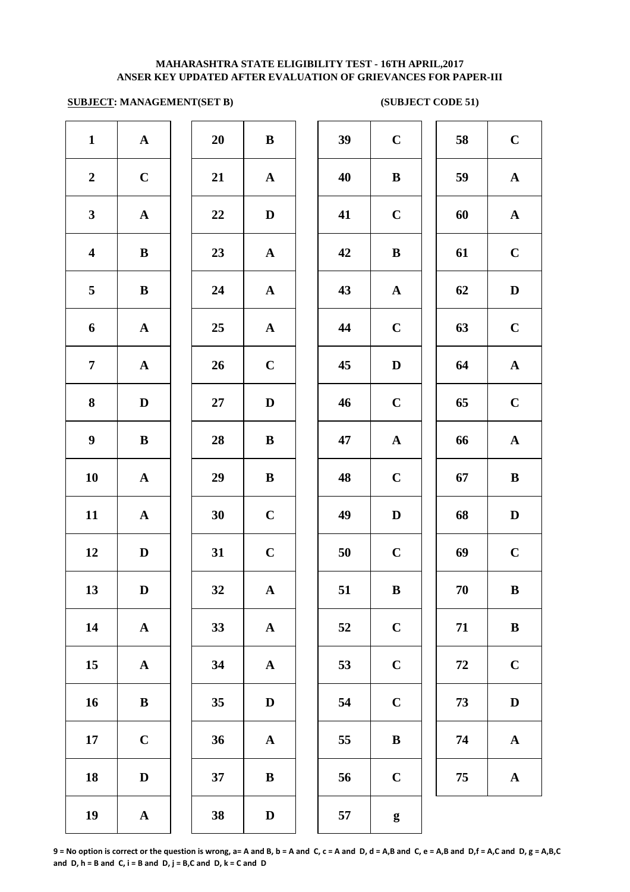**MAHARASHTRA STATE ELIGIBILITY TEST - 16TH APRIL,2017**
**ANSER KEY UPDATED AFTER EVALUATION OF GRIEVANCES FOR PAPER-III**

**SUBJECT: MANAGEMENT(SET B)** **(SUBJECT CODE 51)**

| Q | Ans | Q | Ans | Q | Ans | Q | Ans |
|---|---|---|---|---|---|---|---|
| 1 | A | 20 | B | 39 | C | 58 | C |
| 2 | C | 21 | A | 40 | B | 59 | A |
| 3 | A | 22 | D | 41 | C | 60 | A |
| 4 | B | 23 | A | 42 | B | 61 | C |
| 5 | B | 24 | A | 43 | A | 62 | D |
| 6 | A | 25 | A | 44 | C | 63 | C |
| 7 | A | 26 | C | 45 | D | 64 | A |
| 8 | D | 27 | D | 46 | C | 65 | C |
| 9 | B | 28 | B | 47 | A | 66 | A |
| 10 | A | 29 | B | 48 | C | 67 | B |
| 11 | A | 30 | C | 49 | D | 68 | D |
| 12 | D | 31 | C | 50 | C | 69 | C |
| 13 | D | 32 | A | 51 | B | 70 | B |
| 14 | A | 33 | A | 52 | C | 71 | B |
| 15 | A | 34 | A | 53 | C | 72 | C |
| 16 | B | 35 | D | 54 | C | 73 | D |
| 17 | C | 36 | A | 55 | B | 74 | A |
| 18 | D | 37 | B | 56 | C | 75 | A |
| 19 | A | 38 | D | 57 | g | | |

**9 = No option is correct or the question is wrong, a= A and B, b = A and C, c = A and D, d = A,B and C, e = A,B and D,f = A,C and D, g = A,B,C and D, h = B and C, i = B and D, j = B,C and D, k = C and D**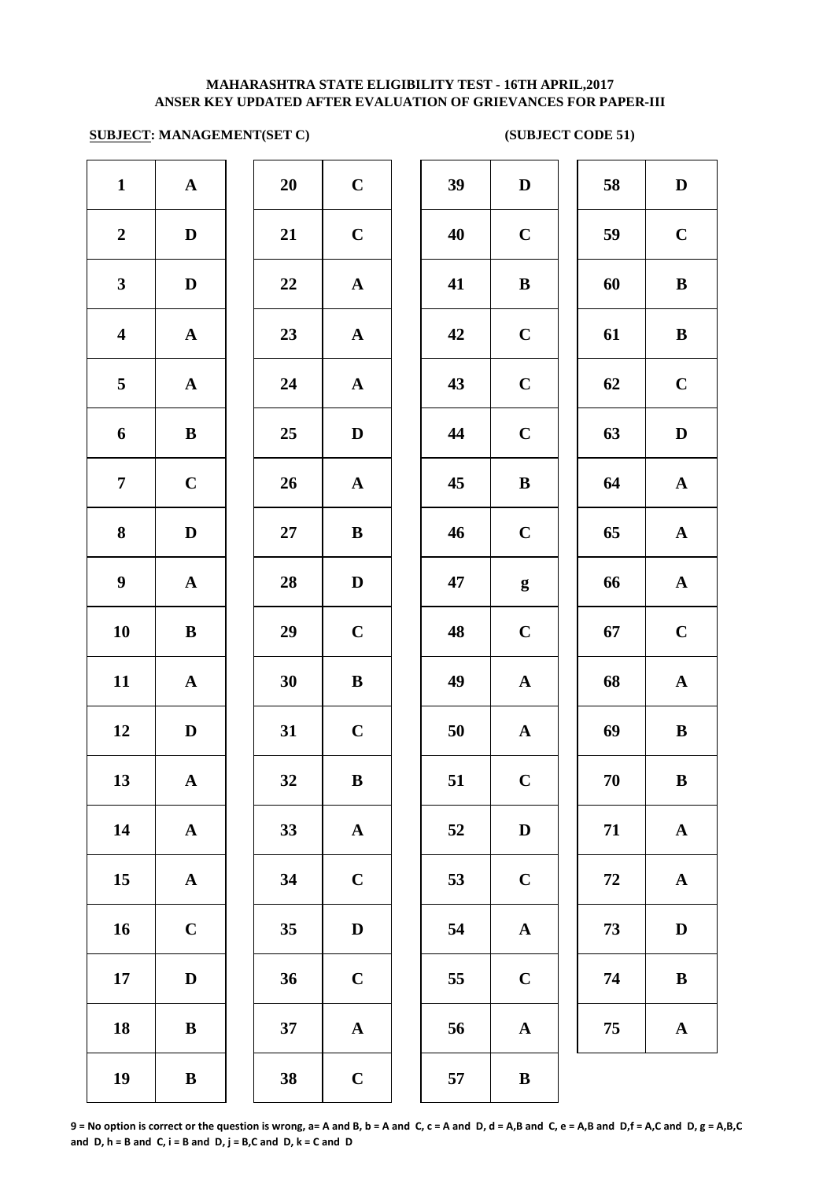**MAHARASHTRA STATE ELIGIBILITY TEST - 16TH APRIL,2017**
**ANSER KEY UPDATED AFTER EVALUATION OF GRIEVANCES FOR PAPER-III**

**SUBJECT: MANAGEMENT(SET C)** **(SUBJECT CODE 51)**

| Q | Ans | Q | Ans | Q | Ans | Q | Ans |
|---|---|---|---|---|---|---|---|
| 1 | A | 20 | C | 39 | D | 58 | D |
| 2 | D | 21 | C | 40 | C | 59 | C |
| 3 | D | 22 | A | 41 | B | 60 | B |
| 4 | A | 23 | A | 42 | C | 61 | B |
| 5 | A | 24 | A | 43 | C | 62 | C |
| 6 | B | 25 | D | 44 | C | 63 | D |
| 7 | C | 26 | A | 45 | B | 64 | A |
| 8 | D | 27 | B | 46 | C | 65 | A |
| 9 | A | 28 | D | 47 | g | 66 | A |
| 10 | B | 29 | C | 48 | C | 67 | C |
| 11 | A | 30 | B | 49 | A | 68 | A |
| 12 | D | 31 | C | 50 | A | 69 | B |
| 13 | A | 32 | B | 51 | C | 70 | B |
| 14 | A | 33 | A | 52 | D | 71 | A |
| 15 | A | 34 | C | 53 | C | 72 | A |
| 16 | C | 35 | D | 54 | A | 73 | D |
| 17 | D | 36 | C | 55 | C | 74 | B |
| 18 | B | 37 | A | 56 | A | 75 | A |
| 19 | B | 38 | C | 57 | B | | |

**9 = No option is correct or the question is wrong, a= A and B, b = A and C, c = A and D, d = A,B and C, e = A,B and D,f = A,C and D, g = A,B,C and D, h = B and C, i = B and D, j = B,C and D, k = C and D**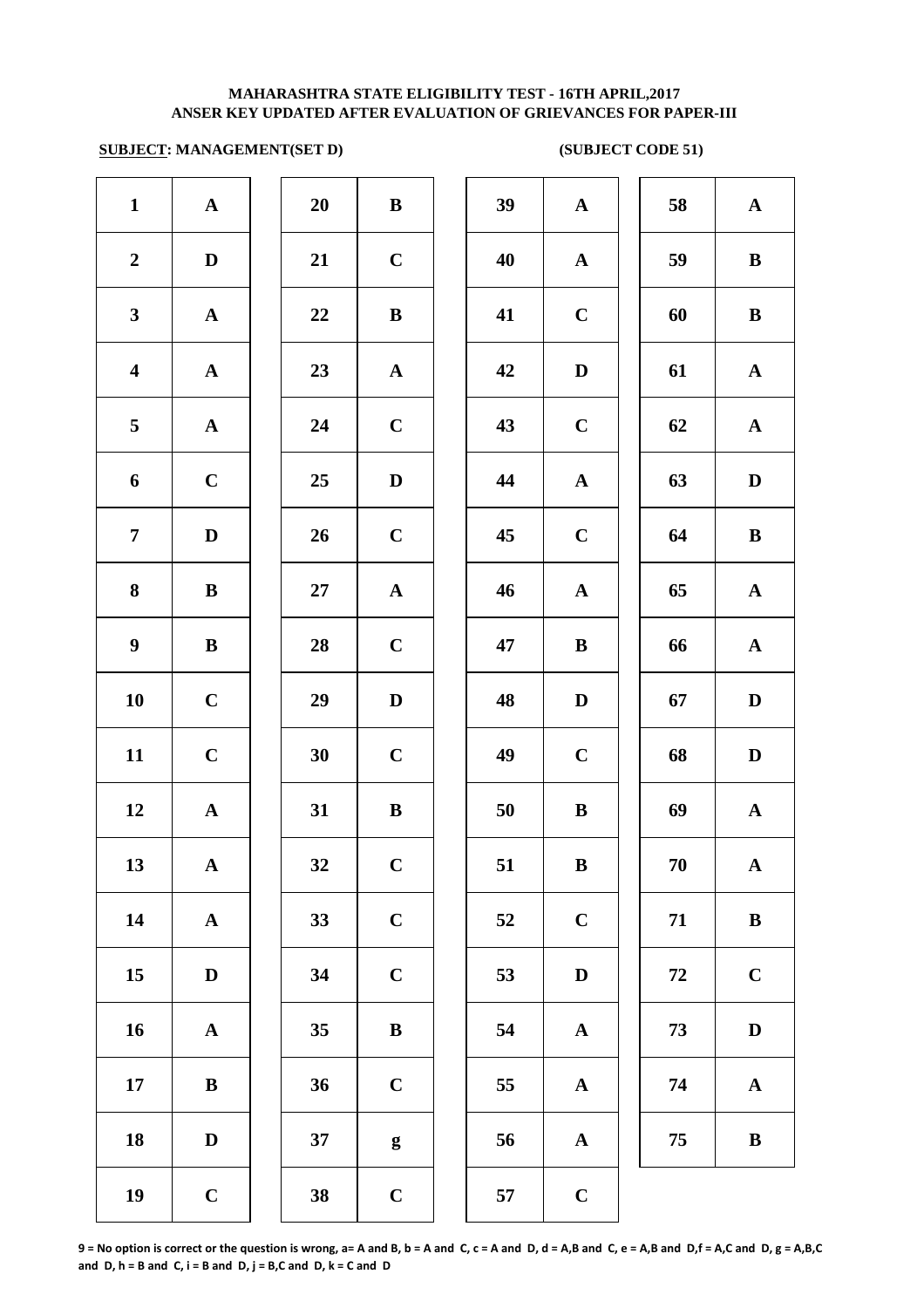**MAHARASHTRA STATE ELIGIBILITY TEST - 16TH APRIL,2017**
**ANSER KEY UPDATED AFTER EVALUATION OF GRIEVANCES FOR PAPER-III**

**SUBJECT: MANAGEMENT(SET D)** **(SUBJECT CODE 51)**

| Q | Ans | Q | Ans | Q | Ans | Q | Ans |
|---|---|---|---|---|---|---|---|
| 1 | A | 20 | B | 39 | A | 58 | A |
| 2 | D | 21 | C | 40 | A | 59 | B |
| 3 | A | 22 | B | 41 | C | 60 | B |
| 4 | A | 23 | A | 42 | D | 61 | A |
| 5 | A | 24 | C | 43 | C | 62 | A |
| 6 | C | 25 | D | 44 | A | 63 | D |
| 7 | D | 26 | C | 45 | C | 64 | B |
| 8 | B | 27 | A | 46 | A | 65 | A |
| 9 | B | 28 | C | 47 | B | 66 | A |
| 10 | C | 29 | D | 48 | D | 67 | D |
| 11 | C | 30 | C | 49 | C | 68 | D |
| 12 | A | 31 | B | 50 | B | 69 | A |
| 13 | A | 32 | C | 51 | B | 70 | A |
| 14 | A | 33 | C | 52 | C | 71 | B |
| 15 | D | 34 | C | 53 | D | 72 | C |
| 16 | A | 35 | B | 54 | A | 73 | D |
| 17 | B | 36 | C | 55 | A | 74 | A |
| 18 | D | 37 | g | 56 | A | 75 | B |
| 19 | C | 38 | C | 57 | C | | |

**9 = No option is correct or the question is wrong, a= A and B, b = A and C, c = A and D, d = A,B and C, e = A,B and D,f = A,C and D, g = A,B,C and D, h = B and C, i = B and D, j = B,C and D, k = C and D**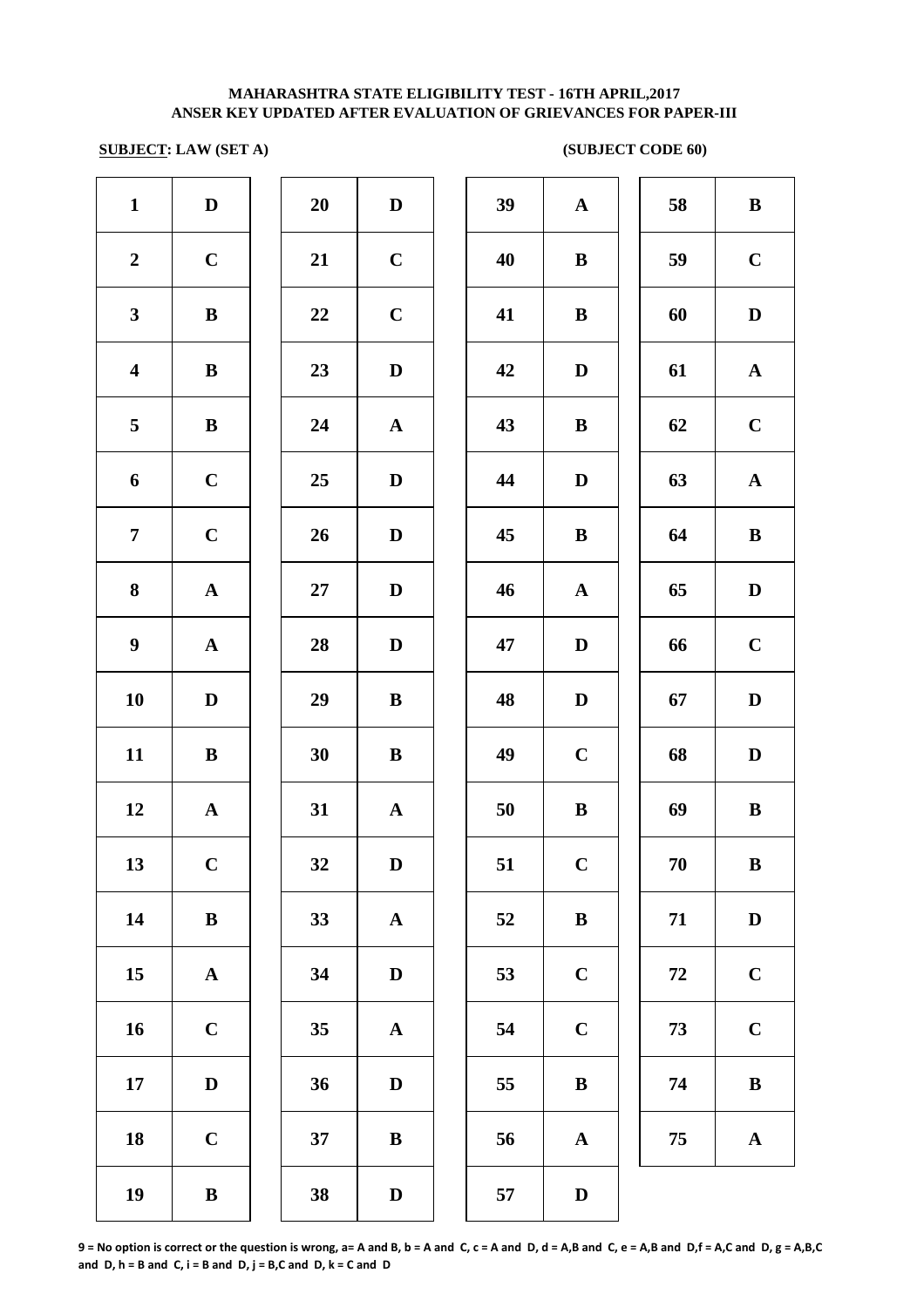**MAHARASHTRA STATE ELIGIBILITY TEST - 16TH APRIL,2017**
**ANSER KEY UPDATED AFTER EVALUATION OF GRIEVANCES FOR PAPER-III**

**SUBJECT: LAW (SET A)** **(SUBJECT CODE 60)**

| Q | Ans | Q | Ans | Q | Ans | Q | Ans |
|---|---|---|---|---|---|---|---|
| 1 | D | 20 | D | 39 | A | 58 | B |
| 2 | C | 21 | C | 40 | B | 59 | C |
| 3 | B | 22 | C | 41 | B | 60 | D |
| 4 | B | 23 | D | 42 | D | 61 | A |
| 5 | B | 24 | A | 43 | B | 62 | C |
| 6 | C | 25 | D | 44 | D | 63 | A |
| 7 | C | 26 | D | 45 | B | 64 | B |
| 8 | A | 27 | D | 46 | A | 65 | D |
| 9 | A | 28 | D | 47 | D | 66 | C |
| 10 | D | 29 | B | 48 | D | 67 | D |
| 11 | B | 30 | B | 49 | C | 68 | D |
| 12 | A | 31 | A | 50 | B | 69 | B |
| 13 | C | 32 | D | 51 | C | 70 | B |
| 14 | B | 33 | A | 52 | B | 71 | D |
| 15 | A | 34 | D | 53 | C | 72 | C |
| 16 | C | 35 | A | 54 | C | 73 | C |
| 17 | D | 36 | D | 55 | B | 74 | B |
| 18 | C | 37 | B | 56 | A | 75 | A |
| 19 | B | 38 | D | 57 | D | | |

**9 = No option is correct or the question is wrong, a= A and B, b = A and C, c = A and D, d = A,B and C, e = A,B and D,f = A,C and D, g = A,B,C and D, h = B and C, i = B and D, j = B,C and D, k = C and D**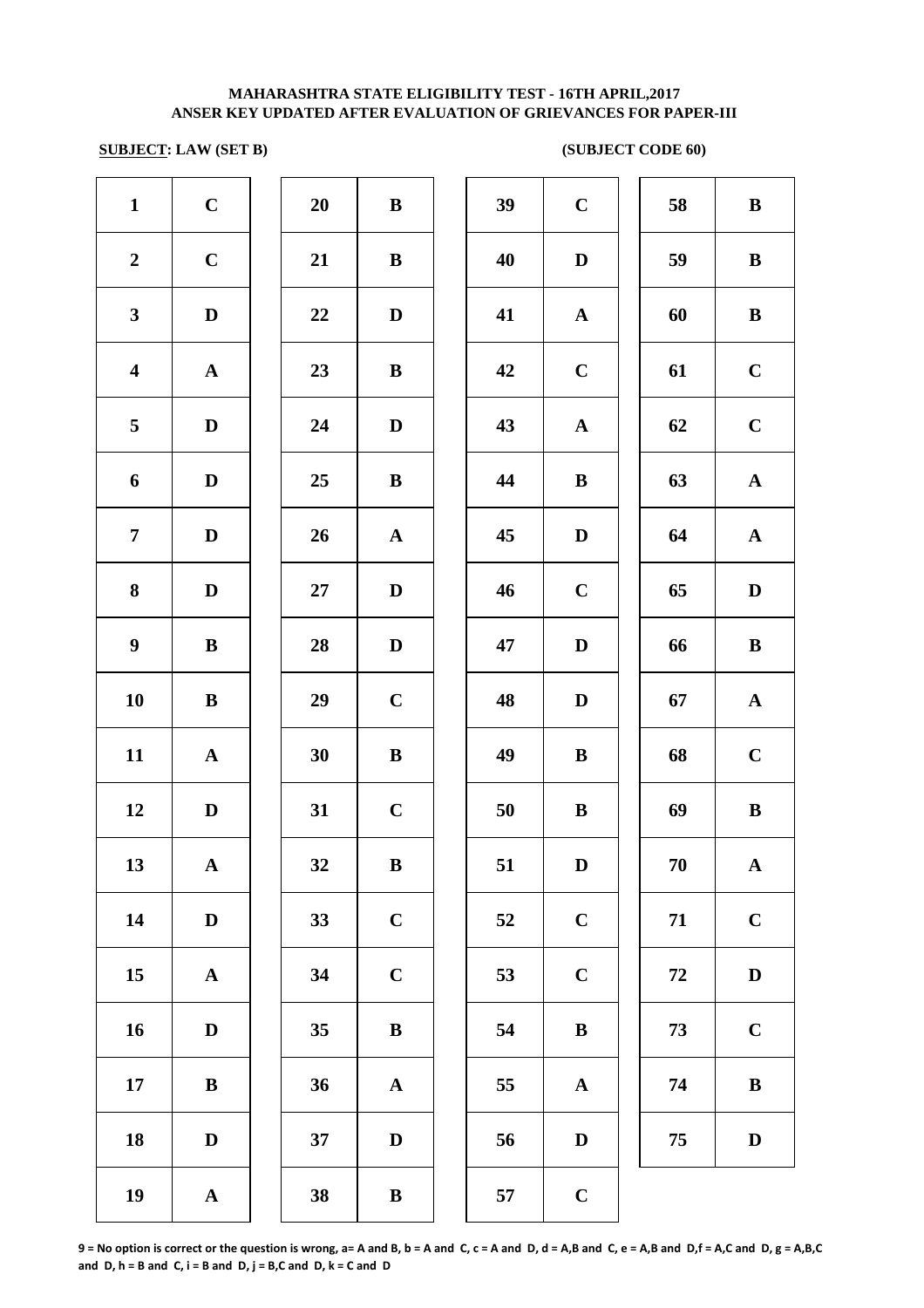**MAHARASHTRA STATE ELIGIBILITY TEST - 16TH APRIL,2017**
**ANSER KEY UPDATED AFTER EVALUATION OF GRIEVANCES FOR PAPER-III**

**SUBJECT: LAW (SET B)** **(SUBJECT CODE 60)**

| Q | Ans | Q | Ans | Q | Ans | Q | Ans |
|---|---|---|---|---|---|---|---|
| 1 | C | 20 | B | 39 | C | 58 | B |
| 2 | C | 21 | B | 40 | D | 59 | B |
| 3 | D | 22 | D | 41 | A | 60 | B |
| 4 | A | 23 | B | 42 | C | 61 | C |
| 5 | D | 24 | D | 43 | A | 62 | C |
| 6 | D | 25 | B | 44 | B | 63 | A |
| 7 | D | 26 | A | 45 | D | 64 | A |
| 8 | D | 27 | D | 46 | C | 65 | D |
| 9 | B | 28 | D | 47 | D | 66 | B |
| 10 | B | 29 | C | 48 | D | 67 | A |
| 11 | A | 30 | B | 49 | B | 68 | C |
| 12 | D | 31 | C | 50 | B | 69 | B |
| 13 | A | 32 | B | 51 | D | 70 | A |
| 14 | D | 33 | C | 52 | C | 71 | C |
| 15 | A | 34 | C | 53 | C | 72 | D |
| 16 | D | 35 | B | 54 | B | 73 | C |
| 17 | B | 36 | A | 55 | A | 74 | B |
| 18 | D | 37 | D | 56 | D | 75 | D |
| 19 | A | 38 | B | 57 | C | | |

**9 = No option is correct or the question is wrong, a= A and B, b = A and C, c = A and D, d = A,B and C, e = A,B and D,f = A,C and D, g = A,B,C and D, h = B and C, i = B and D, j = B,C and D, k = C and D**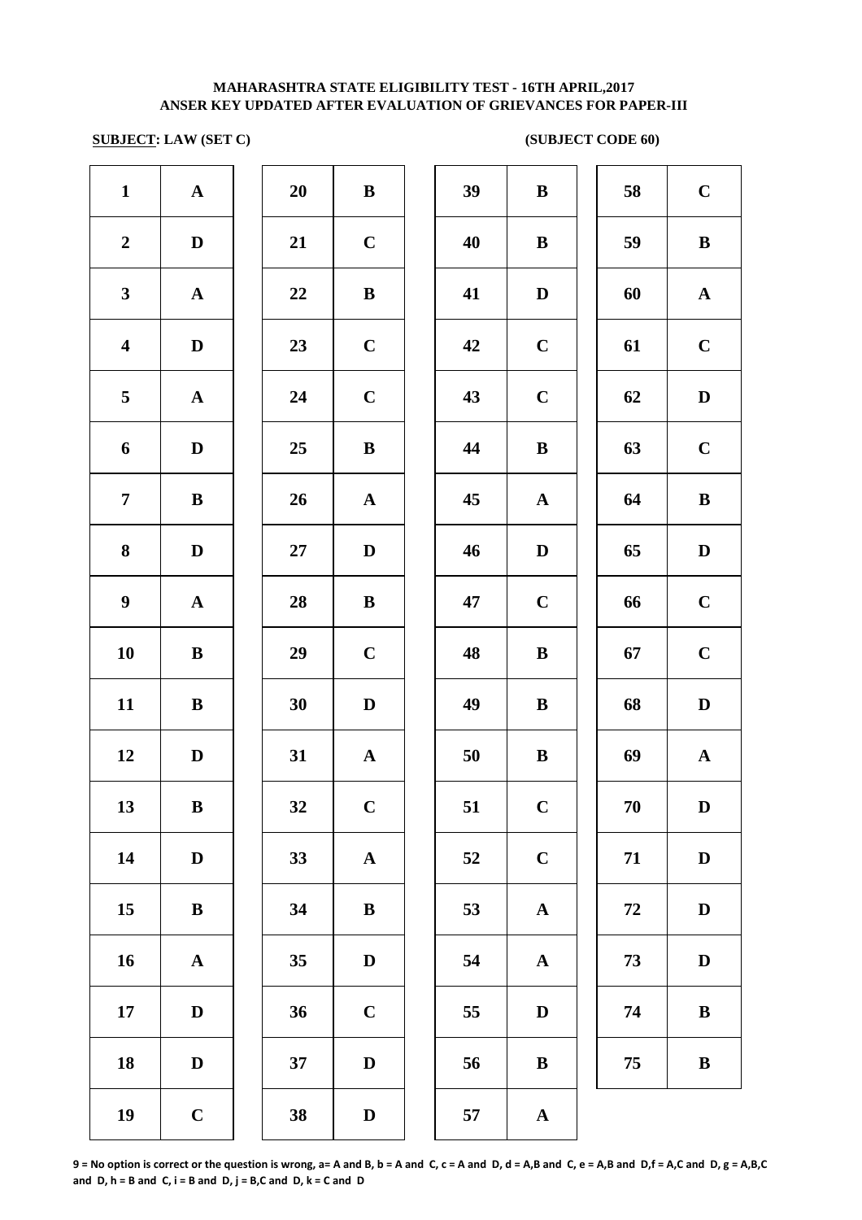**MAHARASHTRA STATE ELIGIBILITY TEST - 16TH APRIL,2017**
**ANSER KEY UPDATED AFTER EVALUATION OF GRIEVANCES FOR PAPER-III**

**SUBJECT: LAW (SET C)** **(SUBJECT CODE 60)**

| | | | | | | | |
|---|---|---|---|---|---|---|---|
| 1 | A | 20 | B | 39 | B | 58 | C |
| 2 | D | 21 | C | 40 | B | 59 | B |
| 3 | A | 22 | B | 41 | D | 60 | A |
| 4 | D | 23 | C | 42 | C | 61 | C |
| 5 | A | 24 | C | 43 | C | 62 | D |
| 6 | D | 25 | B | 44 | B | 63 | C |
| 7 | B | 26 | A | 45 | A | 64 | B |
| 8 | D | 27 | D | 46 | D | 65 | D |
| 9 | A | 28 | B | 47 | C | 66 | C |
| 10 | B | 29 | C | 48 | B | 67 | C |
| 11 | B | 30 | D | 49 | B | 68 | D |
| 12 | D | 31 | A | 50 | B | 69 | A |
| 13 | B | 32 | C | 51 | C | 70 | D |
| 14 | D | 33 | A | 52 | C | 71 | D |
| 15 | B | 34 | B | 53 | A | 72 | D |
| 16 | A | 35 | D | 54 | A | 73 | D |
| 17 | D | 36 | C | 55 | D | 74 | B |
| 18 | D | 37 | D | 56 | B | 75 | B |
| 19 | C | 38 | D | 57 | A | | |

**9 = No option is correct or the question is wrong, a= A and B, b = A and C, c = A and D, d = A,B and C, e = A,B and D,f = A,C and D, g = A,B,C and D, h = B and C, i = B and D, j = B,C and D, k = C and D**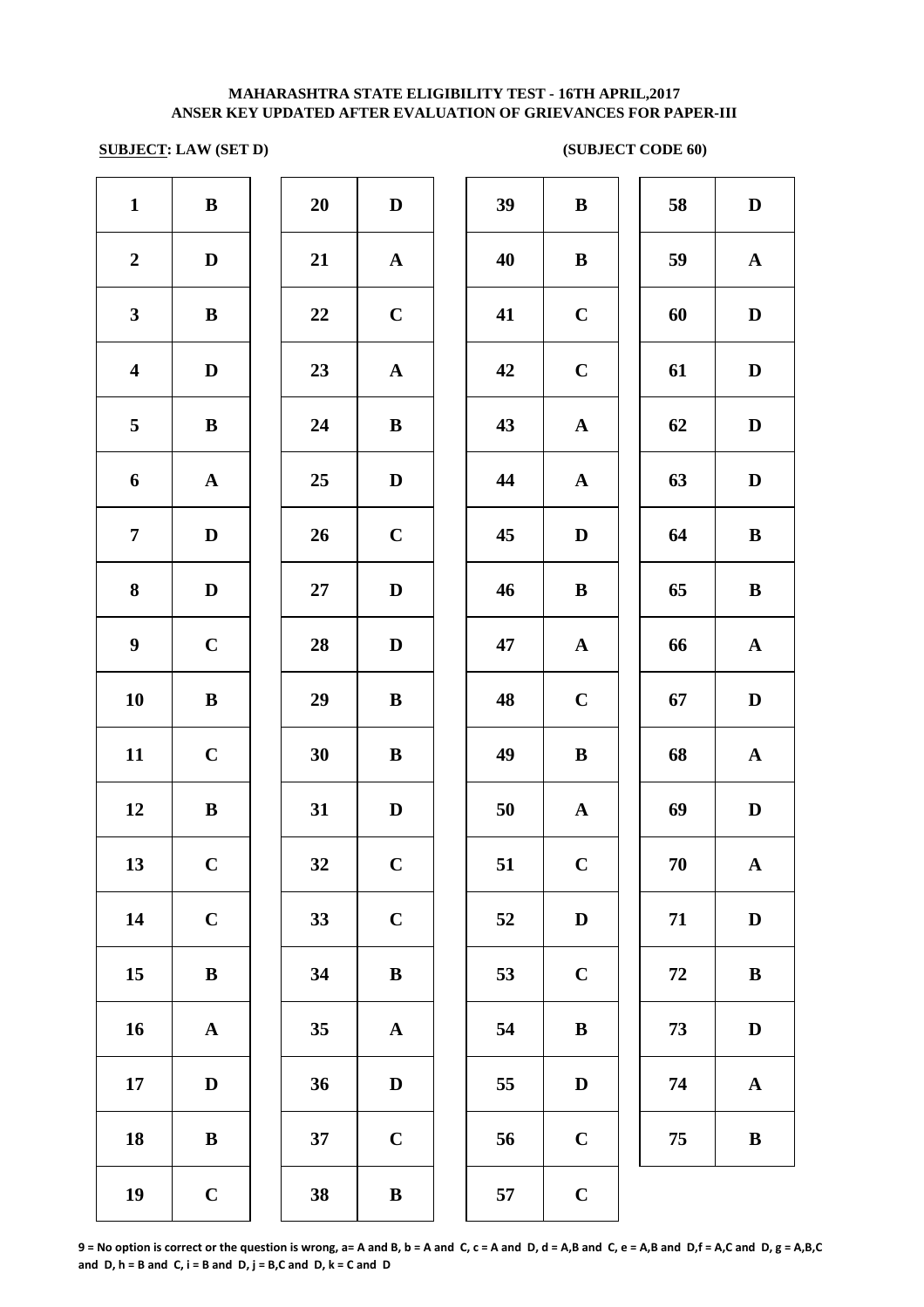**MAHARASHTRA STATE ELIGIBILITY TEST - 16TH APRIL,2017**
**ANSER KEY UPDATED AFTER EVALUATION OF GRIEVANCES FOR PAPER-III**

**SUBJECT: LAW (SET D)** **(SUBJECT CODE 60)**

| Q | Ans | Q | Ans | Q | Ans | Q | Ans |
|---|---|---|---|---|---|---|---|
| 1 | B | 20 | D | 39 | B | 58 | D |
| 2 | D | 21 | A | 40 | B | 59 | A |
| 3 | B | 22 | C | 41 | C | 60 | D |
| 4 | D | 23 | A | 42 | C | 61 | D |
| 5 | B | 24 | B | 43 | A | 62 | D |
| 6 | A | 25 | D | 44 | A | 63 | D |
| 7 | D | 26 | C | 45 | D | 64 | B |
| 8 | D | 27 | D | 46 | B | 65 | B |
| 9 | C | 28 | D | 47 | A | 66 | A |
| 10 | B | 29 | B | 48 | C | 67 | D |
| 11 | C | 30 | B | 49 | B | 68 | A |
| 12 | B | 31 | D | 50 | A | 69 | D |
| 13 | C | 32 | C | 51 | C | 70 | A |
| 14 | C | 33 | C | 52 | D | 71 | D |
| 15 | B | 34 | B | 53 | C | 72 | B |
| 16 | A | 35 | A | 54 | B | 73 | D |
| 17 | D | 36 | D | 55 | D | 74 | A |
| 18 | B | 37 | C | 56 | C | 75 | B |
| 19 | C | 38 | B | 57 | C | | |

**9 = No option is correct or the question is wrong, a= A and B, b = A and C, c = A and D, d = A,B and C, e = A,B and D,f = A,C and D, g = A,B,C and D, h = B and C, i = B and D, j = B,C and D, k = C and D**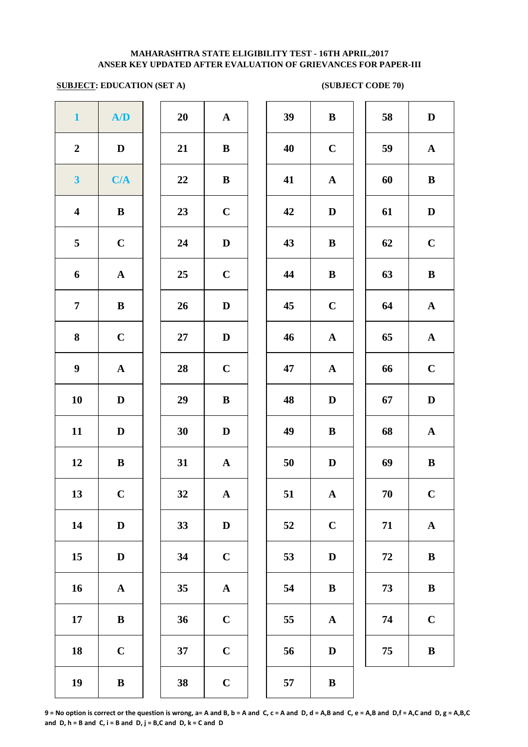**MAHARASHTRA STATE ELIGIBILITY TEST - 16TH APRIL,2017**
**ANSER KEY UPDATED AFTER EVALUATION OF GRIEVANCES FOR PAPER-III**

**SUBJECT: EDUCATION (SET A)** **(SUBJECT CODE 70)**

| Q | Ans | Q | Ans | Q | Ans | Q | Ans |
|---|---|---|---|---|---|---|---|
| 1 | A/D | 20 | A | 39 | B | 58 | D |
| 2 | D | 21 | B | 40 | C | 59 | A |
| 3 | C/A | 22 | B | 41 | A | 60 | B |
| 4 | B | 23 | C | 42 | D | 61 | D |
| 5 | C | 24 | D | 43 | B | 62 | C |
| 6 | A | 25 | C | 44 | B | 63 | B |
| 7 | B | 26 | D | 45 | C | 64 | A |
| 8 | C | 27 | D | 46 | A | 65 | A |
| 9 | A | 28 | C | 47 | A | 66 | C |
| 10 | D | 29 | B | 48 | D | 67 | D |
| 11 | D | 30 | D | 49 | B | 68 | A |
| 12 | B | 31 | A | 50 | D | 69 | B |
| 13 | C | 32 | A | 51 | A | 70 | C |
| 14 | D | 33 | D | 52 | C | 71 | A |
| 15 | D | 34 | C | 53 | D | 72 | B |
| 16 | A | 35 | A | 54 | B | 73 | B |
| 17 | B | 36 | C | 55 | A | 74 | C |
| 18 | C | 37 | C | 56 | D | 75 | B |
| 19 | B | 38 | C | 57 | B | | |

**9 = No option is correct or the question is wrong, a= A and B, b = A and C, c = A and D, d = A,B and C, e = A,B and D,f = A,C and D, g = A,B,C and D, h = B and C, i = B and D, j = B,C and D, k = C and D**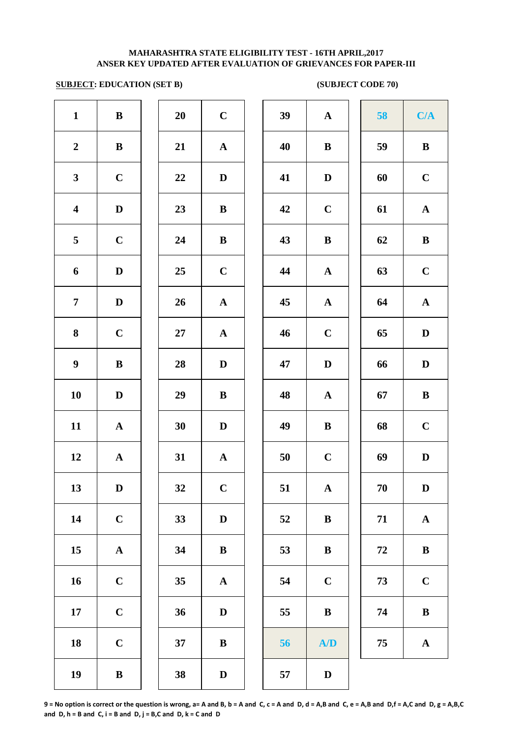**MAHARASHTRA STATE ELIGIBILITY TEST - 16TH APRIL,2017**
**ANSER KEY UPDATED AFTER EVALUATION OF GRIEVANCES FOR PAPER-III**

**SUBJECT: EDUCATION (SET B)** **(SUBJECT CODE 70)**

| Q | Ans | Q | Ans | Q | Ans | Q | Ans |
|---|---|---|---|---|---|---|---|
| 1 | B | 20 | C | 39 | A | 58 | C/A |
| 2 | B | 21 | A | 40 | B | 59 | B |
| 3 | C | 22 | D | 41 | D | 60 | C |
| 4 | D | 23 | B | 42 | C | 61 | A |
| 5 | C | 24 | B | 43 | B | 62 | B |
| 6 | D | 25 | C | 44 | A | 63 | C |
| 7 | D | 26 | A | 45 | A | 64 | A |
| 8 | C | 27 | A | 46 | C | 65 | D |
| 9 | B | 28 | D | 47 | D | 66 | D |
| 10 | D | 29 | B | 48 | A | 67 | B |
| 11 | A | 30 | D | 49 | B | 68 | C |
| 12 | A | 31 | A | 50 | C | 69 | D |
| 13 | D | 32 | C | 51 | A | 70 | D |
| 14 | C | 33 | D | 52 | B | 71 | A |
| 15 | A | 34 | B | 53 | B | 72 | B |
| 16 | C | 35 | A | 54 | C | 73 | C |
| 17 | C | 36 | D | 55 | B | 74 | B |
| 18 | C | 37 | B | 56 | A/D | 75 | A |
| 19 | B | 38 | D | 57 | D | | |

**9 = No option is correct or the question is wrong, a= A and B, b = A and C, c = A and D, d = A,B and C, e = A,B and D,f = A,C and D, g = A,B,C and D, h = B and C, i = B and D, j = B,C and D, k = C and D**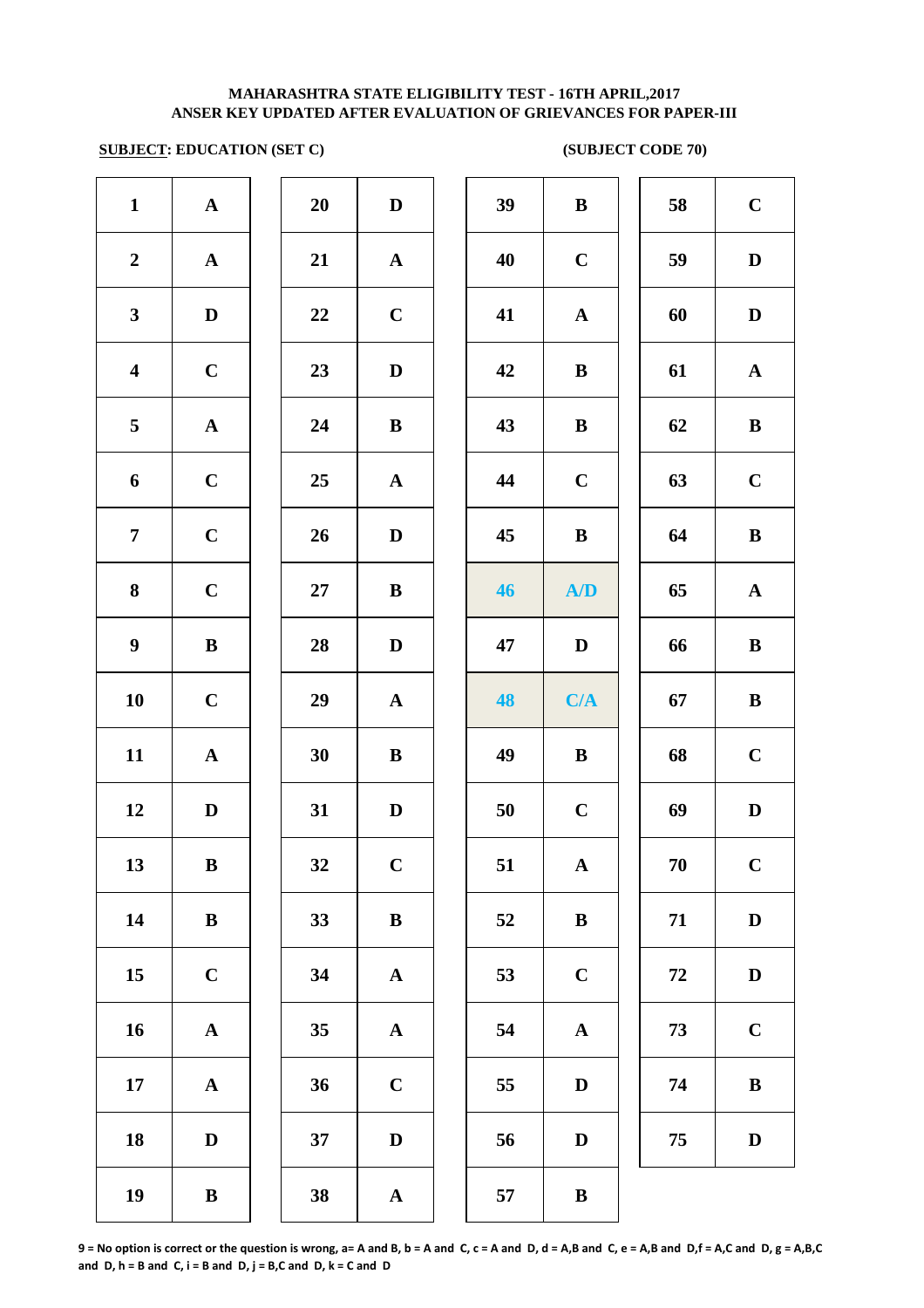**MAHARASHTRA STATE ELIGIBILITY TEST - 16TH APRIL,2017**
**ANSER KEY UPDATED AFTER EVALUATION OF GRIEVANCES FOR PAPER-III**

**SUBJECT: EDUCATION (SET C)** **(SUBJECT CODE 70)**

| Q | Ans | Q | Ans | Q | Ans | Q | Ans |
|---|---|---|---|---|---|---|---|
| 1 | A | 20 | D | 39 | B | 58 | C |
| 2 | A | 21 | A | 40 | C | 59 | D |
| 3 | D | 22 | C | 41 | A | 60 | D |
| 4 | C | 23 | D | 42 | B | 61 | A |
| 5 | A | 24 | B | 43 | B | 62 | B |
| 6 | C | 25 | A | 44 | C | 63 | C |
| 7 | C | 26 | D | 45 | B | 64 | B |
| 8 | C | 27 | B | 46 | A/D | 65 | A |
| 9 | B | 28 | D | 47 | D | 66 | B |
| 10 | C | 29 | A | 48 | C/A | 67 | B |
| 11 | A | 30 | B | 49 | B | 68 | C |
| 12 | D | 31 | D | 50 | C | 69 | D |
| 13 | B | 32 | C | 51 | A | 70 | C |
| 14 | B | 33 | B | 52 | B | 71 | D |
| 15 | C | 34 | A | 53 | C | 72 | D |
| 16 | A | 35 | A | 54 | A | 73 | C |
| 17 | A | 36 | C | 55 | D | 74 | B |
| 18 | D | 37 | D | 56 | D | 75 | D |
| 19 | B | 38 | A | 57 | B | | |

**9 = No option is correct or the question is wrong, a= A and B, b = A and C, c = A and D, d = A,B and C, e = A,B and D,f = A,C and D, g = A,B,C and D, h = B and C, i = B and D, j = B,C and D, k = C and D**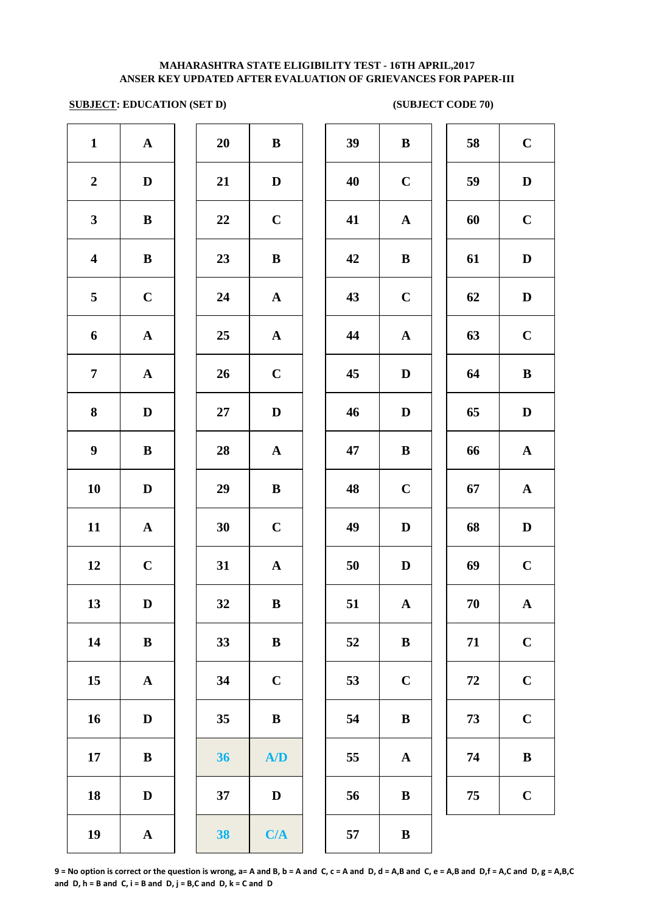**MAHARASHTRA STATE ELIGIBILITY TEST - 16TH APRIL,2017**
**ANSER KEY UPDATED AFTER EVALUATION OF GRIEVANCES FOR PAPER-III**

**SUBJECT: EDUCATION (SET D)** **(SUBJECT CODE 70)**

| Q | Ans | Q | Ans | Q | Ans | Q | Ans |
|---|---|---|---|---|---|---|---|
| 1 | A | 20 | B | 39 | B | 58 | C |
| 2 | D | 21 | D | 40 | C | 59 | D |
| 3 | B | 22 | C | 41 | A | 60 | C |
| 4 | B | 23 | B | 42 | B | 61 | D |
| 5 | C | 24 | A | 43 | C | 62 | D |
| 6 | A | 25 | A | 44 | A | 63 | C |
| 7 | A | 26 | C | 45 | D | 64 | B |
| 8 | D | 27 | D | 46 | D | 65 | D |
| 9 | B | 28 | A | 47 | B | 66 | A |
| 10 | D | 29 | B | 48 | C | 67 | A |
| 11 | A | 30 | C | 49 | D | 68 | D |
| 12 | C | 31 | A | 50 | D | 69 | C |
| 13 | D | 32 | B | 51 | A | 70 | A |
| 14 | B | 33 | B | 52 | B | 71 | C |
| 15 | A | 34 | C | 53 | C | 72 | C |
| 16 | D | 35 | B | 54 | B | 73 | C |
| 17 | B | 36 | A/D | 55 | A | 74 | B |
| 18 | D | 37 | D | 56 | B | 75 | C |
| 19 | A | 38 | C/A | 57 | B | | |

**9 = No option is correct or the question is wrong, a= A and B, b = A and C, c = A and D, d = A,B and C, e = A,B and D,f = A,C and D, g = A,B,C and D, h = B and C, i = B and D, j = B,C and D, k = C and D**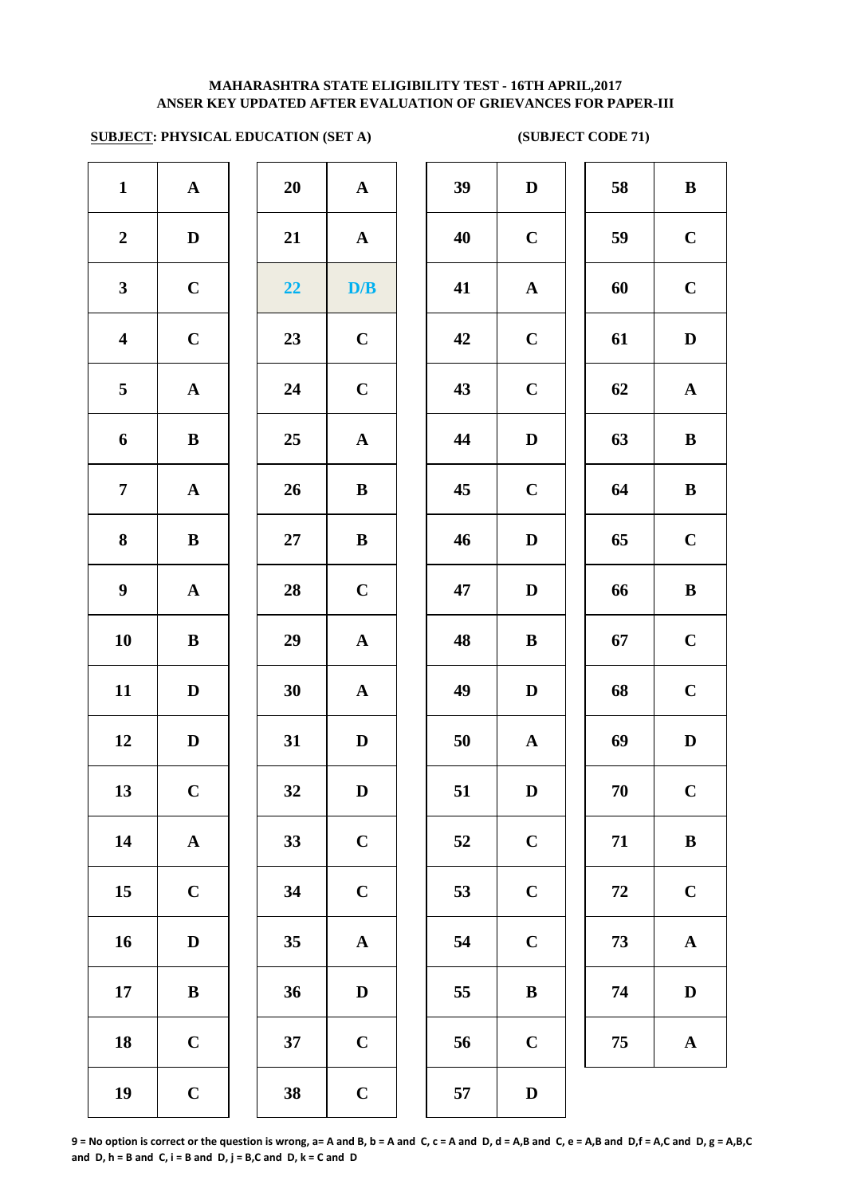**MAHARASHTRA STATE ELIGIBILITY TEST - 16TH APRIL,2017**
**ANSER KEY UPDATED AFTER EVALUATION OF GRIEVANCES FOR PAPER-III**

**SUBJECT: PHYSICAL EDUCATION (SET A)** **(SUBJECT CODE 71)**

| Q | Ans | Q | Ans | Q | Ans | Q | Ans |
|---|---|---|---|---|---|---|---|
| 1 | A | 20 | A | 39 | D | 58 | B |
| 2 | D | 21 | A | 40 | C | 59 | C |
| 3 | C | 22 | D/B | 41 | A | 60 | C |
| 4 | C | 23 | C | 42 | C | 61 | D |
| 5 | A | 24 | C | 43 | C | 62 | A |
| 6 | B | 25 | A | 44 | D | 63 | B |
| 7 | A | 26 | B | 45 | C | 64 | B |
| 8 | B | 27 | B | 46 | D | 65 | C |
| 9 | A | 28 | C | 47 | D | 66 | B |
| 10 | B | 29 | A | 48 | B | 67 | C |
| 11 | D | 30 | A | 49 | D | 68 | C |
| 12 | D | 31 | D | 50 | A | 69 | D |
| 13 | C | 32 | D | 51 | D | 70 | C |
| 14 | A | 33 | C | 52 | C | 71 | B |
| 15 | C | 34 | C | 53 | C | 72 | C |
| 16 | D | 35 | A | 54 | C | 73 | A |
| 17 | B | 36 | D | 55 | B | 74 | D |
| 18 | C | 37 | C | 56 | C | 75 | A |
| 19 | C | 38 | C | 57 | D | | |

**9 = No option is correct or the question is wrong, a= A and B, b = A and C, c = A and D, d = A,B and C, e = A,B and D,f = A,C and D, g = A,B,C and D, h = B and C, i = B and D, j = B,C and D, k = C and D**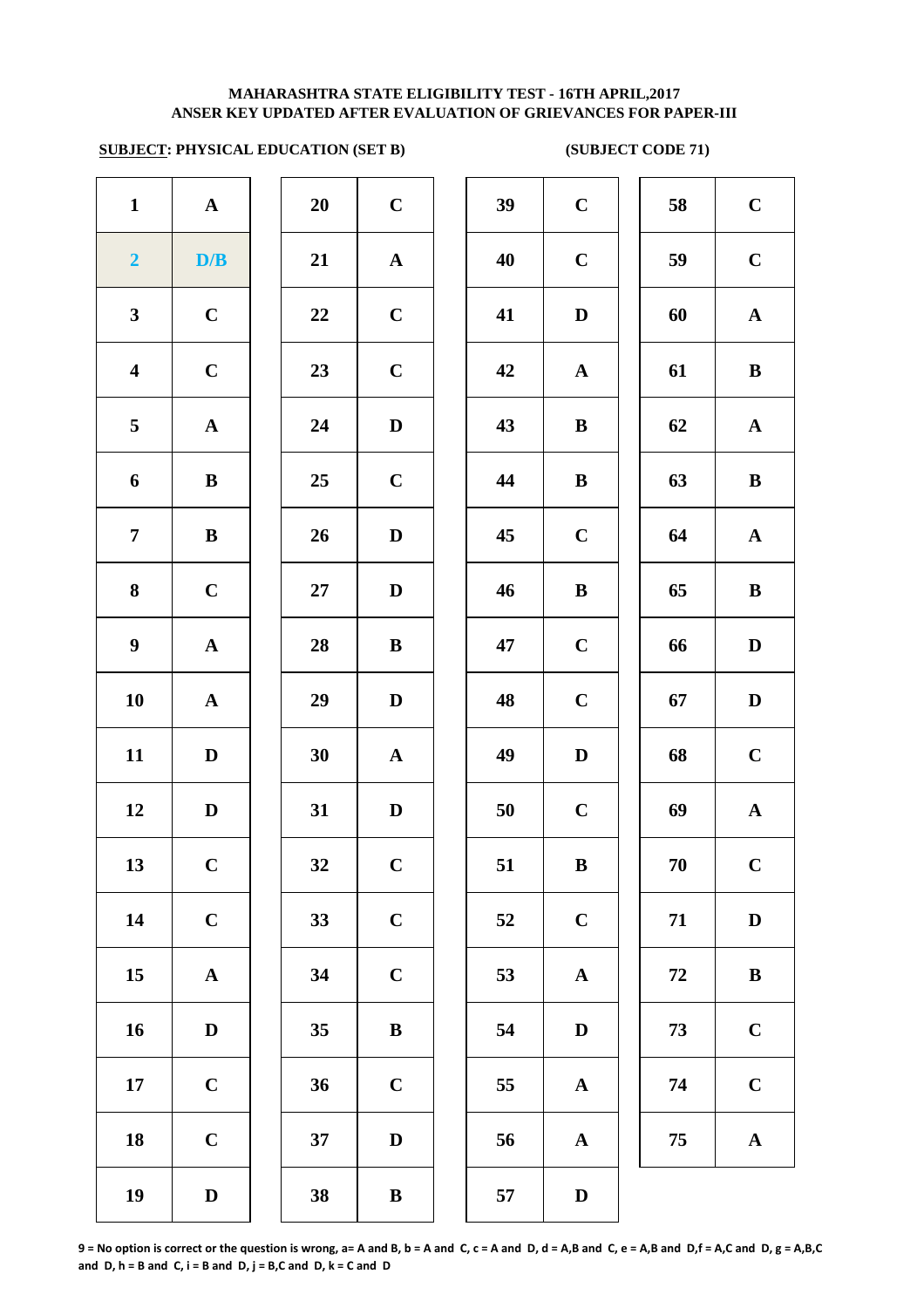**MAHARASHTRA STATE ELIGIBILITY TEST - 16TH APRIL,2017**
**ANSER KEY UPDATED AFTER EVALUATION OF GRIEVANCES FOR PAPER-III**

**SUBJECT: PHYSICAL EDUCATION (SET B)** **(SUBJECT CODE 71)**

| Q | Ans | Q | Ans | Q | Ans | Q | Ans |
|---|---|---|---|---|---|---|---|
| 1 | A | 20 | C | 39 | C | 58 | C |
| 2 | D/B | 21 | A | 40 | C | 59 | C |
| 3 | C | 22 | C | 41 | D | 60 | A |
| 4 | C | 23 | C | 42 | A | 61 | B |
| 5 | A | 24 | D | 43 | B | 62 | A |
| 6 | B | 25 | C | 44 | B | 63 | B |
| 7 | B | 26 | D | 45 | C | 64 | A |
| 8 | C | 27 | D | 46 | B | 65 | B |
| 9 | A | 28 | B | 47 | C | 66 | D |
| 10 | A | 29 | D | 48 | C | 67 | D |
| 11 | D | 30 | A | 49 | D | 68 | C |
| 12 | D | 31 | D | 50 | C | 69 | A |
| 13 | C | 32 | C | 51 | B | 70 | C |
| 14 | C | 33 | C | 52 | C | 71 | D |
| 15 | A | 34 | C | 53 | A | 72 | B |
| 16 | D | 35 | B | 54 | D | 73 | C |
| 17 | C | 36 | C | 55 | A | 74 | C |
| 18 | C | 37 | D | 56 | A | 75 | A |
| 19 | D | 38 | B | 57 | D | | |

9 = No option is correct or the question is wrong, a= A and B, b = A and C, c = A and D, d = A,B and C, e = A,B and D,f = A,C and D, g = A,B,C and D, h = B and C, i = B and D, j = B,C and D, k = C and D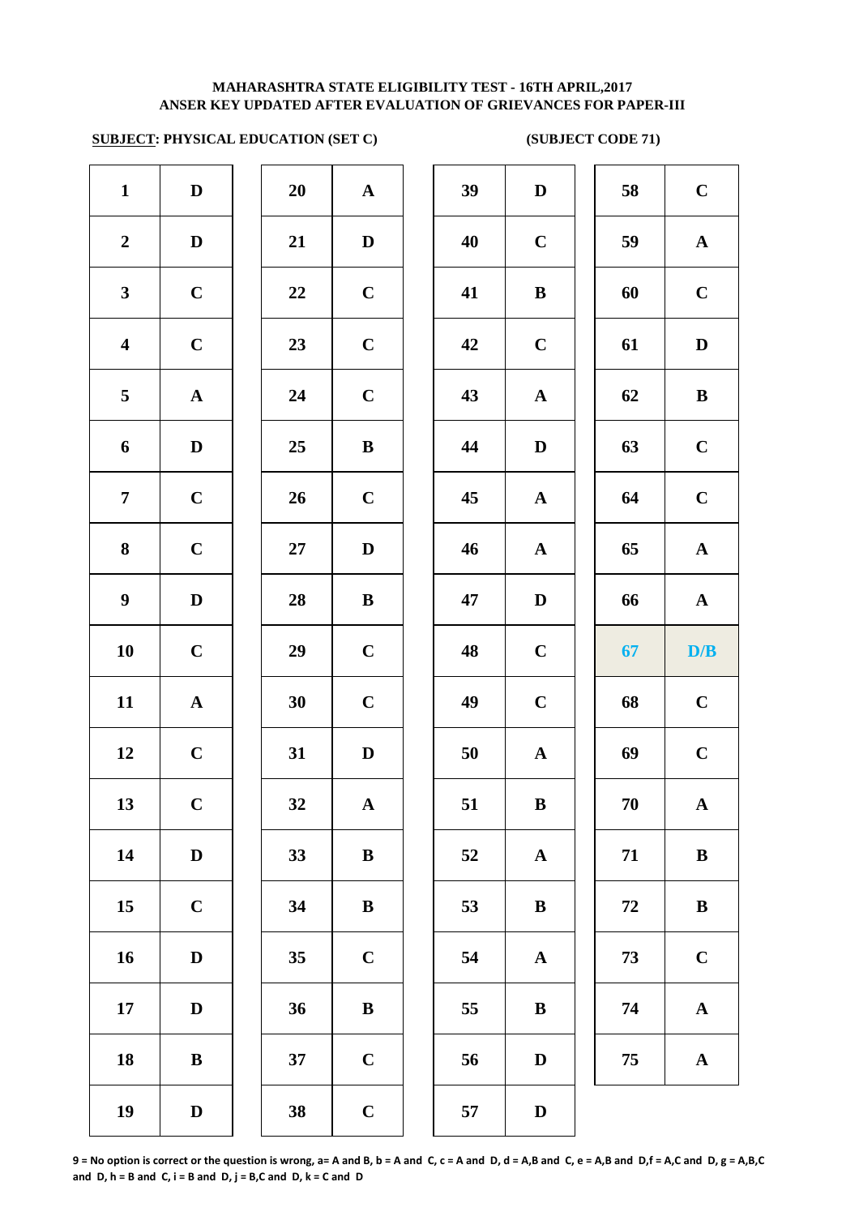**MAHARASHTRA STATE ELIGIBILITY TEST - 16TH APRIL,2017**
**ANSER KEY UPDATED AFTER EVALUATION OF GRIEVANCES FOR PAPER-III**

**SUBJECT: PHYSICAL EDUCATION (SET C)** **(SUBJECT CODE 71)**

| Q | Ans | Q | Ans | Q | Ans | Q | Ans |
|---|---|---|---|---|---|---|---|
| 1 | D | 20 | A | 39 | D | 58 | C |
| 2 | D | 21 | D | 40 | C | 59 | A |
| 3 | C | 22 | C | 41 | B | 60 | C |
| 4 | C | 23 | C | 42 | C | 61 | D |
| 5 | A | 24 | C | 43 | A | 62 | B |
| 6 | D | 25 | B | 44 | D | 63 | C |
| 7 | C | 26 | C | 45 | A | 64 | C |
| 8 | C | 27 | D | 46 | A | 65 | A |
| 9 | D | 28 | B | 47 | D | 66 | A |
| 10 | C | 29 | C | 48 | C | 67 | D/B |
| 11 | A | 30 | C | 49 | C | 68 | C |
| 12 | C | 31 | D | 50 | A | 69 | C |
| 13 | C | 32 | A | 51 | B | 70 | A |
| 14 | D | 33 | B | 52 | A | 71 | B |
| 15 | C | 34 | B | 53 | B | 72 | B |
| 16 | D | 35 | C | 54 | A | 73 | C |
| 17 | D | 36 | B | 55 | B | 74 | A |
| 18 | B | 37 | C | 56 | D | 75 | A |
| 19 | D | 38 | C | 57 | D | | |

**9 = No option is correct or the question is wrong, a= A and B, b = A and C, c = A and D, d = A,B and C, e = A,B and D,f = A,C and D, g = A,B,C and D, h = B and C, i = B and D, j = B,C and D, k = C and D**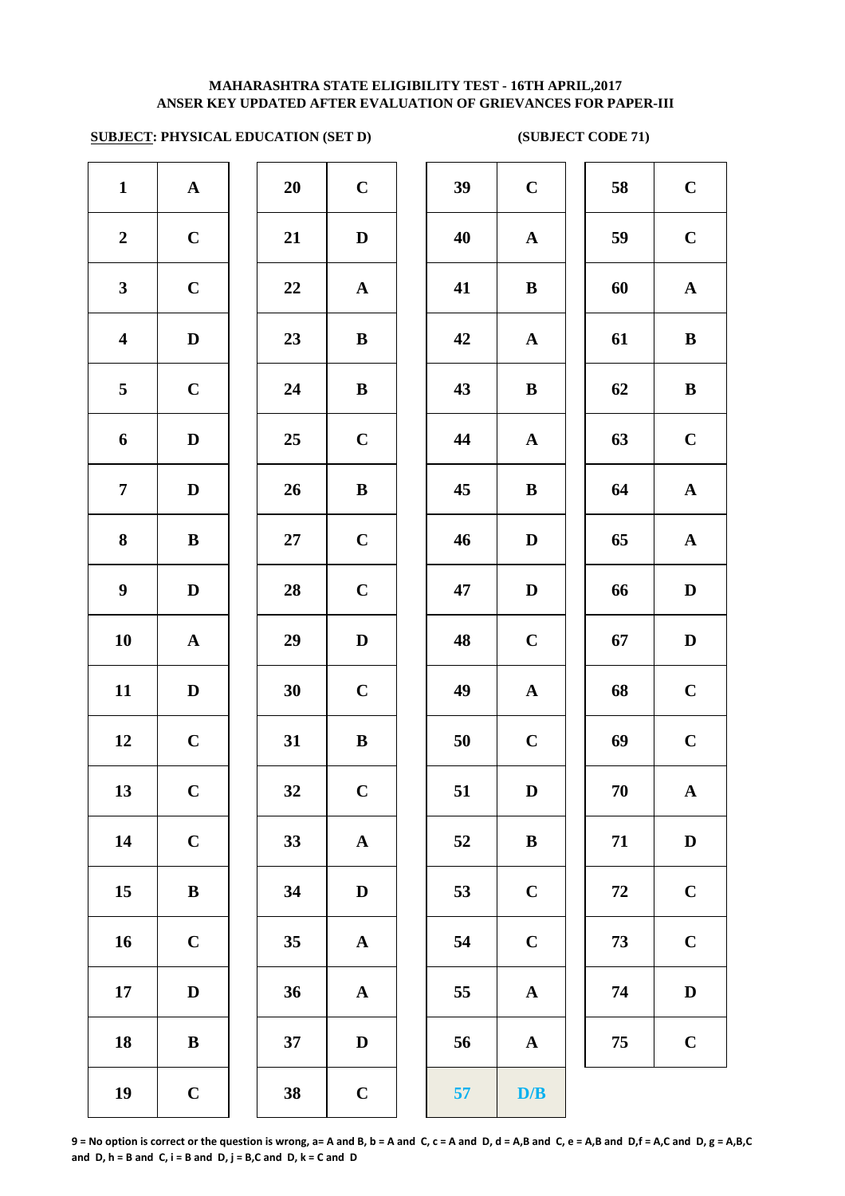**MAHARASHTRA STATE ELIGIBILITY TEST - 16TH APRIL,2017**
**ANSER KEY UPDATED AFTER EVALUATION OF GRIEVANCES FOR PAPER-III**

**SUBJECT: PHYSICAL EDUCATION (SET D)** **(SUBJECT CODE 71)**

| | | | | | | | |
|---|---|---|---|---|---|---|---|
| 1 | A | 20 | C | 39 | C | 58 | C |
| 2 | C | 21 | D | 40 | A | 59 | C |
| 3 | C | 22 | A | 41 | B | 60 | A |
| 4 | D | 23 | B | 42 | A | 61 | B |
| 5 | C | 24 | B | 43 | B | 62 | B |
| 6 | D | 25 | C | 44 | A | 63 | C |
| 7 | D | 26 | B | 45 | B | 64 | A |
| 8 | B | 27 | C | 46 | D | 65 | A |
| 9 | D | 28 | C | 47 | D | 66 | D |
| 10 | A | 29 | D | 48 | C | 67 | D |
| 11 | D | 30 | C | 49 | A | 68 | C |
| 12 | C | 31 | B | 50 | C | 69 | C |
| 13 | C | 32 | C | 51 | D | 70 | A |
| 14 | C | 33 | A | 52 | B | 71 | D |
| 15 | B | 34 | D | 53 | C | 72 | C |
| 16 | C | 35 | A | 54 | C | 73 | C |
| 17 | D | 36 | A | 55 | A | 74 | D |
| 18 | B | 37 | D | 56 | A | 75 | C |
| 19 | C | 38 | C | 57 | D/B | | |

**9 = No option is correct or the question is wrong, a= A and B, b = A and C, c = A and D, d = A,B and C, e = A,B and D,f = A,C and D, g = A,B,C and D, h = B and C, i = B and D, j = B,C and D, k = C and D**